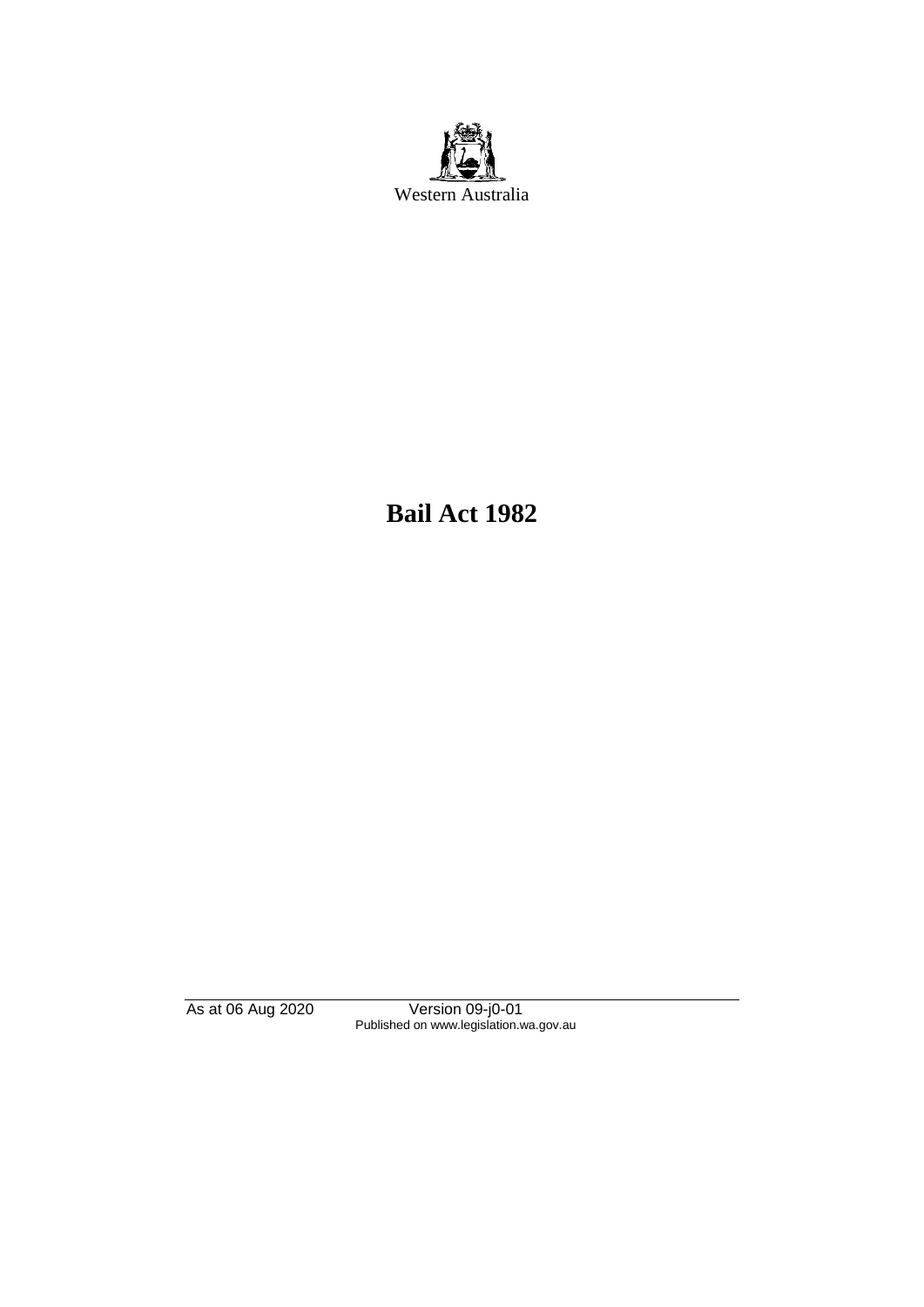Western Australia

# Bail Act 1982

As at 06 Aug 2020 Version 09-j0-01
Published on www.legislation.wa.gov.au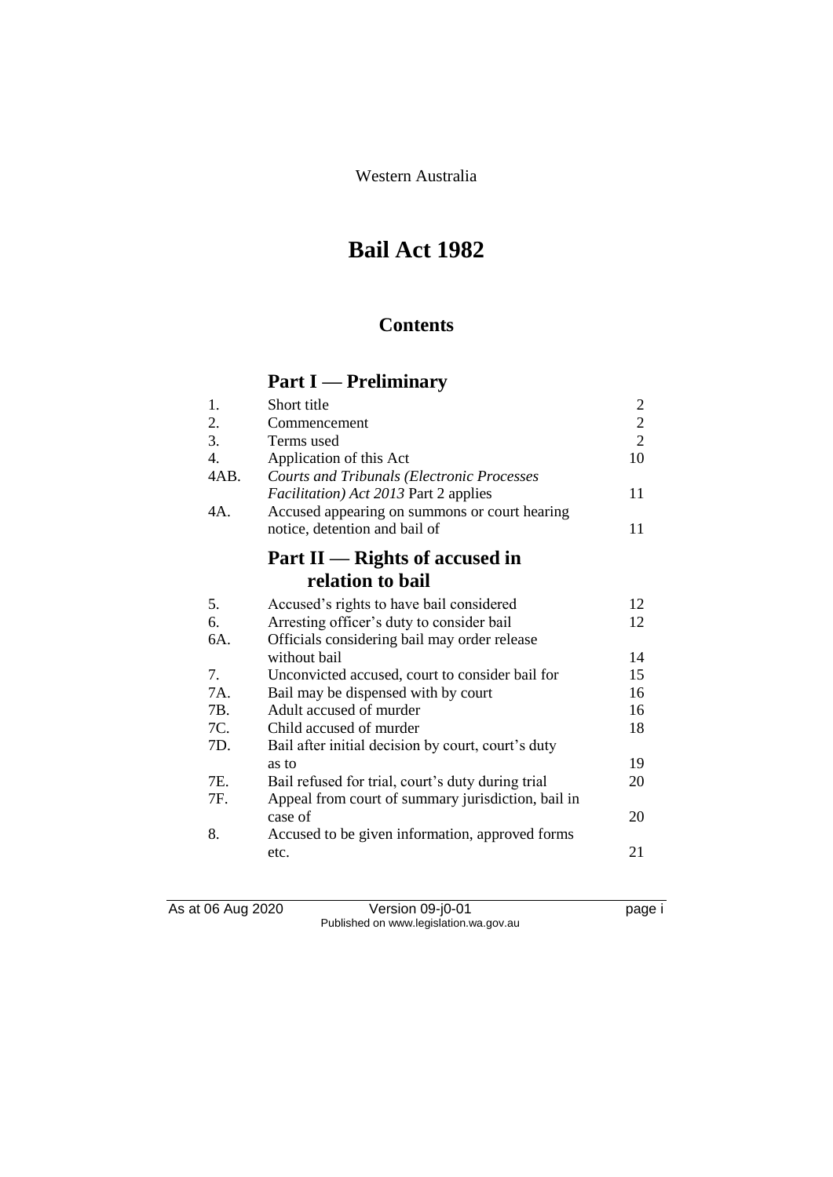Western Australia

# Bail Act 1982

## Contents

## Part I — Preliminary

| | | |
|---|---|---|
| 1. | Short title | 2 |
| 2. | Commencement | 2 |
| 3. | Terms used | 2 |
| 4. | Application of this Act | 10 |
| 4AB. | *Courts and Tribunals (Electronic Processes Facilitation) Act 2013* Part 2 applies | 11 |
| 4A. | Accused appearing on summons or court hearing notice, detention and bail of | 11 |

## Part II — Rights of accused in relation to bail

| | | |
|---|---|---|
| 5. | Accused's rights to have bail considered | 12 |
| 6. | Arresting officer's duty to consider bail | 12 |
| 6A. | Officials considering bail may order release without bail | 14 |
| 7. | Unconvicted accused, court to consider bail for | 15 |
| 7A. | Bail may be dispensed with by court | 16 |
| 7B. | Adult accused of murder | 16 |
| 7C. | Child accused of murder | 18 |
| 7D. | Bail after initial decision by court, court's duty as to | 19 |
| 7E. | Bail refused for trial, court's duty during trial | 20 |
| 7F. | Appeal from court of summary jurisdiction, bail in case of | 20 |
| 8. | Accused to be given information, approved forms etc. | 21 |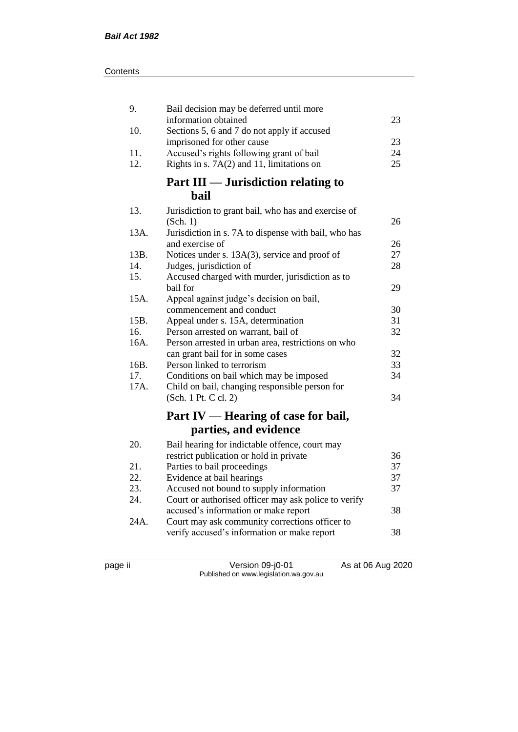| | | |
|---|---|---|
| 9. | Bail decision may be deferred until more information obtained | 23 |
| 10. | Sections 5, 6 and 7 do not apply if accused imprisoned for other cause | 23 |
| 11. | Accused's rights following grant of bail | 24 |
| 12. | Rights in s. 7A(2) and 11, limitations on | 25 |

## Part III — Jurisdiction relating to bail

| | | |
|---|---|---|
| 13. | Jurisdiction to grant bail, who has and exercise of (Sch. 1) | 26 |
| 13A. | Jurisdiction in s. 7A to dispense with bail, who has and exercise of | 26 |
| 13B. | Notices under s. 13A(3), service and proof of | 27 |
| 14. | Judges, jurisdiction of | 28 |
| 15. | Accused charged with murder, jurisdiction as to bail for | 29 |
| 15A. | Appeal against judge's decision on bail, commencement and conduct | 30 |
| 15B. | Appeal under s. 15A, determination | 31 |
| 16. | Person arrested on warrant, bail of | 32 |
| 16A. | Person arrested in urban area, restrictions on who can grant bail for in some cases | 32 |
| 16B. | Person linked to terrorism | 33 |
| 17. | Conditions on bail which may be imposed | 34 |
| 17A. | Child on bail, changing responsible person for (Sch. 1 Pt. C cl. 2) | 34 |

## Part IV — Hearing of case for bail, parties, and evidence

| | | |
|---|---|---|
| 20. | Bail hearing for indictable offence, court may restrict publication or hold in private | 36 |
| 21. | Parties to bail proceedings | 37 |
| 22. | Evidence at bail hearings | 37 |
| 23. | Accused not bound to supply information | 37 |
| 24. | Court or authorised officer may ask police to verify accused's information or make report | 38 |
| 24A. | Court may ask community corrections officer to verify accused's information or make report | 38 |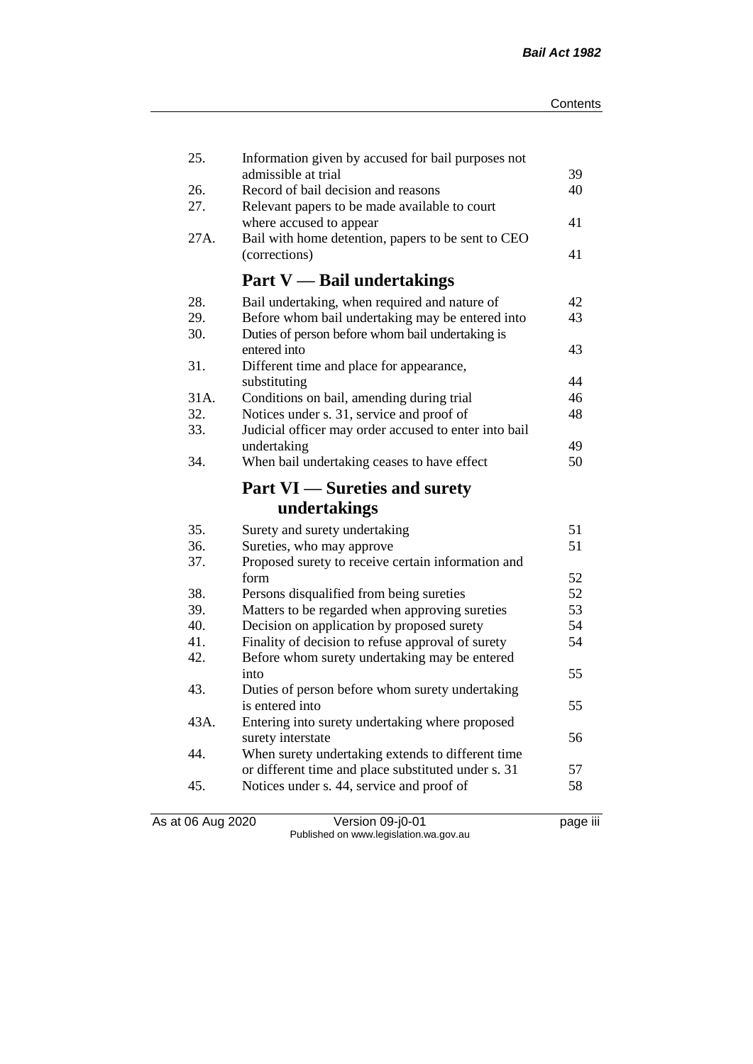| | | |
|---|---|---|
| 25. | Information given by accused for bail purposes not admissible at trial | 39 |
| 26. | Record of bail decision and reasons | 40 |
| 27. | Relevant papers to be made available to court where accused to appear | 41 |
| 27A. | Bail with home detention, papers to be sent to CEO (corrections) | 41 |

## Part V — Bail undertakings

| | | |
|---|---|---|
| 28. | Bail undertaking, when required and nature of | 42 |
| 29. | Before whom bail undertaking may be entered into | 43 |
| 30. | Duties of person before whom bail undertaking is entered into | 43 |
| 31. | Different time and place for appearance, substituting | 44 |
| 31A. | Conditions on bail, amending during trial | 46 |
| 32. | Notices under s. 31, service and proof of | 48 |
| 33. | Judicial officer may order accused to enter into bail undertaking | 49 |
| 34. | When bail undertaking ceases to have effect | 50 |

## Part VI — Sureties and surety undertakings

| | | |
|---|---|---|
| 35. | Surety and surety undertaking | 51 |
| 36. | Sureties, who may approve | 51 |
| 37. | Proposed surety to receive certain information and form | 52 |
| 38. | Persons disqualified from being sureties | 52 |
| 39. | Matters to be regarded when approving sureties | 53 |
| 40. | Decision on application by proposed surety | 54 |
| 41. | Finality of decision to refuse approval of surety | 54 |
| 42. | Before whom surety undertaking may be entered into | 55 |
| 43. | Duties of person before whom surety undertaking is entered into | 55 |
| 43A. | Entering into surety undertaking where proposed surety interstate | 56 |
| 44. | When surety undertaking extends to different time or different time and place substituted under s. 31 | 57 |
| 45. | Notices under s. 44, service and proof of | 58 |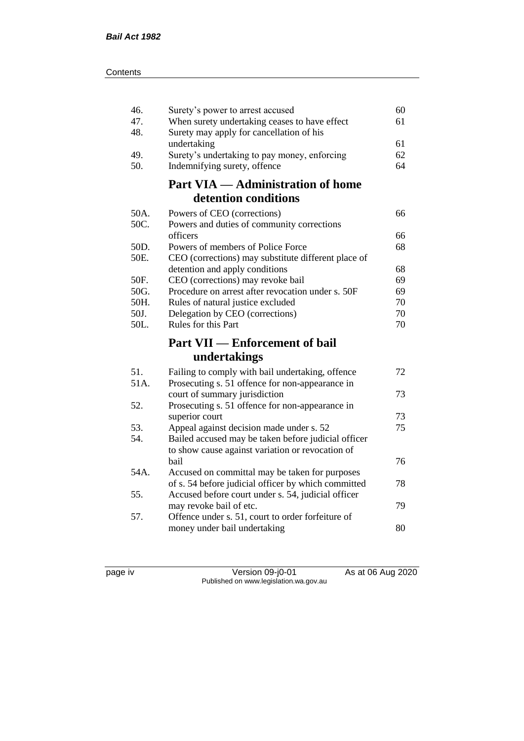| | | |
|---|---|---|
| 46. | Surety's power to arrest accused | 60 |
| 47. | When surety undertaking ceases to have effect | 61 |
| 48. | Surety may apply for cancellation of his undertaking | 61 |
| 49. | Surety's undertaking to pay money, enforcing | 62 |
| 50. | Indemnifying surety, offence | 64 |

## Part VIA — Administration of home detention conditions

| | | |
|---|---|---|
| 50A. | Powers of CEO (corrections) | 66 |
| 50C. | Powers and duties of community corrections officers | 66 |
| 50D. | Powers of members of Police Force | 68 |
| 50E. | CEO (corrections) may substitute different place of detention and apply conditions | 68 |
| 50F. | CEO (corrections) may revoke bail | 69 |
| 50G. | Procedure on arrest after revocation under s. 50F | 69 |
| 50H. | Rules of natural justice excluded | 70 |
| 50J. | Delegation by CEO (corrections) | 70 |
| 50L. | Rules for this Part | 70 |

## Part VII — Enforcement of bail undertakings

| | | |
|---|---|---|
| 51. | Failing to comply with bail undertaking, offence | 72 |
| 51A. | Prosecuting s. 51 offence for non-appearance in court of summary jurisdiction | 73 |
| 52. | Prosecuting s. 51 offence for non-appearance in superior court | 73 |
| 53. | Appeal against decision made under s. 52 | 75 |
| 54. | Bailed accused may be taken before judicial officer to show cause against variation or revocation of bail | 76 |
| 54A. | Accused on committal may be taken for purposes of s. 54 before judicial officer by which committed | 78 |
| 55. | Accused before court under s. 54, judicial officer may revoke bail of etc. | 79 |
| 57. | Offence under s. 51, court to order forfeiture of money under bail undertaking | 80 |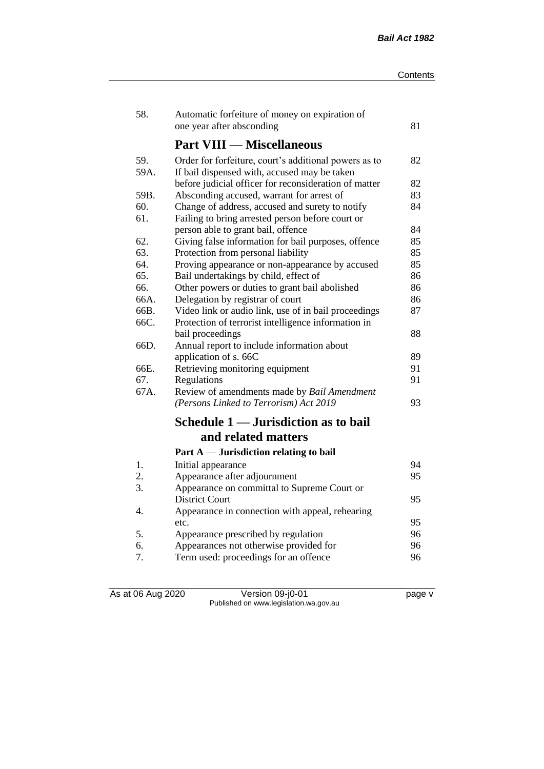| | | |
|---|---|---|
| 58. | Automatic forfeiture of money on expiration of one year after absconding | 81 |

## Part VIII — Miscellaneous

| | | |
|---|---|---|
| 59. | Order for forfeiture, court's additional powers as to | 82 |
| 59A. | If bail dispensed with, accused may be taken before judicial officer for reconsideration of matter | 82 |
| 59B. | Absconding accused, warrant for arrest of | 83 |
| 60. | Change of address, accused and surety to notify | 84 |
| 61. | Failing to bring arrested person before court or person able to grant bail, offence | 84 |
| 62. | Giving false information for bail purposes, offence | 85 |
| 63. | Protection from personal liability | 85 |
| 64. | Proving appearance or non-appearance by accused | 85 |
| 65. | Bail undertakings by child, effect of | 86 |
| 66. | Other powers or duties to grant bail abolished | 86 |
| 66A. | Delegation by registrar of court | 86 |
| 66B. | Video link or audio link, use of in bail proceedings | 87 |
| 66C. | Protection of terrorist intelligence information in bail proceedings | 88 |
| 66D. | Annual report to include information about application of s. 66C | 89 |
| 66E. | Retrieving monitoring equipment | 91 |
| 67. | Regulations | 91 |
| 67A. | Review of amendments made by *Bail Amendment (Persons Linked to Terrorism) Act 2019* | 93 |

## Schedule 1 — Jurisdiction as to bail and related matters

### Part A — Jurisdiction relating to bail

| | | |
|---|---|---|
| 1. | Initial appearance | 94 |
| 2. | Appearance after adjournment | 95 |
| 3. | Appearance on committal to Supreme Court or District Court | 95 |
| 4. | Appearance in connection with appeal, rehearing etc. | 95 |
| 5. | Appearance prescribed by regulation | 96 |
| 6. | Appearances not otherwise provided for | 96 |
| 7. | Term used: proceedings for an offence | 96 |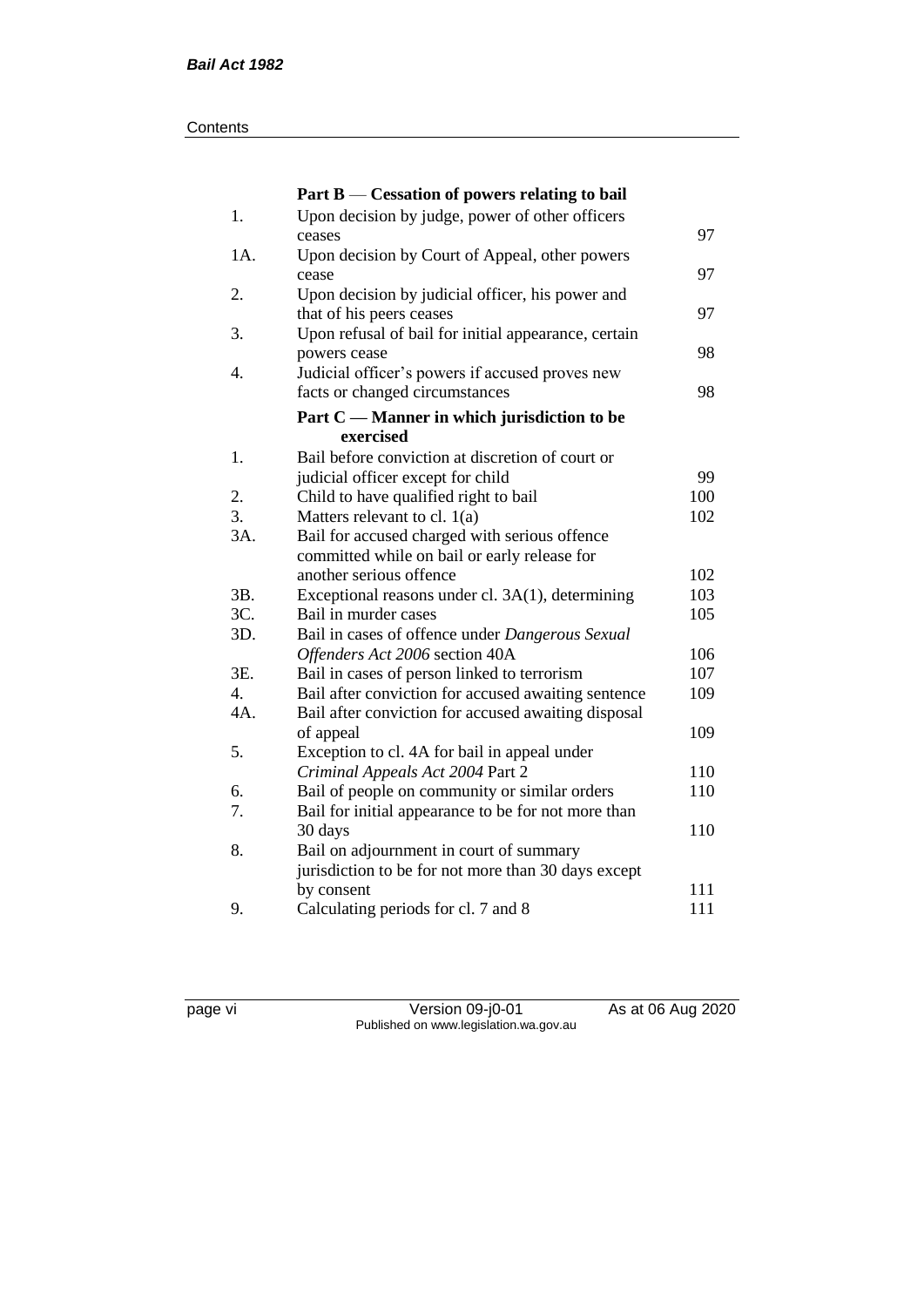**Part B — Cessation of powers relating to bail**

| | | |
|---|---|---|
| 1. | Upon decision by judge, power of other officers ceases | 97 |
| 1A. | Upon decision by Court of Appeal, other powers cease | 97 |
| 2. | Upon decision by judicial officer, his power and that of his peers ceases | 97 |
| 3. | Upon refusal of bail for initial appearance, certain powers cease | 98 |
| 4. | Judicial officer's powers if accused proves new facts or changed circumstances | 98 |

**Part C — Manner in which jurisdiction to be exercised**

| | | |
|---|---|---|
| 1. | Bail before conviction at discretion of court or judicial officer except for child | 99 |
| 2. | Child to have qualified right to bail | 100 |
| 3. | Matters relevant to cl. 1(a) | 102 |
| 3A. | Bail for accused charged with serious offence committed while on bail or early release for another serious offence | 102 |
| 3B. | Exceptional reasons under cl. 3A(1), determining | 103 |
| 3C. | Bail in murder cases | 105 |
| 3D. | Bail in cases of offence under *Dangerous Sexual Offenders Act 2006* section 40A | 106 |
| 3E. | Bail in cases of person linked to terrorism | 107 |
| 4. | Bail after conviction for accused awaiting sentence | 109 |
| 4A. | Bail after conviction for accused awaiting disposal of appeal | 109 |
| 5. | Exception to cl. 4A for bail in appeal under *Criminal Appeals Act 2004* Part 2 | 110 |
| 6. | Bail of people on community or similar orders | 110 |
| 7. | Bail for initial appearance to be for not more than 30 days | 110 |
| 8. | Bail on adjournment in court of summary jurisdiction to be for not more than 30 days except by consent | 111 |
| 9. | Calculating periods for cl. 7 and 8 | 111 |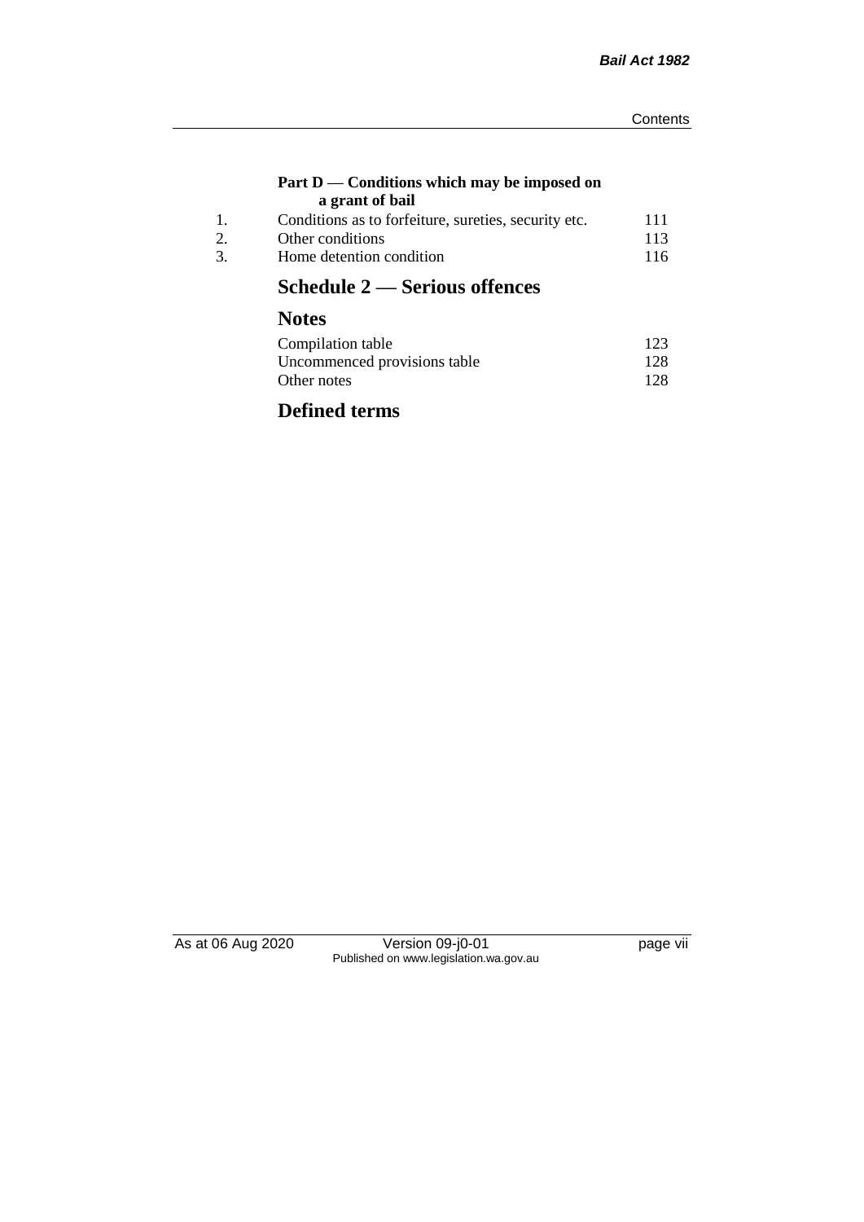### Part D — Conditions which may be imposed on a grant of bail

| | | |
|---|---|---|
| 1. | Conditions as to forfeiture, sureties, security etc. | 111 |
| 2. | Other conditions | 113 |
| 3. | Home detention condition | 116 |

## Schedule 2 — Serious offences

## Notes

| | |
|---|---|
| Compilation table | 123 |
| Uncommenced provisions table | 128 |
| Other notes | 128 |

## Defined terms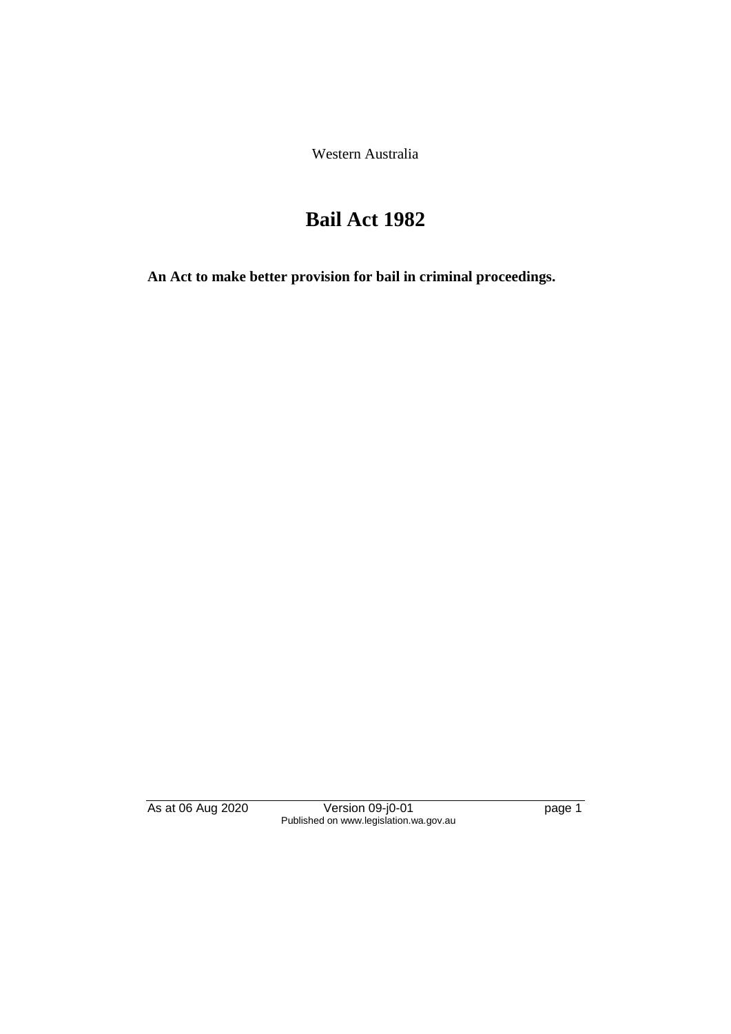Western Australia

# Bail Act 1982

**An Act to make better provision for bail in criminal proceedings.**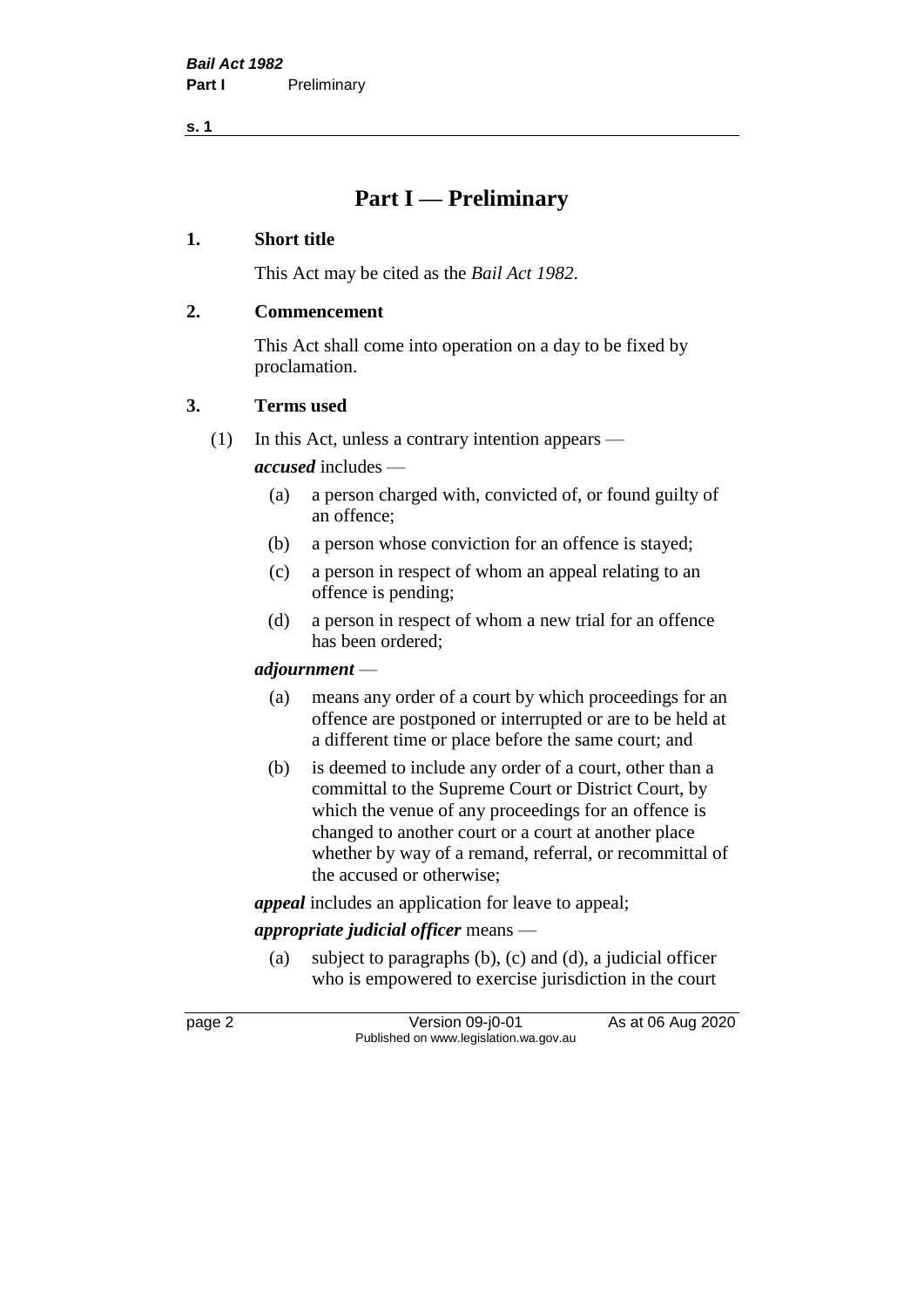# Part I — Preliminary

## 1. Short title

This Act may be cited as the *Bail Act 1982*.

## 2. Commencement

This Act shall come into operation on a day to be fixed by proclamation.

## 3. Terms used

(1) In this Act, unless a contrary intention appears —

***accused*** includes —

- (a) a person charged with, convicted of, or found guilty of an offence;
- (b) a person whose conviction for an offence is stayed;
- (c) a person in respect of whom an appeal relating to an offence is pending;
- (d) a person in respect of whom a new trial for an offence has been ordered;

***adjournment*** —

- (a) means any order of a court by which proceedings for an offence are postponed or interrupted or are to be held at a different time or place before the same court; and
- (b) is deemed to include any order of a court, other than a committal to the Supreme Court or District Court, by which the venue of any proceedings for an offence is changed to another court or a court at another place whether by way of a remand, referral, or recommittal of the accused or otherwise;

***appeal*** includes an application for leave to appeal;

***appropriate judicial officer*** means —

- (a) subject to paragraphs (b), (c) and (d), a judicial officer who is empowered to exercise jurisdiction in the court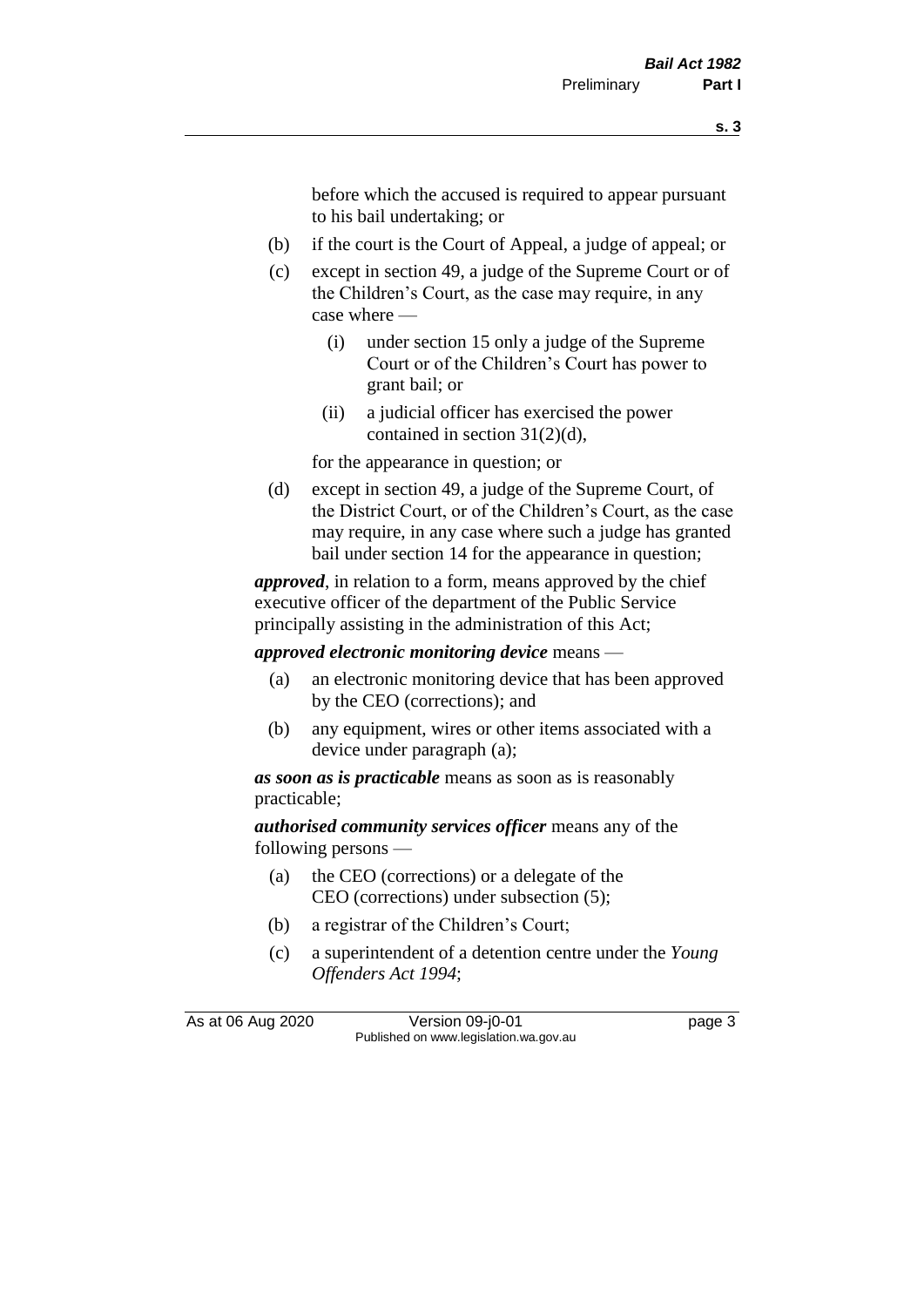before which the accused is required to appear pursuant to his bail undertaking; or

(b) if the court is the Court of Appeal, a judge of appeal; or

(c) except in section 49, a judge of the Supreme Court or of the Children's Court, as the case may require, in any case where —

  (i) under section 15 only a judge of the Supreme Court or of the Children's Court has power to grant bail; or

  (ii) a judicial officer has exercised the power contained in section 31(2)(d),

for the appearance in question; or

(d) except in section 49, a judge of the Supreme Court, of the District Court, or of the Children's Court, as the case may require, in any case where such a judge has granted bail under section 14 for the appearance in question;

***approved***, in relation to a form, means approved by the chief executive officer of the department of the Public Service principally assisting in the administration of this Act;

***approved electronic monitoring device*** means —

(a) an electronic monitoring device that has been approved by the CEO (corrections); and

(b) any equipment, wires or other items associated with a device under paragraph (a);

***as soon as is practicable*** means as soon as is reasonably practicable;

***authorised community services officer*** means any of the following persons —

(a) the CEO (corrections) or a delegate of the CEO (corrections) under subsection (5);

(b) a registrar of the Children's Court;

(c) a superintendent of a detention centre under the *Young Offenders Act 1994*;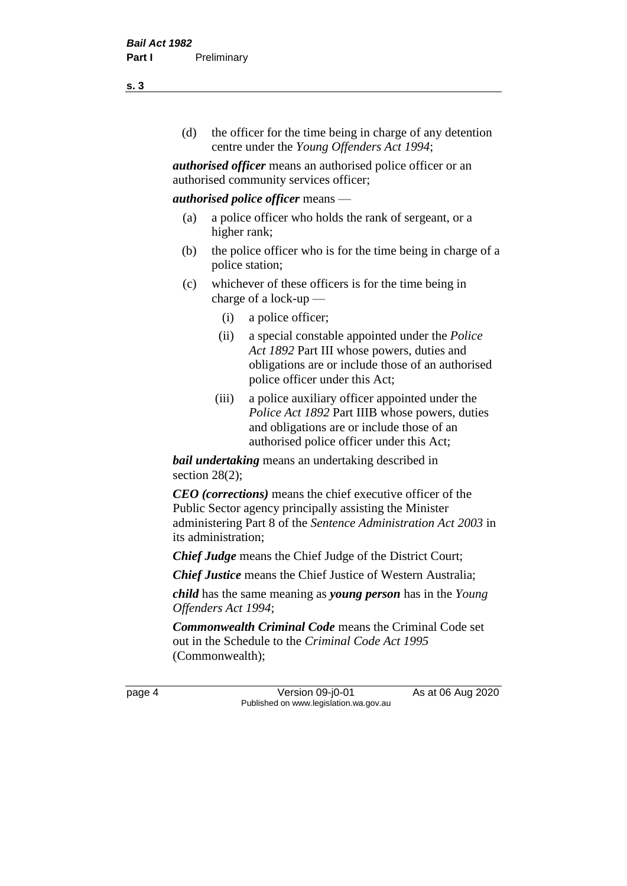(d) the officer for the time being in charge of any detention centre under the *Young Offenders Act 1994*;

***authorised officer*** means an authorised police officer or an authorised community services officer;

***authorised police officer*** means —

(a) a police officer who holds the rank of sergeant, or a higher rank;

(b) the police officer who is for the time being in charge of a police station;

(c) whichever of these officers is for the time being in charge of a lock-up —

  (i) a police officer;

  (ii) a special constable appointed under the *Police Act 1892* Part III whose powers, duties and obligations are or include those of an authorised police officer under this Act;

  (iii) a police auxiliary officer appointed under the *Police Act 1892* Part IIIB whose powers, duties and obligations are or include those of an authorised police officer under this Act;

***bail undertaking*** means an undertaking described in section 28(2);

***CEO (corrections)*** means the chief executive officer of the Public Sector agency principally assisting the Minister administering Part 8 of the *Sentence Administration Act 2003* in its administration;

***Chief Judge*** means the Chief Judge of the District Court;

***Chief Justice*** means the Chief Justice of Western Australia;

***child*** has the same meaning as ***young person*** has in the *Young Offenders Act 1994*;

***Commonwealth Criminal Code*** means the Criminal Code set out in the Schedule to the *Criminal Code Act 1995* (Commonwealth);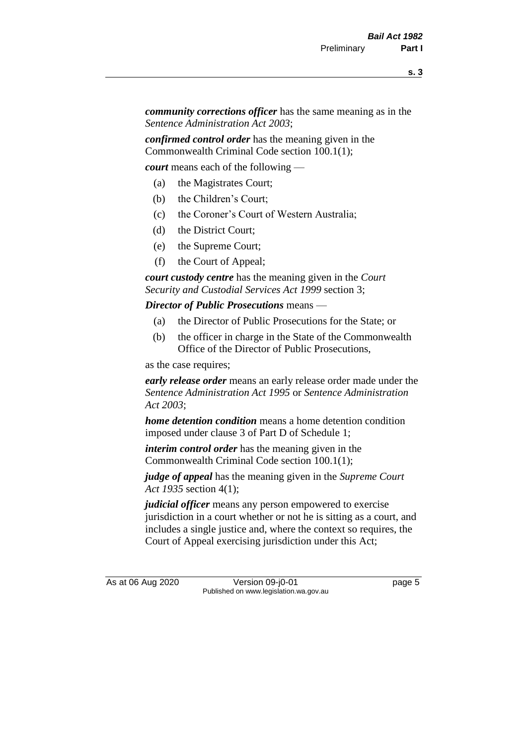***community corrections officer*** has the same meaning as in the *Sentence Administration Act 2003*;

***confirmed control order*** has the meaning given in the Commonwealth Criminal Code section 100.1(1);

***court*** means each of the following —

- (a) the Magistrates Court;
- (b) the Children's Court;
- (c) the Coroner's Court of Western Australia;
- (d) the District Court;
- (e) the Supreme Court;
- (f) the Court of Appeal;

***court custody centre*** has the meaning given in the *Court Security and Custodial Services Act 1999* section 3;

***Director of Public Prosecutions*** means —

- (a) the Director of Public Prosecutions for the State; or
- (b) the officer in charge in the State of the Commonwealth Office of the Director of Public Prosecutions,

as the case requires;

***early release order*** means an early release order made under the *Sentence Administration Act 1995* or *Sentence Administration Act 2003*;

***home detention condition*** means a home detention condition imposed under clause 3 of Part D of Schedule 1;

***interim control order*** has the meaning given in the Commonwealth Criminal Code section 100.1(1);

***judge of appeal*** has the meaning given in the *Supreme Court Act 1935* section 4(1);

***judicial officer*** means any person empowered to exercise jurisdiction in a court whether or not he is sitting as a court, and includes a single justice and, where the context so requires, the Court of Appeal exercising jurisdiction under this Act;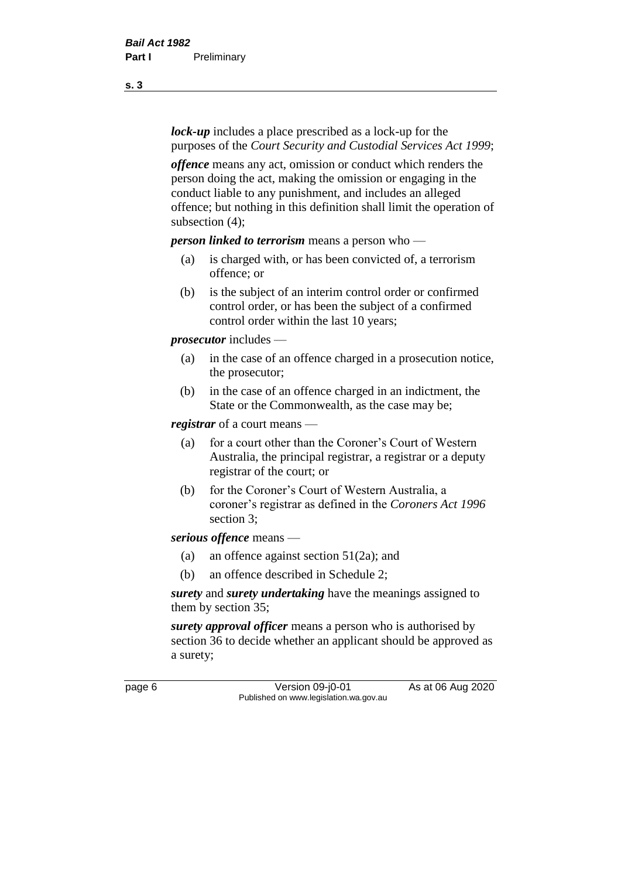***lock-up*** includes a place prescribed as a lock-up for the purposes of the *Court Security and Custodial Services Act 1999*;

***offence*** means any act, omission or conduct which renders the person doing the act, making the omission or engaging in the conduct liable to any punishment, and includes an alleged offence; but nothing in this definition shall limit the operation of subsection (4);

***person linked to terrorism*** means a person who —

(a) is charged with, or has been convicted of, a terrorism offence; or

(b) is the subject of an interim control order or confirmed control order, or has been the subject of a confirmed control order within the last 10 years;

***prosecutor*** includes —

(a) in the case of an offence charged in a prosecution notice, the prosecutor;

(b) in the case of an offence charged in an indictment, the State or the Commonwealth, as the case may be;

***registrar*** of a court means —

(a) for a court other than the Coroner's Court of Western Australia, the principal registrar, a registrar or a deputy registrar of the court; or

(b) for the Coroner's Court of Western Australia, a coroner's registrar as defined in the *Coroners Act 1996* section 3;

***serious offence*** means —

(a) an offence against section 51(2a); and

(b) an offence described in Schedule 2;

***surety*** and ***surety undertaking*** have the meanings assigned to them by section 35;

***surety approval officer*** means a person who is authorised by section 36 to decide whether an applicant should be approved as a surety;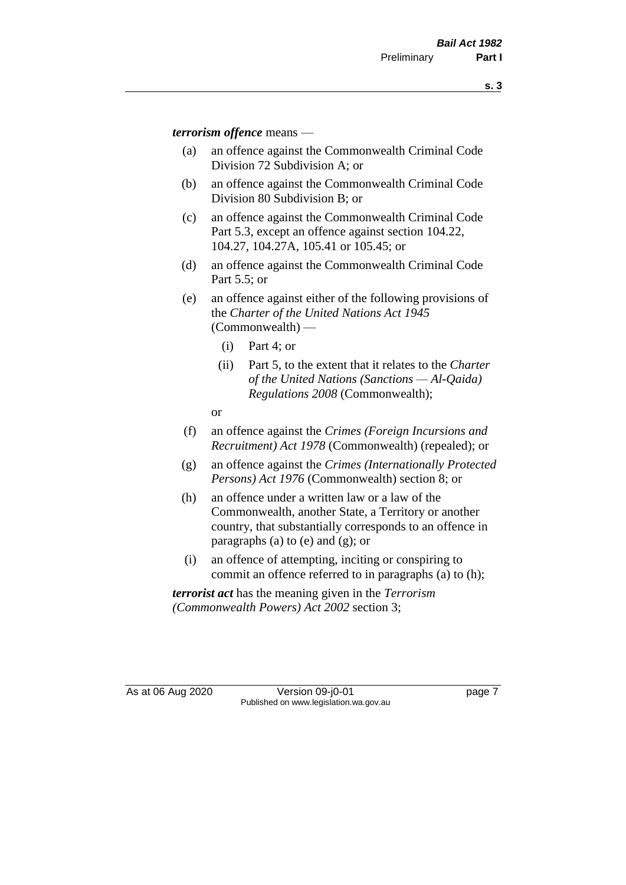***terrorism offence*** means —

(a) an offence against the Commonwealth Criminal Code Division 72 Subdivision A; or

(b) an offence against the Commonwealth Criminal Code Division 80 Subdivision B; or

(c) an offence against the Commonwealth Criminal Code Part 5.3, except an offence against section 104.22, 104.27, 104.27A, 105.41 or 105.45; or

(d) an offence against the Commonwealth Criminal Code Part 5.5; or

(e) an offence against either of the following provisions of the *Charter of the United Nations Act 1945* (Commonwealth) —

  (i) Part 4; or

  (ii) Part 5, to the extent that it relates to the *Charter of the United Nations (Sanctions — Al-Qaida) Regulations 2008* (Commonwealth);

  or

(f) an offence against the *Crimes (Foreign Incursions and Recruitment) Act 1978* (Commonwealth) (repealed); or

(g) an offence against the *Crimes (Internationally Protected Persons) Act 1976* (Commonwealth) section 8; or

(h) an offence under a written law or a law of the Commonwealth, another State, a Territory or another country, that substantially corresponds to an offence in paragraphs (a) to (e) and (g); or

(i) an offence of attempting, inciting or conspiring to commit an offence referred to in paragraphs (a) to (h);

***terrorist act*** has the meaning given in the *Terrorism (Commonwealth Powers) Act 2002* section 3;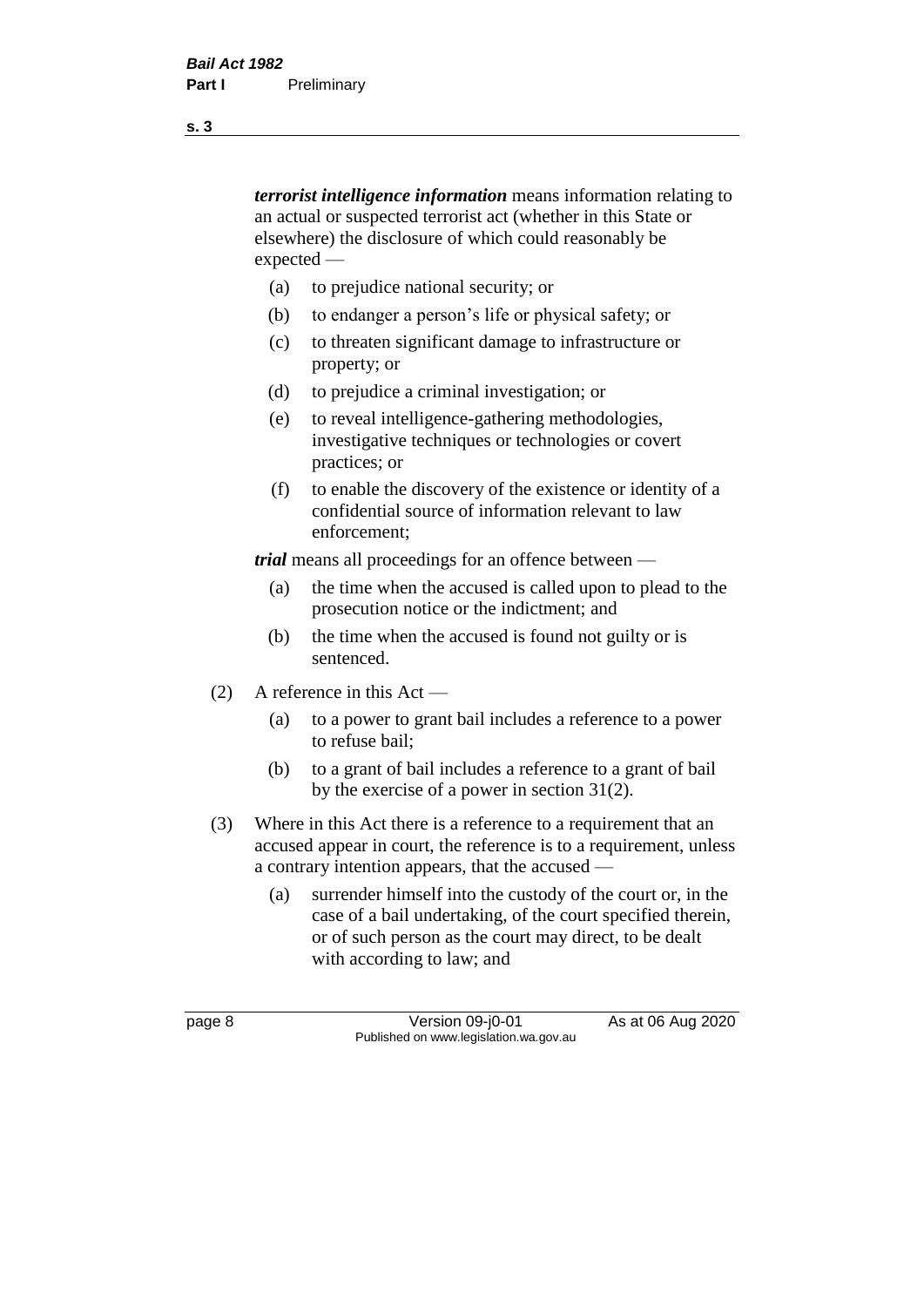***terrorist intelligence information*** means information relating to an actual or suspected terrorist act (whether in this State or elsewhere) the disclosure of which could reasonably be expected —

- (a) to prejudice national security; or
- (b) to endanger a person's life or physical safety; or
- (c) to threaten significant damage to infrastructure or property; or
- (d) to prejudice a criminal investigation; or
- (e) to reveal intelligence-gathering methodologies, investigative techniques or technologies or covert practices; or
- (f) to enable the discovery of the existence or identity of a confidential source of information relevant to law enforcement;

***trial*** means all proceedings for an offence between —

- (a) the time when the accused is called upon to plead to the prosecution notice or the indictment; and
- (b) the time when the accused is found not guilty or is sentenced.

(2) A reference in this Act —

- (a) to a power to grant bail includes a reference to a power to refuse bail;
- (b) to a grant of bail includes a reference to a grant of bail by the exercise of a power in section 31(2).

(3) Where in this Act there is a reference to a requirement that an accused appear in court, the reference is to a requirement, unless a contrary intention appears, that the accused —

- (a) surrender himself into the custody of the court or, in the case of a bail undertaking, of the court specified therein, or of such person as the court may direct, to be dealt with according to law; and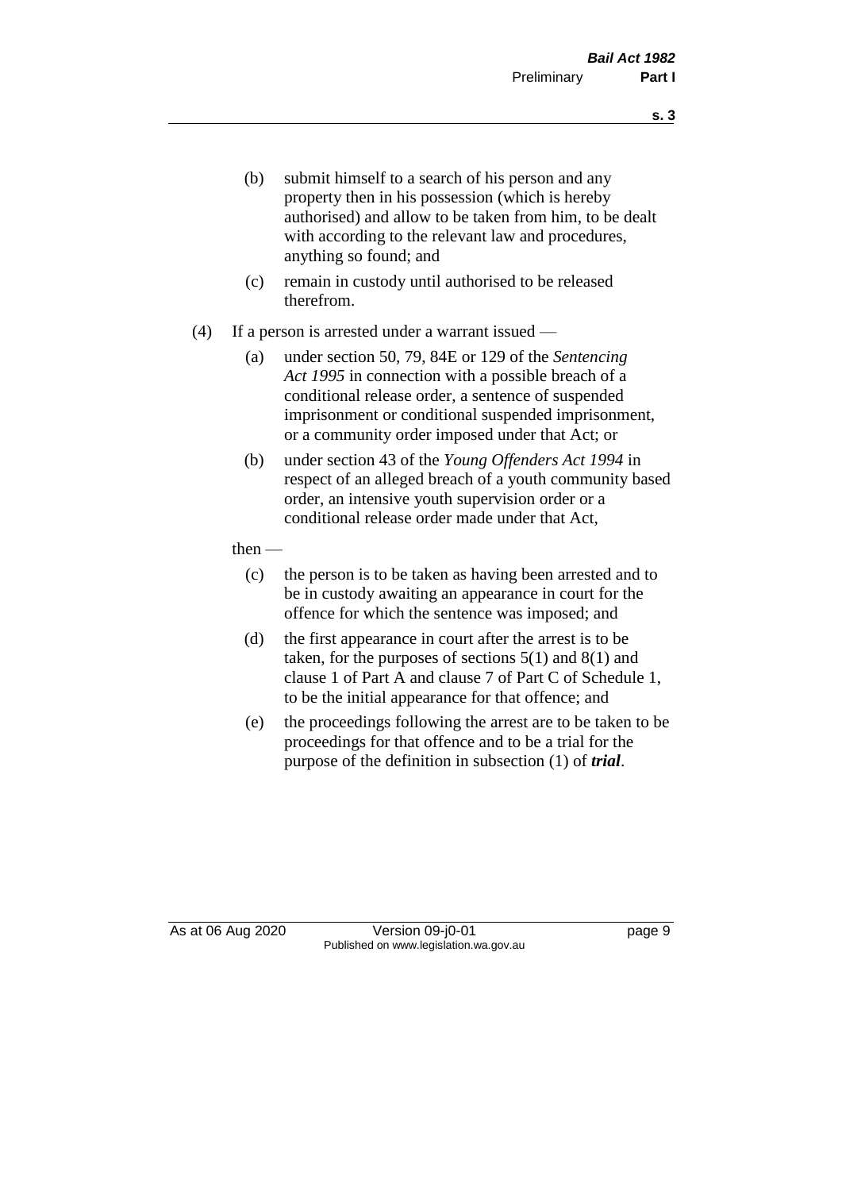(b) submit himself to a search of his person and any property then in his possession (which is hereby authorised) and allow to be taken from him, to be dealt with according to the relevant law and procedures, anything so found; and

(c) remain in custody until authorised to be released therefrom.

(4) If a person is arrested under a warrant issued —

(a) under section 50, 79, 84E or 129 of the *Sentencing Act 1995* in connection with a possible breach of a conditional release order, a sentence of suspended imprisonment or conditional suspended imprisonment, or a community order imposed under that Act; or

(b) under section 43 of the *Young Offenders Act 1994* in respect of an alleged breach of a youth community based order, an intensive youth supervision order or a conditional release order made under that Act,

then —

(c) the person is to be taken as having been arrested and to be in custody awaiting an appearance in court for the offence for which the sentence was imposed; and

(d) the first appearance in court after the arrest is to be taken, for the purposes of sections 5(1) and 8(1) and clause 1 of Part A and clause 7 of Part C of Schedule 1, to be the initial appearance for that offence; and

(e) the proceedings following the arrest are to be taken to be proceedings for that offence and to be a trial for the purpose of the definition in subsection (1) of ***trial***.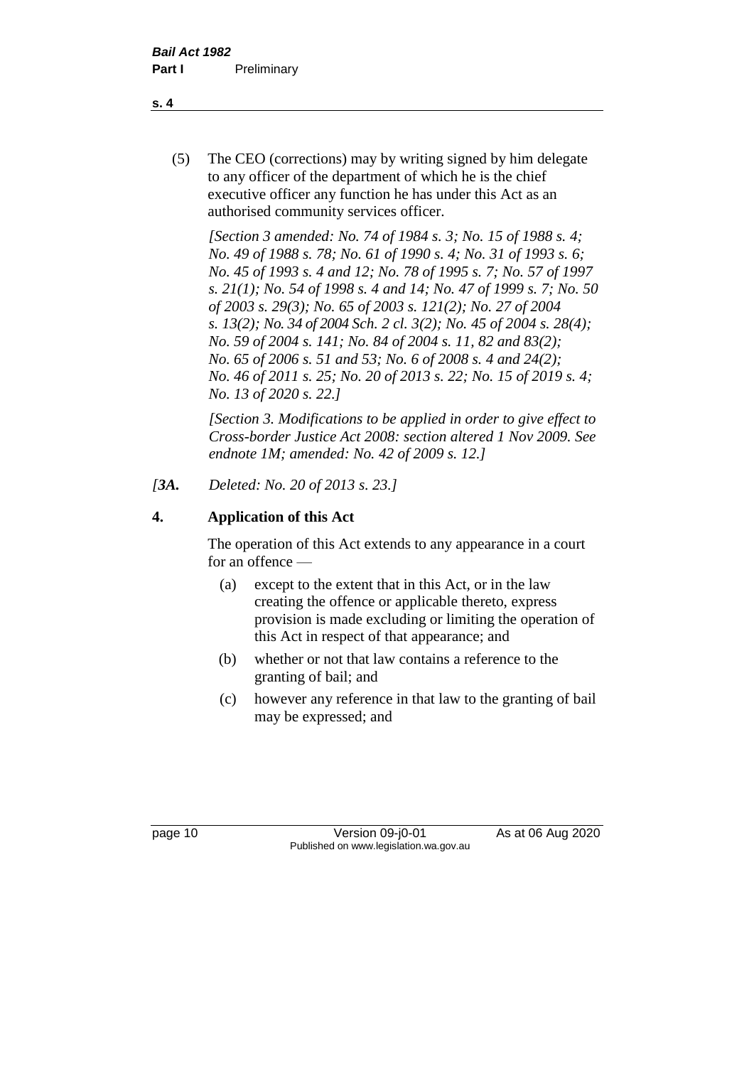(5) The CEO (corrections) may by writing signed by him delegate to any officer of the department of which he is the chief executive officer any function he has under this Act as an authorised community services officer.

*[Section 3 amended: No. 74 of 1984 s. 3; No. 15 of 1988 s. 4; No. 49 of 1988 s. 78; No. 61 of 1990 s. 4; No. 31 of 1993 s. 6; No. 45 of 1993 s. 4 and 12; No. 78 of 1995 s. 7; No. 57 of 1997 s. 21(1); No. 54 of 1998 s. 4 and 14; No. 47 of 1999 s. 7; No. 50 of 2003 s. 29(3); No. 65 of 2003 s. 121(2); No. 27 of 2004 s. 13(2); No. 34 of 2004 Sch. 2 cl. 3(2); No. 45 of 2004 s. 28(4); No. 59 of 2004 s. 141; No. 84 of 2004 s. 11, 82 and 83(2); No. 65 of 2006 s. 51 and 53; No. 6 of 2008 s. 4 and 24(2); No. 46 of 2011 s. 25; No. 20 of 2013 s. 22; No. 15 of 2019 s. 4; No. 13 of 2020 s. 22.]*

*[Section 3. Modifications to be applied in order to give effect to Cross-border Justice Act 2008: section altered 1 Nov 2009. See endnote 1M; amended: No. 42 of 2009 s. 12.]*

*[**3A.** Deleted: No. 20 of 2013 s. 23.]*

## 4. Application of this Act

The operation of this Act extends to any appearance in a court for an offence —

(a) except to the extent that in this Act, or in the law creating the offence or applicable thereto, express provision is made excluding or limiting the operation of this Act in respect of that appearance; and

(b) whether or not that law contains a reference to the granting of bail; and

(c) however any reference in that law to the granting of bail may be expressed; and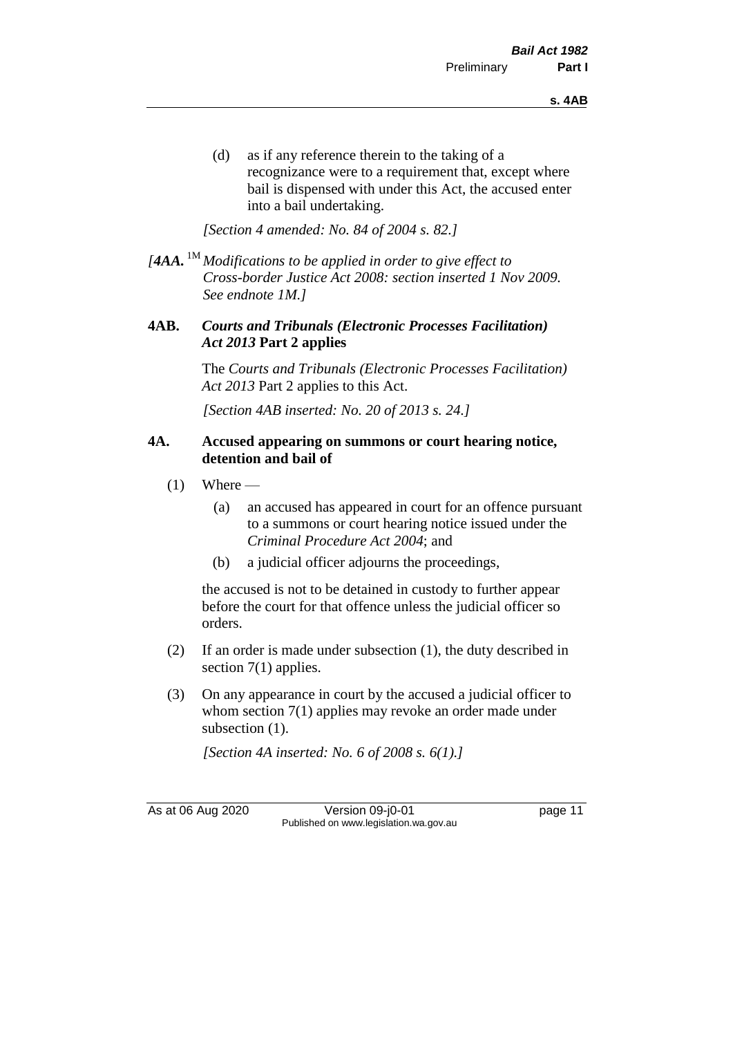(d) as if any reference therein to the taking of a recognizance were to a requirement that, except where bail is dispensed with under this Act, the accused enter into a bail undertaking.

*[Section 4 amended: No. 84 of 2004 s. 82.]*

*[**4AA.** [1M] Modifications to be applied in order to give effect to Cross-border Justice Act 2008: section inserted 1 Nov 2009. See endnote 1M.]*

### 4AB. *Courts and Tribunals (Electronic Processes Facilitation) Act 2013* Part 2 applies

The *Courts and Tribunals (Electronic Processes Facilitation) Act 2013* Part 2 applies to this Act.

*[Section 4AB inserted: No. 20 of 2013 s. 24.]*

### 4A. Accused appearing on summons or court hearing notice, detention and bail of

(1) Where —

(a) an accused has appeared in court for an offence pursuant to a summons or court hearing notice issued under the *Criminal Procedure Act 2004*; and

(b) a judicial officer adjourns the proceedings,

the accused is not to be detained in custody to further appear before the court for that offence unless the judicial officer so orders.

(2) If an order is made under subsection (1), the duty described in section 7(1) applies.

(3) On any appearance in court by the accused a judicial officer to whom section 7(1) applies may revoke an order made under subsection (1).

*[Section 4A inserted: No. 6 of 2008 s. 6(1).]*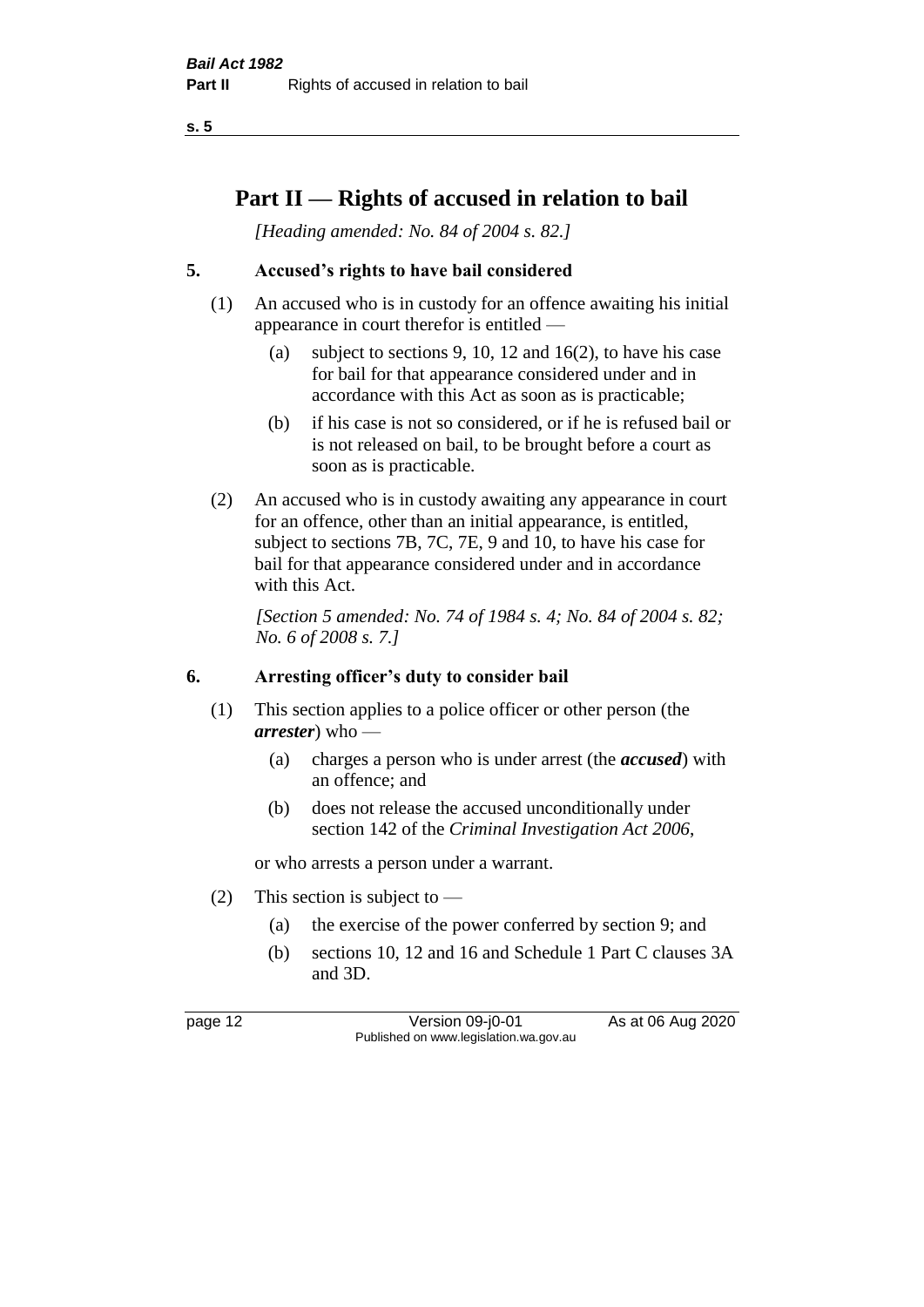# Part II — Rights of accused in relation to bail

*[Heading amended: No. 84 of 2004 s. 82.]*

## 5. Accused's rights to have bail considered

(1) An accused who is in custody for an offence awaiting his initial appearance in court therefor is entitled —

(a) subject to sections 9, 10, 12 and 16(2), to have his case for bail for that appearance considered under and in accordance with this Act as soon as is practicable;

(b) if his case is not so considered, or if he is refused bail or is not released on bail, to be brought before a court as soon as is practicable.

(2) An accused who is in custody awaiting any appearance in court for an offence, other than an initial appearance, is entitled, subject to sections 7B, 7C, 7E, 9 and 10, to have his case for bail for that appearance considered under and in accordance with this Act.

*[Section 5 amended: No. 74 of 1984 s. 4; No. 84 of 2004 s. 82; No. 6 of 2008 s. 7.]*

## 6. Arresting officer's duty to consider bail

(1) This section applies to a police officer or other person (the ***arrester***) who —

(a) charges a person who is under arrest (the ***accused***) with an offence; and

(b) does not release the accused unconditionally under section 142 of the *Criminal Investigation Act 2006*,

or who arrests a person under a warrant.

(2) This section is subject to —

(a) the exercise of the power conferred by section 9; and

(b) sections 10, 12 and 16 and Schedule 1 Part C clauses 3A and 3D.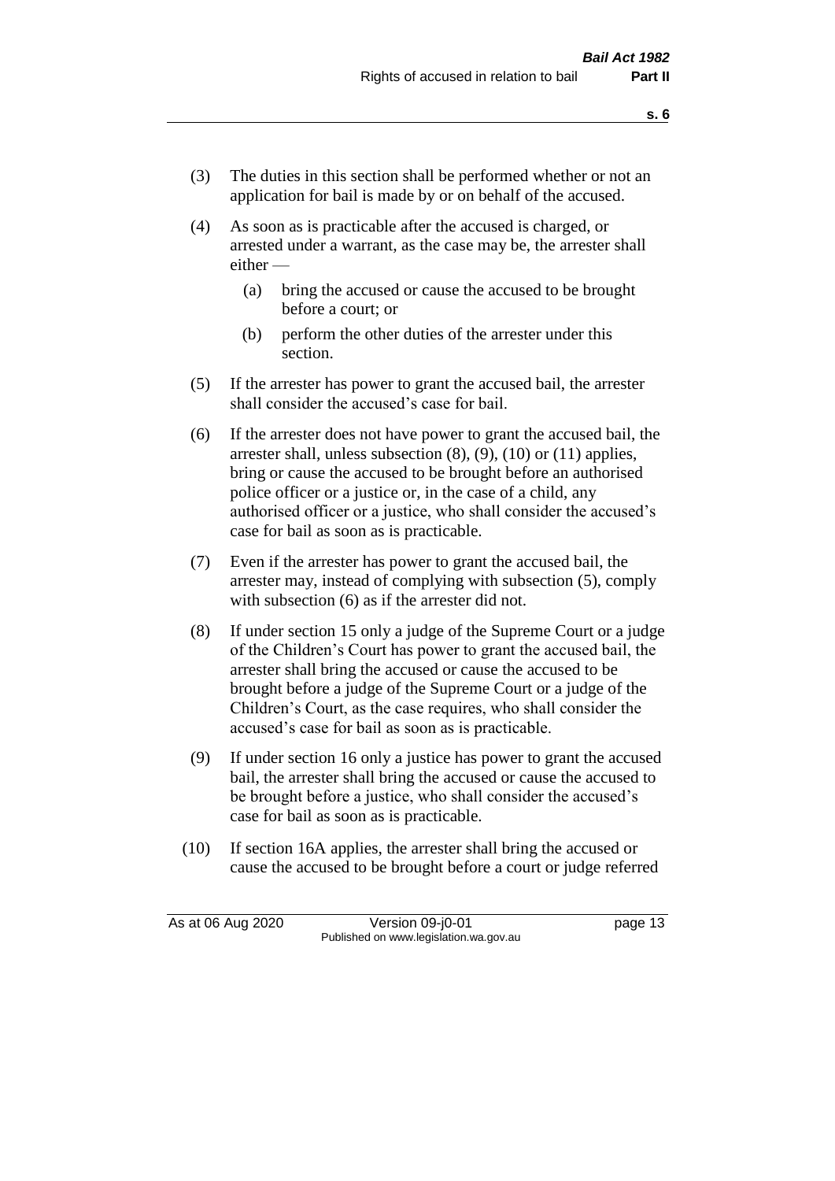(3) The duties in this section shall be performed whether or not an application for bail is made by or on behalf of the accused.

(4) As soon as is practicable after the accused is charged, or arrested under a warrant, as the case may be, the arrester shall either —

  (a) bring the accused or cause the accused to be brought before a court; or

  (b) perform the other duties of the arrester under this section.

(5) If the arrester has power to grant the accused bail, the arrester shall consider the accused's case for bail.

(6) If the arrester does not have power to grant the accused bail, the arrester shall, unless subsection (8), (9), (10) or (11) applies, bring or cause the accused to be brought before an authorised police officer or a justice or, in the case of a child, any authorised officer or a justice, who shall consider the accused's case for bail as soon as is practicable.

(7) Even if the arrester has power to grant the accused bail, the arrester may, instead of complying with subsection (5), comply with subsection (6) as if the arrester did not.

(8) If under section 15 only a judge of the Supreme Court or a judge of the Children's Court has power to grant the accused bail, the arrester shall bring the accused or cause the accused to be brought before a judge of the Supreme Court or a judge of the Children's Court, as the case requires, who shall consider the accused's case for bail as soon as is practicable.

(9) If under section 16 only a justice has power to grant the accused bail, the arrester shall bring the accused or cause the accused to be brought before a justice, who shall consider the accused's case for bail as soon as is practicable.

(10) If section 16A applies, the arrester shall bring the accused or cause the accused to be brought before a court or judge referred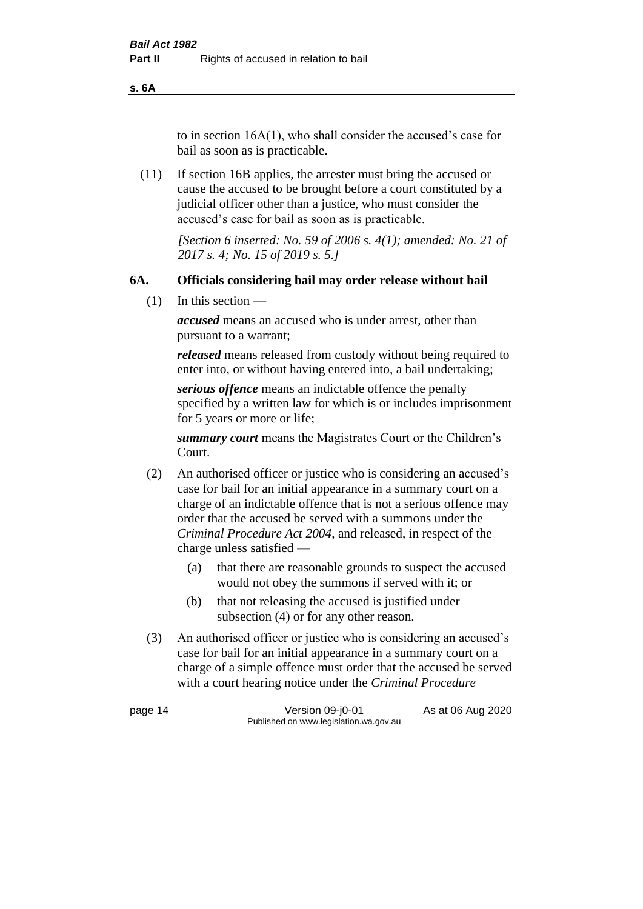to in section 16A(1), who shall consider the accused's case for bail as soon as is practicable.

(11) If section 16B applies, the arrester must bring the accused or cause the accused to be brought before a court constituted by a judicial officer other than a justice, who must consider the accused's case for bail as soon as is practicable.

*[Section 6 inserted: No. 59 of 2006 s. 4(1); amended: No. 21 of 2017 s. 4; No. 15 of 2019 s. 5.]*

### 6A. Officials considering bail may order release without bail

(1) In this section —

***accused*** means an accused who is under arrest, other than pursuant to a warrant;

***released*** means released from custody without being required to enter into, or without having entered into, a bail undertaking;

***serious offence*** means an indictable offence the penalty specified by a written law for which is or includes imprisonment for 5 years or more or life;

***summary court*** means the Magistrates Court or the Children's Court.

(2) An authorised officer or justice who is considering an accused's case for bail for an initial appearance in a summary court on a charge of an indictable offence that is not a serious offence may order that the accused be served with a summons under the *Criminal Procedure Act 2004*, and released, in respect of the charge unless satisfied —

(a) that there are reasonable grounds to suspect the accused would not obey the summons if served with it; or

(b) that not releasing the accused is justified under subsection (4) or for any other reason.

(3) An authorised officer or justice who is considering an accused's case for bail for an initial appearance in a summary court on a charge of a simple offence must order that the accused be served with a court hearing notice under the *Criminal Procedure*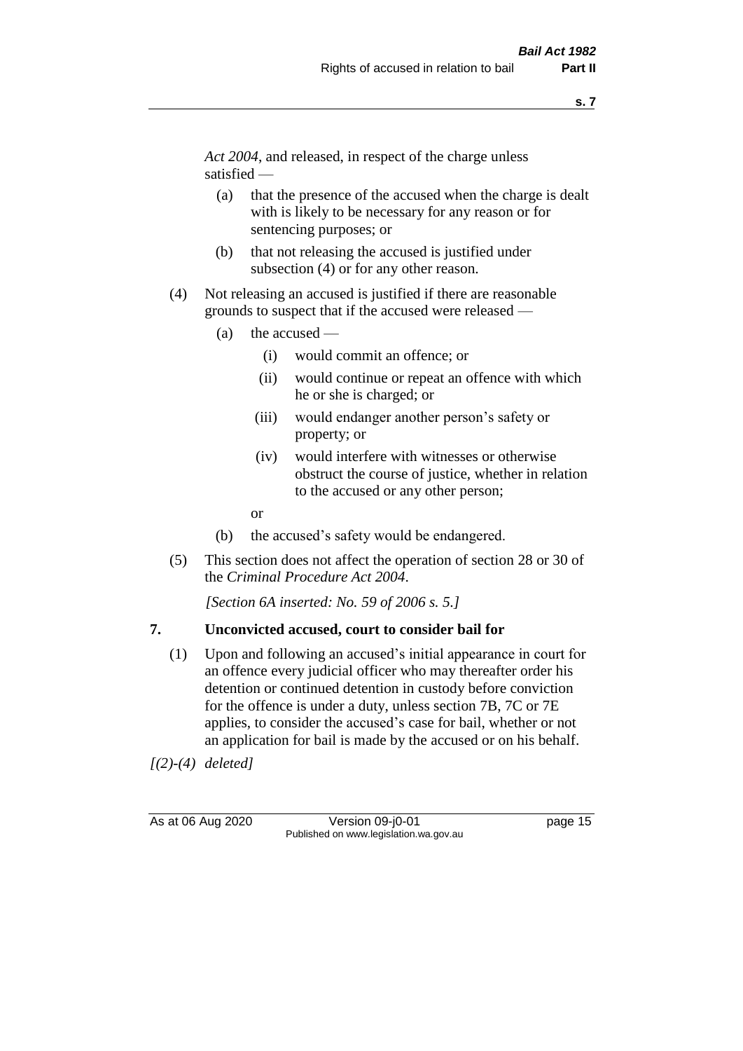*Act 2004*, and released, in respect of the charge unless satisfied —

(a) that the presence of the accused when the charge is dealt with is likely to be necessary for any reason or for sentencing purposes; or

(b) that not releasing the accused is justified under subsection (4) or for any other reason.

(4) Not releasing an accused is justified if there are reasonable grounds to suspect that if the accused were released —

(a) the accused —

(i) would commit an offence; or

(ii) would continue or repeat an offence with which he or she is charged; or

(iii) would endanger another person's safety or property; or

(iv) would interfere with witnesses or otherwise obstruct the course of justice, whether in relation to the accused or any other person;

or

(b) the accused's safety would be endangered.

(5) This section does not affect the operation of section 28 or 30 of the *Criminal Procedure Act 2004*.

*[Section 6A inserted: No. 59 of 2006 s. 5.]*

## 7. Unconvicted accused, court to consider bail for

(1) Upon and following an accused's initial appearance in court for an offence every judicial officer who may thereafter order his detention or continued detention in custody before conviction for the offence is under a duty, unless section 7B, 7C or 7E applies, to consider the accused's case for bail, whether or not an application for bail is made by the accused or on his behalf.

*[(2)-(4) deleted]*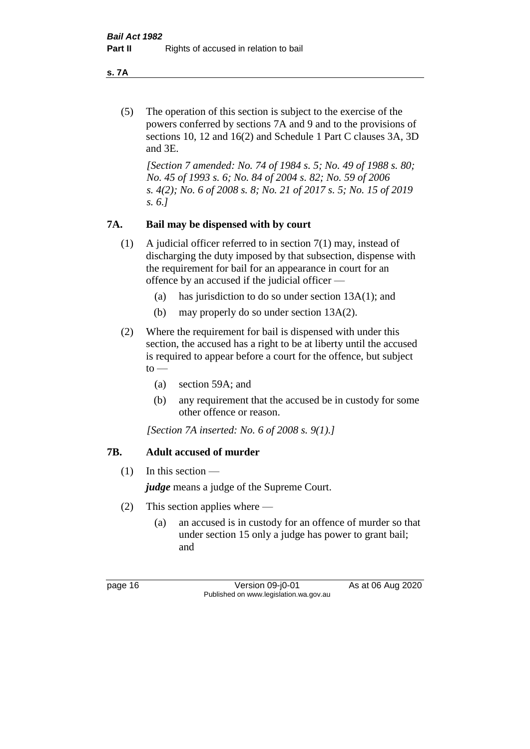(5) The operation of this section is subject to the exercise of the powers conferred by sections 7A and 9 and to the provisions of sections 10, 12 and 16(2) and Schedule 1 Part C clauses 3A, 3D and 3E.

*[Section 7 amended: No. 74 of 1984 s. 5; No. 49 of 1988 s. 80; No. 45 of 1993 s. 6; No. 84 of 2004 s. 82; No. 59 of 2006 s. 4(2); No. 6 of 2008 s. 8; No. 21 of 2017 s. 5; No. 15 of 2019 s. 6.]*

## 7A. Bail may be dispensed with by court

(1) A judicial officer referred to in section 7(1) may, instead of discharging the duty imposed by that subsection, dispense with the requirement for bail for an appearance in court for an offence by an accused if the judicial officer —

(a) has jurisdiction to do so under section 13A(1); and

(b) may properly do so under section 13A(2).

(2) Where the requirement for bail is dispensed with under this section, the accused has a right to be at liberty until the accused is required to appear before a court for the offence, but subject to —

(a) section 59A; and

(b) any requirement that the accused be in custody for some other offence or reason.

*[Section 7A inserted: No. 6 of 2008 s. 9(1).]*

## 7B. Adult accused of murder

(1) In this section —

***judge*** means a judge of the Supreme Court.

(2) This section applies where —

(a) an accused is in custody for an offence of murder so that under section 15 only a judge has power to grant bail; and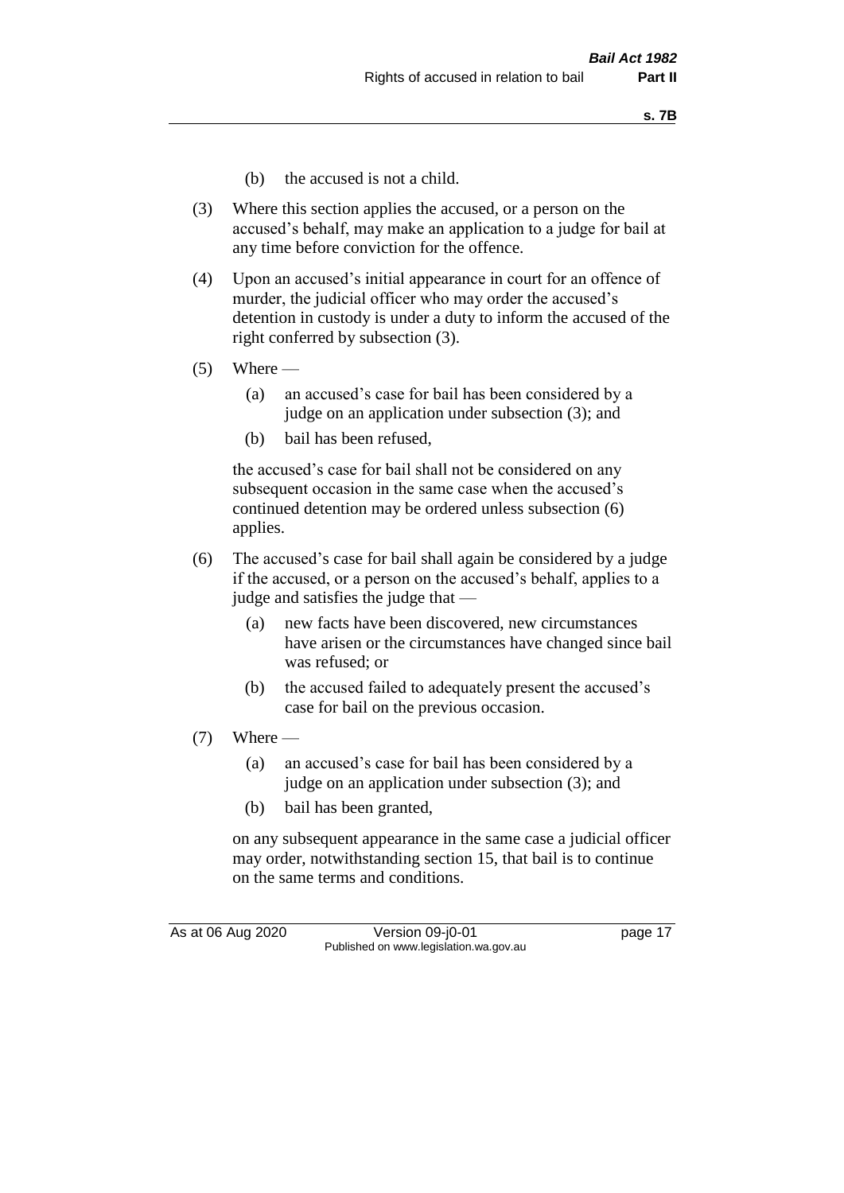(b) the accused is not a child.

(3) Where this section applies the accused, or a person on the accused's behalf, may make an application to a judge for bail at any time before conviction for the offence.

(4) Upon an accused's initial appearance in court for an offence of murder, the judicial officer who may order the accused's detention in custody is under a duty to inform the accused of the right conferred by subsection (3).

(5) Where —

(a) an accused's case for bail has been considered by a judge on an application under subsection (3); and

(b) bail has been refused,

the accused's case for bail shall not be considered on any subsequent occasion in the same case when the accused's continued detention may be ordered unless subsection (6) applies.

(6) The accused's case for bail shall again be considered by a judge if the accused, or a person on the accused's behalf, applies to a judge and satisfies the judge that —

(a) new facts have been discovered, new circumstances have arisen or the circumstances have changed since bail was refused; or

(b) the accused failed to adequately present the accused's case for bail on the previous occasion.

(7) Where —

(a) an accused's case for bail has been considered by a judge on an application under subsection (3); and

(b) bail has been granted,

on any subsequent appearance in the same case a judicial officer may order, notwithstanding section 15, that bail is to continue on the same terms and conditions.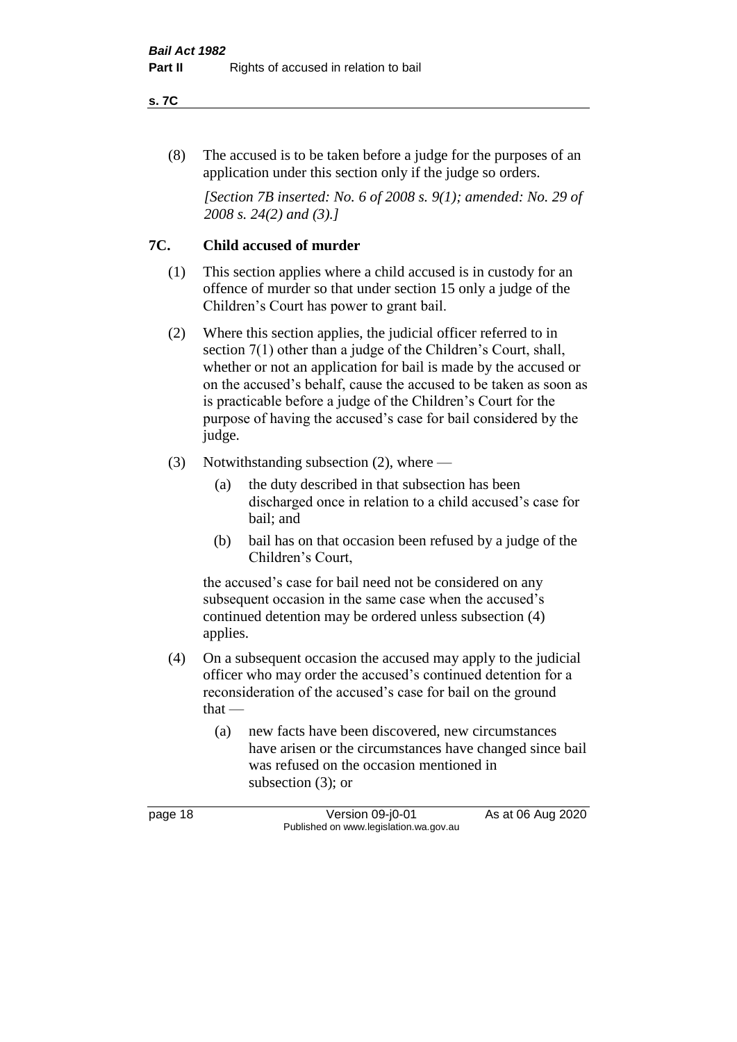(8) The accused is to be taken before a judge for the purposes of an application under this section only if the judge so orders.

*[Section 7B inserted: No. 6 of 2008 s. 9(1); amended: No. 29 of 2008 s. 24(2) and (3).]*

## 7C. Child accused of murder

(1) This section applies where a child accused is in custody for an offence of murder so that under section 15 only a judge of the Children's Court has power to grant bail.

(2) Where this section applies, the judicial officer referred to in section 7(1) other than a judge of the Children's Court, shall, whether or not an application for bail is made by the accused or on the accused's behalf, cause the accused to be taken as soon as is practicable before a judge of the Children's Court for the purpose of having the accused's case for bail considered by the judge.

(3) Notwithstanding subsection (2), where —

- (a) the duty described in that subsection has been discharged once in relation to a child accused's case for bail; and
- (b) bail has on that occasion been refused by a judge of the Children's Court,

the accused's case for bail need not be considered on any subsequent occasion in the same case when the accused's continued detention may be ordered unless subsection (4) applies.

(4) On a subsequent occasion the accused may apply to the judicial officer who may order the accused's continued detention for a reconsideration of the accused's case for bail on the ground that —

- (a) new facts have been discovered, new circumstances have arisen or the circumstances have changed since bail was refused on the occasion mentioned in subsection (3); or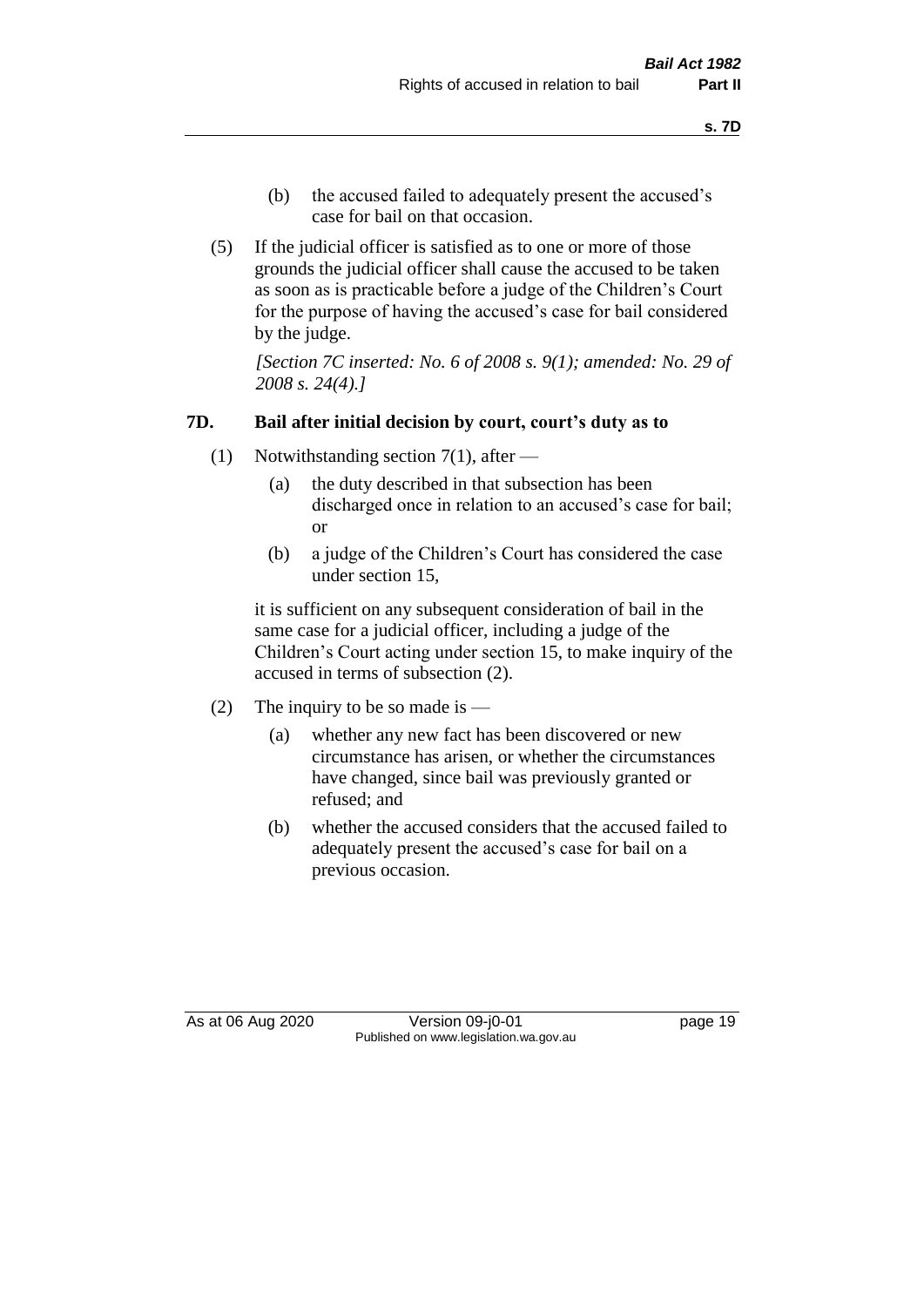(b) the accused failed to adequately present the accused's case for bail on that occasion.

(5) If the judicial officer is satisfied as to one or more of those grounds the judicial officer shall cause the accused to be taken as soon as is practicable before a judge of the Children's Court for the purpose of having the accused's case for bail considered by the judge.

*[Section 7C inserted: No. 6 of 2008 s. 9(1); amended: No. 29 of 2008 s. 24(4).]*

## 7D. Bail after initial decision by court, court's duty as to

(1) Notwithstanding section 7(1), after —

(a) the duty described in that subsection has been discharged once in relation to an accused's case for bail; or

(b) a judge of the Children's Court has considered the case under section 15,

it is sufficient on any subsequent consideration of bail in the same case for a judicial officer, including a judge of the Children's Court acting under section 15, to make inquiry of the accused in terms of subsection (2).

(2) The inquiry to be so made is —

(a) whether any new fact has been discovered or new circumstance has arisen, or whether the circumstances have changed, since bail was previously granted or refused; and

(b) whether the accused considers that the accused failed to adequately present the accused's case for bail on a previous occasion.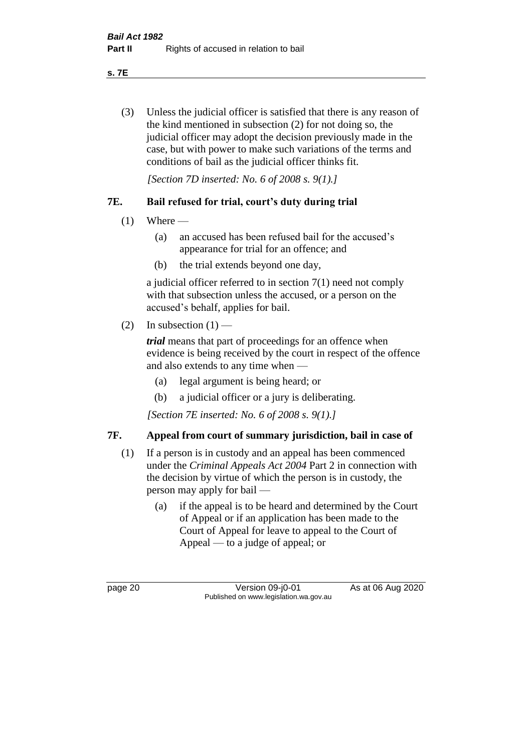(3) Unless the judicial officer is satisfied that there is any reason of the kind mentioned in subsection (2) for not doing so, the judicial officer may adopt the decision previously made in the case, but with power to make such variations of the terms and conditions of bail as the judicial officer thinks fit.

*[Section 7D inserted: No. 6 of 2008 s. 9(1).]*

## 7E. Bail refused for trial, court's duty during trial

(1) Where —

  (a) an accused has been refused bail for the accused's appearance for trial for an offence; and

  (b) the trial extends beyond one day,

a judicial officer referred to in section 7(1) need not comply with that subsection unless the accused, or a person on the accused's behalf, applies for bail.

(2) In subsection (1) —

***trial*** means that part of proceedings for an offence when evidence is being received by the court in respect of the offence and also extends to any time when —

  (a) legal argument is being heard; or

  (b) a judicial officer or a jury is deliberating.

*[Section 7E inserted: No. 6 of 2008 s. 9(1).]*

## 7F. Appeal from court of summary jurisdiction, bail in case of

(1) If a person is in custody and an appeal has been commenced under the *Criminal Appeals Act 2004* Part 2 in connection with the decision by virtue of which the person is in custody, the person may apply for bail —

  (a) if the appeal is to be heard and determined by the Court of Appeal or if an application has been made to the Court of Appeal for leave to appeal to the Court of Appeal — to a judge of appeal; or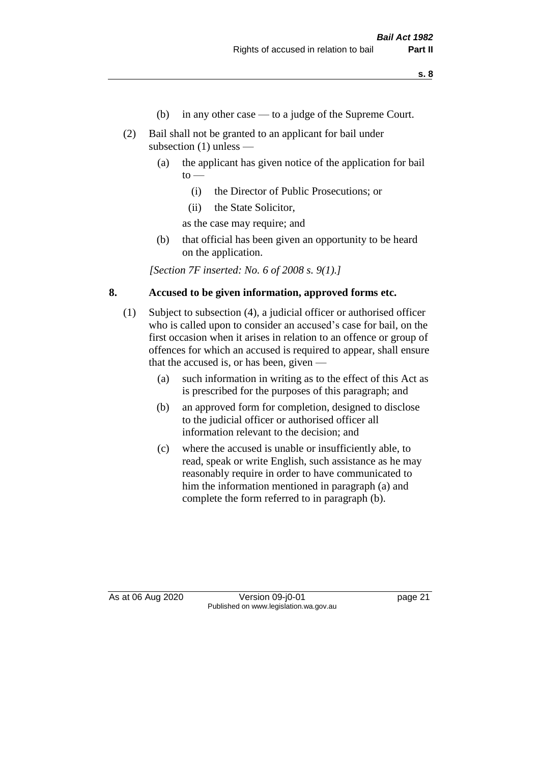(b) in any other case — to a judge of the Supreme Court.

(2) Bail shall not be granted to an applicant for bail under subsection (1) unless —

(a) the applicant has given notice of the application for bail to —

(i) the Director of Public Prosecutions; or

(ii) the State Solicitor,

as the case may require; and

(b) that official has been given an opportunity to be heard on the application.

*[Section 7F inserted: No. 6 of 2008 s. 9(1).]*

## 8. Accused to be given information, approved forms etc.

(1) Subject to subsection (4), a judicial officer or authorised officer who is called upon to consider an accused's case for bail, on the first occasion when it arises in relation to an offence or group of offences for which an accused is required to appear, shall ensure that the accused is, or has been, given —

(a) such information in writing as to the effect of this Act as is prescribed for the purposes of this paragraph; and

(b) an approved form for completion, designed to disclose to the judicial officer or authorised officer all information relevant to the decision; and

(c) where the accused is unable or insufficiently able, to read, speak or write English, such assistance as he may reasonably require in order to have communicated to him the information mentioned in paragraph (a) and complete the form referred to in paragraph (b).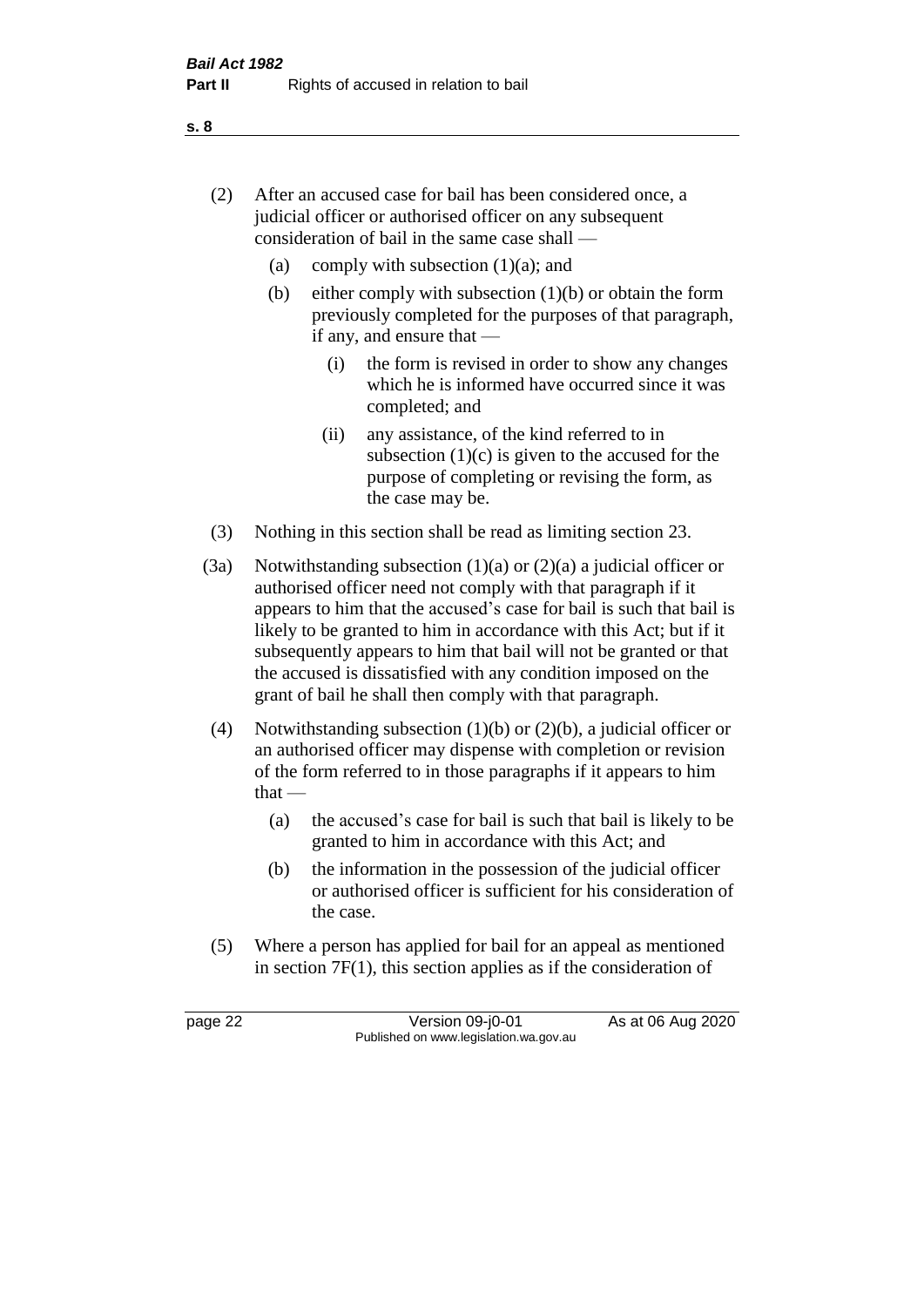(2) After an accused case for bail has been considered once, a judicial officer or authorised officer on any subsequent consideration of bail in the same case shall —

  (a) comply with subsection (1)(a); and

  (b) either comply with subsection (1)(b) or obtain the form previously completed for the purposes of that paragraph, if any, and ensure that —

    (i) the form is revised in order to show any changes which he is informed have occurred since it was completed; and

    (ii) any assistance, of the kind referred to in subsection (1)(c) is given to the accused for the purpose of completing or revising the form, as the case may be.

(3) Nothing in this section shall be read as limiting section 23.

(3a) Notwithstanding subsection (1)(a) or (2)(a) a judicial officer or authorised officer need not comply with that paragraph if it appears to him that the accused's case for bail is such that bail is likely to be granted to him in accordance with this Act; but if it subsequently appears to him that bail will not be granted or that the accused is dissatisfied with any condition imposed on the grant of bail he shall then comply with that paragraph.

(4) Notwithstanding subsection (1)(b) or (2)(b), a judicial officer or an authorised officer may dispense with completion or revision of the form referred to in those paragraphs if it appears to him that —

  (a) the accused's case for bail is such that bail is likely to be granted to him in accordance with this Act; and

  (b) the information in the possession of the judicial officer or authorised officer is sufficient for his consideration of the case.

(5) Where a person has applied for bail for an appeal as mentioned in section 7F(1), this section applies as if the consideration of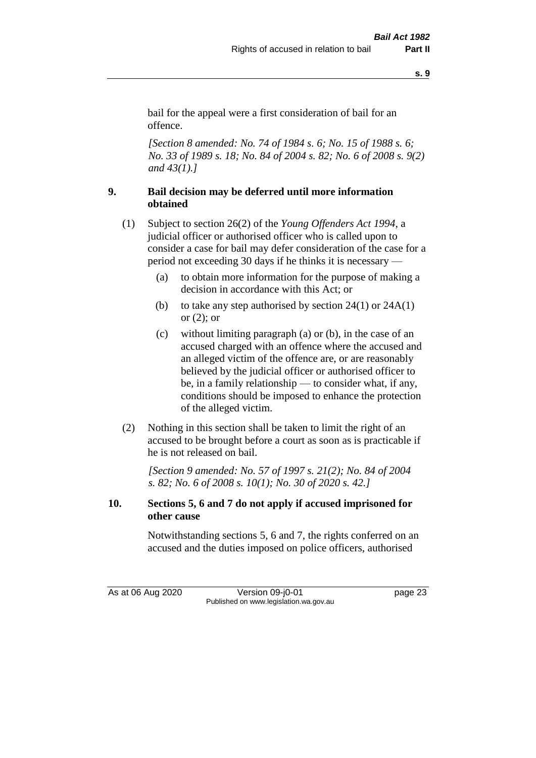bail for the appeal were a first consideration of bail for an offence.

*[Section 8 amended: No. 74 of 1984 s. 6; No. 15 of 1988 s. 6; No. 33 of 1989 s. 18; No. 84 of 2004 s. 82; No. 6 of 2008 s. 9(2) and 43(1).]*

## 9. Bail decision may be deferred until more information obtained

(1) Subject to section 26(2) of the *Young Offenders Act 1994*, a judicial officer or authorised officer who is called upon to consider a case for bail may defer consideration of the case for a period not exceeding 30 days if he thinks it is necessary —

(a) to obtain more information for the purpose of making a decision in accordance with this Act; or

(b) to take any step authorised by section 24(1) or 24A(1) or (2); or

(c) without limiting paragraph (a) or (b), in the case of an accused charged with an offence where the accused and an alleged victim of the offence are, or are reasonably believed by the judicial officer or authorised officer to be, in a family relationship — to consider what, if any, conditions should be imposed to enhance the protection of the alleged victim.

(2) Nothing in this section shall be taken to limit the right of an accused to be brought before a court as soon as is practicable if he is not released on bail.

*[Section 9 amended: No. 57 of 1997 s. 21(2); No. 84 of 2004 s. 82; No. 6 of 2008 s. 10(1); No. 30 of 2020 s. 42.]*

## 10. Sections 5, 6 and 7 do not apply if accused imprisoned for other cause

Notwithstanding sections 5, 6 and 7, the rights conferred on an accused and the duties imposed on police officers, authorised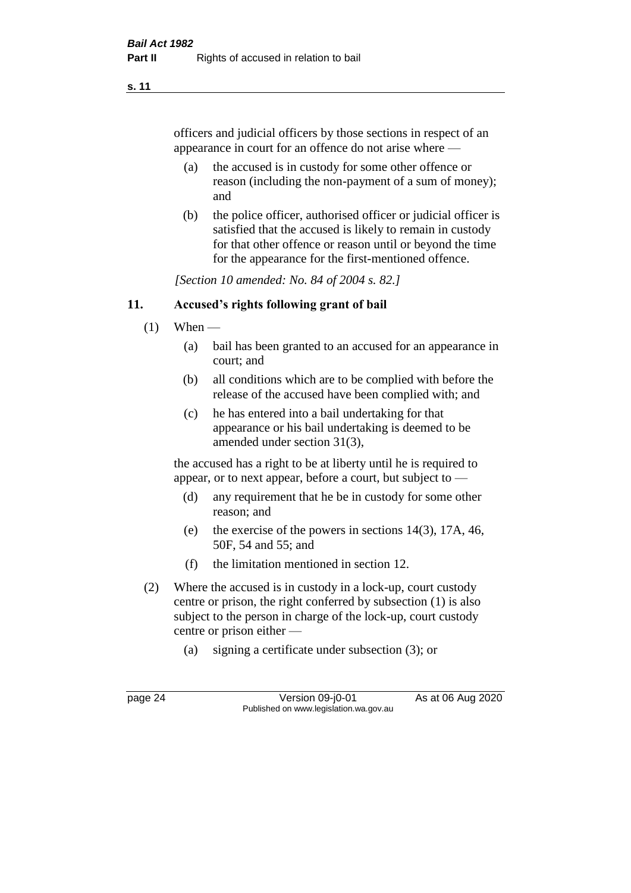officers and judicial officers by those sections in respect of an appearance in court for an offence do not arise where —

(a) the accused is in custody for some other offence or reason (including the non-payment of a sum of money); and

(b) the police officer, authorised officer or judicial officer is satisfied that the accused is likely to remain in custody for that other offence or reason until or beyond the time for the appearance for the first-mentioned offence.

*[Section 10 amended: No. 84 of 2004 s. 82.]*

## 11. Accused's rights following grant of bail

(1) When —

(a) bail has been granted to an accused for an appearance in court; and

(b) all conditions which are to be complied with before the release of the accused have been complied with; and

(c) he has entered into a bail undertaking for that appearance or his bail undertaking is deemed to be amended under section 31(3),

the accused has a right to be at liberty until he is required to appear, or to next appear, before a court, but subject to —

(d) any requirement that he be in custody for some other reason; and

(e) the exercise of the powers in sections 14(3), 17A, 46, 50F, 54 and 55; and

(f) the limitation mentioned in section 12.

(2) Where the accused is in custody in a lock-up, court custody centre or prison, the right conferred by subsection (1) is also subject to the person in charge of the lock-up, court custody centre or prison either —

(a) signing a certificate under subsection (3); or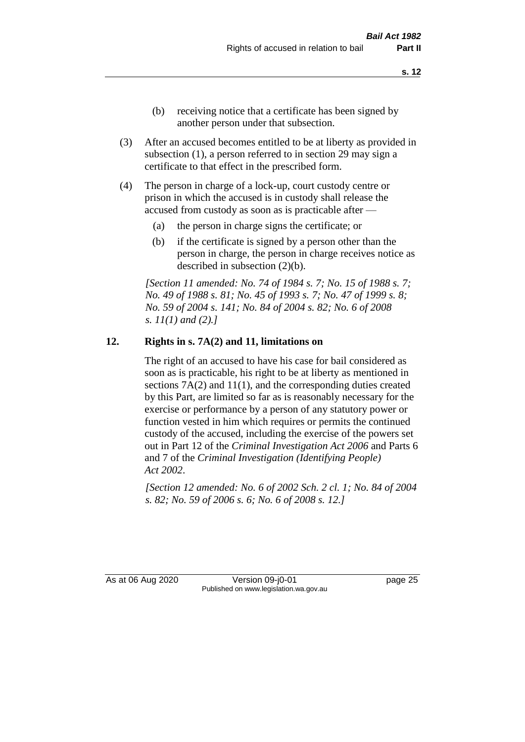(b) receiving notice that a certificate has been signed by another person under that subsection.

(3) After an accused becomes entitled to be at liberty as provided in subsection (1), a person referred to in section 29 may sign a certificate to that effect in the prescribed form.

(4) The person in charge of a lock-up, court custody centre or prison in which the accused is in custody shall release the accused from custody as soon as is practicable after —

(a) the person in charge signs the certificate; or

(b) if the certificate is signed by a person other than the person in charge, the person in charge receives notice as described in subsection (2)(b).

*[Section 11 amended: No. 74 of 1984 s. 7; No. 15 of 1988 s. 7; No. 49 of 1988 s. 81; No. 45 of 1993 s. 7; No. 47 of 1999 s. 8; No. 59 of 2004 s. 141; No. 84 of 2004 s. 82; No. 6 of 2008 s. 11(1) and (2).]*

## 12. Rights in s. 7A(2) and 11, limitations on

The right of an accused to have his case for bail considered as soon as is practicable, his right to be at liberty as mentioned in sections 7A(2) and 11(1), and the corresponding duties created by this Part, are limited so far as is reasonably necessary for the exercise or performance by a person of any statutory power or function vested in him which requires or permits the continued custody of the accused, including the exercise of the powers set out in Part 12 of the *Criminal Investigation Act 2006* and Parts 6 and 7 of the *Criminal Investigation (Identifying People) Act 2002*.

*[Section 12 amended: No. 6 of 2002 Sch. 2 cl. 1; No. 84 of 2004 s. 82; No. 59 of 2006 s. 6; No. 6 of 2008 s. 12.]*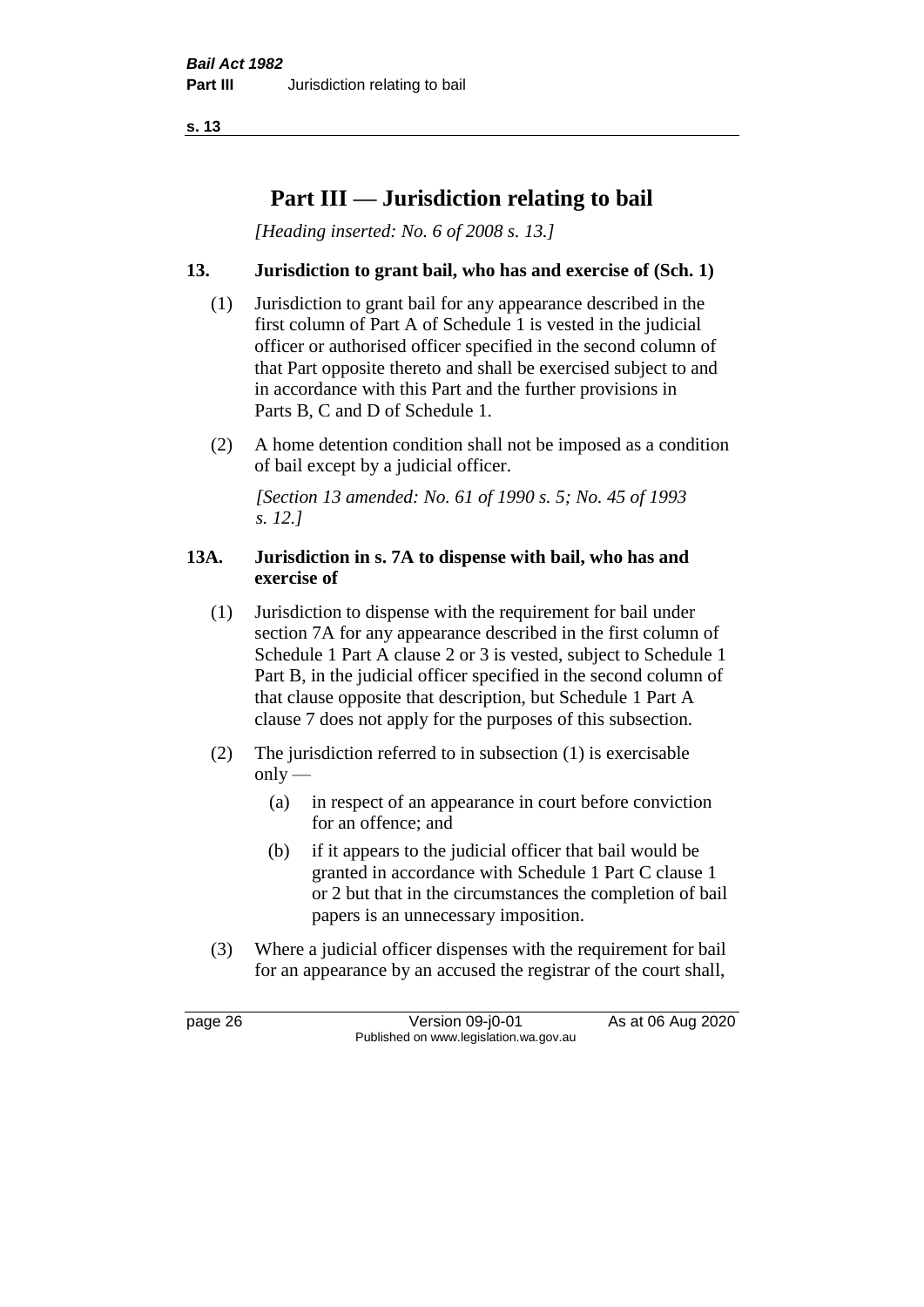## Part III — Jurisdiction relating to bail

*[Heading inserted: No. 6 of 2008 s. 13.]*

### 13. Jurisdiction to grant bail, who has and exercise of (Sch. 1)

(1) Jurisdiction to grant bail for any appearance described in the first column of Part A of Schedule 1 is vested in the judicial officer or authorised officer specified in the second column of that Part opposite thereto and shall be exercised subject to and in accordance with this Part and the further provisions in Parts B, C and D of Schedule 1.

(2) A home detention condition shall not be imposed as a condition of bail except by a judicial officer.

*[Section 13 amended: No. 61 of 1990 s. 5; No. 45 of 1993 s. 12.]*

### 13A. Jurisdiction in s. 7A to dispense with bail, who has and exercise of

(1) Jurisdiction to dispense with the requirement for bail under section 7A for any appearance described in the first column of Schedule 1 Part A clause 2 or 3 is vested, subject to Schedule 1 Part B, in the judicial officer specified in the second column of that clause opposite that description, but Schedule 1 Part A clause 7 does not apply for the purposes of this subsection.

(2) The jurisdiction referred to in subsection (1) is exercisable only —

(a) in respect of an appearance in court before conviction for an offence; and

(b) if it appears to the judicial officer that bail would be granted in accordance with Schedule 1 Part C clause 1 or 2 but that in the circumstances the completion of bail papers is an unnecessary imposition.

(3) Where a judicial officer dispenses with the requirement for bail for an appearance by an accused the registrar of the court shall,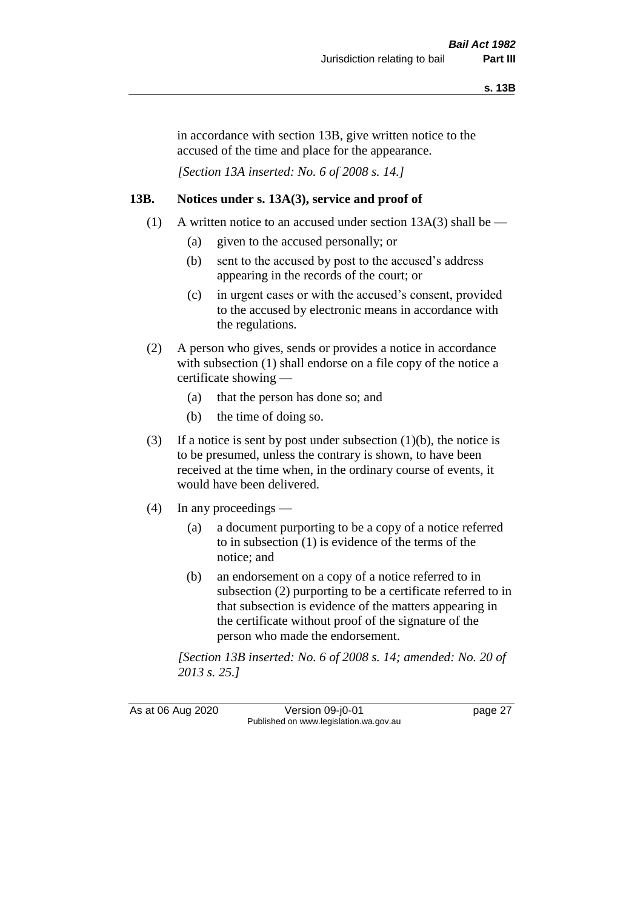in accordance with section 13B, give written notice to the accused of the time and place for the appearance.

*[Section 13A inserted: No. 6 of 2008 s. 14.]*

## 13B. Notices under s. 13A(3), service and proof of

(1) A written notice to an accused under section 13A(3) shall be —

- (a) given to the accused personally; or
- (b) sent to the accused by post to the accused's address appearing in the records of the court; or
- (c) in urgent cases or with the accused's consent, provided to the accused by electronic means in accordance with the regulations.

(2) A person who gives, sends or provides a notice in accordance with subsection (1) shall endorse on a file copy of the notice a certificate showing —

- (a) that the person has done so; and
- (b) the time of doing so.

(3) If a notice is sent by post under subsection (1)(b), the notice is to be presumed, unless the contrary is shown, to have been received at the time when, in the ordinary course of events, it would have been delivered.

(4) In any proceedings —

- (a) a document purporting to be a copy of a notice referred to in subsection (1) is evidence of the terms of the notice; and
- (b) an endorsement on a copy of a notice referred to in subsection (2) purporting to be a certificate referred to in that subsection is evidence of the matters appearing in the certificate without proof of the signature of the person who made the endorsement.

*[Section 13B inserted: No. 6 of 2008 s. 14; amended: No. 20 of 2013 s. 25.]*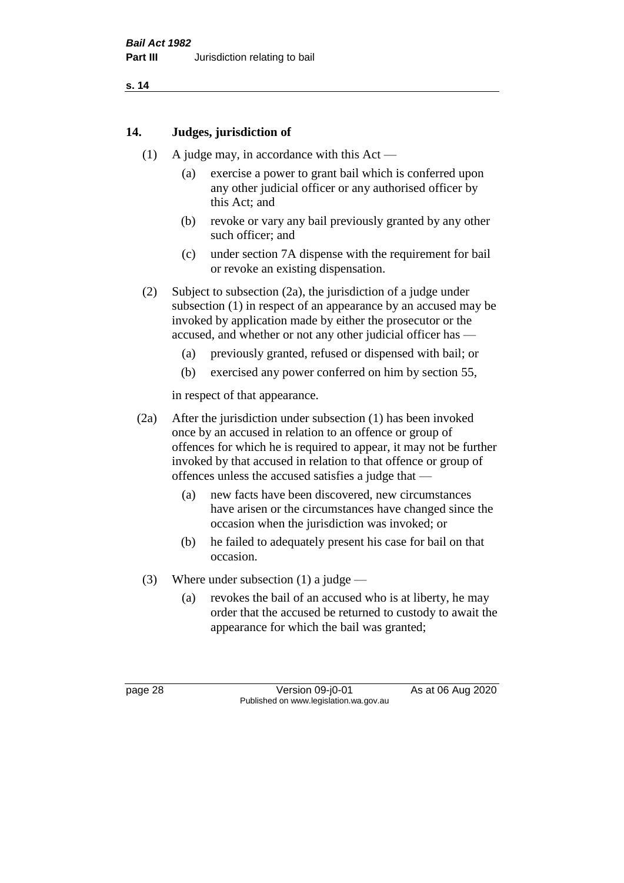## 14. Judges, jurisdiction of

(1) A judge may, in accordance with this Act —

 (a) exercise a power to grant bail which is conferred upon any other judicial officer or any authorised officer by this Act; and

 (b) revoke or vary any bail previously granted by any other such officer; and

 (c) under section 7A dispense with the requirement for bail or revoke an existing dispensation.

(2) Subject to subsection (2a), the jurisdiction of a judge under subsection (1) in respect of an appearance by an accused may be invoked by application made by either the prosecutor or the accused, and whether or not any other judicial officer has —

 (a) previously granted, refused or dispensed with bail; or

 (b) exercised any power conferred on him by section 55,

in respect of that appearance.

(2a) After the jurisdiction under subsection (1) has been invoked once by an accused in relation to an offence or group of offences for which he is required to appear, it may not be further invoked by that accused in relation to that offence or group of offences unless the accused satisfies a judge that —

 (a) new facts have been discovered, new circumstances have arisen or the circumstances have changed since the occasion when the jurisdiction was invoked; or

 (b) he failed to adequately present his case for bail on that occasion.

(3) Where under subsection (1) a judge —

 (a) revokes the bail of an accused who is at liberty, he may order that the accused be returned to custody to await the appearance for which the bail was granted;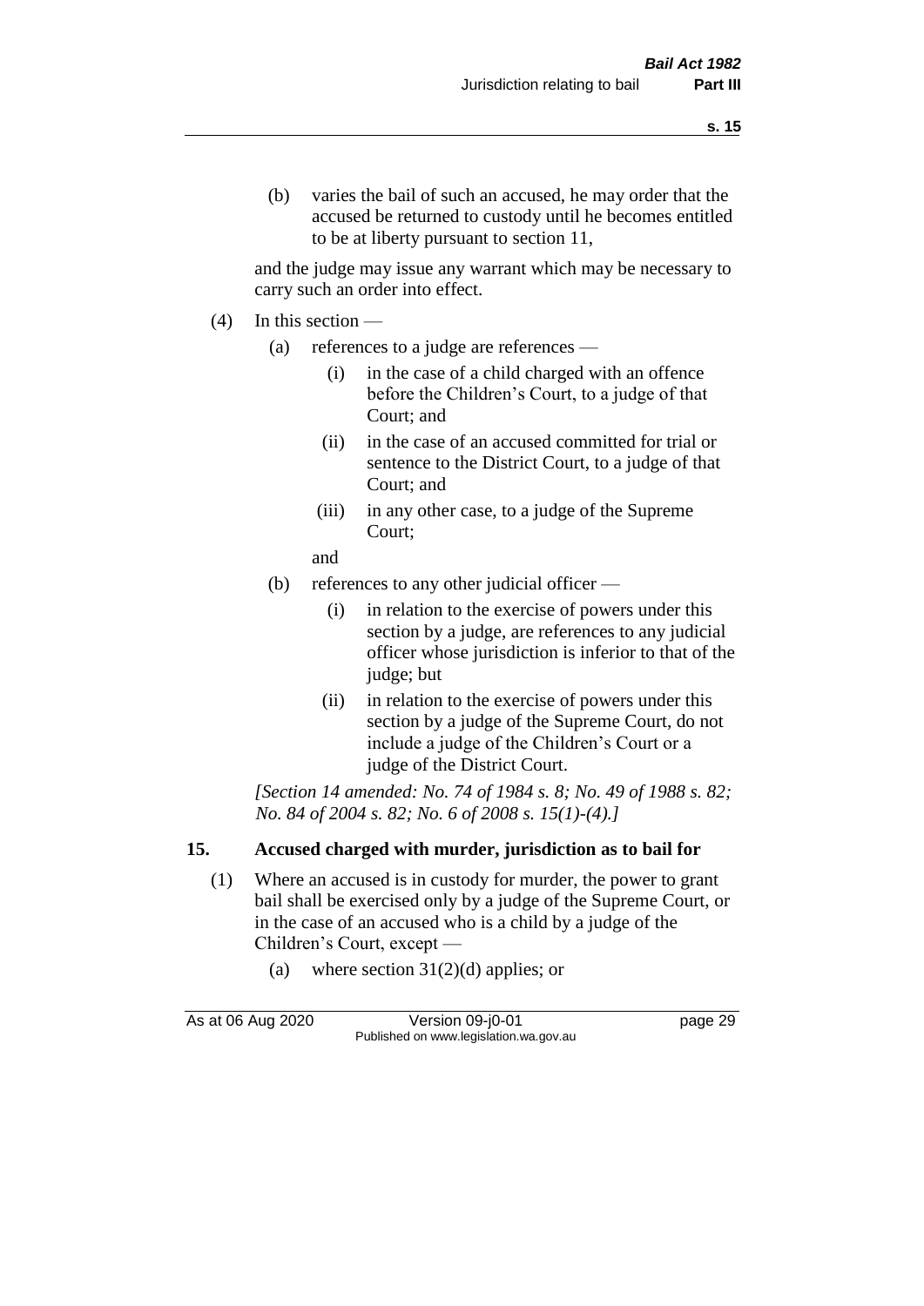(b) varies the bail of such an accused, he may order that the accused be returned to custody until he becomes entitled to be at liberty pursuant to section 11,

and the judge may issue any warrant which may be necessary to carry such an order into effect.

(4) In this section —

(a) references to a judge are references —

(i) in the case of a child charged with an offence before the Children's Court, to a judge of that Court; and

(ii) in the case of an accused committed for trial or sentence to the District Court, to a judge of that Court; and

(iii) in any other case, to a judge of the Supreme Court;

and

(b) references to any other judicial officer —

(i) in relation to the exercise of powers under this section by a judge, are references to any judicial officer whose jurisdiction is inferior to that of the judge; but

(ii) in relation to the exercise of powers under this section by a judge of the Supreme Court, do not include a judge of the Children's Court or a judge of the District Court.

*[Section 14 amended: No. 74 of 1984 s. 8; No. 49 of 1988 s. 82; No. 84 of 2004 s. 82; No. 6 of 2008 s. 15(1)-(4).]*

## 15. Accused charged with murder, jurisdiction as to bail for

(1) Where an accused is in custody for murder, the power to grant bail shall be exercised only by a judge of the Supreme Court, or in the case of an accused who is a child by a judge of the Children's Court, except —

(a) where section 31(2)(d) applies; or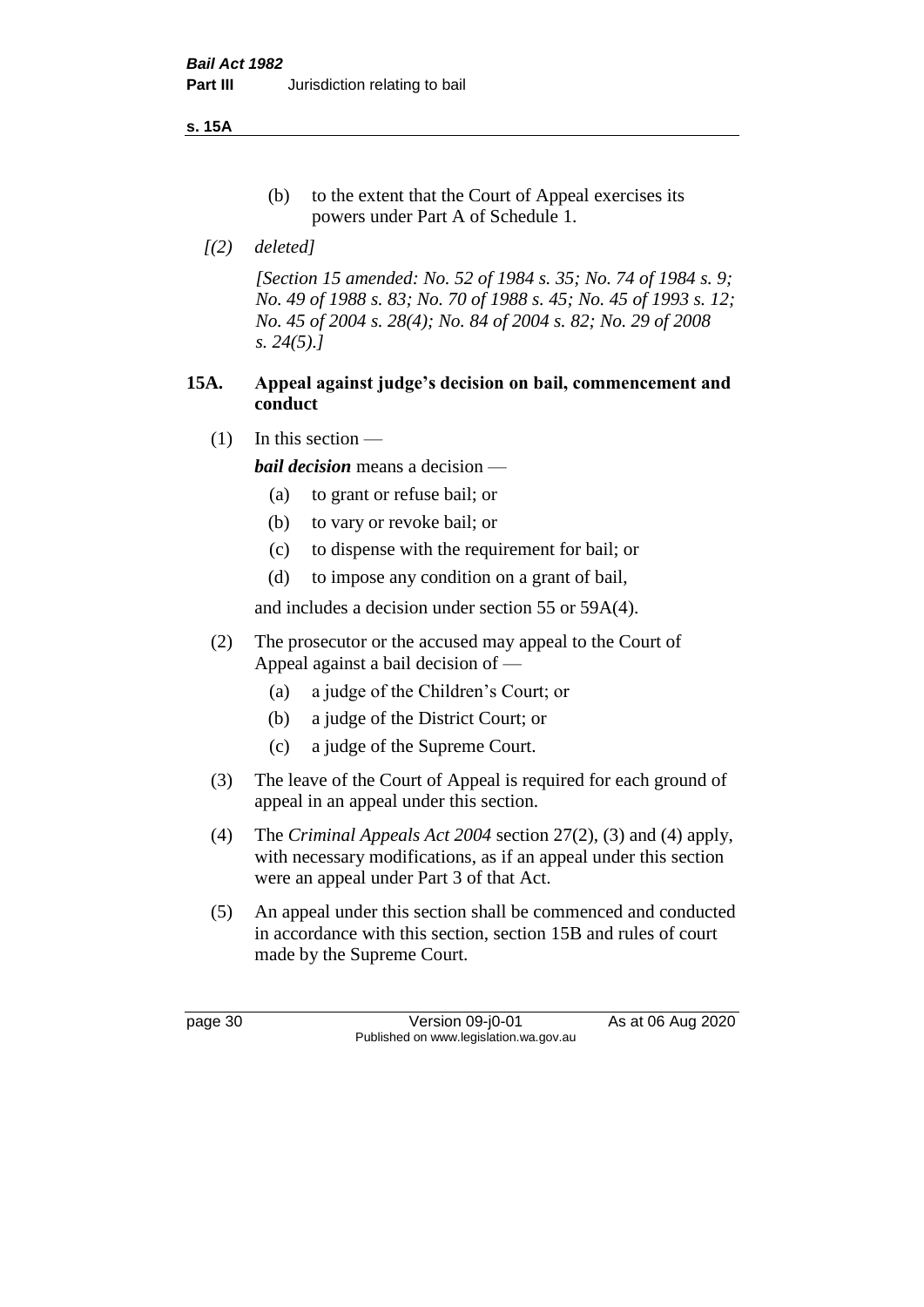(b) to the extent that the Court of Appeal exercises its powers under Part A of Schedule 1.

*[(2) deleted]*

*[Section 15 amended: No. 52 of 1984 s. 35; No. 74 of 1984 s. 9; No. 49 of 1988 s. 83; No. 70 of 1988 s. 45; No. 45 of 1993 s. 12; No. 45 of 2004 s. 28(4); No. 84 of 2004 s. 82; No. 29 of 2008 s. 24(5).]*

## 15A. Appeal against judge's decision on bail, commencement and conduct

(1) In this section —

***bail decision*** means a decision —

  (a) to grant or refuse bail; or

  (b) to vary or revoke bail; or

  (c) to dispense with the requirement for bail; or

  (d) to impose any condition on a grant of bail,

and includes a decision under section 55 or 59A(4).

(2) The prosecutor or the accused may appeal to the Court of Appeal against a bail decision of —

  (a) a judge of the Children's Court; or

  (b) a judge of the District Court; or

  (c) a judge of the Supreme Court.

(3) The leave of the Court of Appeal is required for each ground of appeal in an appeal under this section.

(4) The *Criminal Appeals Act 2004* section 27(2), (3) and (4) apply, with necessary modifications, as if an appeal under this section were an appeal under Part 3 of that Act.

(5) An appeal under this section shall be commenced and conducted in accordance with this section, section 15B and rules of court made by the Supreme Court.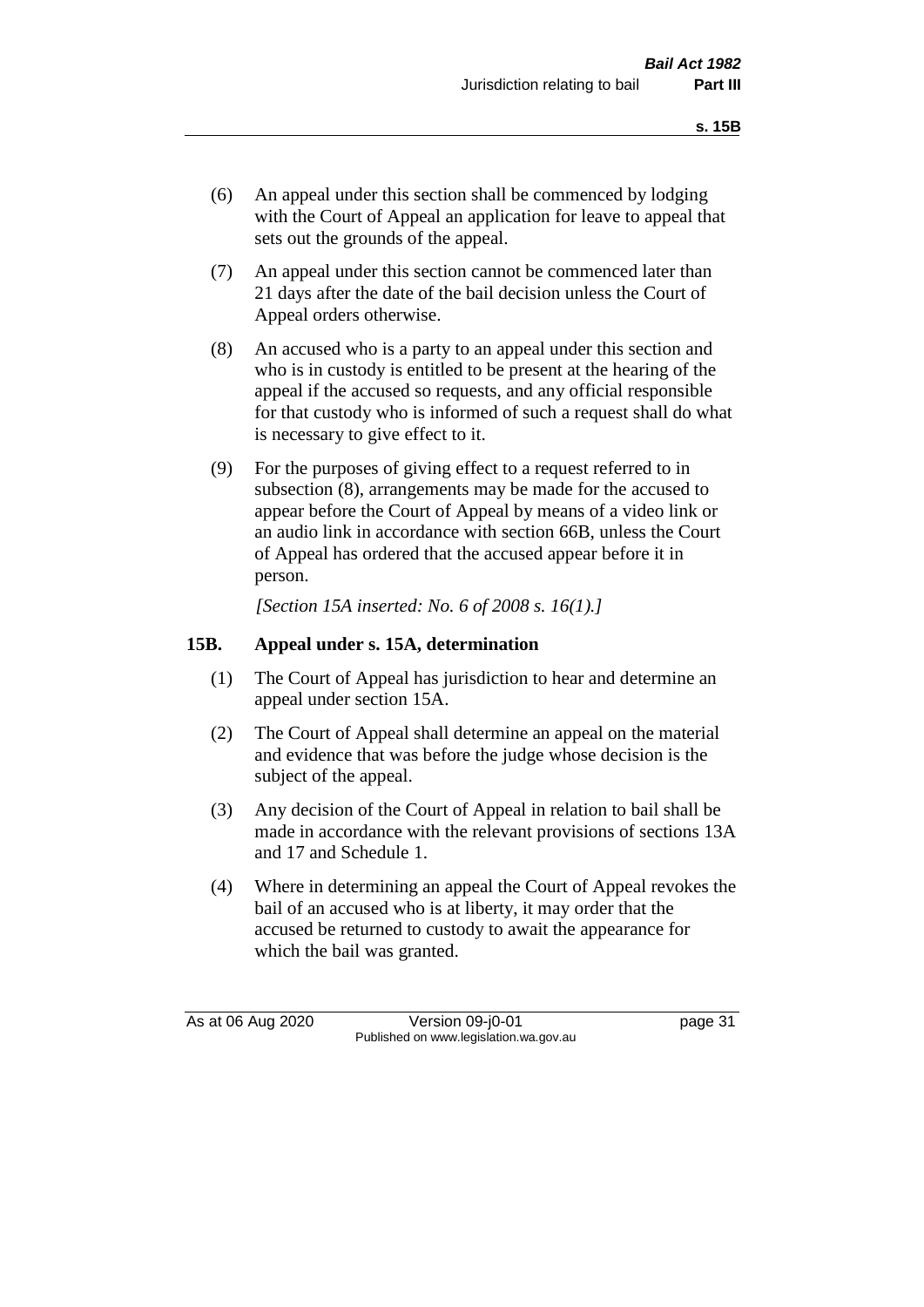(6) An appeal under this section shall be commenced by lodging with the Court of Appeal an application for leave to appeal that sets out the grounds of the appeal.

(7) An appeal under this section cannot be commenced later than 21 days after the date of the bail decision unless the Court of Appeal orders otherwise.

(8) An accused who is a party to an appeal under this section and who is in custody is entitled to be present at the hearing of the appeal if the accused so requests, and any official responsible for that custody who is informed of such a request shall do what is necessary to give effect to it.

(9) For the purposes of giving effect to a request referred to in subsection (8), arrangements may be made for the accused to appear before the Court of Appeal by means of a video link or an audio link in accordance with section 66B, unless the Court of Appeal has ordered that the accused appear before it in person.

*[Section 15A inserted: No. 6 of 2008 s. 16(1).]*

## 15B. Appeal under s. 15A, determination

(1) The Court of Appeal has jurisdiction to hear and determine an appeal under section 15A.

(2) The Court of Appeal shall determine an appeal on the material and evidence that was before the judge whose decision is the subject of the appeal.

(3) Any decision of the Court of Appeal in relation to bail shall be made in accordance with the relevant provisions of sections 13A and 17 and Schedule 1.

(4) Where in determining an appeal the Court of Appeal revokes the bail of an accused who is at liberty, it may order that the accused be returned to custody to await the appearance for which the bail was granted.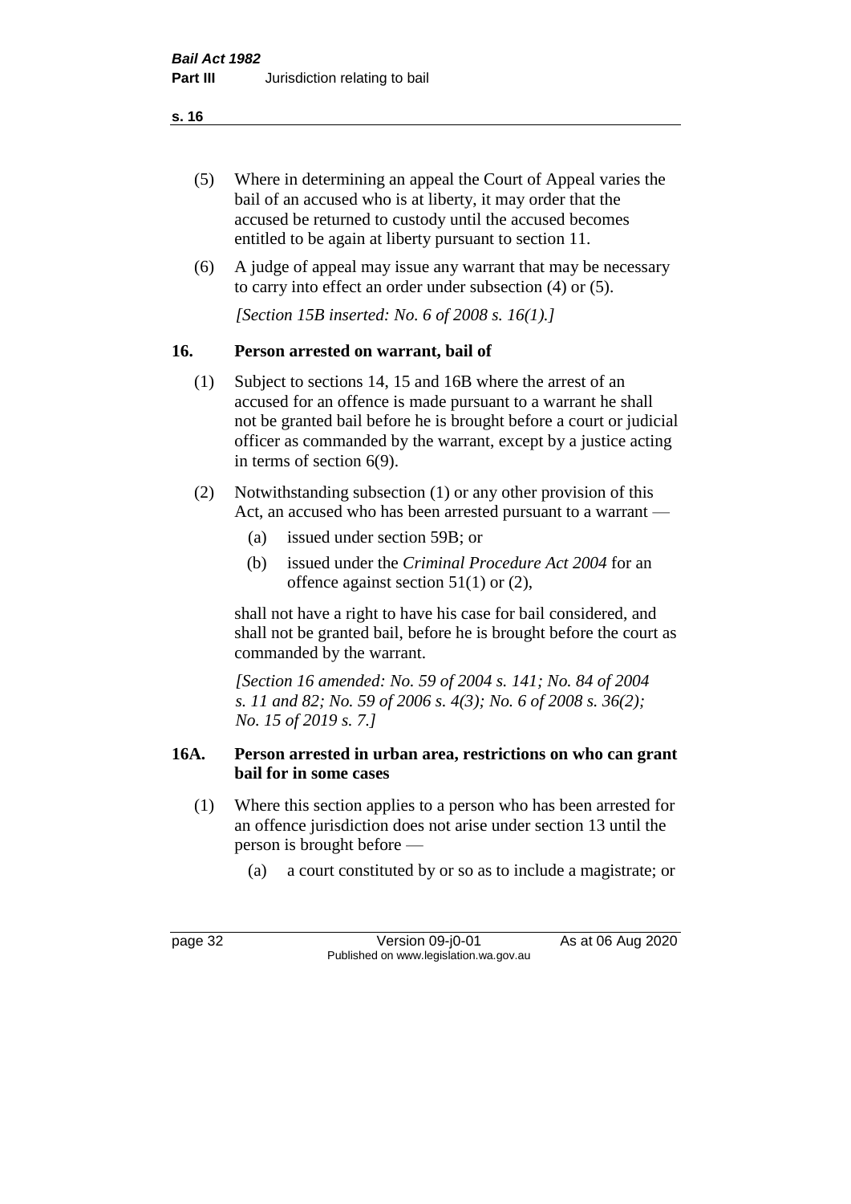(5) Where in determining an appeal the Court of Appeal varies the bail of an accused who is at liberty, it may order that the accused be returned to custody until the accused becomes entitled to be again at liberty pursuant to section 11.

(6) A judge of appeal may issue any warrant that may be necessary to carry into effect an order under subsection (4) or (5).

*[Section 15B inserted: No. 6 of 2008 s. 16(1).]*

## 16. Person arrested on warrant, bail of

(1) Subject to sections 14, 15 and 16B where the arrest of an accused for an offence is made pursuant to a warrant he shall not be granted bail before he is brought before a court or judicial officer as commanded by the warrant, except by a justice acting in terms of section 6(9).

(2) Notwithstanding subsection (1) or any other provision of this Act, an accused who has been arrested pursuant to a warrant —

- (a) issued under section 59B; or
- (b) issued under the *Criminal Procedure Act 2004* for an offence against section 51(1) or (2),

shall not have a right to have his case for bail considered, and shall not be granted bail, before he is brought before the court as commanded by the warrant.

*[Section 16 amended: No. 59 of 2004 s. 141; No. 84 of 2004 s. 11 and 82; No. 59 of 2006 s. 4(3); No. 6 of 2008 s. 36(2); No. 15 of 2019 s. 7.]*

## 16A. Person arrested in urban area, restrictions on who can grant bail for in some cases

(1) Where this section applies to a person who has been arrested for an offence jurisdiction does not arise under section 13 until the person is brought before —

- (a) a court constituted by or so as to include a magistrate; or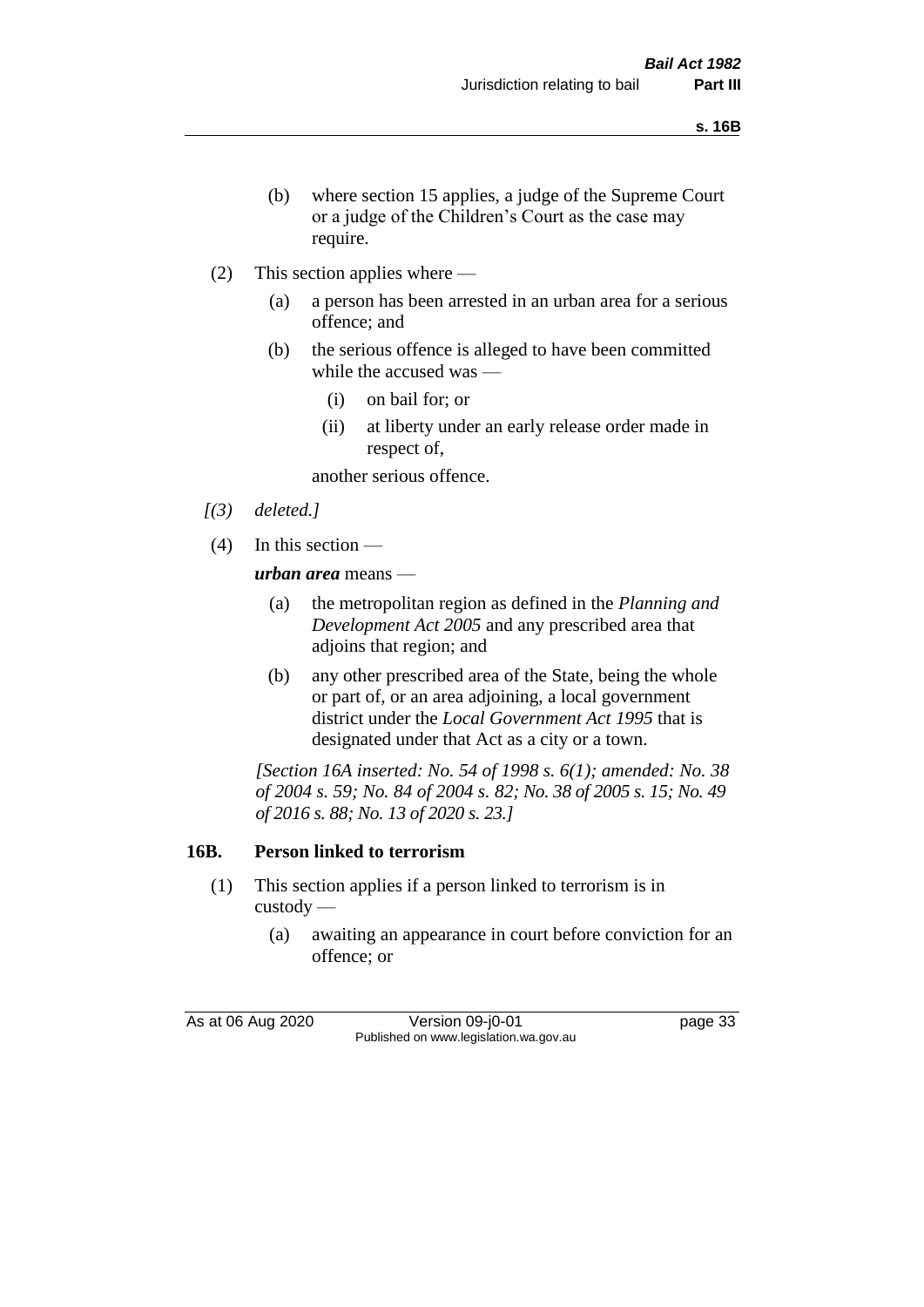(b) where section 15 applies, a judge of the Supreme Court or a judge of the Children's Court as the case may require.

(2) This section applies where —

(a) a person has been arrested in an urban area for a serious offence; and

(b) the serious offence is alleged to have been committed while the accused was —

(i) on bail for; or

(ii) at liberty under an early release order made in respect of,

another serious offence.

*[(3) deleted.]*

(4) In this section —

***urban area*** means —

(a) the metropolitan region as defined in the *Planning and Development Act 2005* and any prescribed area that adjoins that region; and

(b) any other prescribed area of the State, being the whole or part of, or an area adjoining, a local government district under the *Local Government Act 1995* that is designated under that Act as a city or a town.

*[Section 16A inserted: No. 54 of 1998 s. 6(1); amended: No. 38 of 2004 s. 59; No. 84 of 2004 s. 82; No. 38 of 2005 s. 15; No. 49 of 2016 s. 88; No. 13 of 2020 s. 23.]*

## 16B. Person linked to terrorism

(1) This section applies if a person linked to terrorism is in custody —

(a) awaiting an appearance in court before conviction for an offence; or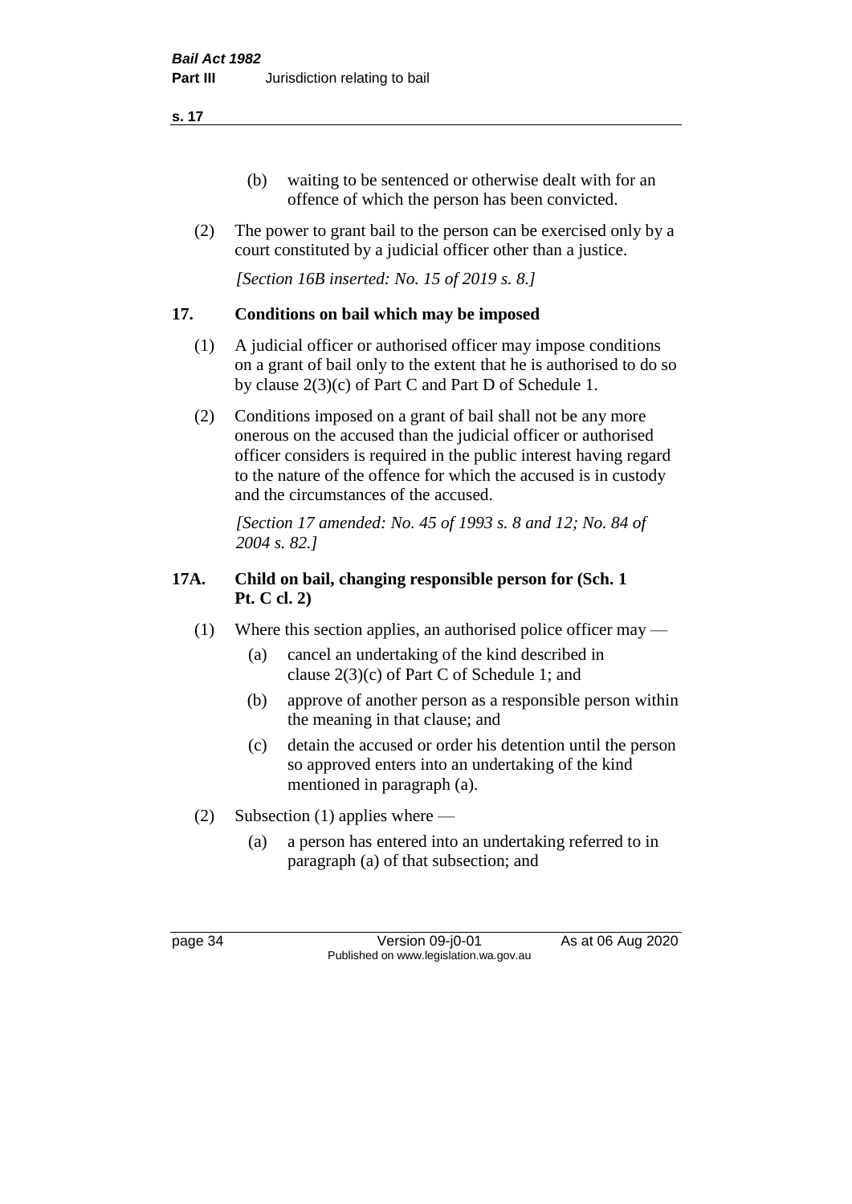(b) waiting to be sentenced or otherwise dealt with for an offence of which the person has been convicted.

(2) The power to grant bail to the person can be exercised only by a court constituted by a judicial officer other than a justice.

*[Section 16B inserted: No. 15 of 2019 s. 8.]*

## 17. Conditions on bail which may be imposed

(1) A judicial officer or authorised officer may impose conditions on a grant of bail only to the extent that he is authorised to do so by clause 2(3)(c) of Part C and Part D of Schedule 1.

(2) Conditions imposed on a grant of bail shall not be any more onerous on the accused than the judicial officer or authorised officer considers is required in the public interest having regard to the nature of the offence for which the accused is in custody and the circumstances of the accused.

*[Section 17 amended: No. 45 of 1993 s. 8 and 12; No. 84 of 2004 s. 82.]*

## 17A. Child on bail, changing responsible person for (Sch. 1 Pt. C cl. 2)

(1) Where this section applies, an authorised police officer may —

(a) cancel an undertaking of the kind described in clause 2(3)(c) of Part C of Schedule 1; and

(b) approve of another person as a responsible person within the meaning in that clause; and

(c) detain the accused or order his detention until the person so approved enters into an undertaking of the kind mentioned in paragraph (a).

(2) Subsection (1) applies where —

(a) a person has entered into an undertaking referred to in paragraph (a) of that subsection; and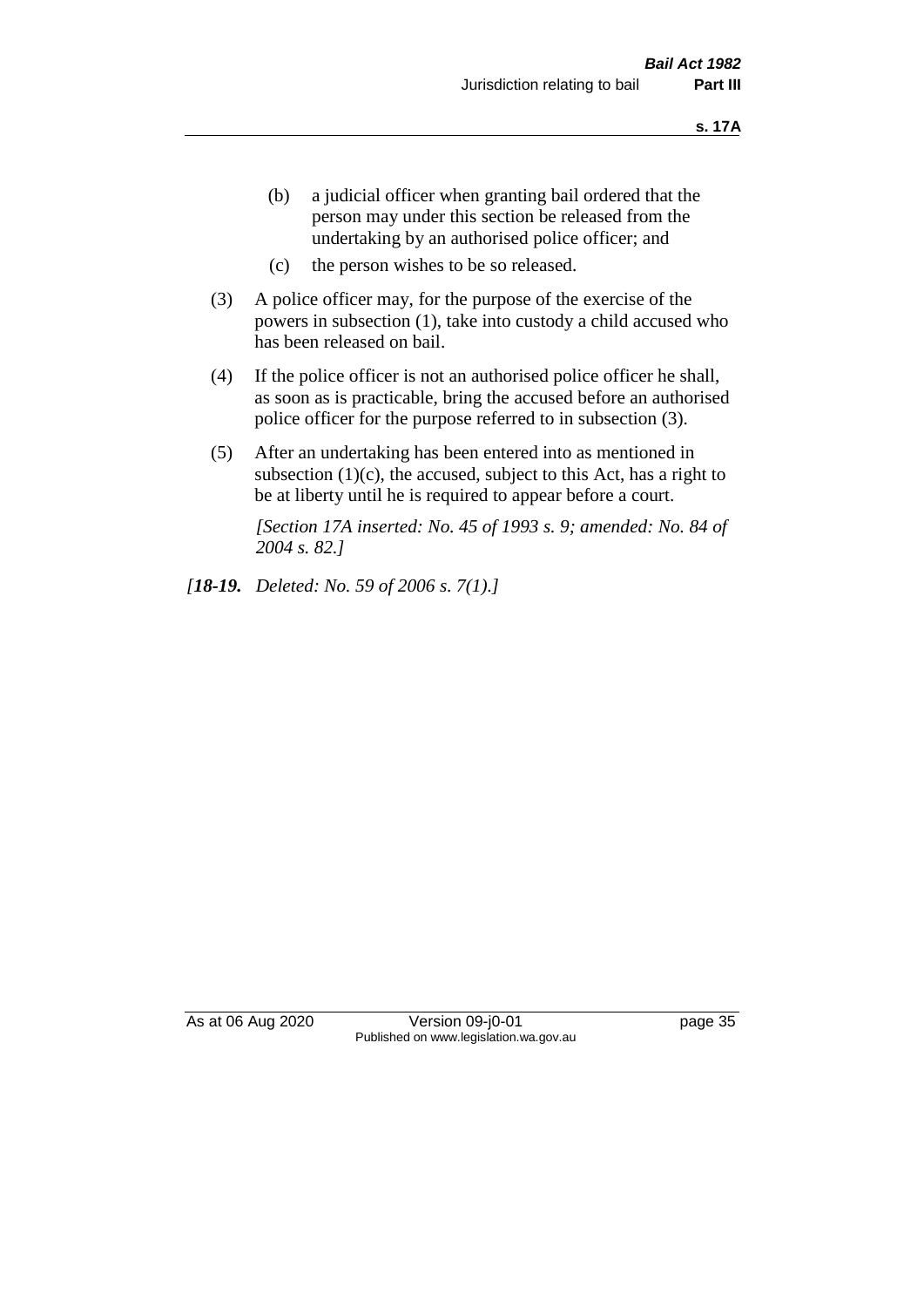(b) a judicial officer when granting bail ordered that the person may under this section be released from the undertaking by an authorised police officer; and

(c) the person wishes to be so released.

(3) A police officer may, for the purpose of the exercise of the powers in subsection (1), take into custody a child accused who has been released on bail.

(4) If the police officer is not an authorised police officer he shall, as soon as is practicable, bring the accused before an authorised police officer for the purpose referred to in subsection (3).

(5) After an undertaking has been entered into as mentioned in subsection (1)(c), the accused, subject to this Act, has a right to be at liberty until he is required to appear before a court.

*[Section 17A inserted: No. 45 of 1993 s. 9; amended: No. 84 of 2004 s. 82.]*

*[**18-19.** Deleted: No. 59 of 2006 s. 7(1).]*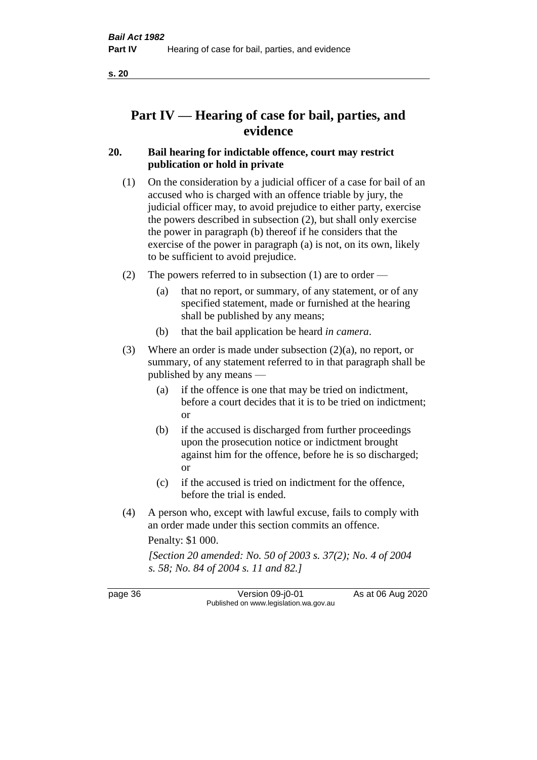# Part IV — Hearing of case for bail, parties, and evidence

## 20. Bail hearing for indictable offence, court may restrict publication or hold in private

(1) On the consideration by a judicial officer of a case for bail of an accused who is charged with an offence triable by jury, the judicial officer may, to avoid prejudice to either party, exercise the powers described in subsection (2), but shall only exercise the power in paragraph (b) thereof if he considers that the exercise of the power in paragraph (a) is not, on its own, likely to be sufficient to avoid prejudice.

(2) The powers referred to in subsection (1) are to order —

- (a) that no report, or summary, of any statement, or of any specified statement, made or furnished at the hearing shall be published by any means;
- (b) that the bail application be heard *in camera*.

(3) Where an order is made under subsection (2)(a), no report, or summary, of any statement referred to in that paragraph shall be published by any means —

- (a) if the offence is one that may be tried on indictment, before a court decides that it is to be tried on indictment; or
- (b) if the accused is discharged from further proceedings upon the prosecution notice or indictment brought against him for the offence, before he is so discharged; or
- (c) if the accused is tried on indictment for the offence, before the trial is ended.

(4) A person who, except with lawful excuse, fails to comply with an order made under this section commits an offence.

Penalty: $1 000.

*[Section 20 amended: No. 50 of 2003 s. 37(2); No. 4 of 2004 s. 58; No. 84 of 2004 s. 11 and 82.]*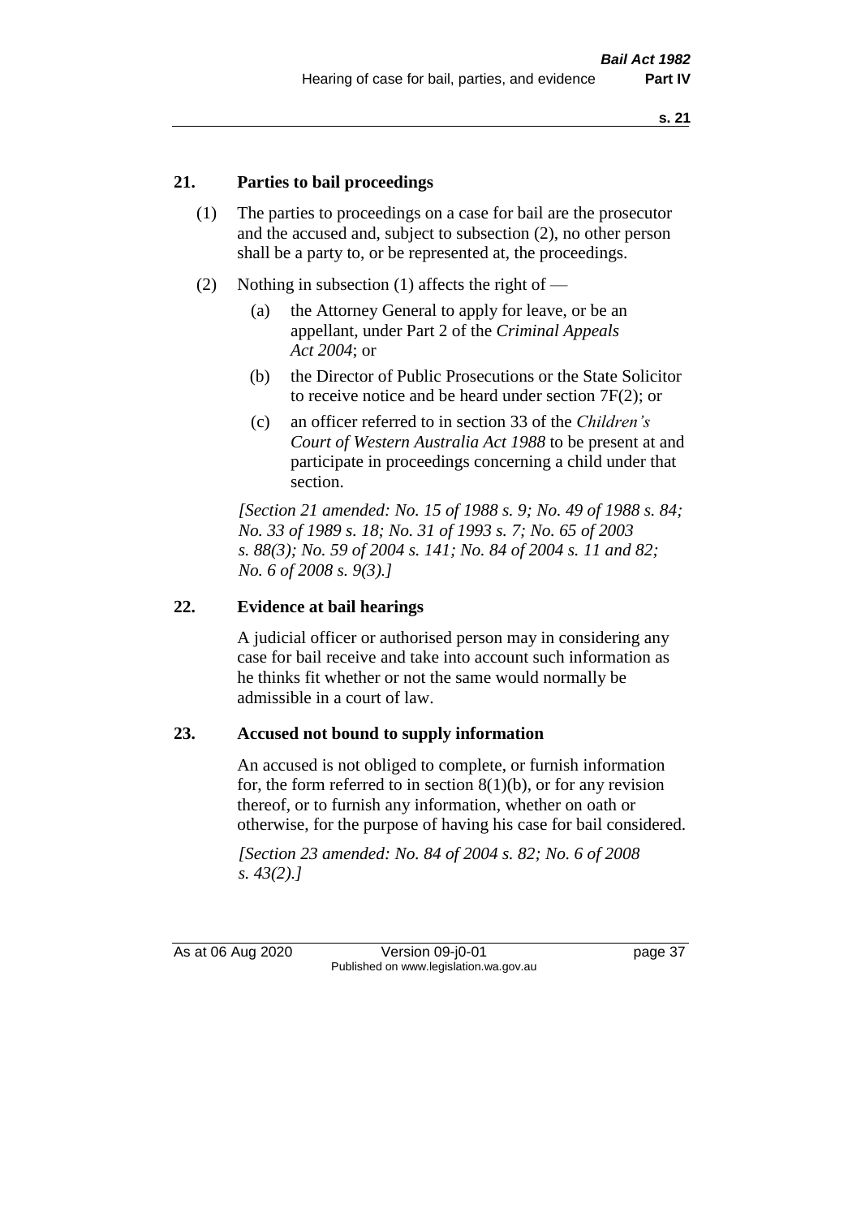## 21. Parties to bail proceedings

(1) The parties to proceedings on a case for bail are the prosecutor and the accused and, subject to subsection (2), no other person shall be a party to, or be represented at, the proceedings.

(2) Nothing in subsection (1) affects the right of —

(a) the Attorney General to apply for leave, or be an appellant, under Part 2 of the *Criminal Appeals Act 2004*; or

(b) the Director of Public Prosecutions or the State Solicitor to receive notice and be heard under section 7F(2); or

(c) an officer referred to in section 33 of the *Children's Court of Western Australia Act 1988* to be present at and participate in proceedings concerning a child under that section.

*[Section 21 amended: No. 15 of 1988 s. 9; No. 49 of 1988 s. 84; No. 33 of 1989 s. 18; No. 31 of 1993 s. 7; No. 65 of 2003 s. 88(3); No. 59 of 2004 s. 141; No. 84 of 2004 s. 11 and 82; No. 6 of 2008 s. 9(3).]*

## 22. Evidence at bail hearings

A judicial officer or authorised person may in considering any case for bail receive and take into account such information as he thinks fit whether or not the same would normally be admissible in a court of law.

## 23. Accused not bound to supply information

An accused is not obliged to complete, or furnish information for, the form referred to in section 8(1)(b), or for any revision thereof, or to furnish any information, whether on oath or otherwise, for the purpose of having his case for bail considered.

*[Section 23 amended: No. 84 of 2004 s. 82; No. 6 of 2008 s. 43(2).]*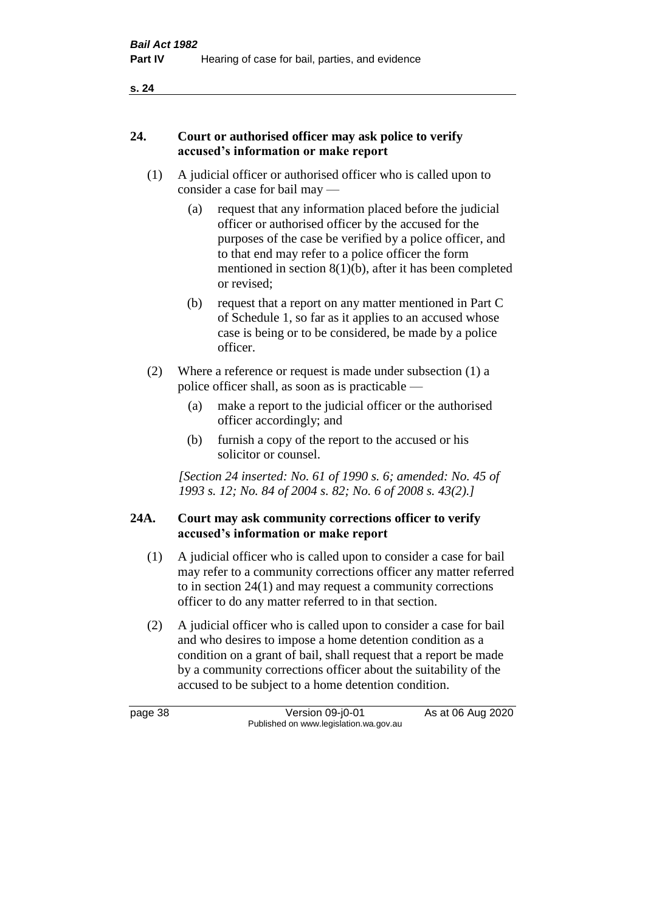## 24. Court or authorised officer may ask police to verify accused's information or make report

(1) A judicial officer or authorised officer who is called upon to consider a case for bail may —

(a) request that any information placed before the judicial officer or authorised officer by the accused for the purposes of the case be verified by a police officer, and to that end may refer to a police officer the form mentioned in section 8(1)(b), after it has been completed or revised;

(b) request that a report on any matter mentioned in Part C of Schedule 1, so far as it applies to an accused whose case is being or to be considered, be made by a police officer.

(2) Where a reference or request is made under subsection (1) a police officer shall, as soon as is practicable —

(a) make a report to the judicial officer or the authorised officer accordingly; and

(b) furnish a copy of the report to the accused or his solicitor or counsel.

*[Section 24 inserted: No. 61 of 1990 s. 6; amended: No. 45 of 1993 s. 12; No. 84 of 2004 s. 82; No. 6 of 2008 s. 43(2).]*

## 24A. Court may ask community corrections officer to verify accused's information or make report

(1) A judicial officer who is called upon to consider a case for bail may refer to a community corrections officer any matter referred to in section 24(1) and may request a community corrections officer to do any matter referred to in that section.

(2) A judicial officer who is called upon to consider a case for bail and who desires to impose a home detention condition as a condition on a grant of bail, shall request that a report be made by a community corrections officer about the suitability of the accused to be subject to a home detention condition.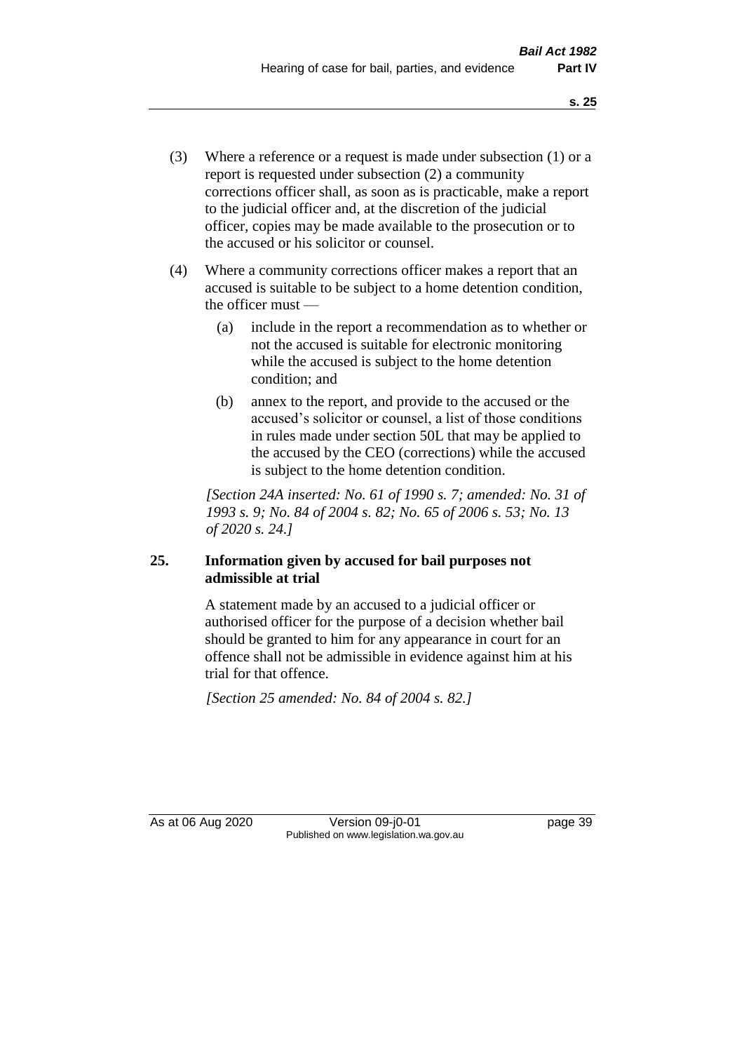(3) Where a reference or a request is made under subsection (1) or a report is requested under subsection (2) a community corrections officer shall, as soon as is practicable, make a report to the judicial officer and, at the discretion of the judicial officer, copies may be made available to the prosecution or to the accused or his solicitor or counsel.

(4) Where a community corrections officer makes a report that an accused is suitable to be subject to a home detention condition, the officer must —

(a) include in the report a recommendation as to whether or not the accused is suitable for electronic monitoring while the accused is subject to the home detention condition; and

(b) annex to the report, and provide to the accused or the accused's solicitor or counsel, a list of those conditions in rules made under section 50L that may be applied to the accused by the CEO (corrections) while the accused is subject to the home detention condition.

*[Section 24A inserted: No. 61 of 1990 s. 7; amended: No. 31 of 1993 s. 9; No. 84 of 2004 s. 82; No. 65 of 2006 s. 53; No. 13 of 2020 s. 24.]*

## 25. Information given by accused for bail purposes not admissible at trial

A statement made by an accused to a judicial officer or authorised officer for the purpose of a decision whether bail should be granted to him for any appearance in court for an offence shall not be admissible in evidence against him at his trial for that offence.

*[Section 25 amended: No. 84 of 2004 s. 82.]*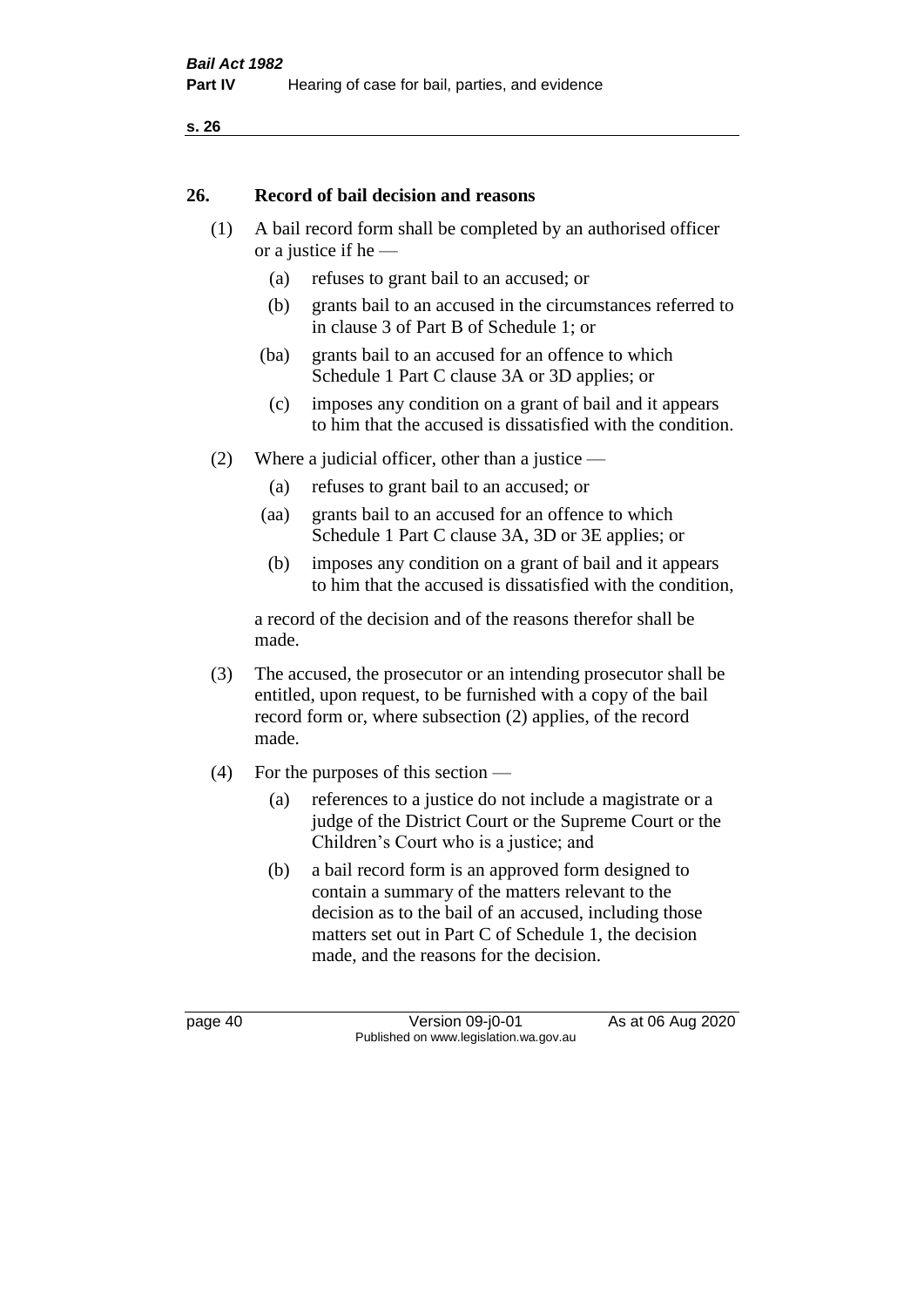## 26. Record of bail decision and reasons

(1) A bail record form shall be completed by an authorised officer or a justice if he —

  (a) refuses to grant bail to an accused; or

  (b) grants bail to an accused in the circumstances referred to in clause 3 of Part B of Schedule 1; or

  (ba) grants bail to an accused for an offence to which Schedule 1 Part C clause 3A or 3D applies; or

  (c) imposes any condition on a grant of bail and it appears to him that the accused is dissatisfied with the condition.

(2) Where a judicial officer, other than a justice —

  (a) refuses to grant bail to an accused; or

  (aa) grants bail to an accused for an offence to which Schedule 1 Part C clause 3A, 3D or 3E applies; or

  (b) imposes any condition on a grant of bail and it appears to him that the accused is dissatisfied with the condition,

a record of the decision and of the reasons therefor shall be made.

(3) The accused, the prosecutor or an intending prosecutor shall be entitled, upon request, to be furnished with a copy of the bail record form or, where subsection (2) applies, of the record made.

(4) For the purposes of this section —

  (a) references to a justice do not include a magistrate or a judge of the District Court or the Supreme Court or the Children's Court who is a justice; and

  (b) a bail record form is an approved form designed to contain a summary of the matters relevant to the decision as to the bail of an accused, including those matters set out in Part C of Schedule 1, the decision made, and the reasons for the decision.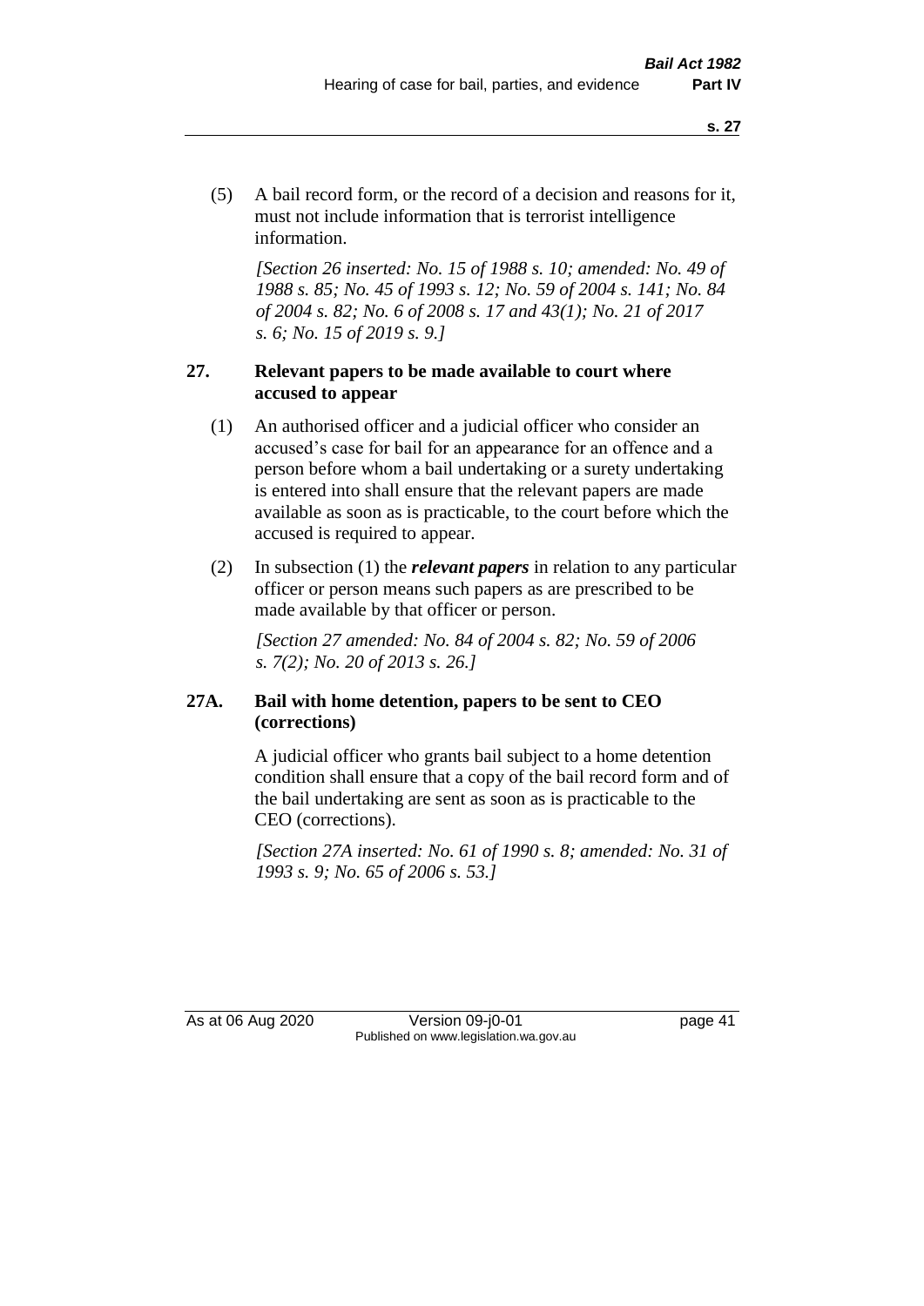(5) A bail record form, or the record of a decision and reasons for it, must not include information that is terrorist intelligence information.

*[Section 26 inserted: No. 15 of 1988 s. 10; amended: No. 49 of 1988 s. 85; No. 45 of 1993 s. 12; No. 59 of 2004 s. 141; No. 84 of 2004 s. 82; No. 6 of 2008 s. 17 and 43(1); No. 21 of 2017 s. 6; No. 15 of 2019 s. 9.]*

### 27. Relevant papers to be made available to court where accused to appear

(1) An authorised officer and a judicial officer who consider an accused's case for bail for an appearance for an offence and a person before whom a bail undertaking or a surety undertaking is entered into shall ensure that the relevant papers are made available as soon as is practicable, to the court before which the accused is required to appear.

(2) In subsection (1) the ***relevant papers*** in relation to any particular officer or person means such papers as are prescribed to be made available by that officer or person.

*[Section 27 amended: No. 84 of 2004 s. 82; No. 59 of 2006 s. 7(2); No. 20 of 2013 s. 26.]*

### 27A. Bail with home detention, papers to be sent to CEO (corrections)

A judicial officer who grants bail subject to a home detention condition shall ensure that a copy of the bail record form and of the bail undertaking are sent as soon as is practicable to the CEO (corrections).

*[Section 27A inserted: No. 61 of 1990 s. 8; amended: No. 31 of 1993 s. 9; No. 65 of 2006 s. 53.]*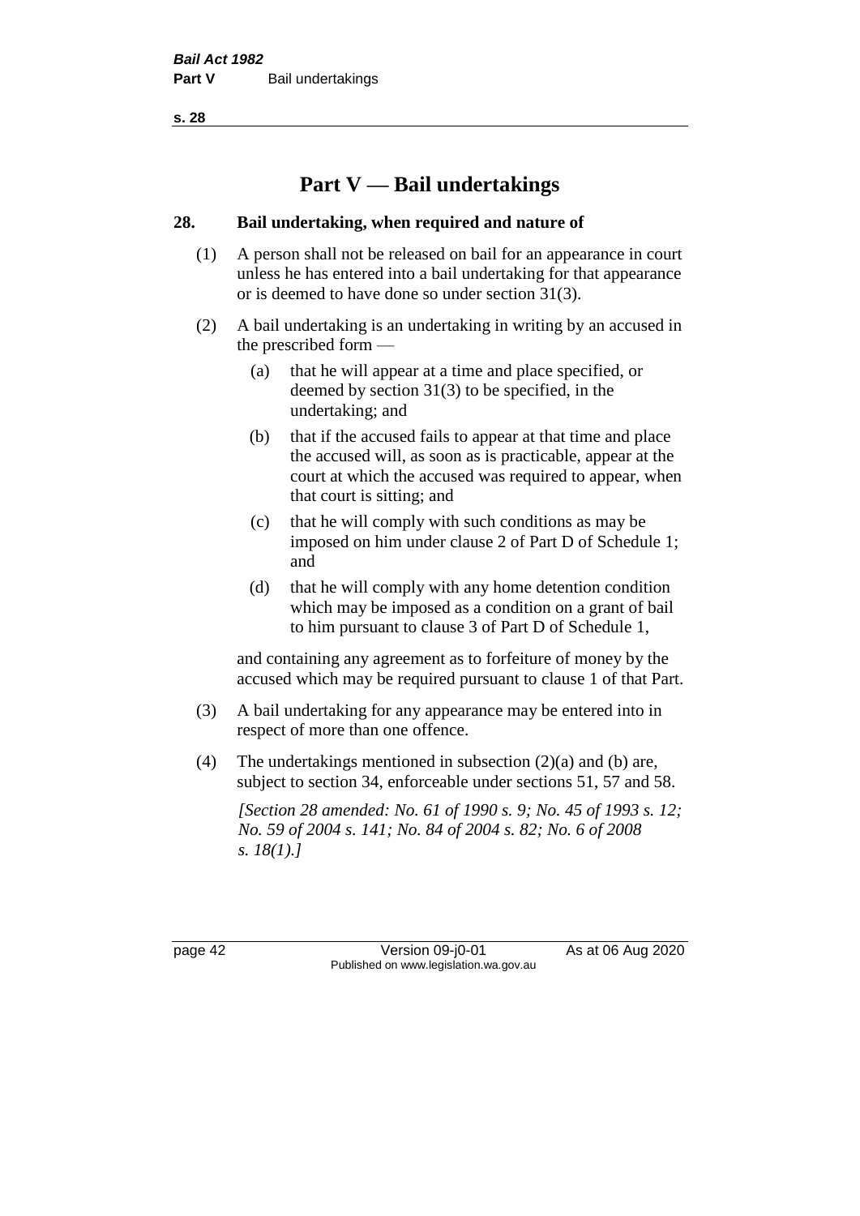# Part V — Bail undertakings

## 28. Bail undertaking, when required and nature of

(1) A person shall not be released on bail for an appearance in court unless he has entered into a bail undertaking for that appearance or is deemed to have done so under section 31(3).

(2) A bail undertaking is an undertaking in writing by an accused in the prescribed form —

  (a) that he will appear at a time and place specified, or deemed by section 31(3) to be specified, in the undertaking; and

  (b) that if the accused fails to appear at that time and place the accused will, as soon as is practicable, appear at the court at which the accused was required to appear, when that court is sitting; and

  (c) that he will comply with such conditions as may be imposed on him under clause 2 of Part D of Schedule 1; and

  (d) that he will comply with any home detention condition which may be imposed as a condition on a grant of bail to him pursuant to clause 3 of Part D of Schedule 1,

and containing any agreement as to forfeiture of money by the accused which may be required pursuant to clause 1 of that Part.

(3) A bail undertaking for any appearance may be entered into in respect of more than one offence.

(4) The undertakings mentioned in subsection (2)(a) and (b) are, subject to section 34, enforceable under sections 51, 57 and 58.

*[Section 28 amended: No. 61 of 1990 s. 9; No. 45 of 1993 s. 12; No. 59 of 2004 s. 141; No. 84 of 2004 s. 82; No. 6 of 2008 s. 18(1).]*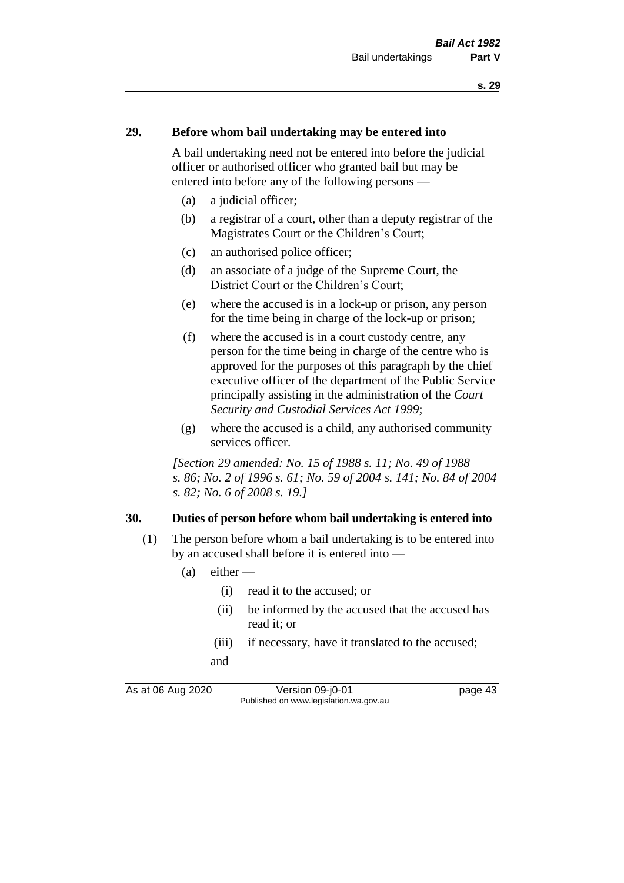### 29. Before whom bail undertaking may be entered into

A bail undertaking need not be entered into before the judicial officer or authorised officer who granted bail but may be entered into before any of the following persons —

- (a) a judicial officer;
- (b) a registrar of a court, other than a deputy registrar of the Magistrates Court or the Children's Court;
- (c) an authorised police officer;
- (d) an associate of a judge of the Supreme Court, the District Court or the Children's Court;
- (e) where the accused is in a lock-up or prison, any person for the time being in charge of the lock-up or prison;
- (f) where the accused is in a court custody centre, any person for the time being in charge of the centre who is approved for the purposes of this paragraph by the chief executive officer of the department of the Public Service principally assisting in the administration of the *Court Security and Custodial Services Act 1999*;
- (g) where the accused is a child, any authorised community services officer.

*[Section 29 amended: No. 15 of 1988 s. 11; No. 49 of 1988 s. 86; No. 2 of 1996 s. 61; No. 59 of 2004 s. 141; No. 84 of 2004 s. 82; No. 6 of 2008 s. 19.]*

### 30. Duties of person before whom bail undertaking is entered into

(1) The person before whom a bail undertaking is to be entered into by an accused shall before it is entered into —

- (a) either —
  - (i) read it to the accused; or
  - (ii) be informed by the accused that the accused has read it; or
  - (iii) if necessary, have it translated to the accused;

  and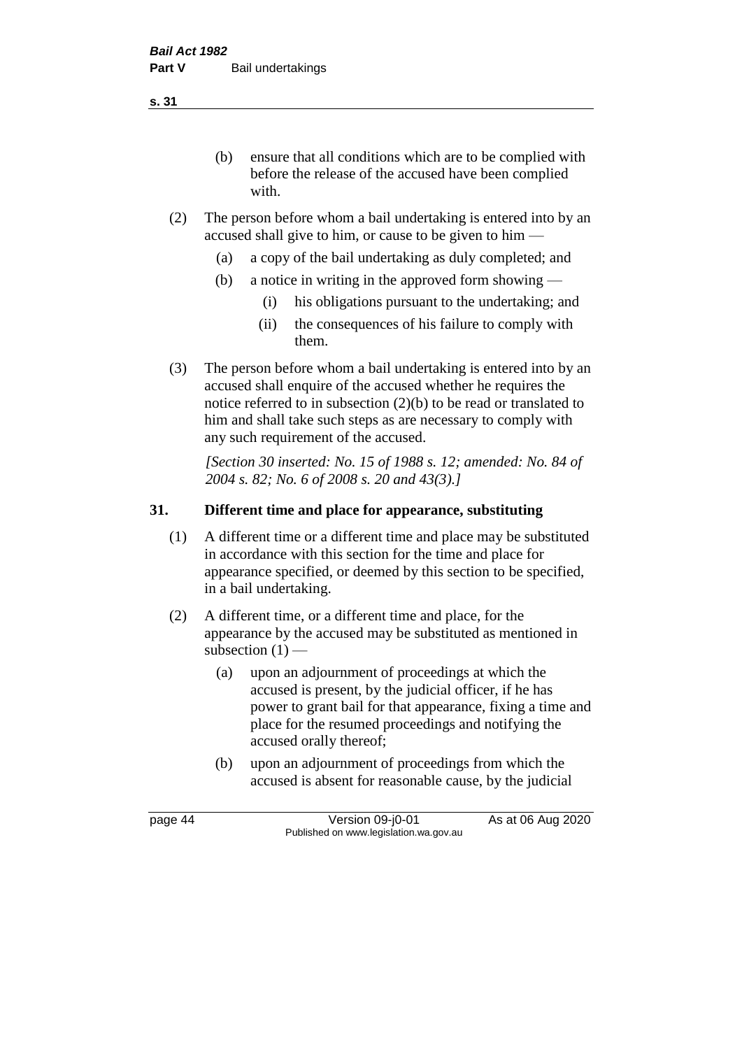- (b) ensure that all conditions which are to be complied with before the release of the accused have been complied with.

(2) The person before whom a bail undertaking is entered into by an accused shall give to him, or cause to be given to him —

- (a) a copy of the bail undertaking as duly completed; and
- (b) a notice in writing in the approved form showing —
  - (i) his obligations pursuant to the undertaking; and
  - (ii) the consequences of his failure to comply with them.

(3) The person before whom a bail undertaking is entered into by an accused shall enquire of the accused whether he requires the notice referred to in subsection (2)(b) to be read or translated to him and shall take such steps as are necessary to comply with any such requirement of the accused.

*[Section 30 inserted: No. 15 of 1988 s. 12; amended: No. 84 of 2004 s. 82; No. 6 of 2008 s. 20 and 43(3).]*

## 31. Different time and place for appearance, substituting

(1) A different time or a different time and place may be substituted in accordance with this section for the time and place for appearance specified, or deemed by this section to be specified, in a bail undertaking.

(2) A different time, or a different time and place, for the appearance by the accused may be substituted as mentioned in subsection (1) —

- (a) upon an adjournment of proceedings at which the accused is present, by the judicial officer, if he has power to grant bail for that appearance, fixing a time and place for the resumed proceedings and notifying the accused orally thereof;
- (b) upon an adjournment of proceedings from which the accused is absent for reasonable cause, by the judicial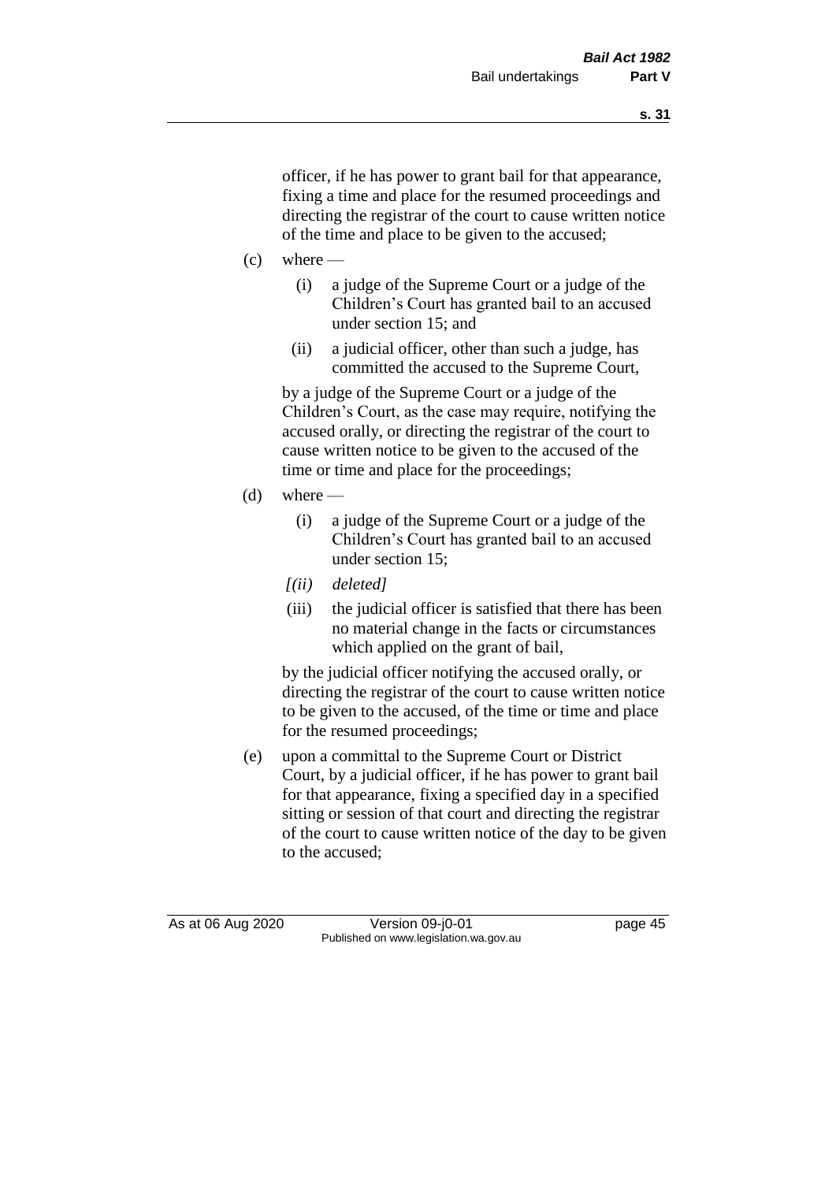officer, if he has power to grant bail for that appearance, fixing a time and place for the resumed proceedings and directing the registrar of the court to cause written notice of the time and place to be given to the accused;

(c) where —

  (i) a judge of the Supreme Court or a judge of the Children's Court has granted bail to an accused under section 15; and

  (ii) a judicial officer, other than such a judge, has committed the accused to the Supreme Court,

  by a judge of the Supreme Court or a judge of the Children's Court, as the case may require, notifying the accused orally, or directing the registrar of the court to cause written notice to be given to the accused of the time or time and place for the proceedings;

(d) where —

  (i) a judge of the Supreme Court or a judge of the Children's Court has granted bail to an accused under section 15;

  *[(ii) deleted]*

  (iii) the judicial officer is satisfied that there has been no material change in the facts or circumstances which applied on the grant of bail,

  by the judicial officer notifying the accused orally, or directing the registrar of the court to cause written notice to be given to the accused, of the time or time and place for the resumed proceedings;

(e) upon a committal to the Supreme Court or District Court, by a judicial officer, if he has power to grant bail for that appearance, fixing a specified day in a specified sitting or session of that court and directing the registrar of the court to cause written notice of the day to be given to the accused;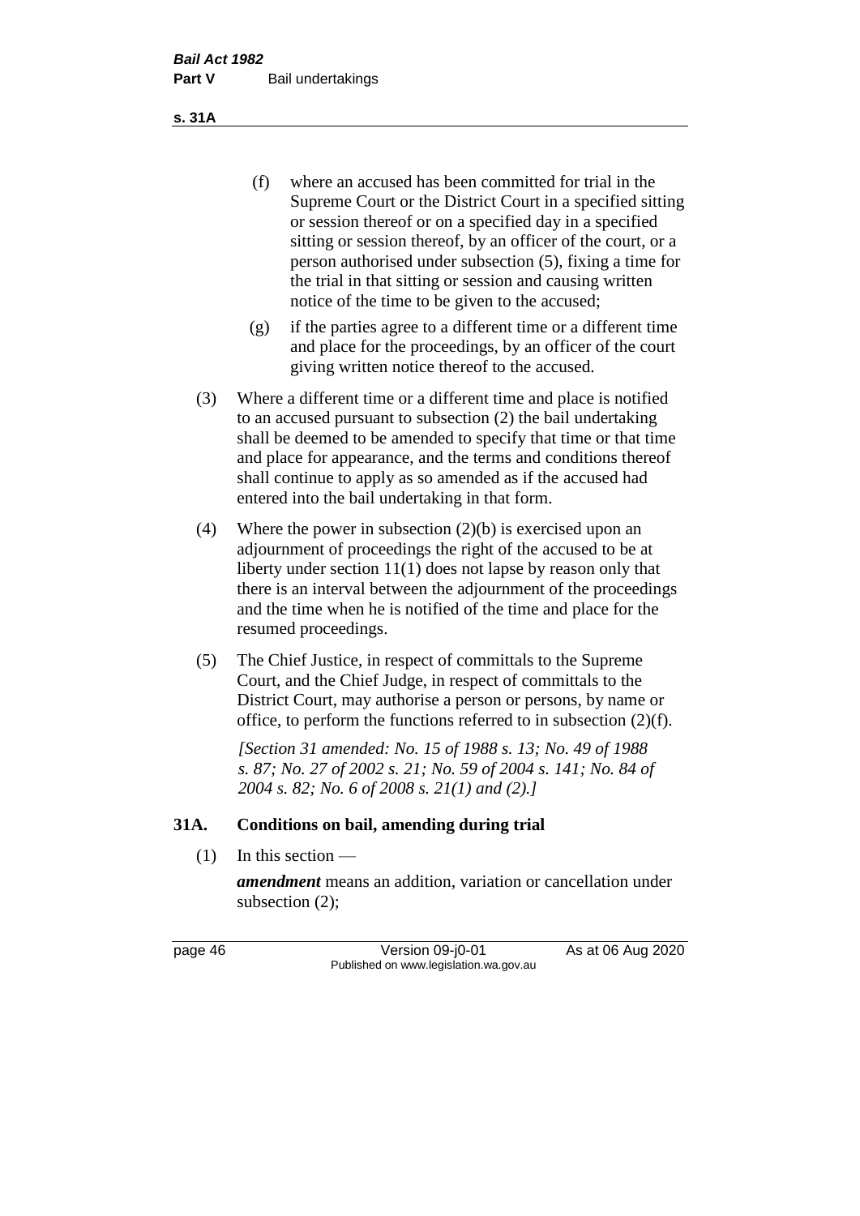(f) where an accused has been committed for trial in the Supreme Court or the District Court in a specified sitting or session thereof or on a specified day in a specified sitting or session thereof, by an officer of the court, or a person authorised under subsection (5), fixing a time for the trial in that sitting or session and causing written notice of the time to be given to the accused;

(g) if the parties agree to a different time or a different time and place for the proceedings, by an officer of the court giving written notice thereof to the accused.

(3) Where a different time or a different time and place is notified to an accused pursuant to subsection (2) the bail undertaking shall be deemed to be amended to specify that time or that time and place for appearance, and the terms and conditions thereof shall continue to apply as so amended as if the accused had entered into the bail undertaking in that form.

(4) Where the power in subsection (2)(b) is exercised upon an adjournment of proceedings the right of the accused to be at liberty under section 11(1) does not lapse by reason only that there is an interval between the adjournment of the proceedings and the time when he is notified of the time and place for the resumed proceedings.

(5) The Chief Justice, in respect of committals to the Supreme Court, and the Chief Judge, in respect of committals to the District Court, may authorise a person or persons, by name or office, to perform the functions referred to in subsection (2)(f).

*[Section 31 amended: No. 15 of 1988 s. 13; No. 49 of 1988 s. 87; No. 27 of 2002 s. 21; No. 59 of 2004 s. 141; No. 84 of 2004 s. 82; No. 6 of 2008 s. 21(1) and (2).]*

## 31A. Conditions on bail, amending during trial

(1) In this section —

***amendment*** means an addition, variation or cancellation under subsection (2);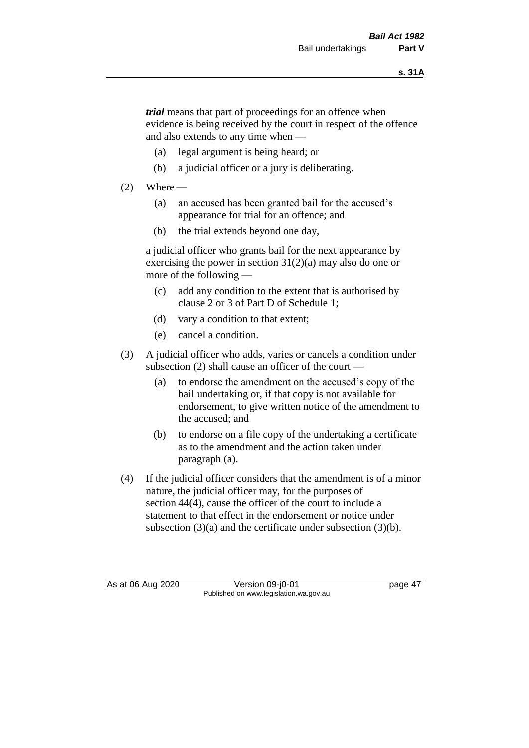***trial*** means that part of proceedings for an offence when evidence is being received by the court in respect of the offence and also extends to any time when —

(a) legal argument is being heard; or

(b) a judicial officer or a jury is deliberating.

(2) Where —

(a) an accused has been granted bail for the accused's appearance for trial for an offence; and

(b) the trial extends beyond one day,

a judicial officer who grants bail for the next appearance by exercising the power in section 31(2)(a) may also do one or more of the following —

(c) add any condition to the extent that is authorised by clause 2 or 3 of Part D of Schedule 1;

(d) vary a condition to that extent;

(e) cancel a condition.

(3) A judicial officer who adds, varies or cancels a condition under subsection (2) shall cause an officer of the court —

(a) to endorse the amendment on the accused's copy of the bail undertaking or, if that copy is not available for endorsement, to give written notice of the amendment to the accused; and

(b) to endorse on a file copy of the undertaking a certificate as to the amendment and the action taken under paragraph (a).

(4) If the judicial officer considers that the amendment is of a minor nature, the judicial officer may, for the purposes of section 44(4), cause the officer of the court to include a statement to that effect in the endorsement or notice under subsection (3)(a) and the certificate under subsection (3)(b).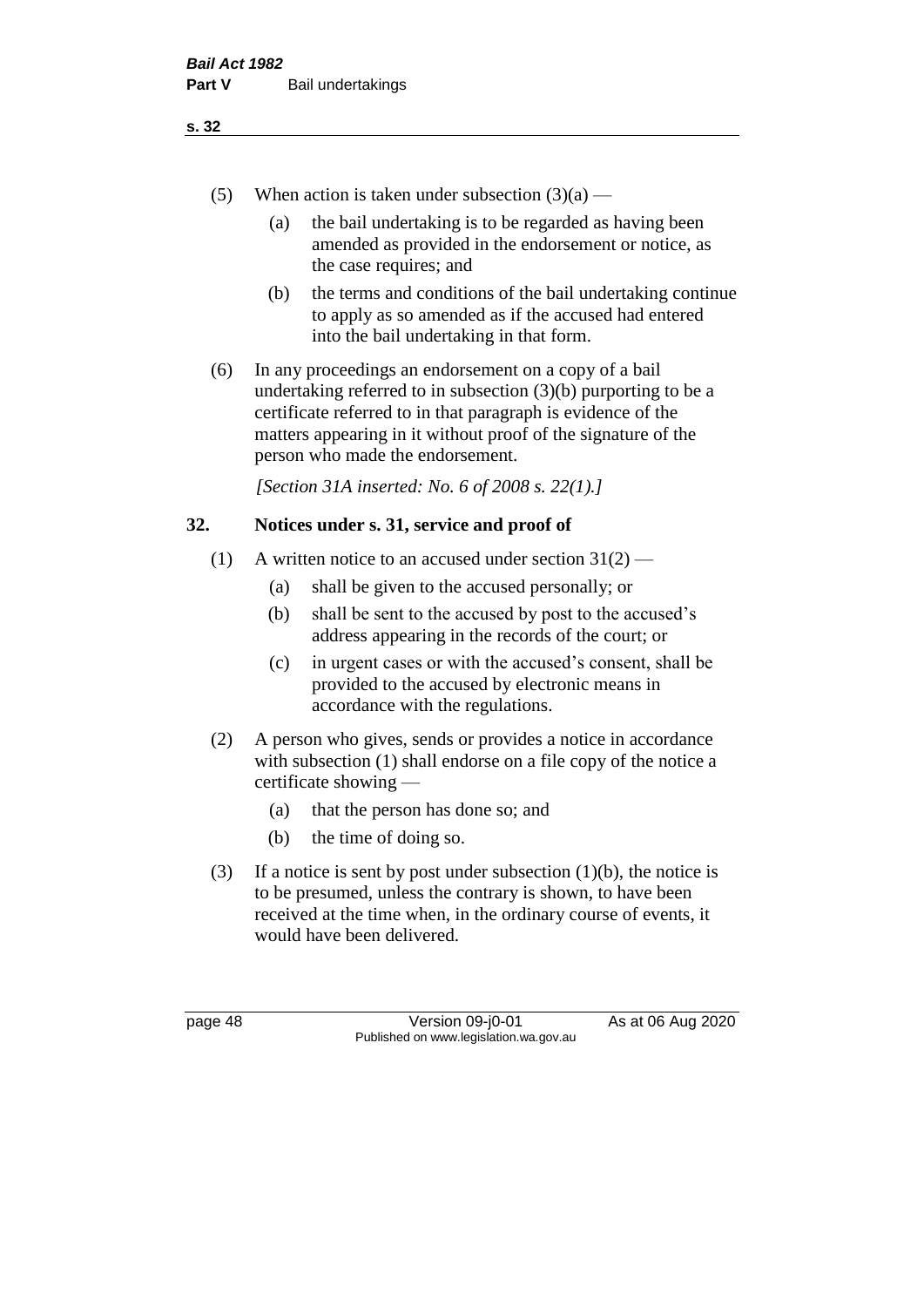(5) When action is taken under subsection (3)(a) —

  (a) the bail undertaking is to be regarded as having been amended as provided in the endorsement or notice, as the case requires; and

  (b) the terms and conditions of the bail undertaking continue to apply as so amended as if the accused had entered into the bail undertaking in that form.

(6) In any proceedings an endorsement on a copy of a bail undertaking referred to in subsection (3)(b) purporting to be a certificate referred to in that paragraph is evidence of the matters appearing in it without proof of the signature of the person who made the endorsement.

*[Section 31A inserted: No. 6 of 2008 s. 22(1).]*

## 32. Notices under s. 31, service and proof of

(1) A written notice to an accused under section 31(2) —

  (a) shall be given to the accused personally; or

  (b) shall be sent to the accused by post to the accused's address appearing in the records of the court; or

  (c) in urgent cases or with the accused's consent, shall be provided to the accused by electronic means in accordance with the regulations.

(2) A person who gives, sends or provides a notice in accordance with subsection (1) shall endorse on a file copy of the notice a certificate showing —

  (a) that the person has done so; and

  (b) the time of doing so.

(3) If a notice is sent by post under subsection (1)(b), the notice is to be presumed, unless the contrary is shown, to have been received at the time when, in the ordinary course of events, it would have been delivered.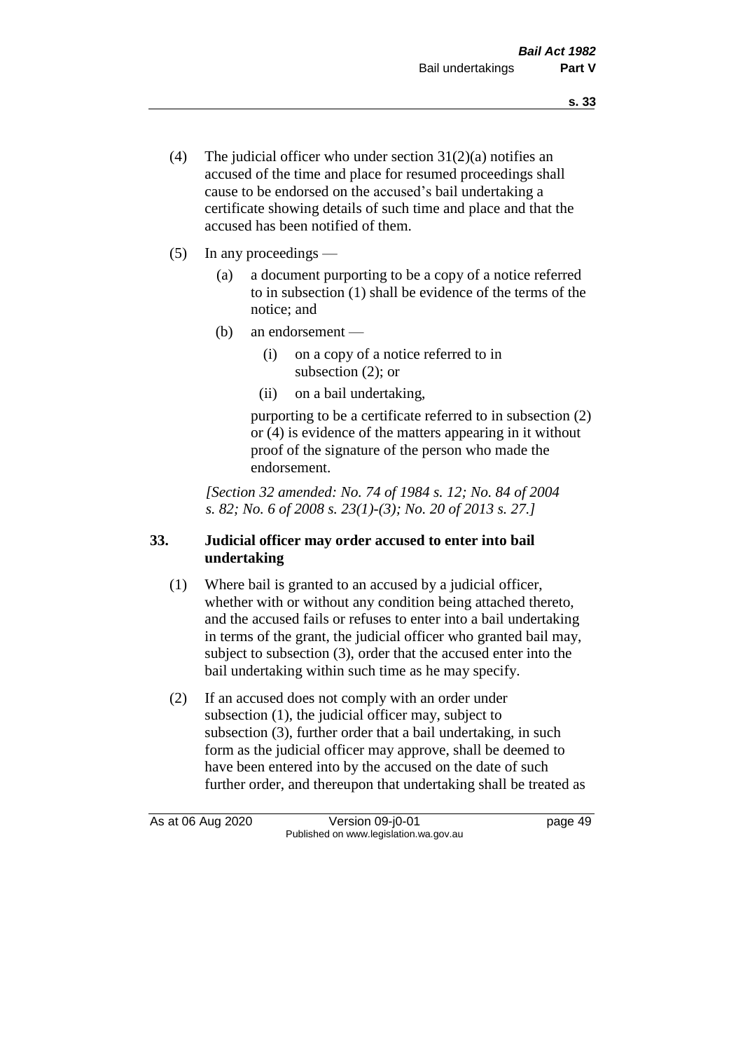(4) The judicial officer who under section 31(2)(a) notifies an accused of the time and place for resumed proceedings shall cause to be endorsed on the accused's bail undertaking a certificate showing details of such time and place and that the accused has been notified of them.

(5) In any proceedings —

  (a) a document purporting to be a copy of a notice referred to in subsection (1) shall be evidence of the terms of the notice; and

  (b) an endorsement —

    (i) on a copy of a notice referred to in subsection (2); or

    (ii) on a bail undertaking,

  purporting to be a certificate referred to in subsection (2) or (4) is evidence of the matters appearing in it without proof of the signature of the person who made the endorsement.

*[Section 32 amended: No. 74 of 1984 s. 12; No. 84 of 2004 s. 82; No. 6 of 2008 s. 23(1)-(3); No. 20 of 2013 s. 27.]*

### 33. Judicial officer may order accused to enter into bail undertaking

(1) Where bail is granted to an accused by a judicial officer, whether with or without any condition being attached thereto, and the accused fails or refuses to enter into a bail undertaking in terms of the grant, the judicial officer who granted bail may, subject to subsection (3), order that the accused enter into the bail undertaking within such time as he may specify.

(2) If an accused does not comply with an order under subsection (1), the judicial officer may, subject to subsection (3), further order that a bail undertaking, in such form as the judicial officer may approve, shall be deemed to have been entered into by the accused on the date of such further order, and thereupon that undertaking shall be treated as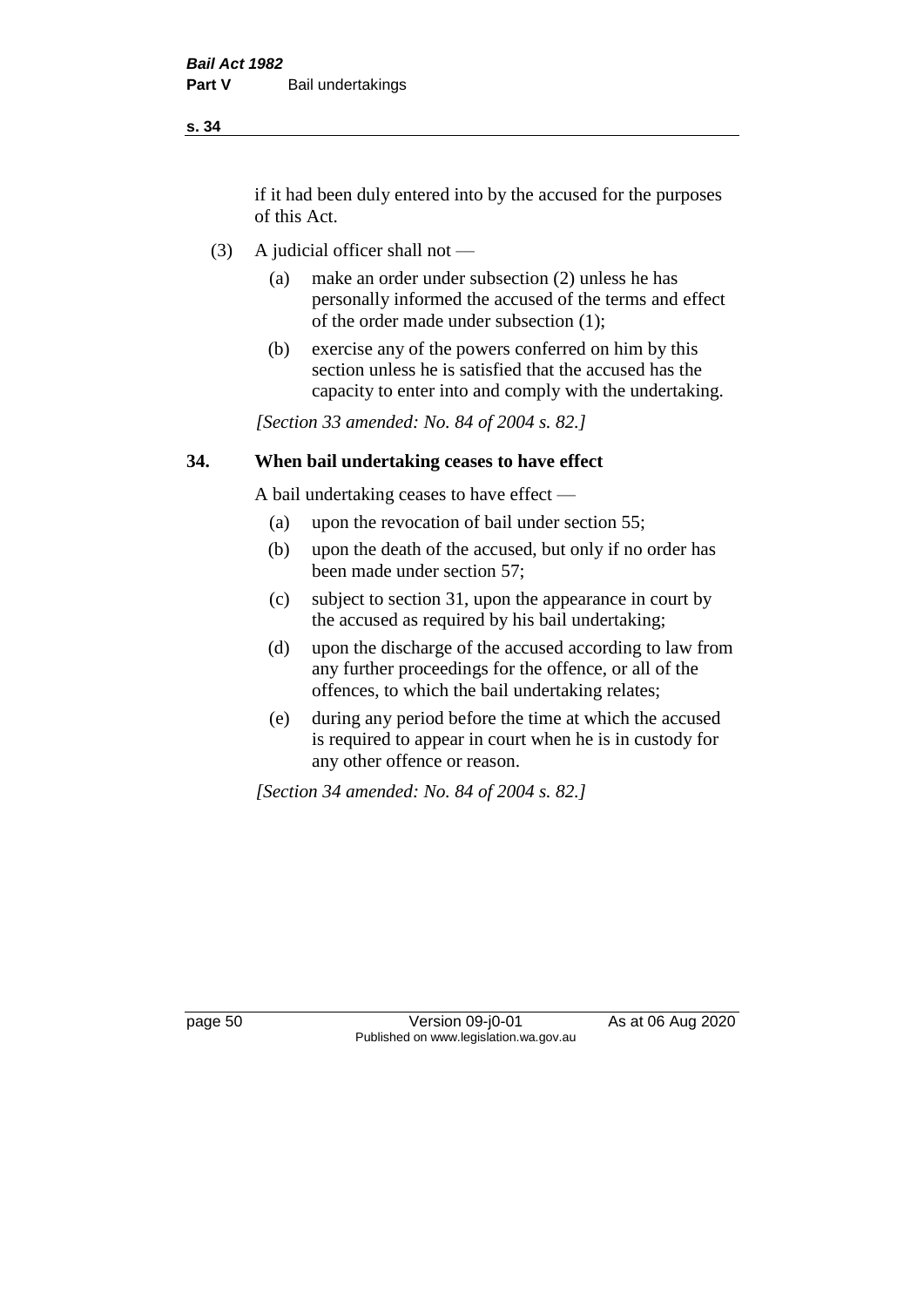if it had been duly entered into by the accused for the purposes of this Act.

(3) A judicial officer shall not —

(a) make an order under subsection (2) unless he has personally informed the accused of the terms and effect of the order made under subsection (1);

(b) exercise any of the powers conferred on him by this section unless he is satisfied that the accused has the capacity to enter into and comply with the undertaking.

*[Section 33 amended: No. 84 of 2004 s. 82.]*

## 34. When bail undertaking ceases to have effect

A bail undertaking ceases to have effect —

(a) upon the revocation of bail under section 55;

(b) upon the death of the accused, but only if no order has been made under section 57;

(c) subject to section 31, upon the appearance in court by the accused as required by his bail undertaking;

(d) upon the discharge of the accused according to law from any further proceedings for the offence, or all of the offences, to which the bail undertaking relates;

(e) during any period before the time at which the accused is required to appear in court when he is in custody for any other offence or reason.

*[Section 34 amended: No. 84 of 2004 s. 82.]*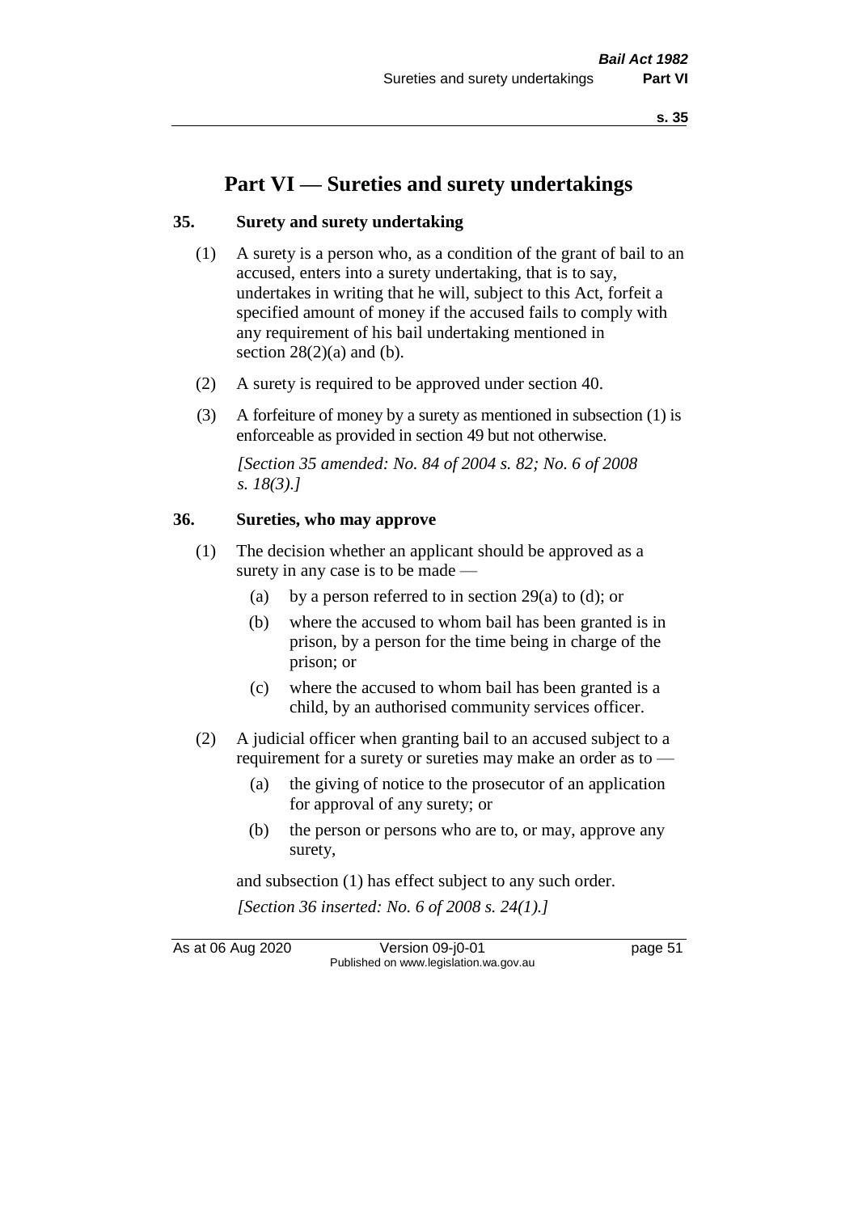# Part VI — Sureties and surety undertakings

## 35. Surety and surety undertaking

(1) A surety is a person who, as a condition of the grant of bail to an accused, enters into a surety undertaking, that is to say, undertakes in writing that he will, subject to this Act, forfeit a specified amount of money if the accused fails to comply with any requirement of his bail undertaking mentioned in section 28(2)(a) and (b).

(2) A surety is required to be approved under section 40.

(3) A forfeiture of money by a surety as mentioned in subsection (1) is enforceable as provided in section 49 but not otherwise.

*[Section 35 amended: No. 84 of 2004 s. 82; No. 6 of 2008 s. 18(3).]*

## 36. Sureties, who may approve

(1) The decision whether an applicant should be approved as a surety in any case is to be made —

- (a) by a person referred to in section 29(a) to (d); or
- (b) where the accused to whom bail has been granted is in prison, by a person for the time being in charge of the prison; or
- (c) where the accused to whom bail has been granted is a child, by an authorised community services officer.

(2) A judicial officer when granting bail to an accused subject to a requirement for a surety or sureties may make an order as to —

- (a) the giving of notice to the prosecutor of an application for approval of any surety; or
- (b) the person or persons who are to, or may, approve any surety,

and subsection (1) has effect subject to any such order.

*[Section 36 inserted: No. 6 of 2008 s. 24(1).]*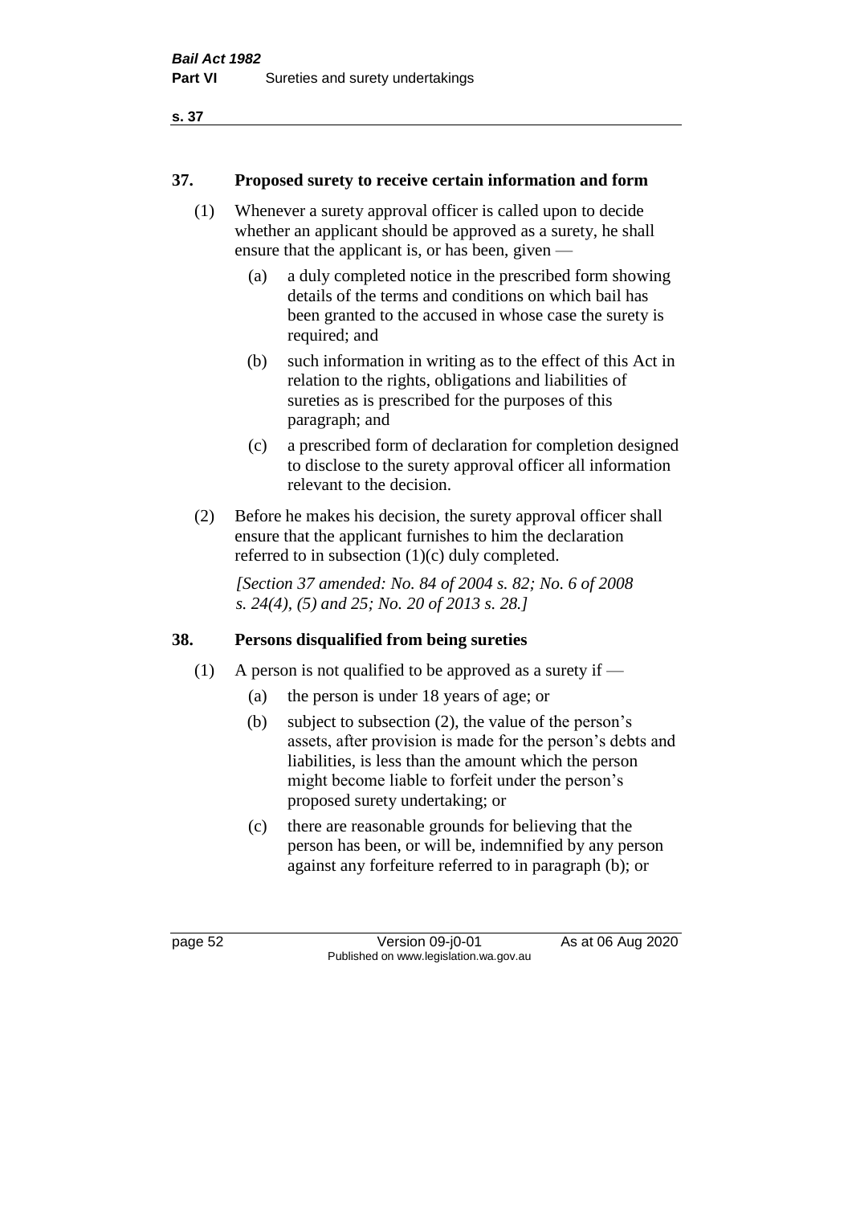## 37. Proposed surety to receive certain information and form

(1) Whenever a surety approval officer is called upon to decide whether an applicant should be approved as a surety, he shall ensure that the applicant is, or has been, given —

- (a) a duly completed notice in the prescribed form showing details of the terms and conditions on which bail has been granted to the accused in whose case the surety is required; and
- (b) such information in writing as to the effect of this Act in relation to the rights, obligations and liabilities of sureties as is prescribed for the purposes of this paragraph; and
- (c) a prescribed form of declaration for completion designed to disclose to the surety approval officer all information relevant to the decision.

(2) Before he makes his decision, the surety approval officer shall ensure that the applicant furnishes to him the declaration referred to in subsection (1)(c) duly completed.

*[Section 37 amended: No. 84 of 2004 s. 82; No. 6 of 2008 s. 24(4), (5) and 25; No. 20 of 2013 s. 28.]*

## 38. Persons disqualified from being sureties

(1) A person is not qualified to be approved as a surety if —

- (a) the person is under 18 years of age; or
- (b) subject to subsection (2), the value of the person's assets, after provision is made for the person's debts and liabilities, is less than the amount which the person might become liable to forfeit under the person's proposed surety undertaking; or
- (c) there are reasonable grounds for believing that the person has been, or will be, indemnified by any person against any forfeiture referred to in paragraph (b); or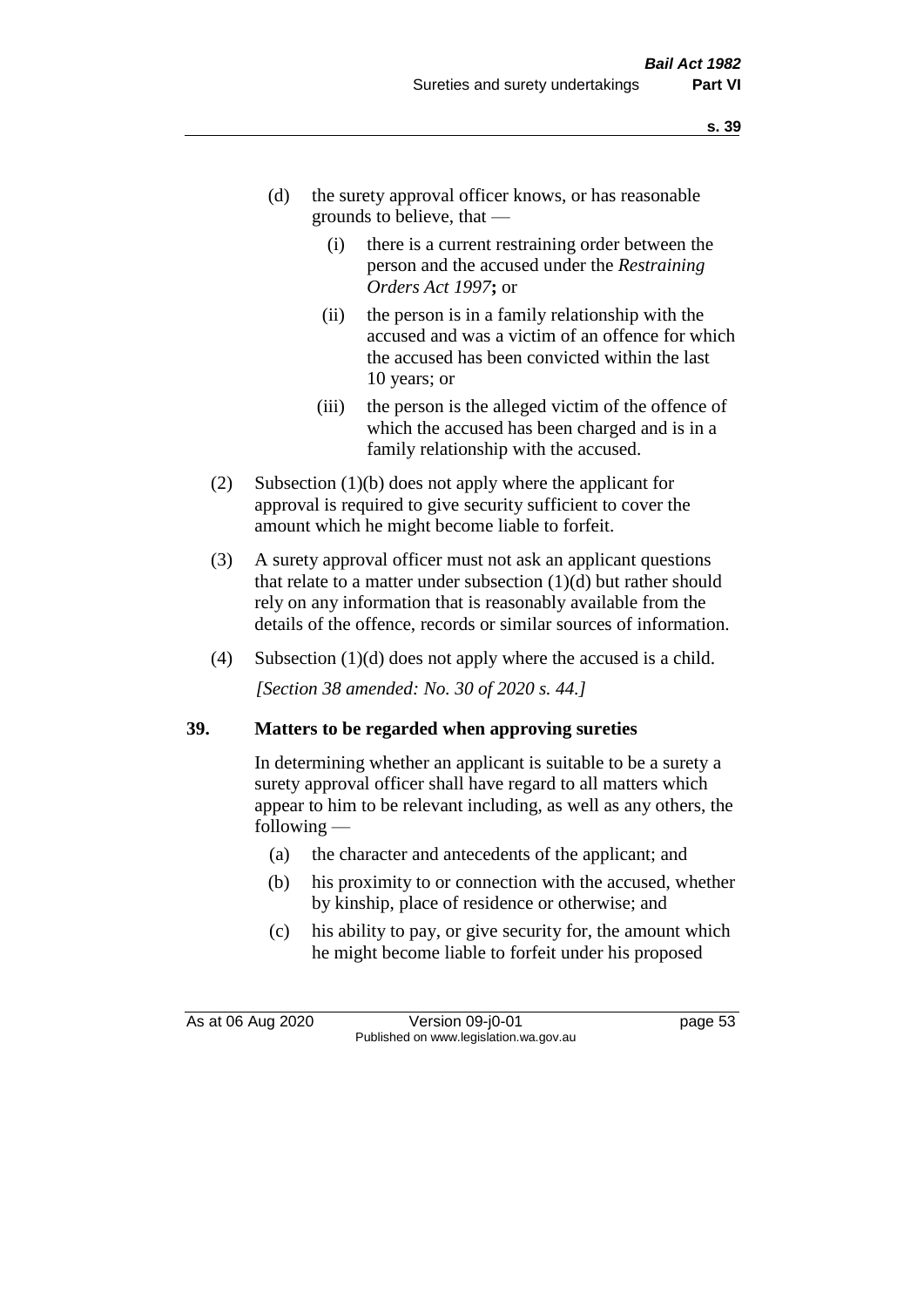(d) the surety approval officer knows, or has reasonable grounds to believe, that —

   (i) there is a current restraining order between the person and the accused under the *Restraining Orders Act 1997*; or

   (ii) the person is in a family relationship with the accused and was a victim of an offence for which the accused has been convicted within the last 10 years; or

   (iii) the person is the alleged victim of the offence of which the accused has been charged and is in a family relationship with the accused.

(2) Subsection (1)(b) does not apply where the applicant for approval is required to give security sufficient to cover the amount which he might become liable to forfeit.

(3) A surety approval officer must not ask an applicant questions that relate to a matter under subsection (1)(d) but rather should rely on any information that is reasonably available from the details of the offence, records or similar sources of information.

(4) Subsection (1)(d) does not apply where the accused is a child.

*[Section 38 amended: No. 30 of 2020 s. 44.]*

**39. Matters to be regarded when approving sureties**

In determining whether an applicant is suitable to be a surety a surety approval officer shall have regard to all matters which appear to him to be relevant including, as well as any others, the following —

(a) the character and antecedents of the applicant; and

(b) his proximity to or connection with the accused, whether by kinship, place of residence or otherwise; and

(c) his ability to pay, or give security for, the amount which he might become liable to forfeit under his proposed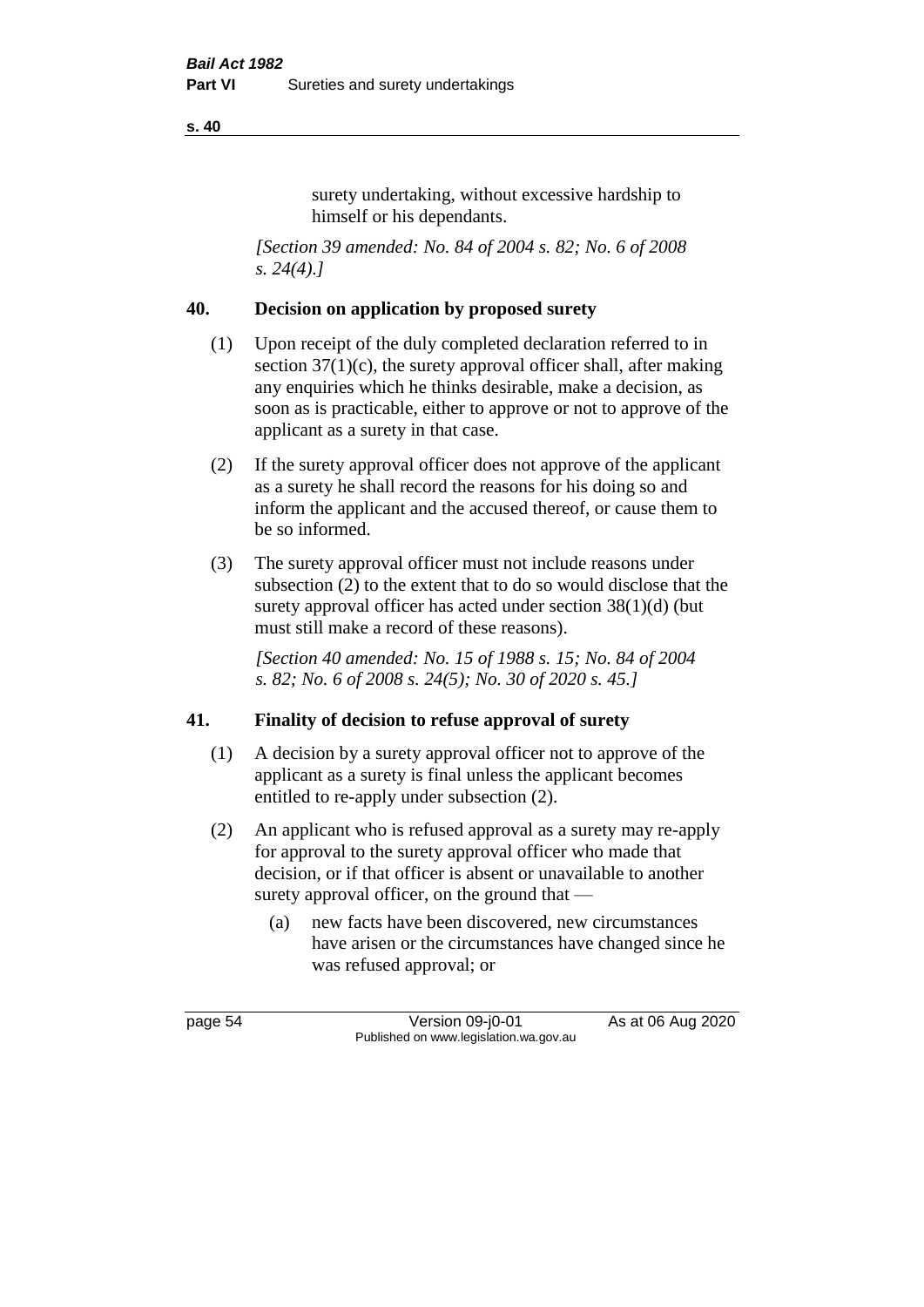surety undertaking, without excessive hardship to himself or his dependants.

*[Section 39 amended: No. 84 of 2004 s. 82; No. 6 of 2008 s. 24(4).]*

## 40. Decision on application by proposed surety

(1) Upon receipt of the duly completed declaration referred to in section 37(1)(c), the surety approval officer shall, after making any enquiries which he thinks desirable, make a decision, as soon as is practicable, either to approve or not to approve of the applicant as a surety in that case.

(2) If the surety approval officer does not approve of the applicant as a surety he shall record the reasons for his doing so and inform the applicant and the accused thereof, or cause them to be so informed.

(3) The surety approval officer must not include reasons under subsection (2) to the extent that to do so would disclose that the surety approval officer has acted under section 38(1)(d) (but must still make a record of these reasons).

*[Section 40 amended: No. 15 of 1988 s. 15; No. 84 of 2004 s. 82; No. 6 of 2008 s. 24(5); No. 30 of 2020 s. 45.]*

## 41. Finality of decision to refuse approval of surety

(1) A decision by a surety approval officer not to approve of the applicant as a surety is final unless the applicant becomes entitled to re-apply under subsection (2).

(2) An applicant who is refused approval as a surety may re-apply for approval to the surety approval officer who made that decision, or if that officer is absent or unavailable to another surety approval officer, on the ground that —

(a) new facts have been discovered, new circumstances have arisen or the circumstances have changed since he was refused approval; or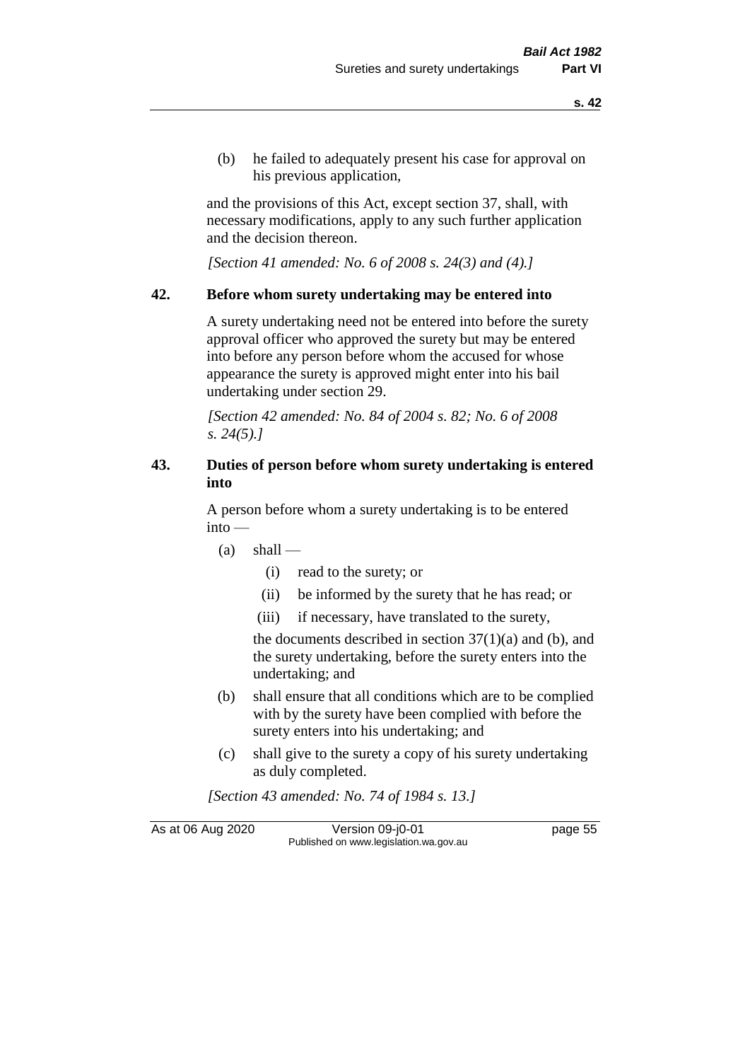(b) he failed to adequately present his case for approval on his previous application,

and the provisions of this Act, except section 37, shall, with necessary modifications, apply to any such further application and the decision thereon.

*[Section 41 amended: No. 6 of 2008 s. 24(3) and (4).]*

## 42. Before whom surety undertaking may be entered into

A surety undertaking need not be entered into before the surety approval officer who approved the surety but may be entered into before any person before whom the accused for whose appearance the surety is approved might enter into his bail undertaking under section 29.

*[Section 42 amended: No. 84 of 2004 s. 82; No. 6 of 2008 s. 24(5).]*

## 43. Duties of person before whom surety undertaking is entered into

A person before whom a surety undertaking is to be entered into —

- (a) shall —
  - (i) read to the surety; or
  - (ii) be informed by the surety that he has read; or
  - (iii) if necessary, have translated to the surety,

  the documents described in section 37(1)(a) and (b), and the surety undertaking, before the surety enters into the undertaking; and
- (b) shall ensure that all conditions which are to be complied with by the surety have been complied with before the surety enters into his undertaking; and
- (c) shall give to the surety a copy of his surety undertaking as duly completed.

*[Section 43 amended: No. 74 of 1984 s. 13.]*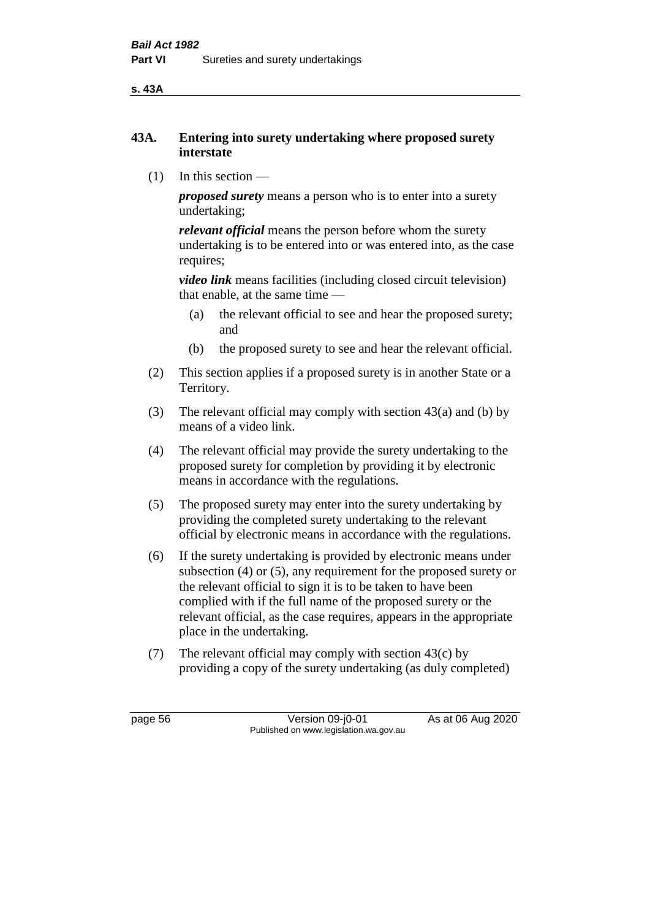## 43A. Entering into surety undertaking where proposed surety interstate

(1) In this section —

***proposed surety*** means a person who is to enter into a surety undertaking;

***relevant official*** means the person before whom the surety undertaking is to be entered into or was entered into, as the case requires;

***video link*** means facilities (including closed circuit television) that enable, at the same time —

- (a) the relevant official to see and hear the proposed surety; and
- (b) the proposed surety to see and hear the relevant official.

(2) This section applies if a proposed surety is in another State or a Territory.

(3) The relevant official may comply with section 43(a) and (b) by means of a video link.

(4) The relevant official may provide the surety undertaking to the proposed surety for completion by providing it by electronic means in accordance with the regulations.

(5) The proposed surety may enter into the surety undertaking by providing the completed surety undertaking to the relevant official by electronic means in accordance with the regulations.

(6) If the surety undertaking is provided by electronic means under subsection (4) or (5), any requirement for the proposed surety or the relevant official to sign it is to be taken to have been complied with if the full name of the proposed surety or the relevant official, as the case requires, appears in the appropriate place in the undertaking.

(7) The relevant official may comply with section 43(c) by providing a copy of the surety undertaking (as duly completed)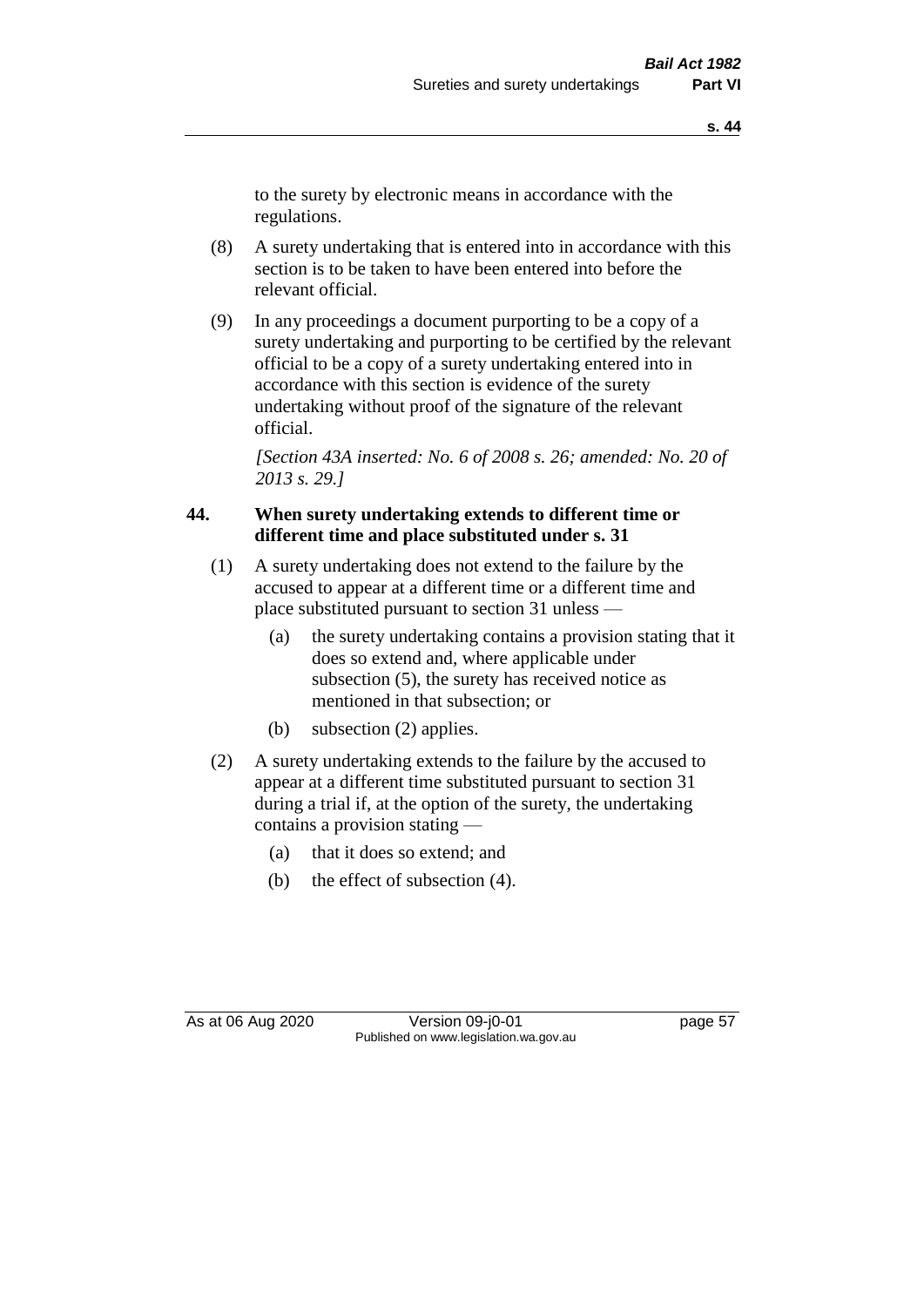to the surety by electronic means in accordance with the regulations.

(8) A surety undertaking that is entered into in accordance with this section is to be taken to have been entered into before the relevant official.

(9) In any proceedings a document purporting to be a copy of a surety undertaking and purporting to be certified by the relevant official to be a copy of a surety undertaking entered into in accordance with this section is evidence of the surety undertaking without proof of the signature of the relevant official.

*[Section 43A inserted: No. 6 of 2008 s. 26; amended: No. 20 of 2013 s. 29.]*

**44. When surety undertaking extends to different time or different time and place substituted under s. 31**

(1) A surety undertaking does not extend to the failure by the accused to appear at a different time or a different time and place substituted pursuant to section 31 unless —

(a) the surety undertaking contains a provision stating that it does so extend and, where applicable under subsection (5), the surety has received notice as mentioned in that subsection; or

(b) subsection (2) applies.

(2) A surety undertaking extends to the failure by the accused to appear at a different time substituted pursuant to section 31 during a trial if, at the option of the surety, the undertaking contains a provision stating —

(a) that it does so extend; and

(b) the effect of subsection (4).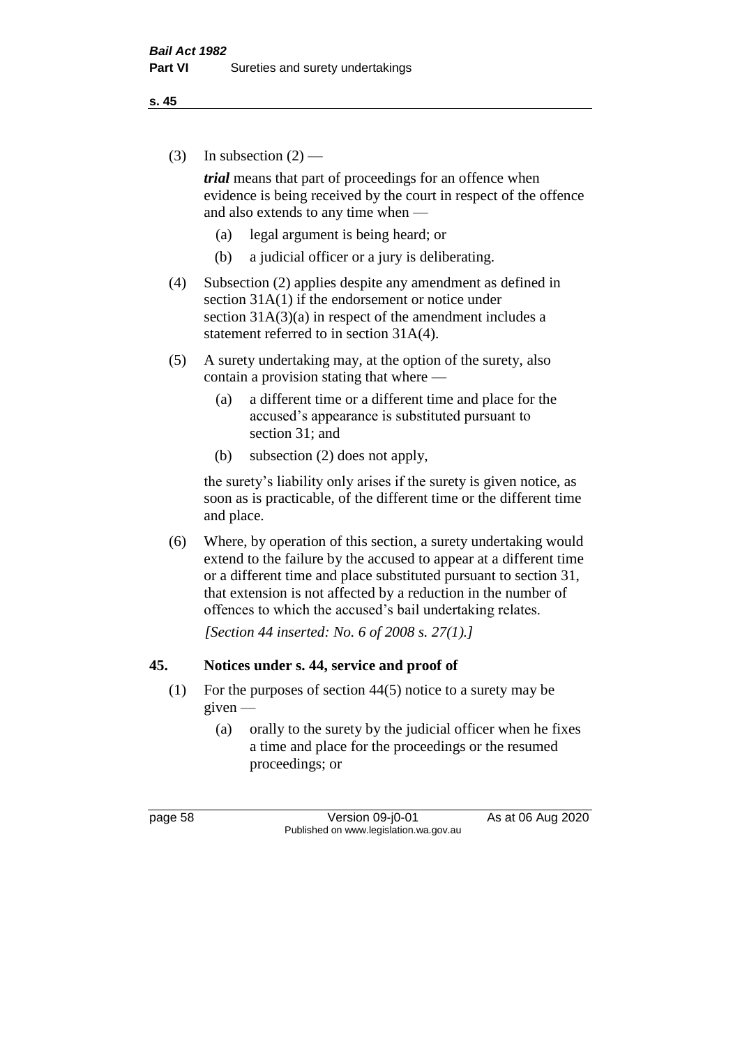(3) In subsection (2) —

***trial*** means that part of proceedings for an offence when evidence is being received by the court in respect of the offence and also extends to any time when —

  (a) legal argument is being heard; or

  (b) a judicial officer or a jury is deliberating.

(4) Subsection (2) applies despite any amendment as defined in section 31A(1) if the endorsement or notice under section 31A(3)(a) in respect of the amendment includes a statement referred to in section 31A(4).

(5) A surety undertaking may, at the option of the surety, also contain a provision stating that where —

  (a) a different time or a different time and place for the accused's appearance is substituted pursuant to section 31; and

  (b) subsection (2) does not apply,

the surety's liability only arises if the surety is given notice, as soon as is practicable, of the different time or the different time and place.

(6) Where, by operation of this section, a surety undertaking would extend to the failure by the accused to appear at a different time or a different time and place substituted pursuant to section 31, that extension is not affected by a reduction in the number of offences to which the accused's bail undertaking relates.

*[Section 44 inserted: No. 6 of 2008 s. 27(1).]*

## 45. Notices under s. 44, service and proof of

(1) For the purposes of section 44(5) notice to a surety may be given —

  (a) orally to the surety by the judicial officer when he fixes a time and place for the proceedings or the resumed proceedings; or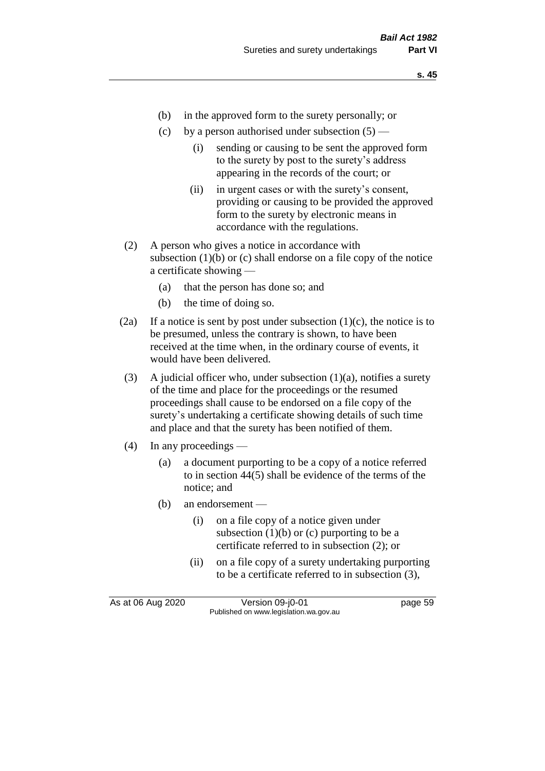(b) in the approved form to the surety personally; or

(c) by a person authorised under subsection (5) —

  (i) sending or causing to be sent the approved form to the surety by post to the surety's address appearing in the records of the court; or

  (ii) in urgent cases or with the surety's consent, providing or causing to be provided the approved form to the surety by electronic means in accordance with the regulations.

(2) A person who gives a notice in accordance with subsection (1)(b) or (c) shall endorse on a file copy of the notice a certificate showing —

  (a) that the person has done so; and

  (b) the time of doing so.

(2a) If a notice is sent by post under subsection (1)(c), the notice is to be presumed, unless the contrary is shown, to have been received at the time when, in the ordinary course of events, it would have been delivered.

(3) A judicial officer who, under subsection (1)(a), notifies a surety of the time and place for the proceedings or the resumed proceedings shall cause to be endorsed on a file copy of the surety's undertaking a certificate showing details of such time and place and that the surety has been notified of them.

(4) In any proceedings —

  (a) a document purporting to be a copy of a notice referred to in section 44(5) shall be evidence of the terms of the notice; and

  (b) an endorsement —

    (i) on a file copy of a notice given under subsection (1)(b) or (c) purporting to be a certificate referred to in subsection (2); or

    (ii) on a file copy of a surety undertaking purporting to be a certificate referred to in subsection (3),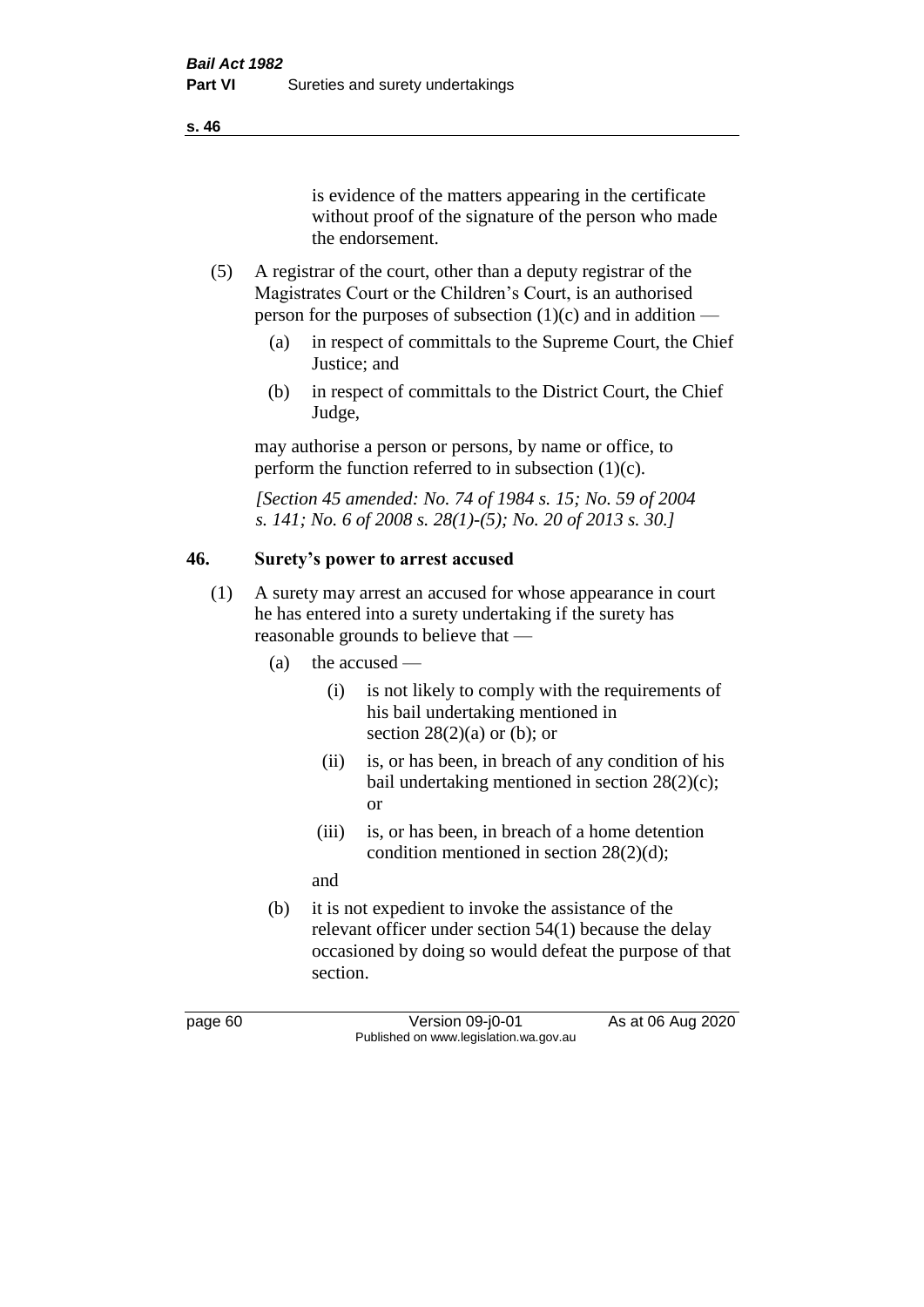is evidence of the matters appearing in the certificate without proof of the signature of the person who made the endorsement.

(5) A registrar of the court, other than a deputy registrar of the Magistrates Court or the Children's Court, is an authorised person for the purposes of subsection (1)(c) and in addition —

(a) in respect of committals to the Supreme Court, the Chief Justice; and

(b) in respect of committals to the District Court, the Chief Judge,

may authorise a person or persons, by name or office, to perform the function referred to in subsection (1)(c).

*[Section 45 amended: No. 74 of 1984 s. 15; No. 59 of 2004 s. 141; No. 6 of 2008 s. 28(1)-(5); No. 20 of 2013 s. 30.]*

## 46. Surety's power to arrest accused

(1) A surety may arrest an accused for whose appearance in court he has entered into a surety undertaking if the surety has reasonable grounds to believe that —

(a) the accused —

(i) is not likely to comply with the requirements of his bail undertaking mentioned in section 28(2)(a) or (b); or

(ii) is, or has been, in breach of any condition of his bail undertaking mentioned in section 28(2)(c); or

(iii) is, or has been, in breach of a home detention condition mentioned in section 28(2)(d);

and

(b) it is not expedient to invoke the assistance of the relevant officer under section 54(1) because the delay occasioned by doing so would defeat the purpose of that section.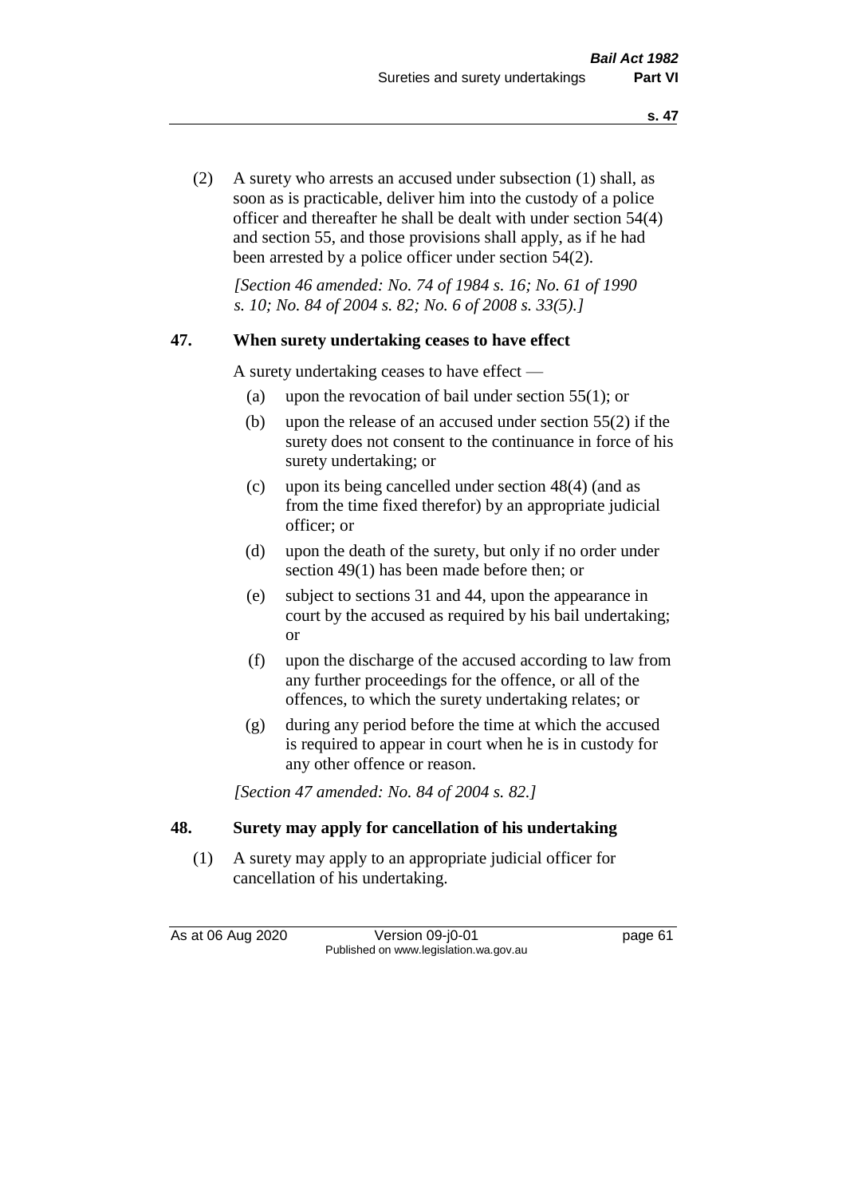(2) A surety who arrests an accused under subsection (1) shall, as soon as is practicable, deliver him into the custody of a police officer and thereafter he shall be dealt with under section 54(4) and section 55, and those provisions shall apply, as if he had been arrested by a police officer under section 54(2).

*[Section 46 amended: No. 74 of 1984 s. 16; No. 61 of 1990 s. 10; No. 84 of 2004 s. 82; No. 6 of 2008 s. 33(5).]*

## 47. When surety undertaking ceases to have effect

A surety undertaking ceases to have effect —

(a) upon the revocation of bail under section 55(1); or

(b) upon the release of an accused under section 55(2) if the surety does not consent to the continuance in force of his surety undertaking; or

(c) upon its being cancelled under section 48(4) (and as from the time fixed therefor) by an appropriate judicial officer; or

(d) upon the death of the surety, but only if no order under section 49(1) has been made before then; or

(e) subject to sections 31 and 44, upon the appearance in court by the accused as required by his bail undertaking; or

(f) upon the discharge of the accused according to law from any further proceedings for the offence, or all of the offences, to which the surety undertaking relates; or

(g) during any period before the time at which the accused is required to appear in court when he is in custody for any other offence or reason.

*[Section 47 amended: No. 84 of 2004 s. 82.]*

## 48. Surety may apply for cancellation of his undertaking

(1) A surety may apply to an appropriate judicial officer for cancellation of his undertaking.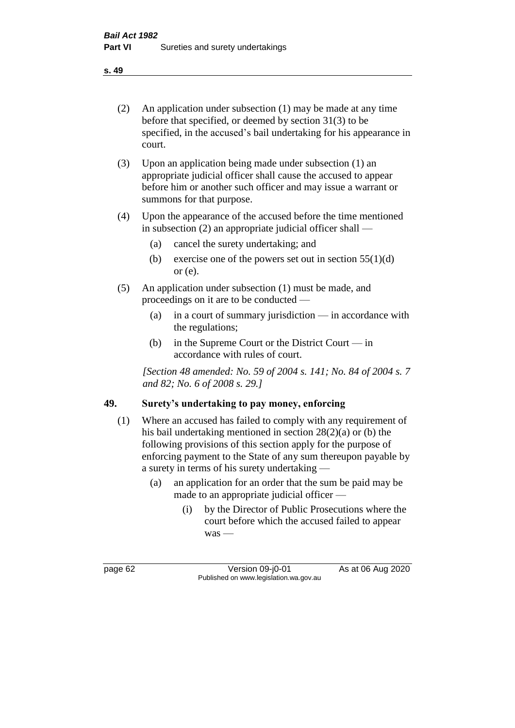(2) An application under subsection (1) may be made at any time before that specified, or deemed by section 31(3) to be specified, in the accused's bail undertaking for his appearance in court.

(3) Upon an application being made under subsection (1) an appropriate judicial officer shall cause the accused to appear before him or another such officer and may issue a warrant or summons for that purpose.

(4) Upon the appearance of the accused before the time mentioned in subsection (2) an appropriate judicial officer shall —

   (a) cancel the surety undertaking; and

   (b) exercise one of the powers set out in section 55(1)(d) or (e).

(5) An application under subsection (1) must be made, and proceedings on it are to be conducted —

   (a) in a court of summary jurisdiction — in accordance with the regulations;

   (b) in the Supreme Court or the District Court — in accordance with rules of court.

*[Section 48 amended: No. 59 of 2004 s. 141; No. 84 of 2004 s. 7 and 82; No. 6 of 2008 s. 29.]*

## 49. Surety's undertaking to pay money, enforcing

(1) Where an accused has failed to comply with any requirement of his bail undertaking mentioned in section 28(2)(a) or (b) the following provisions of this section apply for the purpose of enforcing payment to the State of any sum thereupon payable by a surety in terms of his surety undertaking —

   (a) an application for an order that the sum be paid may be made to an appropriate judicial officer —

      (i) by the Director of Public Prosecutions where the court before which the accused failed to appear was —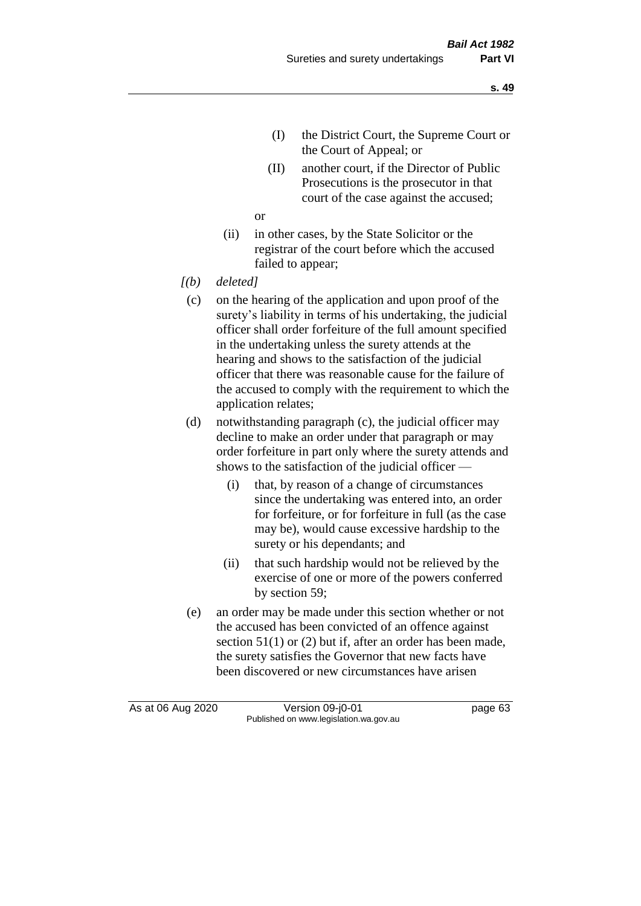(I) the District Court, the Supreme Court or the Court of Appeal; or

(II) another court, if the Director of Public Prosecutions is the prosecutor in that court of the case against the accused;

or

(ii) in other cases, by the State Solicitor or the registrar of the court before which the accused failed to appear;

*[(b) deleted]*

(c) on the hearing of the application and upon proof of the surety's liability in terms of his undertaking, the judicial officer shall order forfeiture of the full amount specified in the undertaking unless the surety attends at the hearing and shows to the satisfaction of the judicial officer that there was reasonable cause for the failure of the accused to comply with the requirement to which the application relates;

(d) notwithstanding paragraph (c), the judicial officer may decline to make an order under that paragraph or may order forfeiture in part only where the surety attends and shows to the satisfaction of the judicial officer —

(i) that, by reason of a change of circumstances since the undertaking was entered into, an order for forfeiture, or for forfeiture in full (as the case may be), would cause excessive hardship to the surety or his dependants; and

(ii) that such hardship would not be relieved by the exercise of one or more of the powers conferred by section 59;

(e) an order may be made under this section whether or not the accused has been convicted of an offence against section 51(1) or (2) but if, after an order has been made, the surety satisfies the Governor that new facts have been discovered or new circumstances have arisen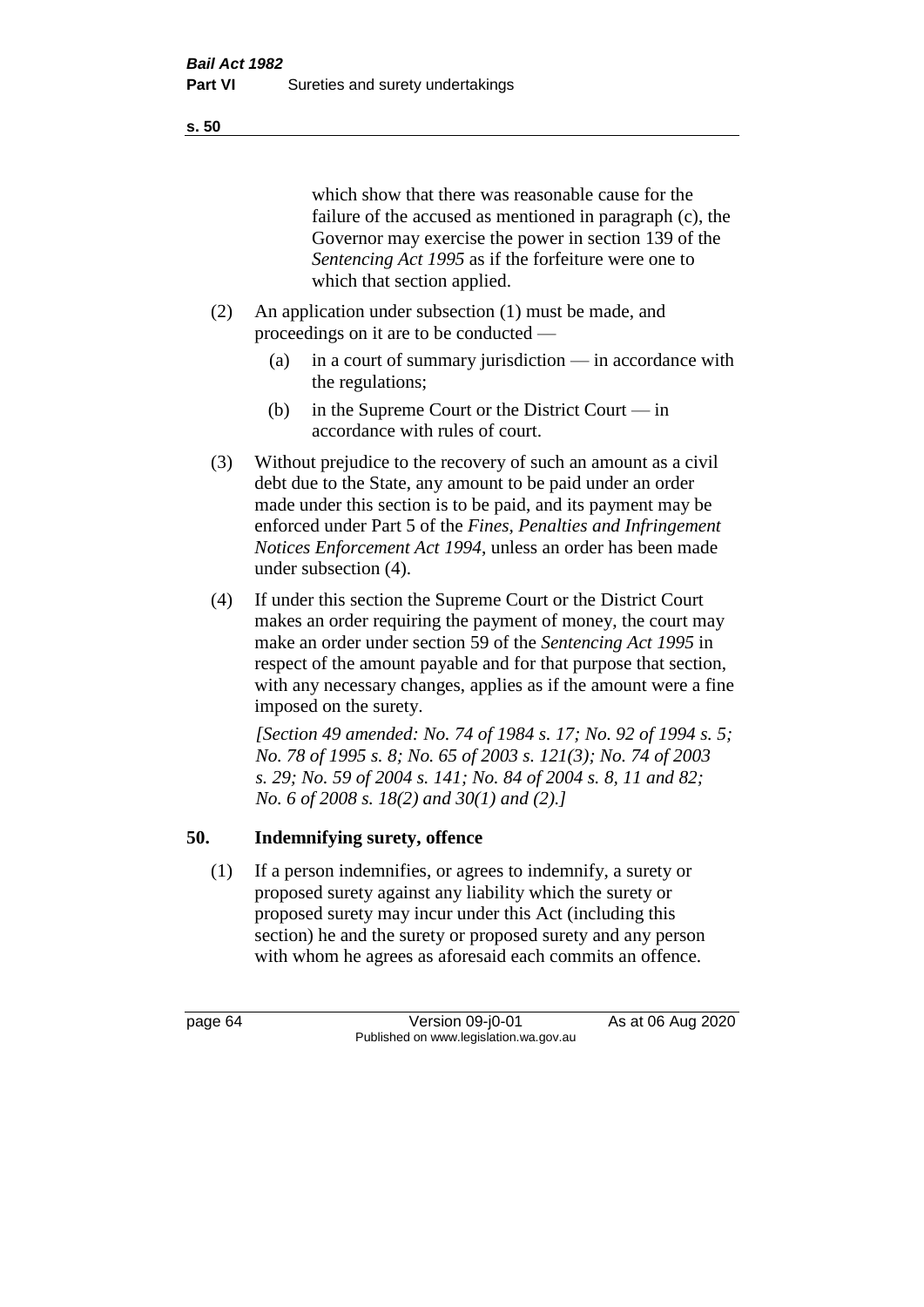which show that there was reasonable cause for the failure of the accused as mentioned in paragraph (c), the Governor may exercise the power in section 139 of the *Sentencing Act 1995* as if the forfeiture were one to which that section applied.

(2) An application under subsection (1) must be made, and proceedings on it are to be conducted —

(a) in a court of summary jurisdiction — in accordance with the regulations;

(b) in the Supreme Court or the District Court — in accordance with rules of court.

(3) Without prejudice to the recovery of such an amount as a civil debt due to the State, any amount to be paid under an order made under this section is to be paid, and its payment may be enforced under Part 5 of the *Fines, Penalties and Infringement Notices Enforcement Act 1994*, unless an order has been made under subsection (4).

(4) If under this section the Supreme Court or the District Court makes an order requiring the payment of money, the court may make an order under section 59 of the *Sentencing Act 1995* in respect of the amount payable and for that purpose that section, with any necessary changes, applies as if the amount were a fine imposed on the surety.

*[Section 49 amended: No. 74 of 1984 s. 17; No. 92 of 1994 s. 5; No. 78 of 1995 s. 8; No. 65 of 2003 s. 121(3); No. 74 of 2003 s. 29; No. 59 of 2004 s. 141; No. 84 of 2004 s. 8, 11 and 82; No. 6 of 2008 s. 18(2) and 30(1) and (2).]*

## 50. Indemnifying surety, offence

(1) If a person indemnifies, or agrees to indemnify, a surety or proposed surety against any liability which the surety or proposed surety may incur under this Act (including this section) he and the surety or proposed surety and any person with whom he agrees as aforesaid each commits an offence.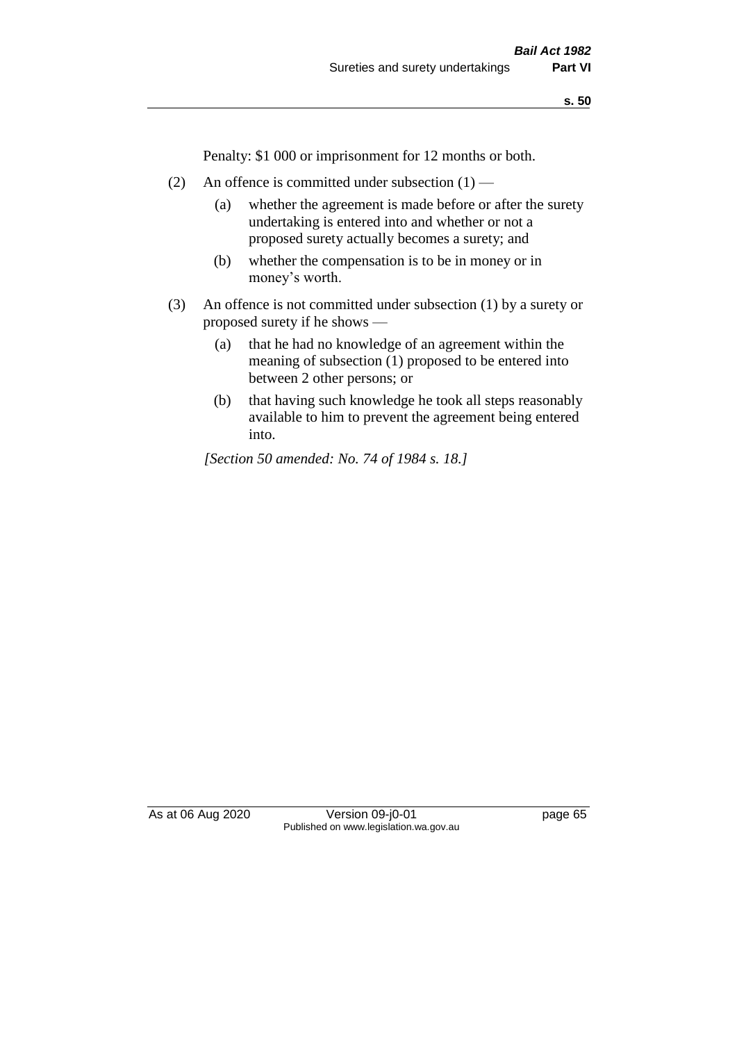Penalty: $1 000 or imprisonment for 12 months or both.

(2) An offence is committed under subsection (1) —

  (a) whether the agreement is made before or after the surety undertaking is entered into and whether or not a proposed surety actually becomes a surety; and

  (b) whether the compensation is to be in money or in money's worth.

(3) An offence is not committed under subsection (1) by a surety or proposed surety if he shows —

  (a) that he had no knowledge of an agreement within the meaning of subsection (1) proposed to be entered into between 2 other persons; or

  (b) that having such knowledge he took all steps reasonably available to him to prevent the agreement being entered into.

*[Section 50 amended: No. 74 of 1984 s. 18.]*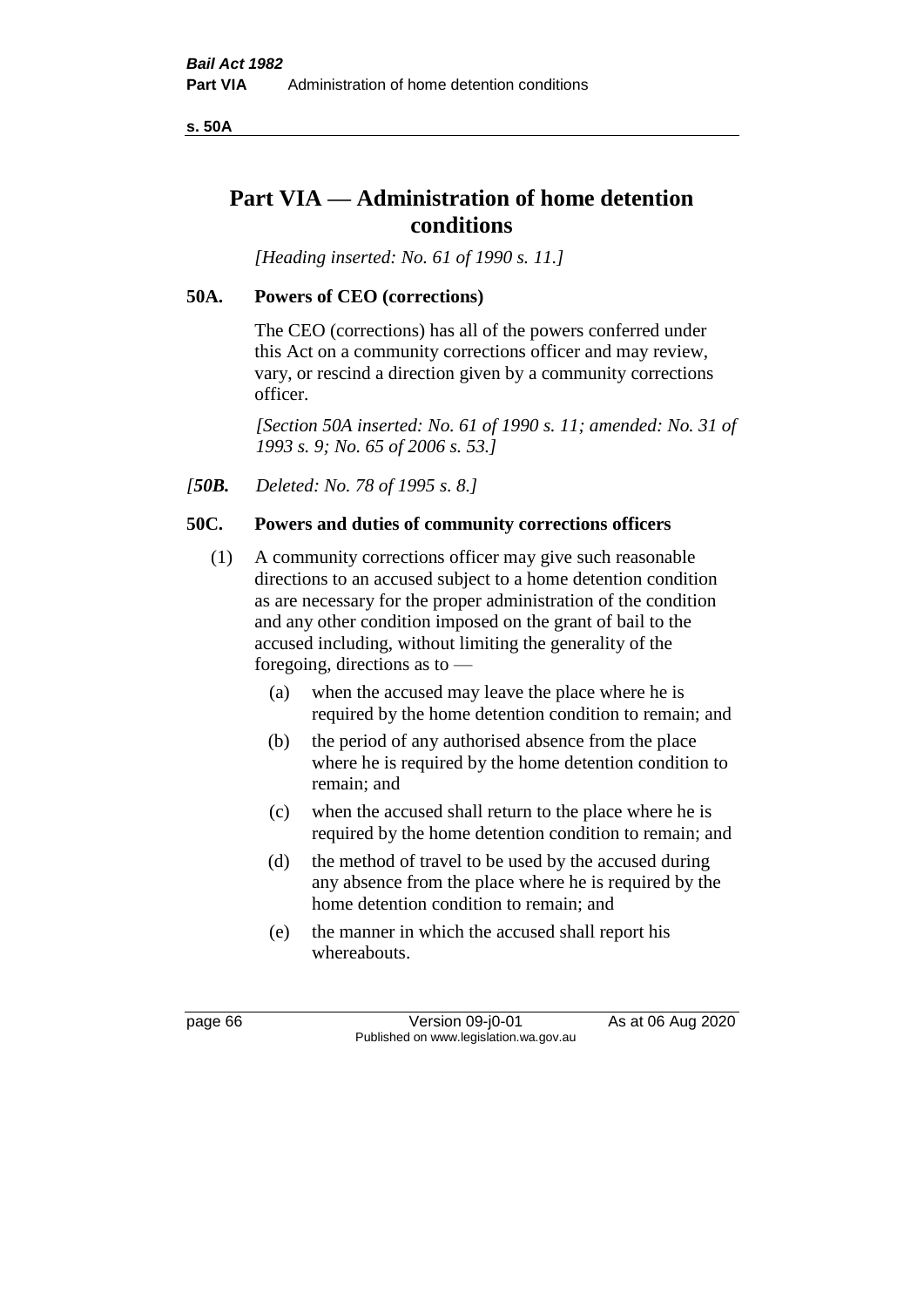# Part VIA — Administration of home detention conditions

*[Heading inserted: No. 61 of 1990 s. 11.]*

## 50A. Powers of CEO (corrections)

The CEO (corrections) has all of the powers conferred under this Act on a community corrections officer and may review, vary, or rescind a direction given by a community corrections officer.

*[Section 50A inserted: No. 61 of 1990 s. 11; amended: No. 31 of 1993 s. 9; No. 65 of 2006 s. 53.]*

*[**50B.** Deleted: No. 78 of 1995 s. 8.]*

## 50C. Powers and duties of community corrections officers

(1) A community corrections officer may give such reasonable directions to an accused subject to a home detention condition as are necessary for the proper administration of the condition and any other condition imposed on the grant of bail to the accused including, without limiting the generality of the foregoing, directions as to —

  (a) when the accused may leave the place where he is required by the home detention condition to remain; and

  (b) the period of any authorised absence from the place where he is required by the home detention condition to remain; and

  (c) when the accused shall return to the place where he is required by the home detention condition to remain; and

  (d) the method of travel to be used by the accused during any absence from the place where he is required by the home detention condition to remain; and

  (e) the manner in which the accused shall report his whereabouts.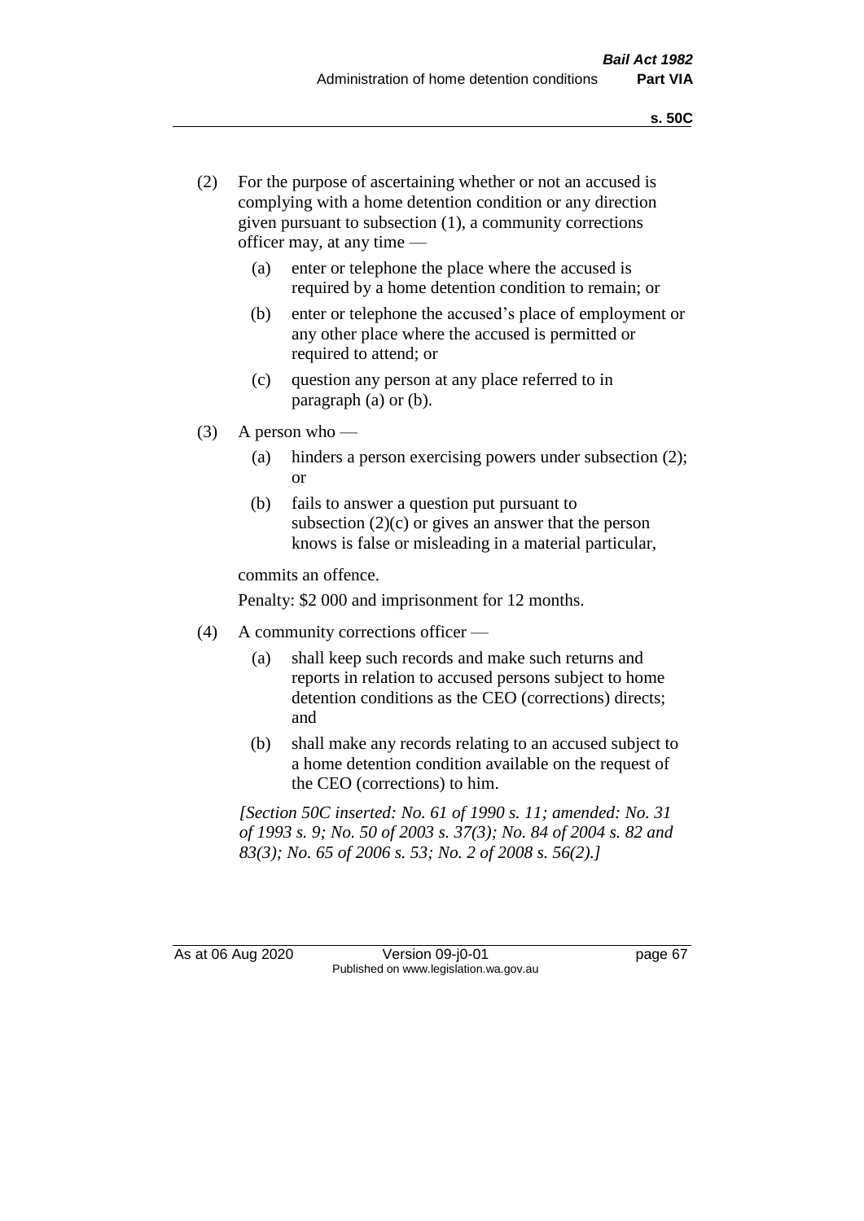(2) For the purpose of ascertaining whether or not an accused is complying with a home detention condition or any direction given pursuant to subsection (1), a community corrections officer may, at any time —

   (a) enter or telephone the place where the accused is required by a home detention condition to remain; or

   (b) enter or telephone the accused's place of employment or any other place where the accused is permitted or required to attend; or

   (c) question any person at any place referred to in paragraph (a) or (b).

(3) A person who —

   (a) hinders a person exercising powers under subsection (2); or

   (b) fails to answer a question put pursuant to subsection (2)(c) or gives an answer that the person knows is false or misleading in a material particular,

   commits an offence.

   Penalty: $2 000 and imprisonment for 12 months.

(4) A community corrections officer —

   (a) shall keep such records and make such returns and reports in relation to accused persons subject to home detention conditions as the CEO (corrections) directs; and

   (b) shall make any records relating to an accused subject to a home detention condition available on the request of the CEO (corrections) to him.

*[Section 50C inserted: No. 61 of 1990 s. 11; amended: No. 31 of 1993 s. 9; No. 50 of 2003 s. 37(3); No. 84 of 2004 s. 82 and 83(3); No. 65 of 2006 s. 53; No. 2 of 2008 s. 56(2).]*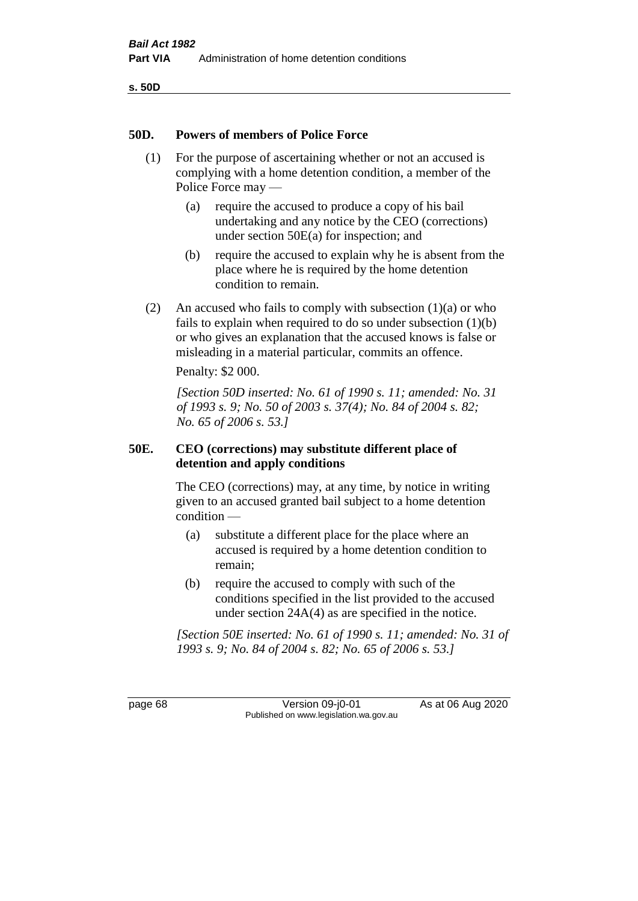## 50D. Powers of members of Police Force

(1) For the purpose of ascertaining whether or not an accused is complying with a home detention condition, a member of the Police Force may —

(a) require the accused to produce a copy of his bail undertaking and any notice by the CEO (corrections) under section 50E(a) for inspection; and

(b) require the accused to explain why he is absent from the place where he is required by the home detention condition to remain.

(2) An accused who fails to comply with subsection (1)(a) or who fails to explain when required to do so under subsection (1)(b) or who gives an explanation that the accused knows is false or misleading in a material particular, commits an offence.

Penalty: $2 000.

*[Section 50D inserted: No. 61 of 1990 s. 11; amended: No. 31 of 1993 s. 9; No. 50 of 2003 s. 37(4); No. 84 of 2004 s. 82; No. 65 of 2006 s. 53.]*

## 50E. CEO (corrections) may substitute different place of detention and apply conditions

The CEO (corrections) may, at any time, by notice in writing given to an accused granted bail subject to a home detention condition —

(a) substitute a different place for the place where an accused is required by a home detention condition to remain;

(b) require the accused to comply with such of the conditions specified in the list provided to the accused under section 24A(4) as are specified in the notice.

*[Section 50E inserted: No. 61 of 1990 s. 11; amended: No. 31 of 1993 s. 9; No. 84 of 2004 s. 82; No. 65 of 2006 s. 53.]*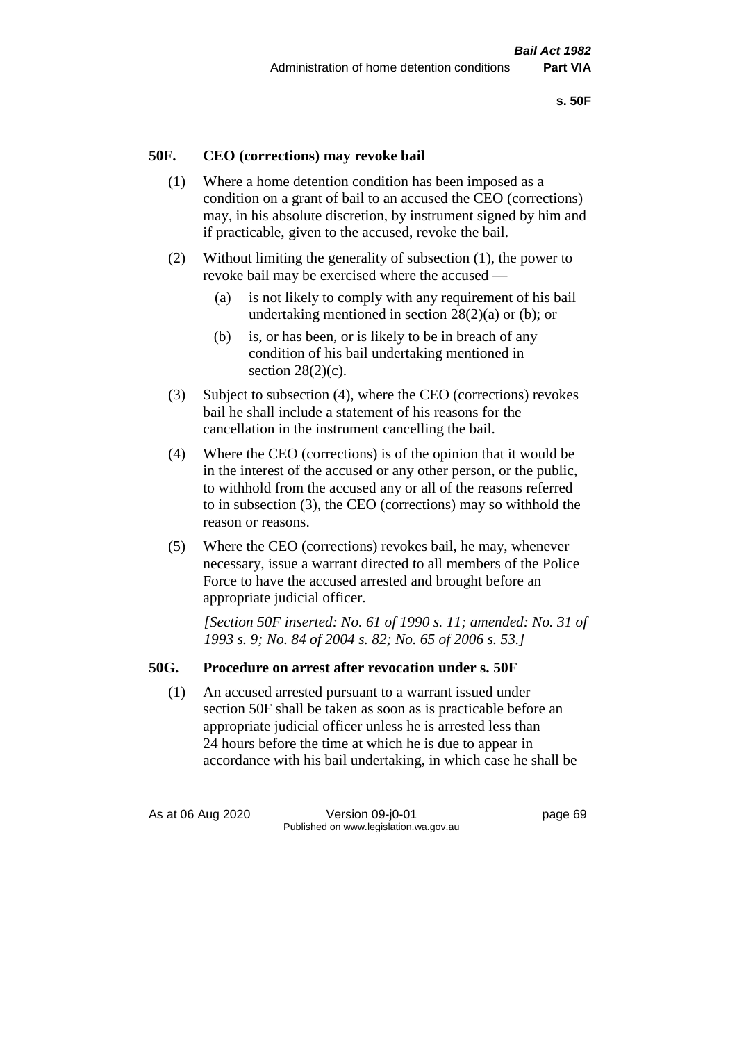## 50F. CEO (corrections) may revoke bail

(1) Where a home detention condition has been imposed as a condition on a grant of bail to an accused the CEO (corrections) may, in his absolute discretion, by instrument signed by him and if practicable, given to the accused, revoke the bail.

(2) Without limiting the generality of subsection (1), the power to revoke bail may be exercised where the accused —

- (a) is not likely to comply with any requirement of his bail undertaking mentioned in section 28(2)(a) or (b); or
- (b) is, or has been, or is likely to be in breach of any condition of his bail undertaking mentioned in section 28(2)(c).

(3) Subject to subsection (4), where the CEO (corrections) revokes bail he shall include a statement of his reasons for the cancellation in the instrument cancelling the bail.

(4) Where the CEO (corrections) is of the opinion that it would be in the interest of the accused or any other person, or the public, to withhold from the accused any or all of the reasons referred to in subsection (3), the CEO (corrections) may so withhold the reason or reasons.

(5) Where the CEO (corrections) revokes bail, he may, whenever necessary, issue a warrant directed to all members of the Police Force to have the accused arrested and brought before an appropriate judicial officer.

*[Section 50F inserted: No. 61 of 1990 s. 11; amended: No. 31 of 1993 s. 9; No. 84 of 2004 s. 82; No. 65 of 2006 s. 53.]*

## 50G. Procedure on arrest after revocation under s. 50F

(1) An accused arrested pursuant to a warrant issued under section 50F shall be taken as soon as is practicable before an appropriate judicial officer unless he is arrested less than 24 hours before the time at which he is due to appear in accordance with his bail undertaking, in which case he shall be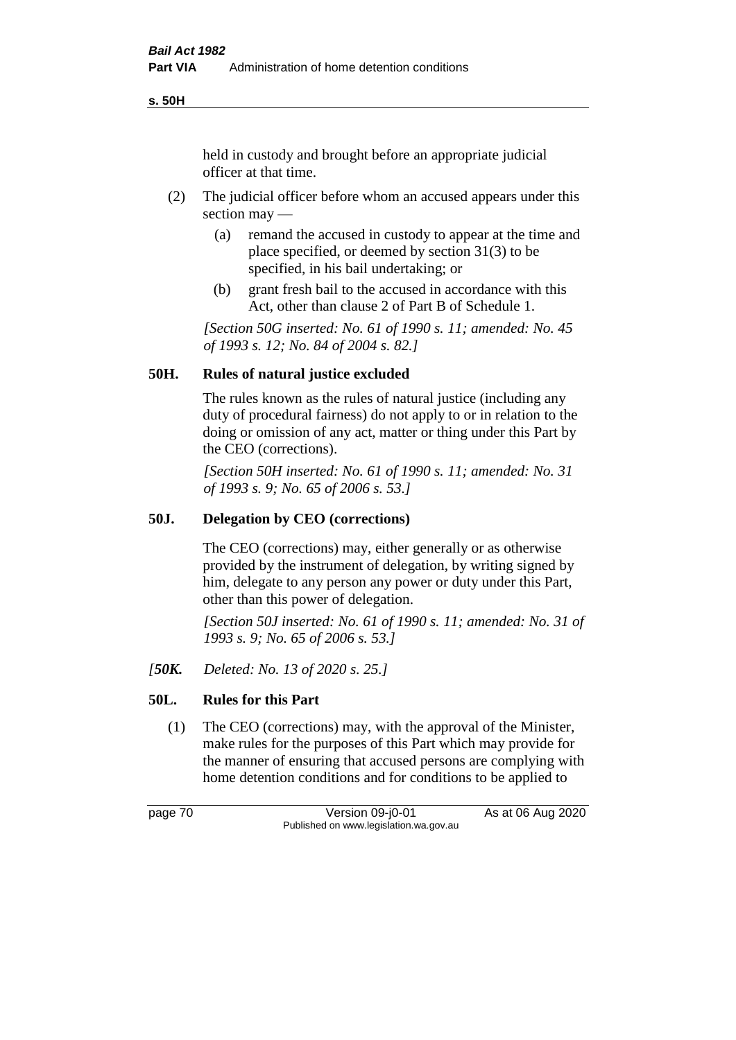held in custody and brought before an appropriate judicial officer at that time.

(2) The judicial officer before whom an accused appears under this section may —

(a) remand the accused in custody to appear at the time and place specified, or deemed by section 31(3) to be specified, in his bail undertaking; or

(b) grant fresh bail to the accused in accordance with this Act, other than clause 2 of Part B of Schedule 1.

*[Section 50G inserted: No. 61 of 1990 s. 11; amended: No. 45 of 1993 s. 12; No. 84 of 2004 s. 82.]*

## 50H. Rules of natural justice excluded

The rules known as the rules of natural justice (including any duty of procedural fairness) do not apply to or in relation to the doing or omission of any act, matter or thing under this Part by the CEO (corrections).

*[Section 50H inserted: No. 61 of 1990 s. 11; amended: No. 31 of 1993 s. 9; No. 65 of 2006 s. 53.]*

## 50J. Delegation by CEO (corrections)

The CEO (corrections) may, either generally or as otherwise provided by the instrument of delegation, by writing signed by him, delegate to any person any power or duty under this Part, other than this power of delegation.

*[Section 50J inserted: No. 61 of 1990 s. 11; amended: No. 31 of 1993 s. 9; No. 65 of 2006 s. 53.]*

*[**50K.** Deleted: No. 13 of 2020 s. 25.]*

## 50L. Rules for this Part

(1) The CEO (corrections) may, with the approval of the Minister, make rules for the purposes of this Part which may provide for the manner of ensuring that accused persons are complying with home detention conditions and for conditions to be applied to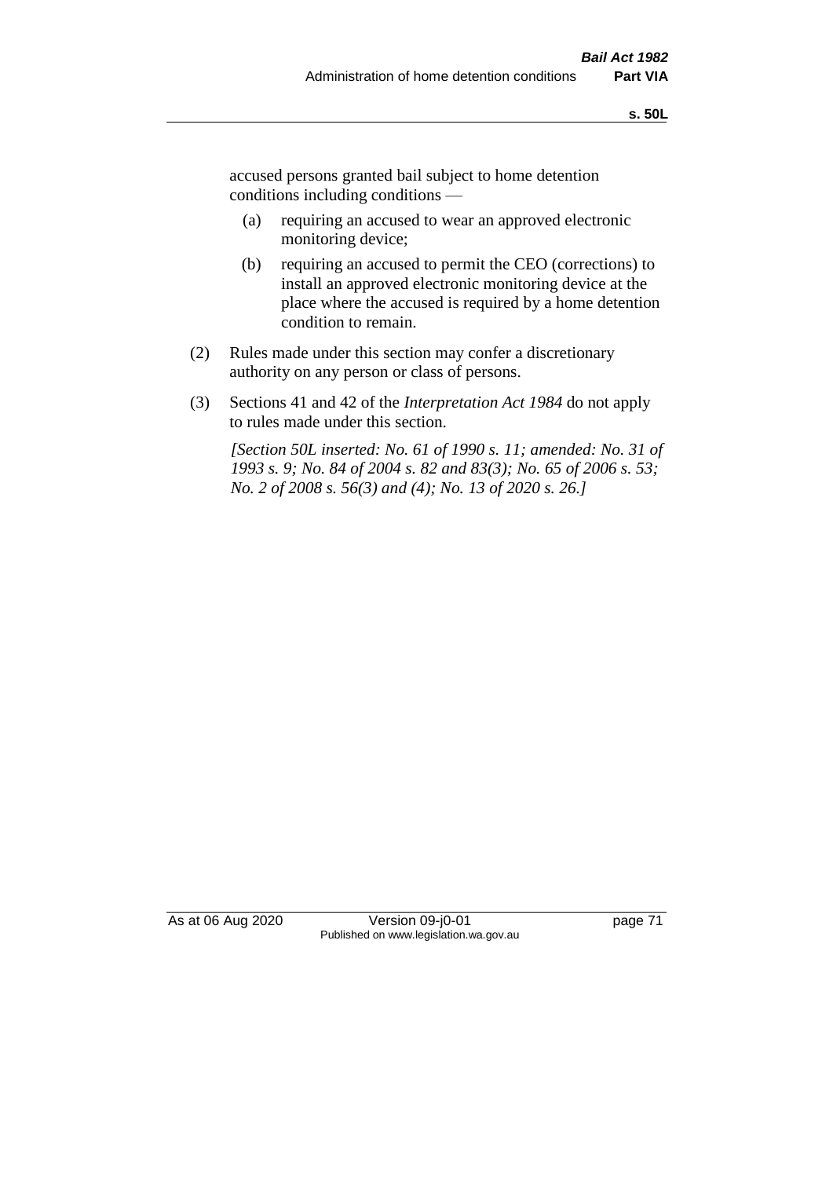accused persons granted bail subject to home detention conditions including conditions —

(a) requiring an accused to wear an approved electronic monitoring device;

(b) requiring an accused to permit the CEO (corrections) to install an approved electronic monitoring device at the place where the accused is required by a home detention condition to remain.

(2) Rules made under this section may confer a discretionary authority on any person or class of persons.

(3) Sections 41 and 42 of the *Interpretation Act 1984* do not apply to rules made under this section.

*[Section 50L inserted: No. 61 of 1990 s. 11; amended: No. 31 of 1993 s. 9; No. 84 of 2004 s. 82 and 83(3); No. 65 of 2006 s. 53; No. 2 of 2008 s. 56(3) and (4); No. 13 of 2020 s. 26.]*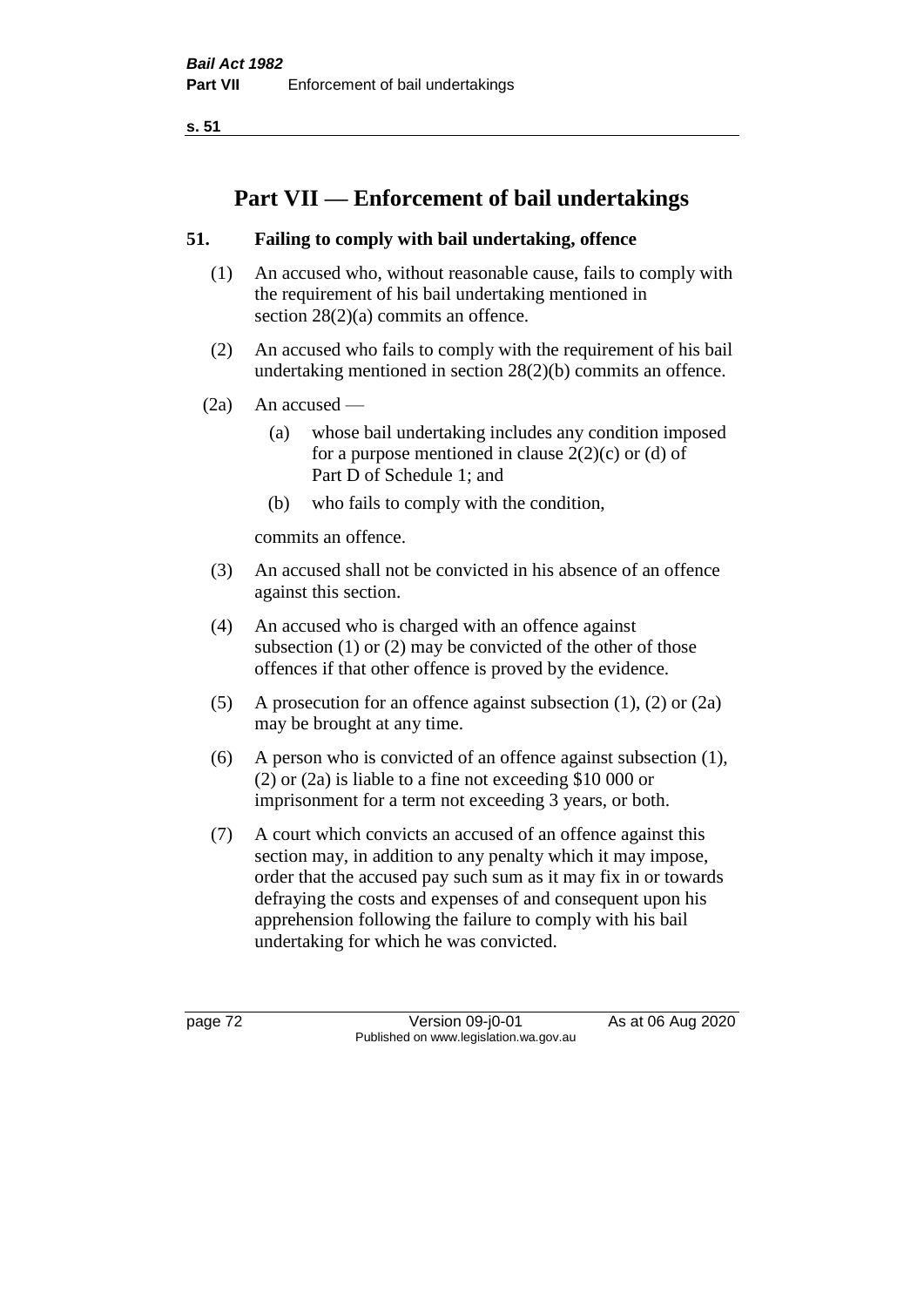# Part VII — Enforcement of bail undertakings

## 51. Failing to comply with bail undertaking, offence

(1) An accused who, without reasonable cause, fails to comply with the requirement of his bail undertaking mentioned in section 28(2)(a) commits an offence.

(2) An accused who fails to comply with the requirement of his bail undertaking mentioned in section 28(2)(b) commits an offence.

(2a) An accused —

- (a) whose bail undertaking includes any condition imposed for a purpose mentioned in clause 2(2)(c) or (d) of Part D of Schedule 1; and
- (b) who fails to comply with the condition,

commits an offence.

(3) An accused shall not be convicted in his absence of an offence against this section.

(4) An accused who is charged with an offence against subsection (1) or (2) may be convicted of the other of those offences if that other offence is proved by the evidence.

(5) A prosecution for an offence against subsection (1), (2) or (2a) may be brought at any time.

(6) A person who is convicted of an offence against subsection (1), (2) or (2a) is liable to a fine not exceeding $10 000 or imprisonment for a term not exceeding 3 years, or both.

(7) A court which convicts an accused of an offence against this section may, in addition to any penalty which it may impose, order that the accused pay such sum as it may fix in or towards defraying the costs and expenses of and consequent upon his apprehension following the failure to comply with his bail undertaking for which he was convicted.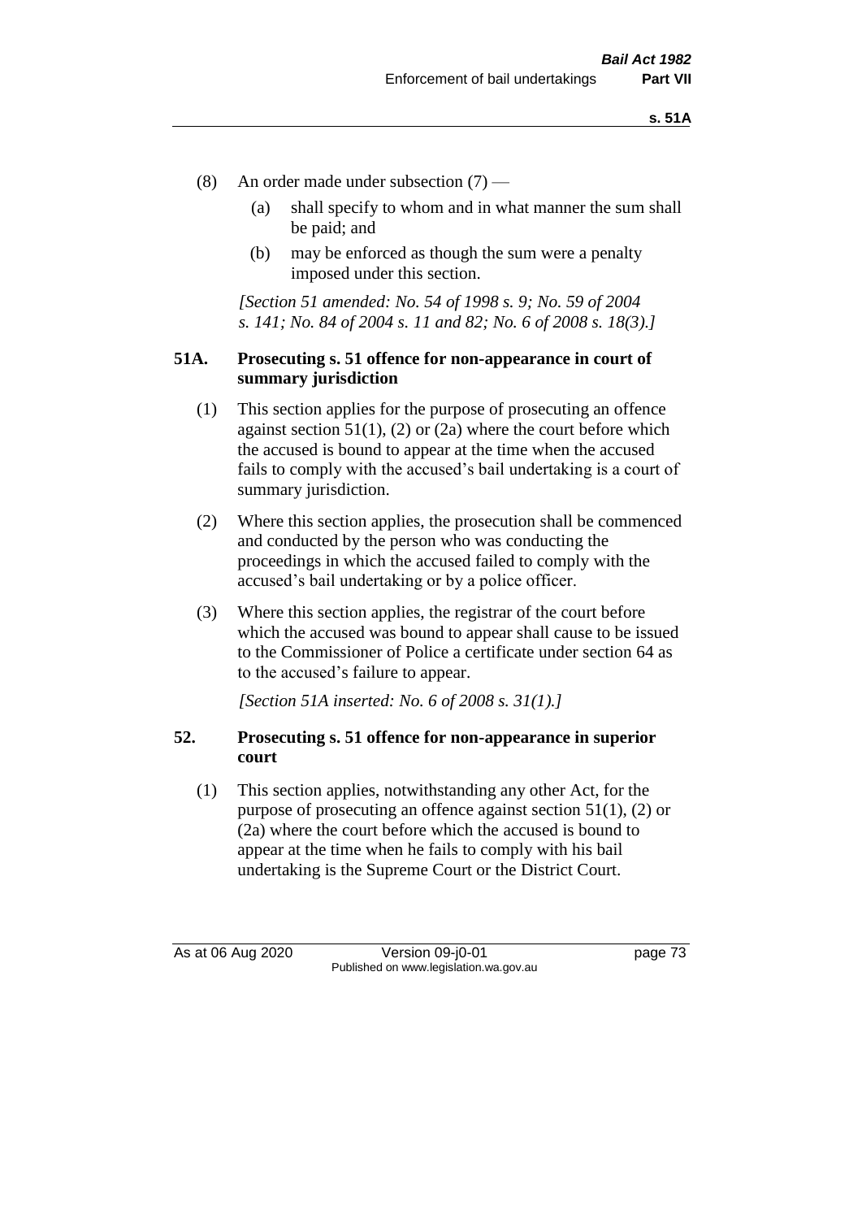(8) An order made under subsection (7) —

(a) shall specify to whom and in what manner the sum shall be paid; and

(b) may be enforced as though the sum were a penalty imposed under this section.

*[Section 51 amended: No. 54 of 1998 s. 9; No. 59 of 2004 s. 141; No. 84 of 2004 s. 11 and 82; No. 6 of 2008 s. 18(3).]*

### 51A. Prosecuting s. 51 offence for non-appearance in court of summary jurisdiction

(1) This section applies for the purpose of prosecuting an offence against section 51(1), (2) or (2a) where the court before which the accused is bound to appear at the time when the accused fails to comply with the accused's bail undertaking is a court of summary jurisdiction.

(2) Where this section applies, the prosecution shall be commenced and conducted by the person who was conducting the proceedings in which the accused failed to comply with the accused's bail undertaking or by a police officer.

(3) Where this section applies, the registrar of the court before which the accused was bound to appear shall cause to be issued to the Commissioner of Police a certificate under section 64 as to the accused's failure to appear.

*[Section 51A inserted: No. 6 of 2008 s. 31(1).]*

### 52. Prosecuting s. 51 offence for non-appearance in superior court

(1) This section applies, notwithstanding any other Act, for the purpose of prosecuting an offence against section 51(1), (2) or (2a) where the court before which the accused is bound to appear at the time when he fails to comply with his bail undertaking is the Supreme Court or the District Court.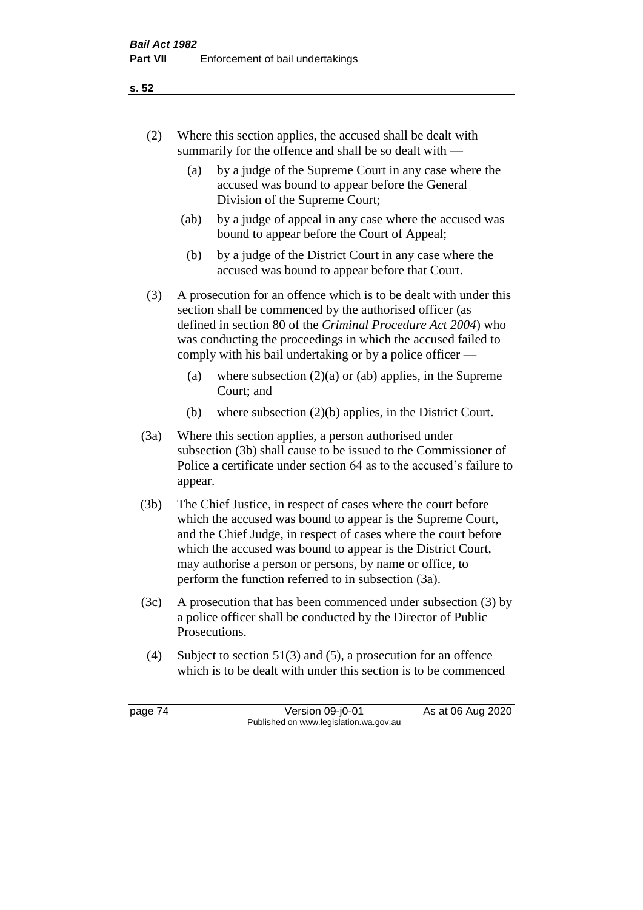(2) Where this section applies, the accused shall be dealt with summarily for the offence and shall be so dealt with —

  (a) by a judge of the Supreme Court in any case where the accused was bound to appear before the General Division of the Supreme Court;

  (ab) by a judge of appeal in any case where the accused was bound to appear before the Court of Appeal;

  (b) by a judge of the District Court in any case where the accused was bound to appear before that Court.

(3) A prosecution for an offence which is to be dealt with under this section shall be commenced by the authorised officer (as defined in section 80 of the *Criminal Procedure Act 2004*) who was conducting the proceedings in which the accused failed to comply with his bail undertaking or by a police officer —

  (a) where subsection (2)(a) or (ab) applies, in the Supreme Court; and

  (b) where subsection (2)(b) applies, in the District Court.

(3a) Where this section applies, a person authorised under subsection (3b) shall cause to be issued to the Commissioner of Police a certificate under section 64 as to the accused's failure to appear.

(3b) The Chief Justice, in respect of cases where the court before which the accused was bound to appear is the Supreme Court, and the Chief Judge, in respect of cases where the court before which the accused was bound to appear is the District Court, may authorise a person or persons, by name or office, to perform the function referred to in subsection (3a).

(3c) A prosecution that has been commenced under subsection (3) by a police officer shall be conducted by the Director of Public Prosecutions.

(4) Subject to section 51(3) and (5), a prosecution for an offence which is to be dealt with under this section is to be commenced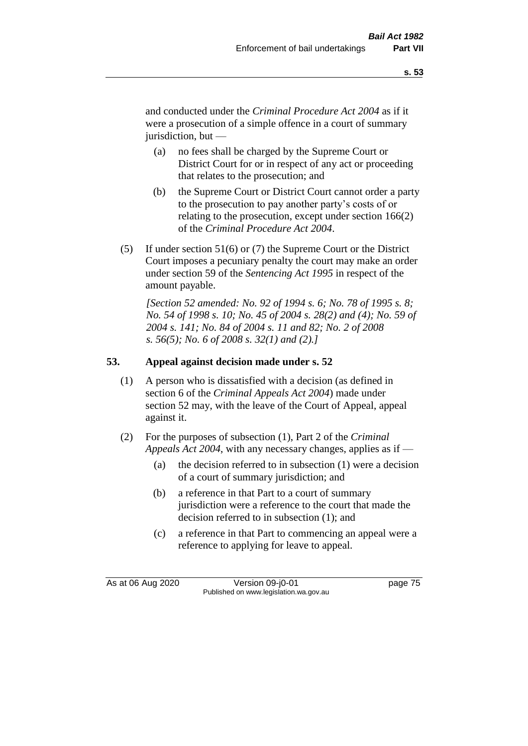and conducted under the *Criminal Procedure Act 2004* as if it were a prosecution of a simple offence in a court of summary jurisdiction, but —

(a) no fees shall be charged by the Supreme Court or District Court for or in respect of any act or proceeding that relates to the prosecution; and

(b) the Supreme Court or District Court cannot order a party to the prosecution to pay another party's costs of or relating to the prosecution, except under section 166(2) of the *Criminal Procedure Act 2004*.

(5) If under section 51(6) or (7) the Supreme Court or the District Court imposes a pecuniary penalty the court may make an order under section 59 of the *Sentencing Act 1995* in respect of the amount payable.

*[Section 52 amended: No. 92 of 1994 s. 6; No. 78 of 1995 s. 8; No. 54 of 1998 s. 10; No. 45 of 2004 s. 28(2) and (4); No. 59 of 2004 s. 141; No. 84 of 2004 s. 11 and 82; No. 2 of 2008 s. 56(5); No. 6 of 2008 s. 32(1) and (2).]*

## 53. Appeal against decision made under s. 52

(1) A person who is dissatisfied with a decision (as defined in section 6 of the *Criminal Appeals Act 2004*) made under section 52 may, with the leave of the Court of Appeal, appeal against it.

(2) For the purposes of subsection (1), Part 2 of the *Criminal Appeals Act 2004*, with any necessary changes, applies as if —

(a) the decision referred to in subsection (1) were a decision of a court of summary jurisdiction; and

(b) a reference in that Part to a court of summary jurisdiction were a reference to the court that made the decision referred to in subsection (1); and

(c) a reference in that Part to commencing an appeal were a reference to applying for leave to appeal.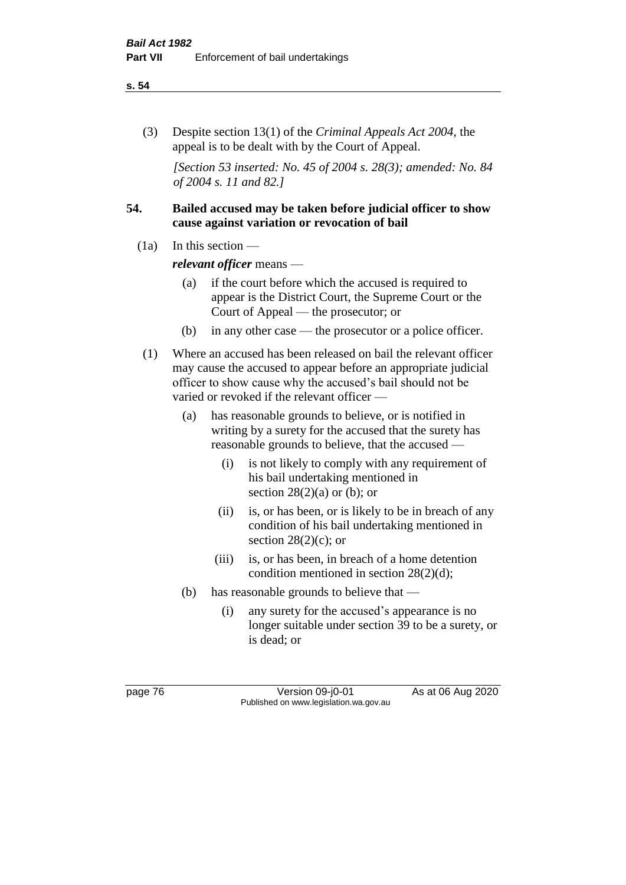(3) Despite section 13(1) of the *Criminal Appeals Act 2004*, the appeal is to be dealt with by the Court of Appeal.

*[Section 53 inserted: No. 45 of 2004 s. 28(3); amended: No. 84 of 2004 s. 11 and 82.]*

### 54. Bailed accused may be taken before judicial officer to show cause against variation or revocation of bail

(1a) In this section —

***relevant officer*** means —

(a) if the court before which the accused is required to appear is the District Court, the Supreme Court or the Court of Appeal — the prosecutor; or

(b) in any other case — the prosecutor or a police officer.

(1) Where an accused has been released on bail the relevant officer may cause the accused to appear before an appropriate judicial officer to show cause why the accused's bail should not be varied or revoked if the relevant officer —

(a) has reasonable grounds to believe, or is notified in writing by a surety for the accused that the surety has reasonable grounds to believe, that the accused —

(i) is not likely to comply with any requirement of his bail undertaking mentioned in section 28(2)(a) or (b); or

(ii) is, or has been, or is likely to be in breach of any condition of his bail undertaking mentioned in section 28(2)(c); or

(iii) is, or has been, in breach of a home detention condition mentioned in section 28(2)(d);

(b) has reasonable grounds to believe that —

(i) any surety for the accused's appearance is no longer suitable under section 39 to be a surety, or is dead; or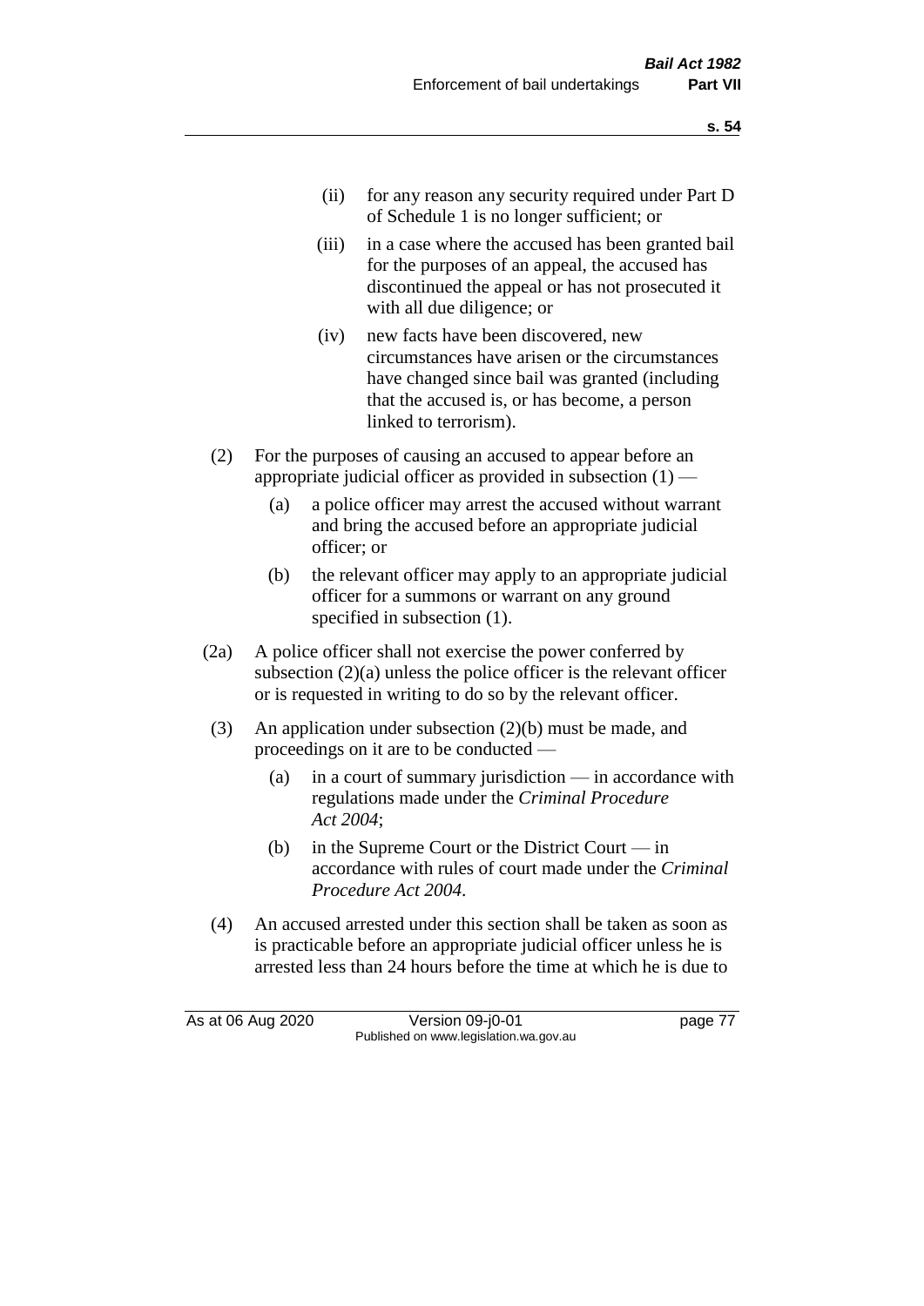(ii) for any reason any security required under Part D of Schedule 1 is no longer sufficient; or

(iii) in a case where the accused has been granted bail for the purposes of an appeal, the accused has discontinued the appeal or has not prosecuted it with all due diligence; or

(iv) new facts have been discovered, new circumstances have arisen or the circumstances have changed since bail was granted (including that the accused is, or has become, a person linked to terrorism).

(2) For the purposes of causing an accused to appear before an appropriate judicial officer as provided in subsection (1) —

(a) a police officer may arrest the accused without warrant and bring the accused before an appropriate judicial officer; or

(b) the relevant officer may apply to an appropriate judicial officer for a summons or warrant on any ground specified in subsection (1).

(2a) A police officer shall not exercise the power conferred by subsection (2)(a) unless the police officer is the relevant officer or is requested in writing to do so by the relevant officer.

(3) An application under subsection (2)(b) must be made, and proceedings on it are to be conducted —

(a) in a court of summary jurisdiction — in accordance with regulations made under the *Criminal Procedure Act 2004*;

(b) in the Supreme Court or the District Court — in accordance with rules of court made under the *Criminal Procedure Act 2004*.

(4) An accused arrested under this section shall be taken as soon as is practicable before an appropriate judicial officer unless he is arrested less than 24 hours before the time at which he is due to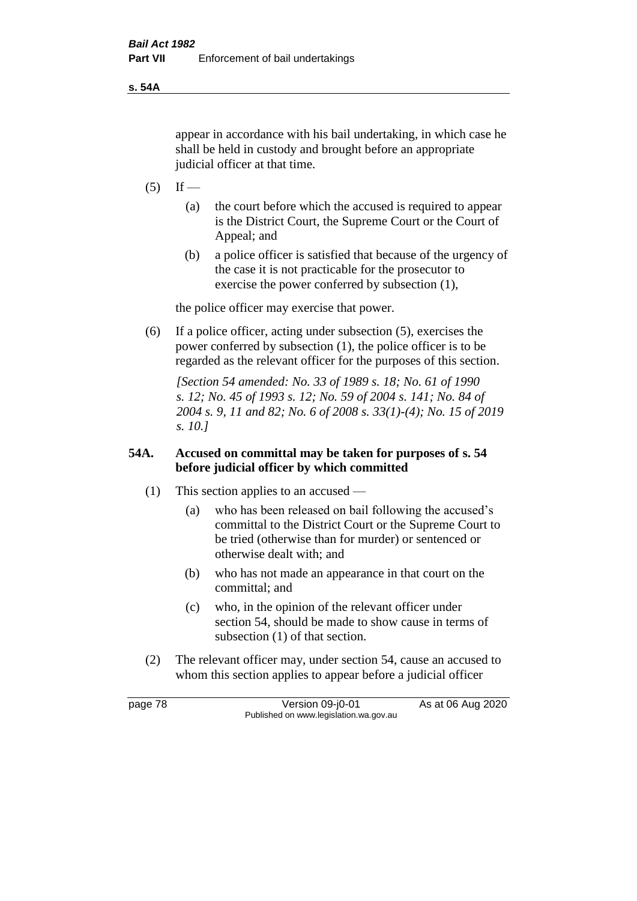appear in accordance with his bail undertaking, in which case he shall be held in custody and brought before an appropriate judicial officer at that time.

(5) If —

(a) the court before which the accused is required to appear is the District Court, the Supreme Court or the Court of Appeal; and

(b) a police officer is satisfied that because of the urgency of the case it is not practicable for the prosecutor to exercise the power conferred by subsection (1),

the police officer may exercise that power.

(6) If a police officer, acting under subsection (5), exercises the power conferred by subsection (1), the police officer is to be regarded as the relevant officer for the purposes of this section.

*[Section 54 amended: No. 33 of 1989 s. 18; No. 61 of 1990 s. 12; No. 45 of 1993 s. 12; No. 59 of 2004 s. 141; No. 84 of 2004 s. 9, 11 and 82; No. 6 of 2008 s. 33(1)-(4); No. 15 of 2019 s. 10.]*

### 54A. Accused on committal may be taken for purposes of s. 54 before judicial officer by which committed

(1) This section applies to an accused —

(a) who has been released on bail following the accused's committal to the District Court or the Supreme Court to be tried (otherwise than for murder) or sentenced or otherwise dealt with; and

(b) who has not made an appearance in that court on the committal; and

(c) who, in the opinion of the relevant officer under section 54, should be made to show cause in terms of subsection (1) of that section.

(2) The relevant officer may, under section 54, cause an accused to whom this section applies to appear before a judicial officer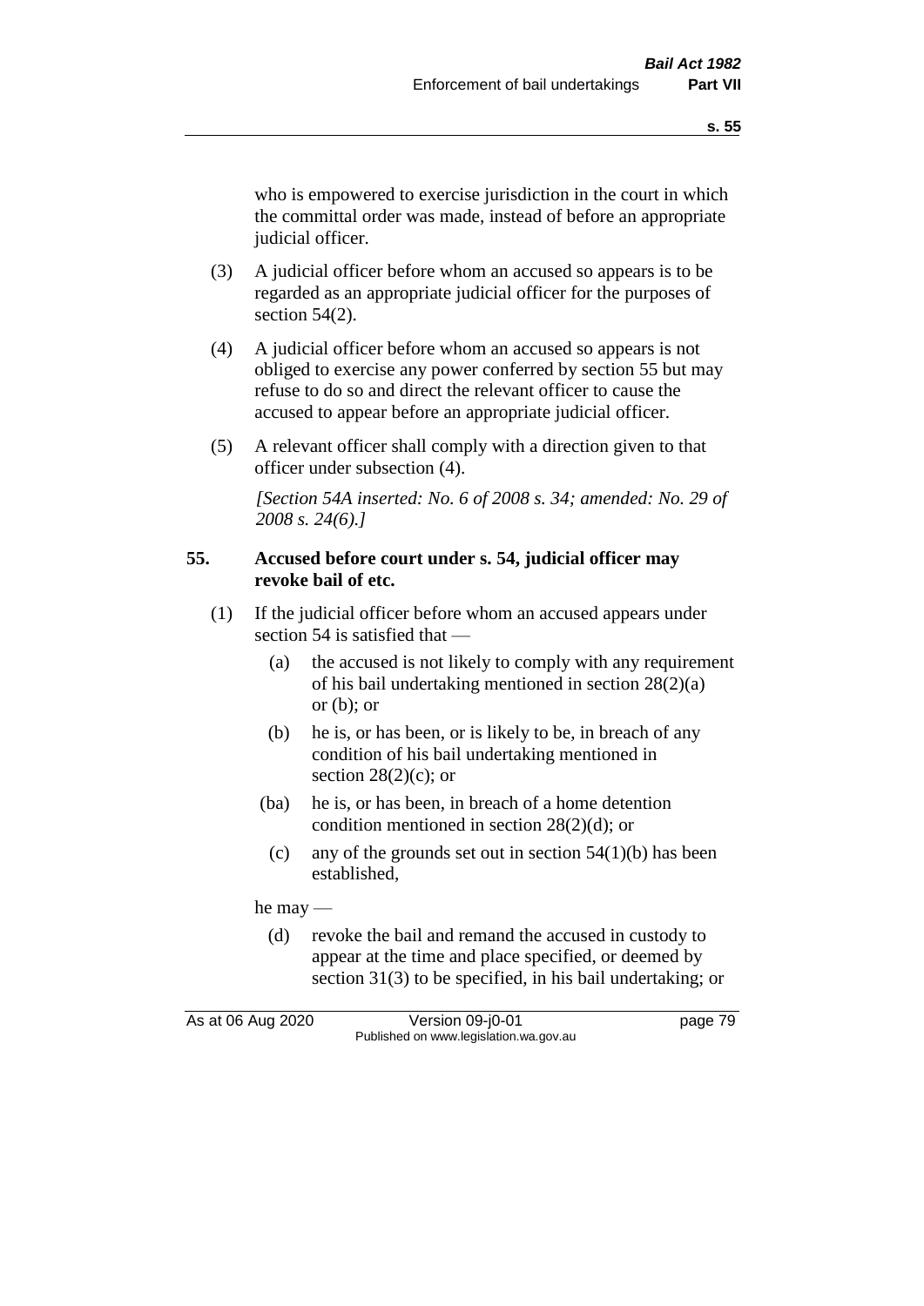who is empowered to exercise jurisdiction in the court in which the committal order was made, instead of before an appropriate judicial officer.

(3) A judicial officer before whom an accused so appears is to be regarded as an appropriate judicial officer for the purposes of section 54(2).

(4) A judicial officer before whom an accused so appears is not obliged to exercise any power conferred by section 55 but may refuse to do so and direct the relevant officer to cause the accused to appear before an appropriate judicial officer.

(5) A relevant officer shall comply with a direction given to that officer under subsection (4).

*[Section 54A inserted: No. 6 of 2008 s. 34; amended: No. 29 of 2008 s. 24(6).]*

### 55. Accused before court under s. 54, judicial officer may revoke bail of etc.

(1) If the judicial officer before whom an accused appears under section 54 is satisfied that —

- (a) the accused is not likely to comply with any requirement of his bail undertaking mentioned in section 28(2)(a) or (b); or
- (b) he is, or has been, or is likely to be, in breach of any condition of his bail undertaking mentioned in section 28(2)(c); or
- (ba) he is, or has been, in breach of a home detention condition mentioned in section 28(2)(d); or
- (c) any of the grounds set out in section 54(1)(b) has been established,

he may —

- (d) revoke the bail and remand the accused in custody to appear at the time and place specified, or deemed by section 31(3) to be specified, in his bail undertaking; or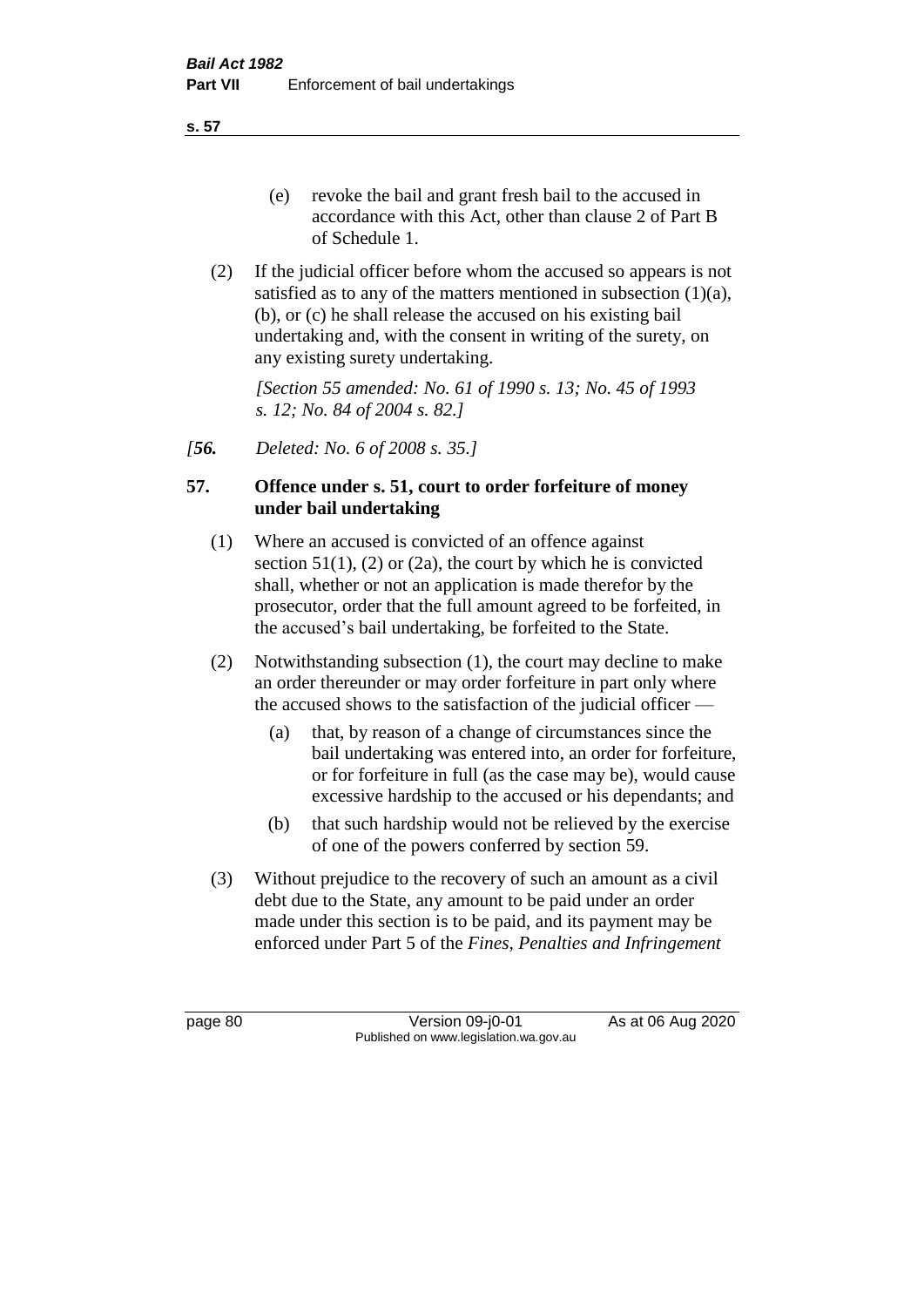(e) revoke the bail and grant fresh bail to the accused in accordance with this Act, other than clause 2 of Part B of Schedule 1.

(2) If the judicial officer before whom the accused so appears is not satisfied as to any of the matters mentioned in subsection (1)(a), (b), or (c) he shall release the accused on his existing bail undertaking and, with the consent in writing of the surety, on any existing surety undertaking.

*[Section 55 amended: No. 61 of 1990 s. 13; No. 45 of 1993 s. 12; No. 84 of 2004 s. 82.]*

*[**56.** Deleted: No. 6 of 2008 s. 35.]*

**57. Offence under s. 51, court to order forfeiture of money under bail undertaking**

(1) Where an accused is convicted of an offence against section 51(1), (2) or (2a), the court by which he is convicted shall, whether or not an application is made therefor by the prosecutor, order that the full amount agreed to be forfeited, in the accused's bail undertaking, be forfeited to the State.

(2) Notwithstanding subsection (1), the court may decline to make an order thereunder or may order forfeiture in part only where the accused shows to the satisfaction of the judicial officer —

(a) that, by reason of a change of circumstances since the bail undertaking was entered into, an order for forfeiture, or for forfeiture in full (as the case may be), would cause excessive hardship to the accused or his dependants; and

(b) that such hardship would not be relieved by the exercise of one of the powers conferred by section 59.

(3) Without prejudice to the recovery of such an amount as a civil debt due to the State, any amount to be paid under an order made under this section is to be paid, and its payment may be enforced under Part 5 of the *Fines, Penalties and Infringement*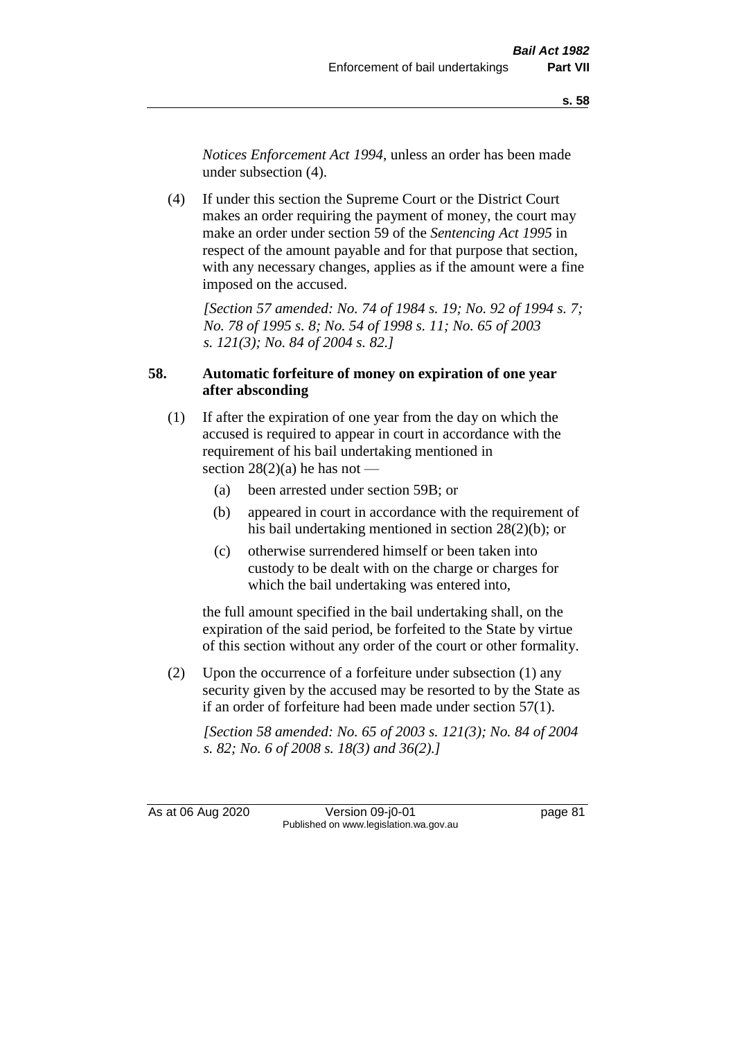*Notices Enforcement Act 1994*, unless an order has been made under subsection (4).

(4) If under this section the Supreme Court or the District Court makes an order requiring the payment of money, the court may make an order under section 59 of the *Sentencing Act 1995* in respect of the amount payable and for that purpose that section, with any necessary changes, applies as if the amount were a fine imposed on the accused.

*[Section 57 amended: No. 74 of 1984 s. 19; No. 92 of 1994 s. 7; No. 78 of 1995 s. 8; No. 54 of 1998 s. 11; No. 65 of 2003 s. 121(3); No. 84 of 2004 s. 82.]*

**58. Automatic forfeiture of money on expiration of one year after absconding**

(1) If after the expiration of one year from the day on which the accused is required to appear in court in accordance with the requirement of his bail undertaking mentioned in section 28(2)(a) he has not —

(a) been arrested under section 59B; or

(b) appeared in court in accordance with the requirement of his bail undertaking mentioned in section 28(2)(b); or

(c) otherwise surrendered himself or been taken into custody to be dealt with on the charge or charges for which the bail undertaking was entered into,

the full amount specified in the bail undertaking shall, on the expiration of the said period, be forfeited to the State by virtue of this section without any order of the court or other formality.

(2) Upon the occurrence of a forfeiture under subsection (1) any security given by the accused may be resorted to by the State as if an order of forfeiture had been made under section 57(1).

*[Section 58 amended: No. 65 of 2003 s. 121(3); No. 84 of 2004 s. 82; No. 6 of 2008 s. 18(3) and 36(2).]*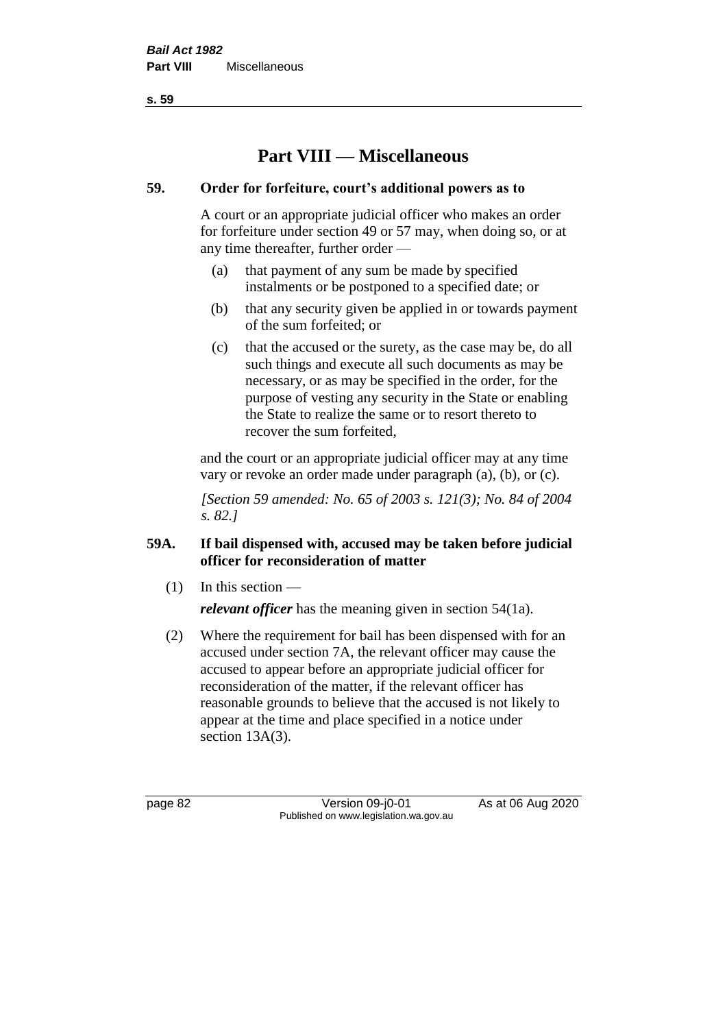# Part VIII — Miscellaneous

**59. Order for forfeiture, court's additional powers as to**

A court or an appropriate judicial officer who makes an order for forfeiture under section 49 or 57 may, when doing so, or at any time thereafter, further order —

(a) that payment of any sum be made by specified instalments or be postponed to a specified date; or

(b) that any security given be applied in or towards payment of the sum forfeited; or

(c) that the accused or the surety, as the case may be, do all such things and execute all such documents as may be necessary, or as may be specified in the order, for the purpose of vesting any security in the State or enabling the State to realize the same or to resort thereto to recover the sum forfeited,

and the court or an appropriate judicial officer may at any time vary or revoke an order made under paragraph (a), (b), or (c).

*[Section 59 amended: No. 65 of 2003 s. 121(3); No. 84 of 2004 s. 82.]*

**59A. If bail dispensed with, accused may be taken before judicial officer for reconsideration of matter**

(1) In this section —

***relevant officer*** has the meaning given in section 54(1a).

(2) Where the requirement for bail has been dispensed with for an accused under section 7A, the relevant officer may cause the accused to appear before an appropriate judicial officer for reconsideration of the matter, if the relevant officer has reasonable grounds to believe that the accused is not likely to appear at the time and place specified in a notice under section 13A(3).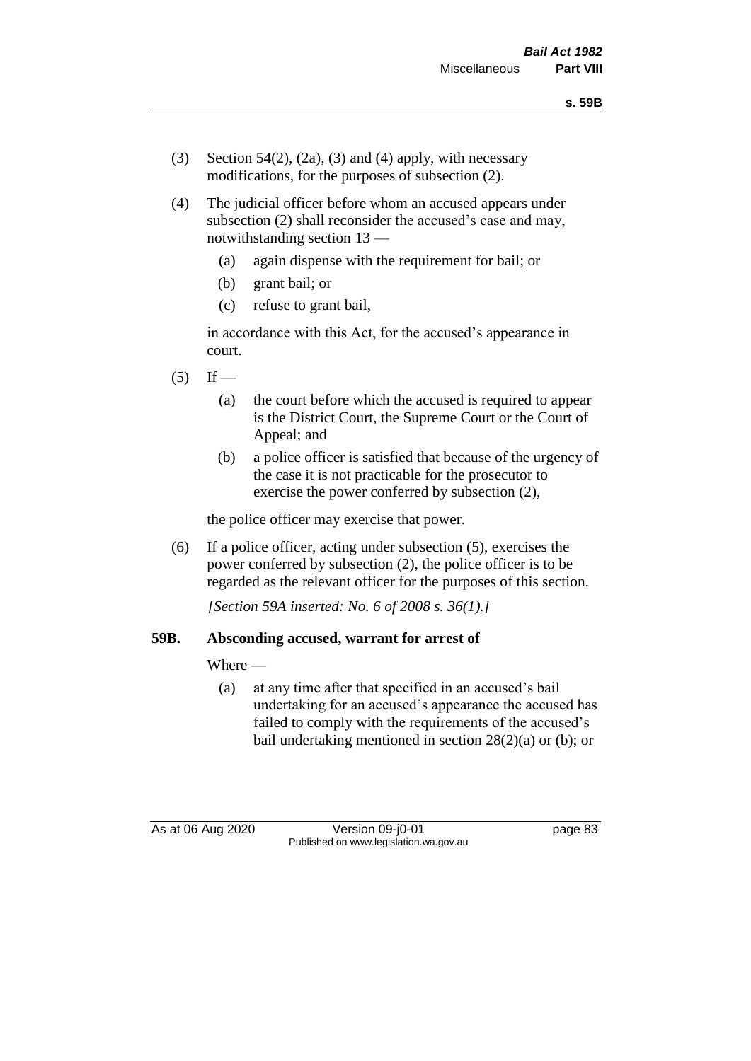(3) Section 54(2), (2a), (3) and (4) apply, with necessary modifications, for the purposes of subsection (2).

(4) The judicial officer before whom an accused appears under subsection (2) shall reconsider the accused's case and may, notwithstanding section 13 —

  (a) again dispense with the requirement for bail; or

  (b) grant bail; or

  (c) refuse to grant bail,

in accordance with this Act, for the accused's appearance in court.

(5) If —

  (a) the court before which the accused is required to appear is the District Court, the Supreme Court or the Court of Appeal; and

  (b) a police officer is satisfied that because of the urgency of the case it is not practicable for the prosecutor to exercise the power conferred by subsection (2),

the police officer may exercise that power.

(6) If a police officer, acting under subsection (5), exercises the power conferred by subsection (2), the police officer is to be regarded as the relevant officer for the purposes of this section.

*[Section 59A inserted: No. 6 of 2008 s. 36(1).]*

### 59B. Absconding accused, warrant for arrest of

Where —

  (a) at any time after that specified in an accused's bail undertaking for an accused's appearance the accused has failed to comply with the requirements of the accused's bail undertaking mentioned in section 28(2)(a) or (b); or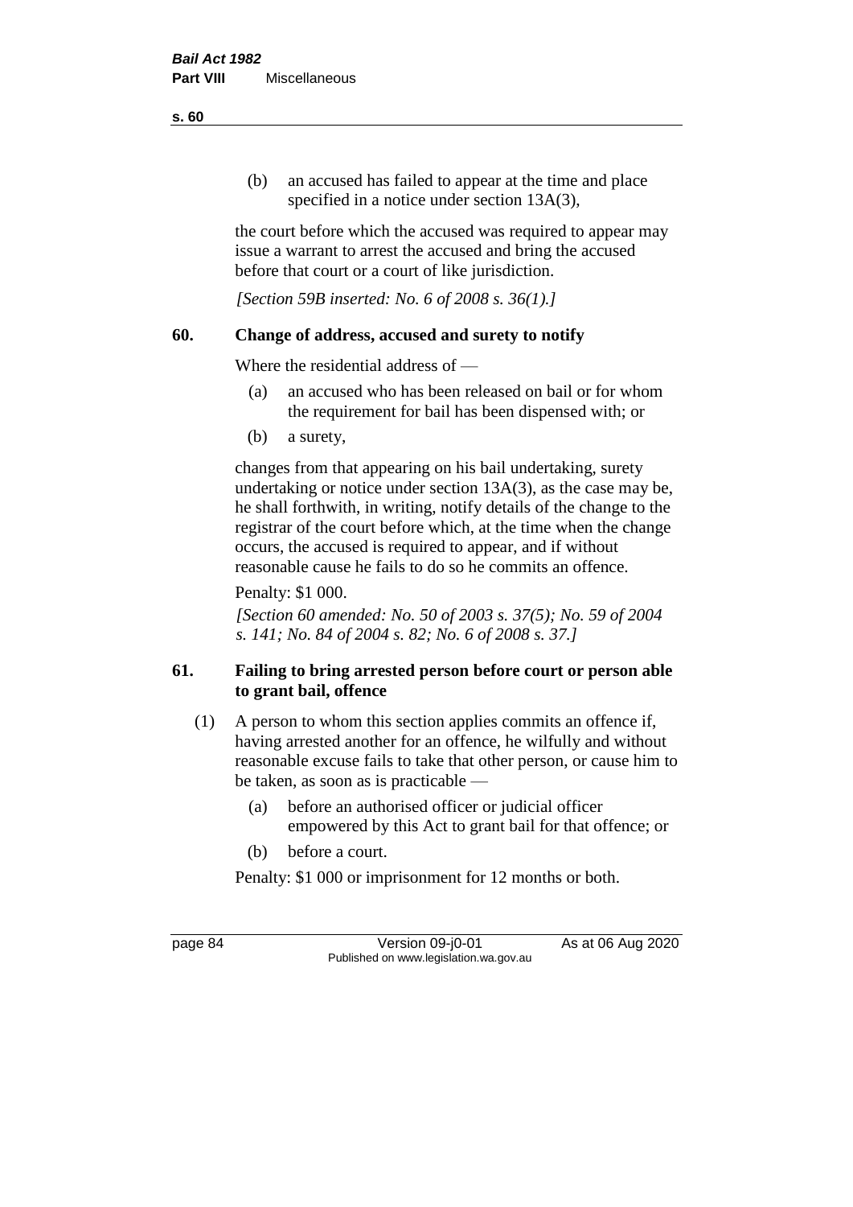(b) an accused has failed to appear at the time and place specified in a notice under section 13A(3),

the court before which the accused was required to appear may issue a warrant to arrest the accused and bring the accused before that court or a court of like jurisdiction.

*[Section 59B inserted: No. 6 of 2008 s. 36(1).]*

## 60. Change of address, accused and surety to notify

Where the residential address of —

(a) an accused who has been released on bail or for whom the requirement for bail has been dispensed with; or

(b) a surety,

changes from that appearing on his bail undertaking, surety undertaking or notice under section 13A(3), as the case may be, he shall forthwith, in writing, notify details of the change to the registrar of the court before which, at the time when the change occurs, the accused is required to appear, and if without reasonable cause he fails to do so he commits an offence.

Penalty: $1 000.

*[Section 60 amended: No. 50 of 2003 s. 37(5); No. 59 of 2004 s. 141; No. 84 of 2004 s. 82; No. 6 of 2008 s. 37.]*

## 61. Failing to bring arrested person before court or person able to grant bail, offence

(1) A person to whom this section applies commits an offence if, having arrested another for an offence, he wilfully and without reasonable excuse fails to take that other person, or cause him to be taken, as soon as is practicable —

(a) before an authorised officer or judicial officer empowered by this Act to grant bail for that offence; or

(b) before a court.

Penalty: $1 000 or imprisonment for 12 months or both.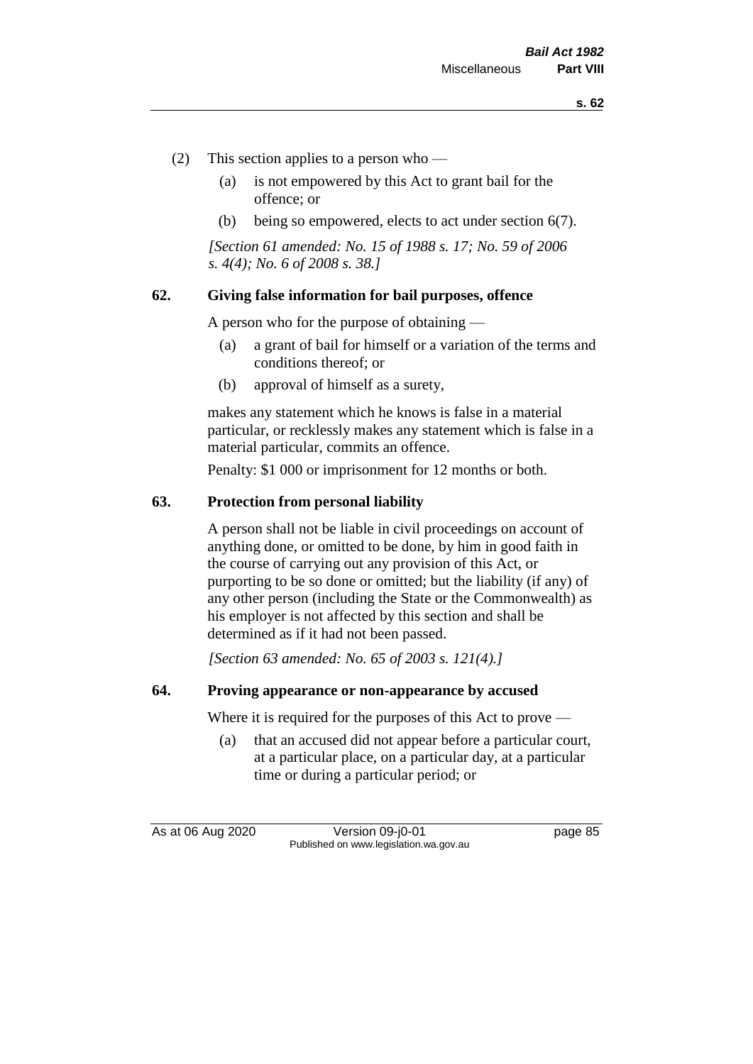(2) This section applies to a person who —

(a) is not empowered by this Act to grant bail for the offence; or

(b) being so empowered, elects to act under section 6(7).

*[Section 61 amended: No. 15 of 1988 s. 17; No. 59 of 2006 s. 4(4); No. 6 of 2008 s. 38.]*

## 62. Giving false information for bail purposes, offence

A person who for the purpose of obtaining —

(a) a grant of bail for himself or a variation of the terms and conditions thereof; or

(b) approval of himself as a surety,

makes any statement which he knows is false in a material particular, or recklessly makes any statement which is false in a material particular, commits an offence.

Penalty: $1 000 or imprisonment for 12 months or both.

## 63. Protection from personal liability

A person shall not be liable in civil proceedings on account of anything done, or omitted to be done, by him in good faith in the course of carrying out any provision of this Act, or purporting to be so done or omitted; but the liability (if any) of any other person (including the State or the Commonwealth) as his employer is not affected by this section and shall be determined as if it had not been passed.

*[Section 63 amended: No. 65 of 2003 s. 121(4).]*

## 64. Proving appearance or non-appearance by accused

Where it is required for the purposes of this Act to prove —

(a) that an accused did not appear before a particular court, at a particular place, on a particular day, at a particular time or during a particular period; or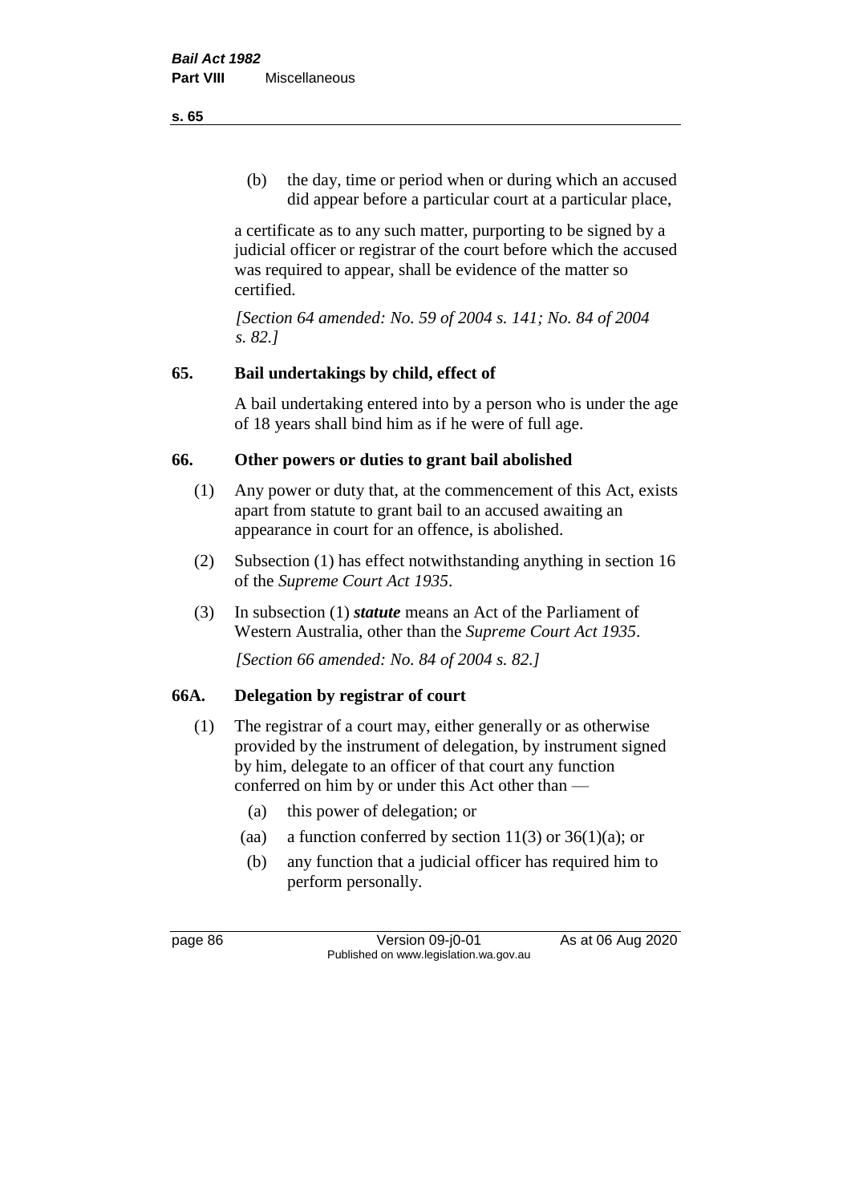(b) the day, time or period when or during which an accused did appear before a particular court at a particular place,

a certificate as to any such matter, purporting to be signed by a judicial officer or registrar of the court before which the accused was required to appear, shall be evidence of the matter so certified.

*[Section 64 amended: No. 59 of 2004 s. 141; No. 84 of 2004 s. 82.]*

## 65. Bail undertakings by child, effect of

A bail undertaking entered into by a person who is under the age of 18 years shall bind him as if he were of full age.

## 66. Other powers or duties to grant bail abolished

(1) Any power or duty that, at the commencement of this Act, exists apart from statute to grant bail to an accused awaiting an appearance in court for an offence, is abolished.

(2) Subsection (1) has effect notwithstanding anything in section 16 of the *Supreme Court Act 1935*.

(3) In subsection (1) ***statute*** means an Act of the Parliament of Western Australia, other than the *Supreme Court Act 1935*.

*[Section 66 amended: No. 84 of 2004 s. 82.]*

## 66A. Delegation by registrar of court

(1) The registrar of a court may, either generally or as otherwise provided by the instrument of delegation, by instrument signed by him, delegate to an officer of that court any function conferred on him by or under this Act other than —

- (a) this power of delegation; or
- (aa) a function conferred by section 11(3) or 36(1)(a); or
- (b) any function that a judicial officer has required him to perform personally.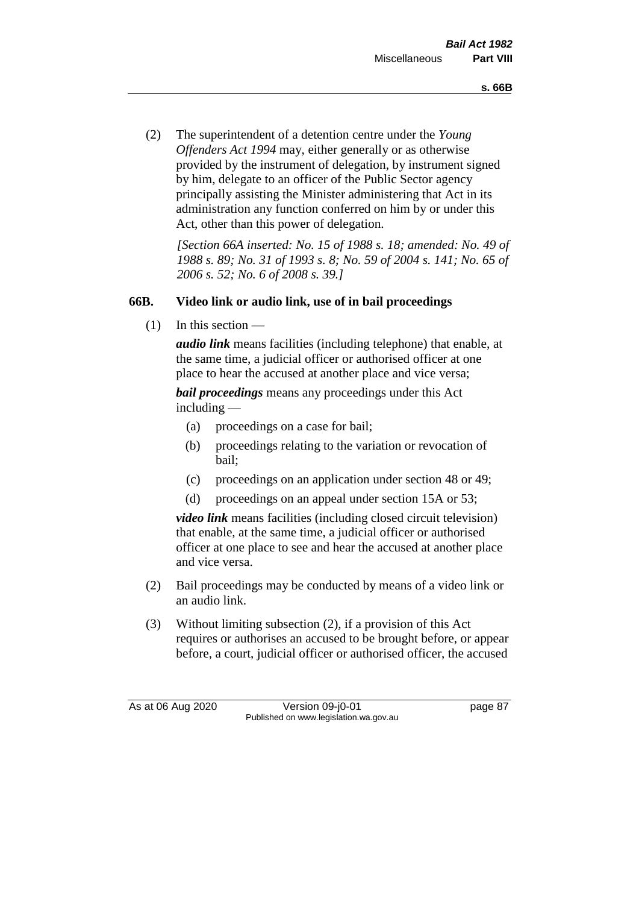(2) The superintendent of a detention centre under the *Young Offenders Act 1994* may, either generally or as otherwise provided by the instrument of delegation, by instrument signed by him, delegate to an officer of the Public Sector agency principally assisting the Minister administering that Act in its administration any function conferred on him by or under this Act, other than this power of delegation.

*[Section 66A inserted: No. 15 of 1988 s. 18; amended: No. 49 of 1988 s. 89; No. 31 of 1993 s. 8; No. 59 of 2004 s. 141; No. 65 of 2006 s. 52; No. 6 of 2008 s. 39.]*

### 66B. Video link or audio link, use of in bail proceedings

(1) In this section —

***audio link*** means facilities (including telephone) that enable, at the same time, a judicial officer or authorised officer at one place to hear the accused at another place and vice versa;

***bail proceedings*** means any proceedings under this Act including —

(a) proceedings on a case for bail;

(b) proceedings relating to the variation or revocation of bail;

(c) proceedings on an application under section 48 or 49;

(d) proceedings on an appeal under section 15A or 53;

***video link*** means facilities (including closed circuit television) that enable, at the same time, a judicial officer or authorised officer at one place to see and hear the accused at another place and vice versa.

(2) Bail proceedings may be conducted by means of a video link or an audio link.

(3) Without limiting subsection (2), if a provision of this Act requires or authorises an accused to be brought before, or appear before, a court, judicial officer or authorised officer, the accused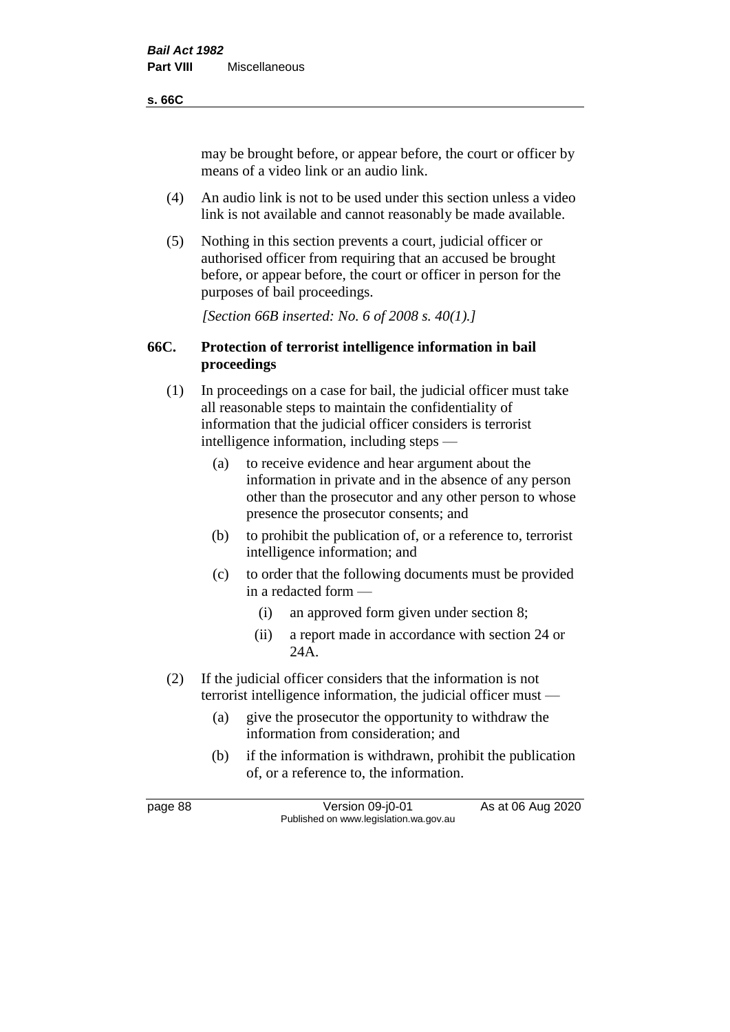may be brought before, or appear before, the court or officer by means of a video link or an audio link.

(4) An audio link is not to be used under this section unless a video link is not available and cannot reasonably be made available.

(5) Nothing in this section prevents a court, judicial officer or authorised officer from requiring that an accused be brought before, or appear before, the court or officer in person for the purposes of bail proceedings.

*[Section 66B inserted: No. 6 of 2008 s. 40(1).]*

## 66C. Protection of terrorist intelligence information in bail proceedings

(1) In proceedings on a case for bail, the judicial officer must take all reasonable steps to maintain the confidentiality of information that the judicial officer considers is terrorist intelligence information, including steps —

- (a) to receive evidence and hear argument about the information in private and in the absence of any person other than the prosecutor and any other person to whose presence the prosecutor consents; and
- (b) to prohibit the publication of, or a reference to, terrorist intelligence information; and
- (c) to order that the following documents must be provided in a redacted form —
  - (i) an approved form given under section 8;
  - (ii) a report made in accordance with section 24 or 24A.

(2) If the judicial officer considers that the information is not terrorist intelligence information, the judicial officer must —

- (a) give the prosecutor the opportunity to withdraw the information from consideration; and
- (b) if the information is withdrawn, prohibit the publication of, or a reference to, the information.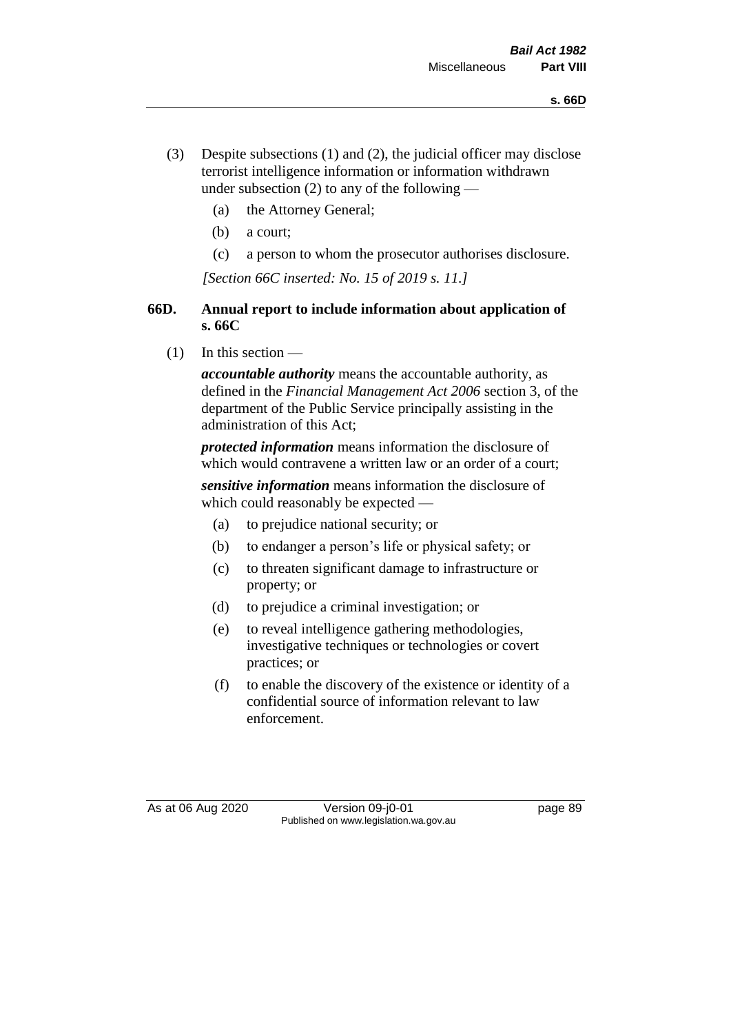(3) Despite subsections (1) and (2), the judicial officer may disclose terrorist intelligence information or information withdrawn under subsection (2) to any of the following —

(a) the Attorney General;

(b) a court;

(c) a person to whom the prosecutor authorises disclosure.

*[Section 66C inserted: No. 15 of 2019 s. 11.]*

### 66D. Annual report to include information about application of s. 66C

(1) In this section —

***accountable authority*** means the accountable authority, as defined in the *Financial Management Act 2006* section 3, of the department of the Public Service principally assisting in the administration of this Act;

***protected information*** means information the disclosure of which would contravene a written law or an order of a court;

***sensitive information*** means information the disclosure of which could reasonably be expected —

(a) to prejudice national security; or

(b) to endanger a person's life or physical safety; or

(c) to threaten significant damage to infrastructure or property; or

(d) to prejudice a criminal investigation; or

(e) to reveal intelligence gathering methodologies, investigative techniques or technologies or covert practices; or

(f) to enable the discovery of the existence or identity of a confidential source of information relevant to law enforcement.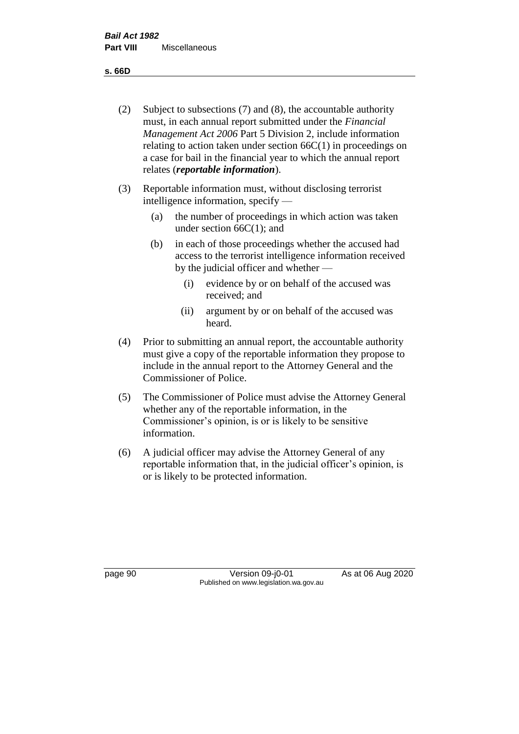(2) Subject to subsections (7) and (8), the accountable authority must, in each annual report submitted under the *Financial Management Act 2006* Part 5 Division 2, include information relating to action taken under section 66C(1) in proceedings on a case for bail in the financial year to which the annual report relates (***reportable information***).

(3) Reportable information must, without disclosing terrorist intelligence information, specify —

  (a) the number of proceedings in which action was taken under section 66C(1); and

  (b) in each of those proceedings whether the accused had access to the terrorist intelligence information received by the judicial officer and whether —

    (i) evidence by or on behalf of the accused was received; and

    (ii) argument by or on behalf of the accused was heard.

(4) Prior to submitting an annual report, the accountable authority must give a copy of the reportable information they propose to include in the annual report to the Attorney General and the Commissioner of Police.

(5) The Commissioner of Police must advise the Attorney General whether any of the reportable information, in the Commissioner's opinion, is or is likely to be sensitive information.

(6) A judicial officer may advise the Attorney General of any reportable information that, in the judicial officer's opinion, is or is likely to be protected information.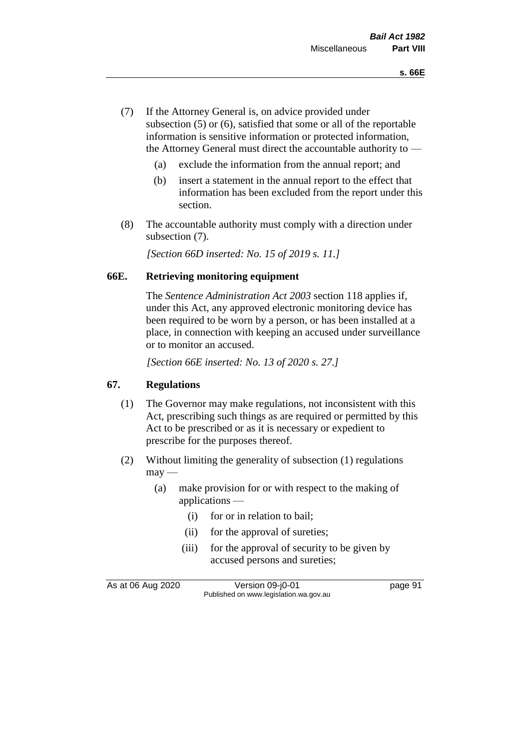(7) If the Attorney General is, on advice provided under subsection (5) or (6), satisfied that some or all of the reportable information is sensitive information or protected information, the Attorney General must direct the accountable authority to —

   (a) exclude the information from the annual report; and

   (b) insert a statement in the annual report to the effect that information has been excluded from the report under this section.

(8) The accountable authority must comply with a direction under subsection (7).

*[Section 66D inserted: No. 15 of 2019 s. 11.]*

## 66E. Retrieving monitoring equipment

The *Sentence Administration Act 2003* section 118 applies if, under this Act, any approved electronic monitoring device has been required to be worn by a person, or has been installed at a place, in connection with keeping an accused under surveillance or to monitor an accused.

*[Section 66E inserted: No. 13 of 2020 s. 27.]*

## 67. Regulations

(1) The Governor may make regulations, not inconsistent with this Act, prescribing such things as are required or permitted by this Act to be prescribed or as it is necessary or expedient to prescribe for the purposes thereof.

(2) Without limiting the generality of subsection (1) regulations may —

   (a) make provision for or with respect to the making of applications —

      (i) for or in relation to bail;

      (ii) for the approval of sureties;

      (iii) for the approval of security to be given by accused persons and sureties;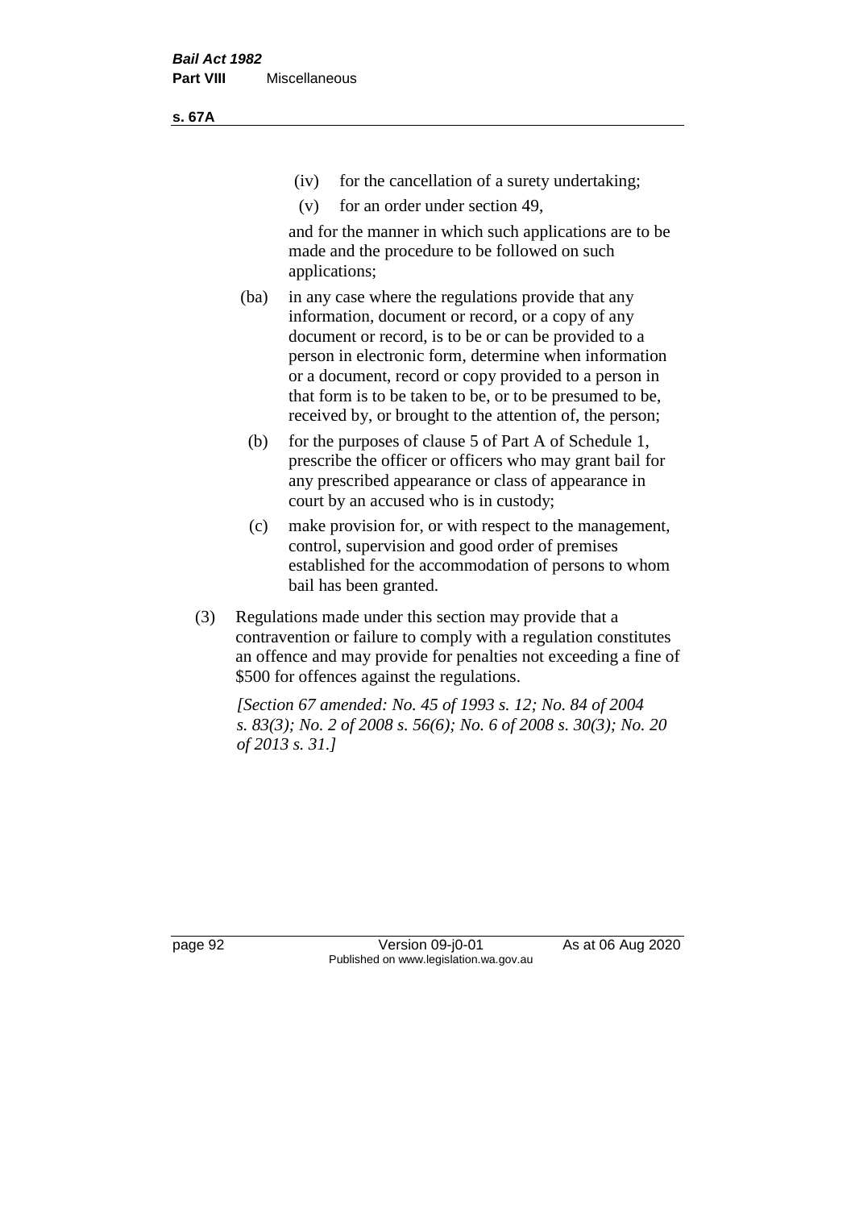(iv) for the cancellation of a surety undertaking;

(v) for an order under section 49,

and for the manner in which such applications are to be made and the procedure to be followed on such applications;

(ba) in any case where the regulations provide that any information, document or record, or a copy of any document or record, is to be or can be provided to a person in electronic form, determine when information or a document, record or copy provided to a person in that form is to be taken to be, or to be presumed to be, received by, or brought to the attention of, the person;

(b) for the purposes of clause 5 of Part A of Schedule 1, prescribe the officer or officers who may grant bail for any prescribed appearance or class of appearance in court by an accused who is in custody;

(c) make provision for, or with respect to the management, control, supervision and good order of premises established for the accommodation of persons to whom bail has been granted.

(3) Regulations made under this section may provide that a contravention or failure to comply with a regulation constitutes an offence and may provide for penalties not exceeding a fine of $500 for offences against the regulations.

*[Section 67 amended: No. 45 of 1993 s. 12; No. 84 of 2004 s. 83(3); No. 2 of 2008 s. 56(6); No. 6 of 2008 s. 30(3); No. 20 of 2013 s. 31.]*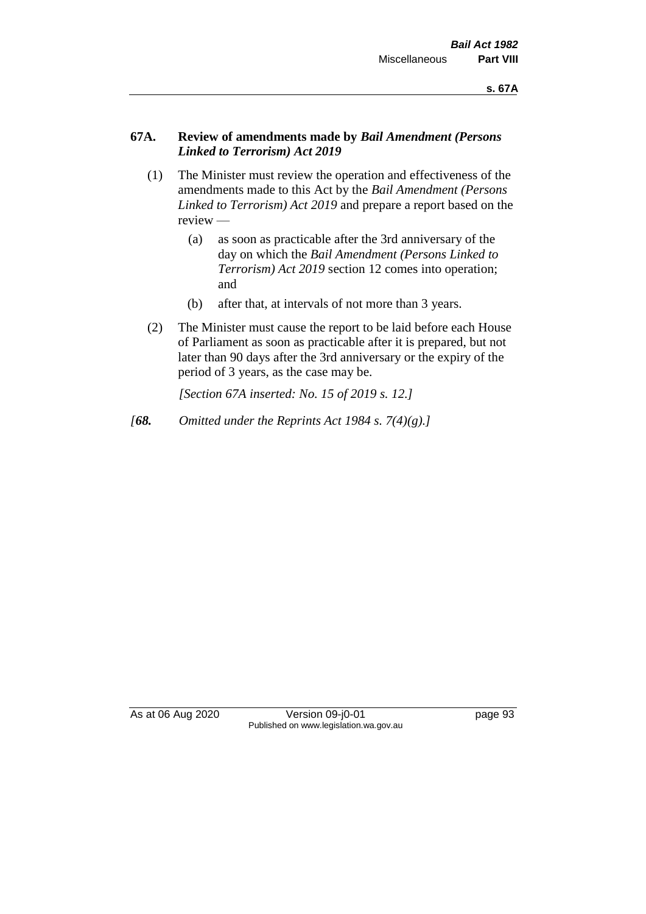### 67A. Review of amendments made by *Bail Amendment (Persons Linked to Terrorism) Act 2019*

(1) The Minister must review the operation and effectiveness of the amendments made to this Act by the *Bail Amendment (Persons Linked to Terrorism) Act 2019* and prepare a report based on the review —

   (a) as soon as practicable after the 3rd anniversary of the day on which the *Bail Amendment (Persons Linked to Terrorism) Act 2019* section 12 comes into operation; and

   (b) after that, at intervals of not more than 3 years.

(2) The Minister must cause the report to be laid before each House of Parliament as soon as practicable after it is prepared, but not later than 90 days after the 3rd anniversary or the expiry of the period of 3 years, as the case may be.

*[Section 67A inserted: No. 15 of 2019 s. 12.]*

*[**68.** Omitted under the Reprints Act 1984 s. 7(4)(g).]*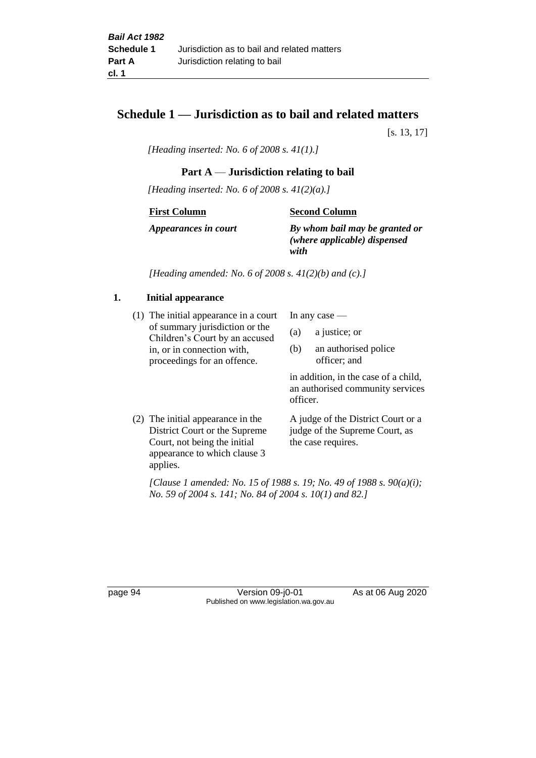# Schedule 1 — Jurisdiction as to bail and related matters

[s. 13, 17]

*[Heading inserted: No. 6 of 2008 s. 41(1).]*

## Part A — Jurisdiction relating to bail

*[Heading inserted: No. 6 of 2008 s. 41(2)(a).]*

| First Column | Second Column |
|---|---|
| ***Appearances in court*** | ***By whom bail may be granted or (where applicable) dispensed with*** |

*[Heading amended: No. 6 of 2008 s. 41(2)(b) and (c).]*

### 1. Initial appearance

| | |
|---|---|
| (1) The initial appearance in a court of summary jurisdiction or the Children's Court by an accused in, or in connection with, proceedings for an offence. | In any case — (a) a justice; or (b) an authorised police officer; and in addition, in the case of a child, an authorised community services officer. |
| (2) The initial appearance in the District Court or the Supreme Court, not being the initial appearance to which clause 3 applies. | A judge of the District Court or a judge of the Supreme Court, as the case requires. |

*[Clause 1 amended: No. 15 of 1988 s. 19; No. 49 of 1988 s. 90(a)(i); No. 59 of 2004 s. 141; No. 84 of 2004 s. 10(1) and 82.]*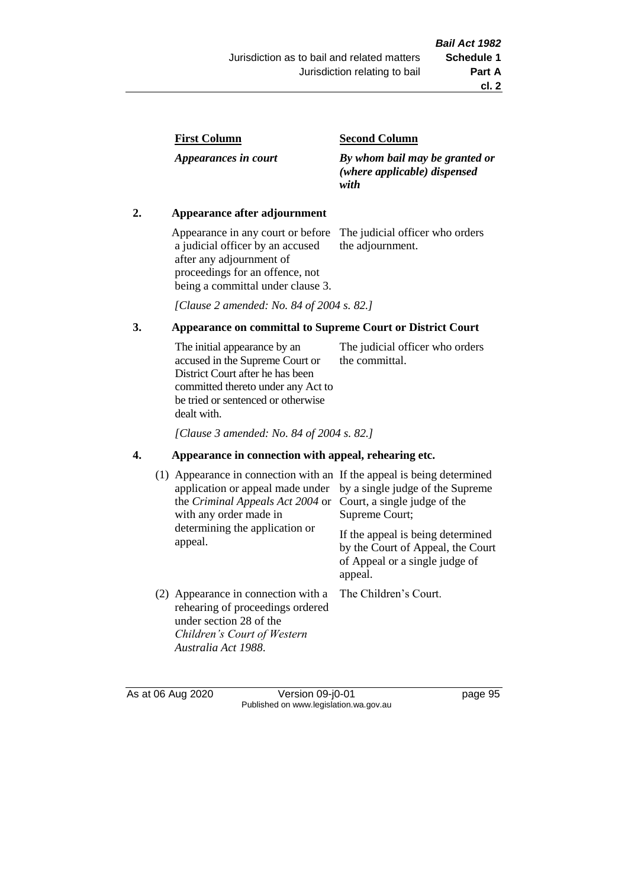| First Column | Second Column |
|---|---|
| *Appearances in court* | *By whom bail may be granted or (where applicable) dispensed with* |

**2. Appearance after adjournment**

| | |
|---|---|
| Appearance in any court or before a judicial officer by an accused after any adjournment of proceedings for an offence, not being a committal under clause 3. | The judicial officer who orders the adjournment. |

*[Clause 2 amended: No. 84 of 2004 s. 82.]*

**3. Appearance on committal to Supreme Court or District Court**

| | |
|---|---|
| The initial appearance by an accused in the Supreme Court or District Court after he has been committed thereto under any Act to be tried or sentenced or otherwise dealt with. | The judicial officer who orders the committal. |

*[Clause 3 amended: No. 84 of 2004 s. 82.]*

**4. Appearance in connection with appeal, rehearing etc.**

| | |
|---|---|
| (1) Appearance in connection with an application or appeal made under the *Criminal Appeals Act 2004* or with any order made in determining the application or appeal. | If the appeal is being determined by a single judge of the Supreme Court, a single judge of the Supreme Court; If the appeal is being determined by the Court of Appeal, the Court of Appeal or a single judge of appeal. |
| (2) Appearance in connection with a rehearing of proceedings ordered under section 28 of the *Children's Court of Western Australia Act 1988*. | The Children's Court. |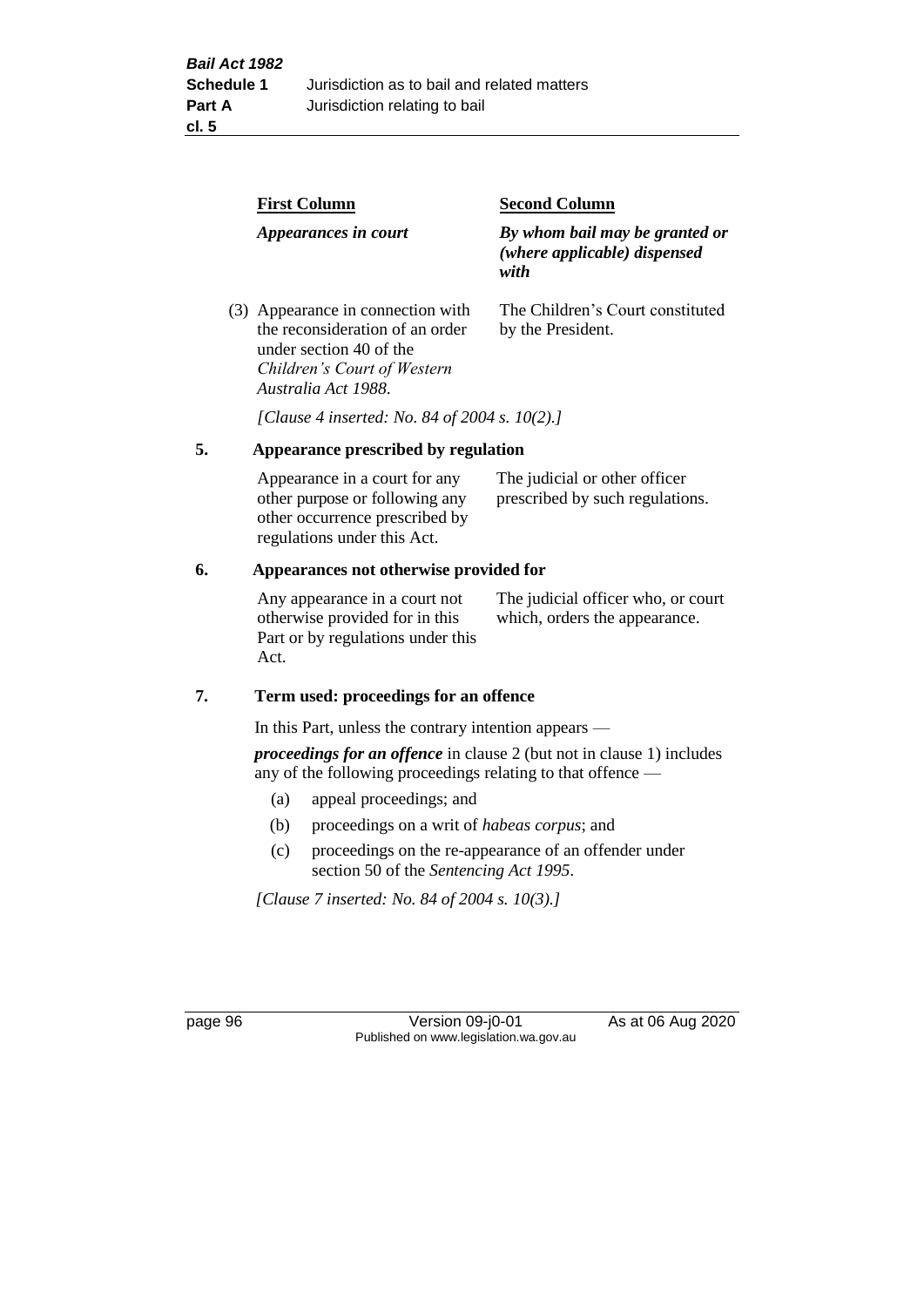| First Column | Second Column |
|---|---|
| *Appearances in court* | *By whom bail may be granted or (where applicable) dispensed with* |
| (3) Appearance in connection with the reconsideration of an order under section 40 of the *Children's Court of Western Australia Act 1988*. | The Children's Court constituted by the President. |

*[Clause 4 inserted: No. 84 of 2004 s. 10(2).]*

**5. Appearance prescribed by regulation**

| | |
|---|---|
| Appearance in a court for any other purpose or following any other occurrence prescribed by regulations under this Act. | The judicial or other officer prescribed by such regulations. |

**6. Appearances not otherwise provided for**

| | |
|---|---|
| Any appearance in a court not otherwise provided for in this Part or by regulations under this Act. | The judicial officer who, or court which, orders the appearance. |

**7. Term used: proceedings for an offence**

In this Part, unless the contrary intention appears —

***proceedings for an offence*** in clause 2 (but not in clause 1) includes any of the following proceedings relating to that offence —

(a) appeal proceedings; and

(b) proceedings on a writ of *habeas corpus*; and

(c) proceedings on the re-appearance of an offender under section 50 of the *Sentencing Act 1995*.

*[Clause 7 inserted: No. 84 of 2004 s. 10(3).]*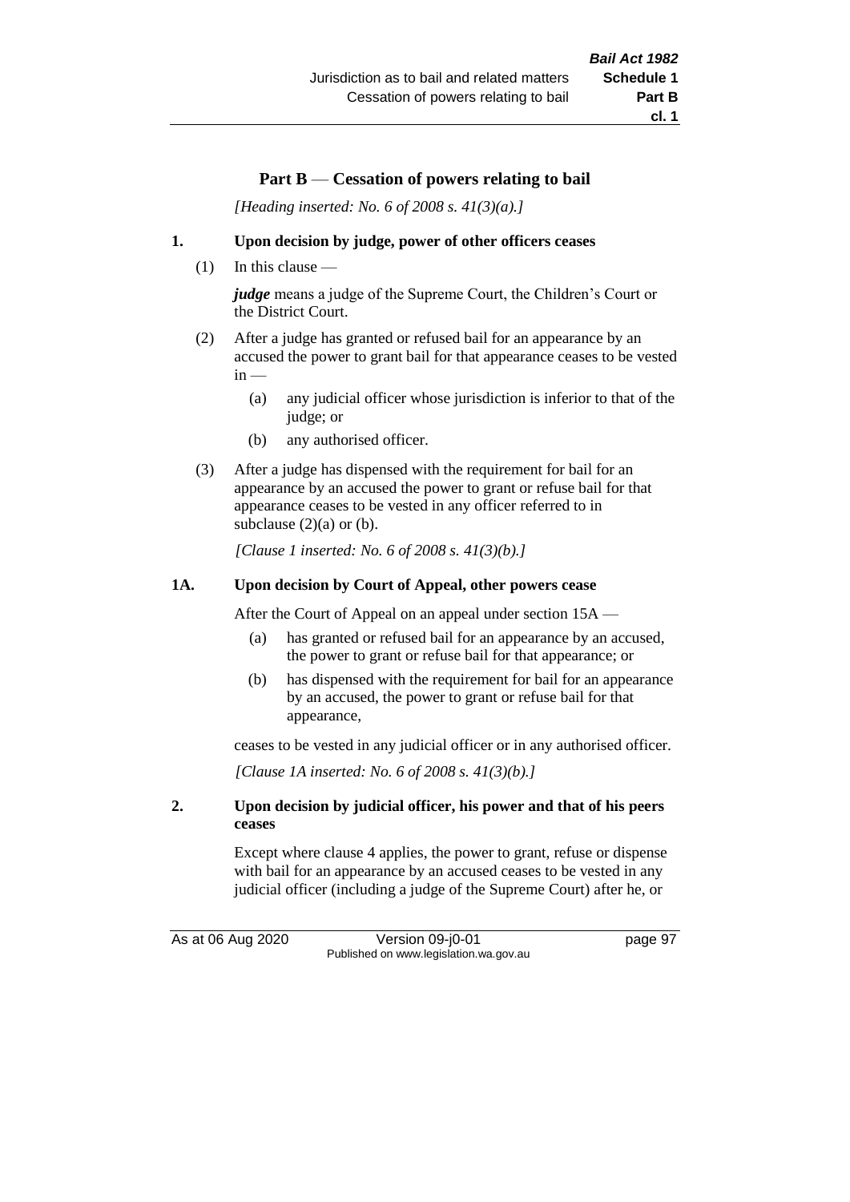## Part B — Cessation of powers relating to bail

*[Heading inserted: No. 6 of 2008 s. 41(3)(a).]*

### 1. Upon decision by judge, power of other officers ceases

(1) In this clause —

***judge*** means a judge of the Supreme Court, the Children's Court or the District Court.

(2) After a judge has granted or refused bail for an appearance by an accused the power to grant bail for that appearance ceases to be vested in —

- (a) any judicial officer whose jurisdiction is inferior to that of the judge; or
- (b) any authorised officer.

(3) After a judge has dispensed with the requirement for bail for an appearance by an accused the power to grant or refuse bail for that appearance ceases to be vested in any officer referred to in subclause (2)(a) or (b).

*[Clause 1 inserted: No. 6 of 2008 s. 41(3)(b).]*

### 1A. Upon decision by Court of Appeal, other powers cease

After the Court of Appeal on an appeal under section 15A —

- (a) has granted or refused bail for an appearance by an accused, the power to grant or refuse bail for that appearance; or
- (b) has dispensed with the requirement for bail for an appearance by an accused, the power to grant or refuse bail for that appearance,

ceases to be vested in any judicial officer or in any authorised officer.

*[Clause 1A inserted: No. 6 of 2008 s. 41(3)(b).]*

### 2. Upon decision by judicial officer, his power and that of his peers ceases

Except where clause 4 applies, the power to grant, refuse or dispense with bail for an appearance by an accused ceases to be vested in any judicial officer (including a judge of the Supreme Court) after he, or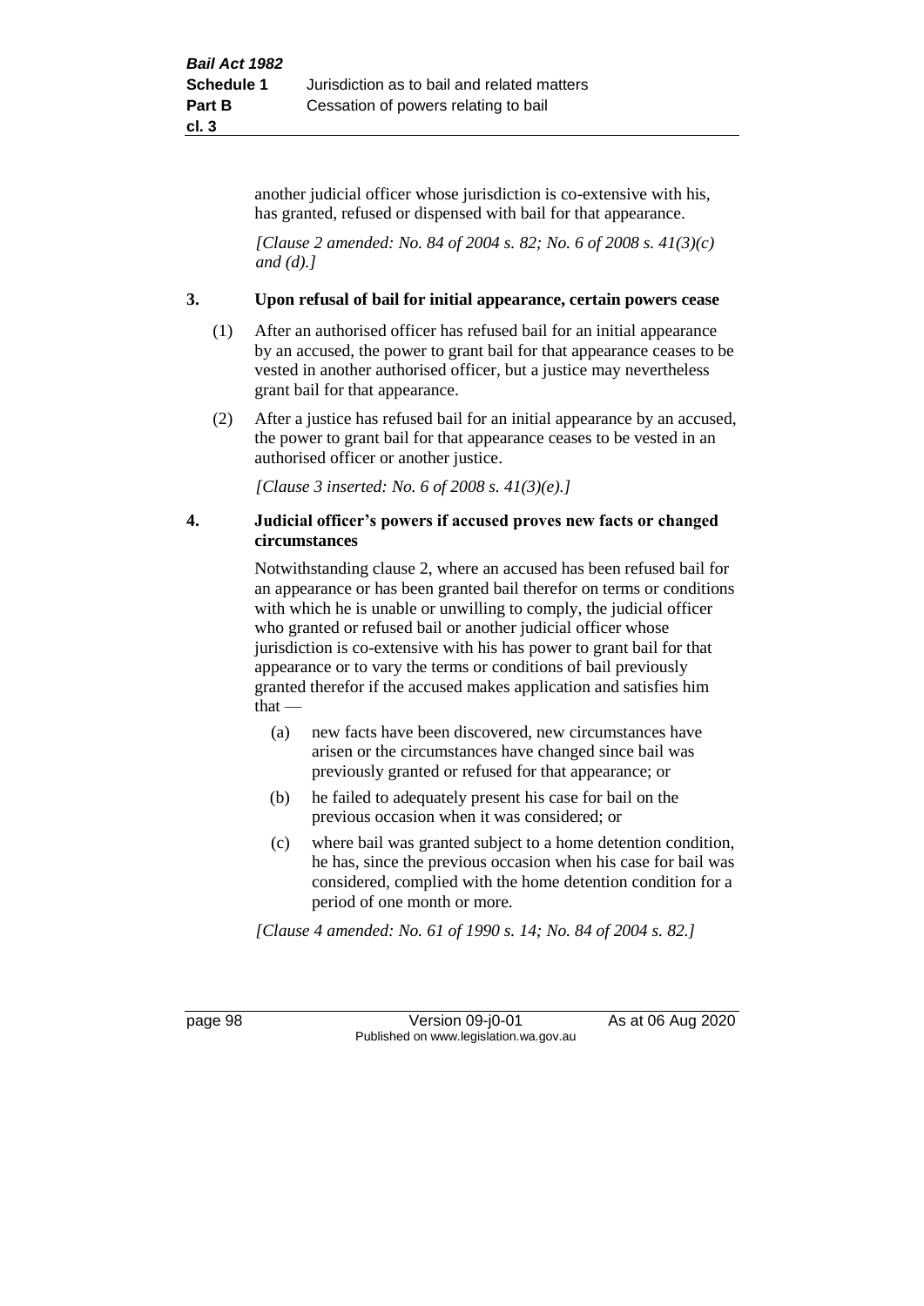another judicial officer whose jurisdiction is co-extensive with his, has granted, refused or dispensed with bail for that appearance.

*[Clause 2 amended: No. 84 of 2004 s. 82; No. 6 of 2008 s. 41(3)(c) and (d).]*

### 3. Upon refusal of bail for initial appearance, certain powers cease

(1) After an authorised officer has refused bail for an initial appearance by an accused, the power to grant bail for that appearance ceases to be vested in another authorised officer, but a justice may nevertheless grant bail for that appearance.

(2) After a justice has refused bail for an initial appearance by an accused, the power to grant bail for that appearance ceases to be vested in an authorised officer or another justice.

*[Clause 3 inserted: No. 6 of 2008 s. 41(3)(e).]*

### 4. Judicial officer's powers if accused proves new facts or changed circumstances

Notwithstanding clause 2, where an accused has been refused bail for an appearance or has been granted bail therefor on terms or conditions with which he is unable or unwilling to comply, the judicial officer who granted or refused bail or another judicial officer whose jurisdiction is co-extensive with his has power to grant bail for that appearance or to vary the terms or conditions of bail previously granted therefor if the accused makes application and satisfies him that —

(a) new facts have been discovered, new circumstances have arisen or the circumstances have changed since bail was previously granted or refused for that appearance; or

(b) he failed to adequately present his case for bail on the previous occasion when it was considered; or

(c) where bail was granted subject to a home detention condition, he has, since the previous occasion when his case for bail was considered, complied with the home detention condition for a period of one month or more.

*[Clause 4 amended: No. 61 of 1990 s. 14; No. 84 of 2004 s. 82.]*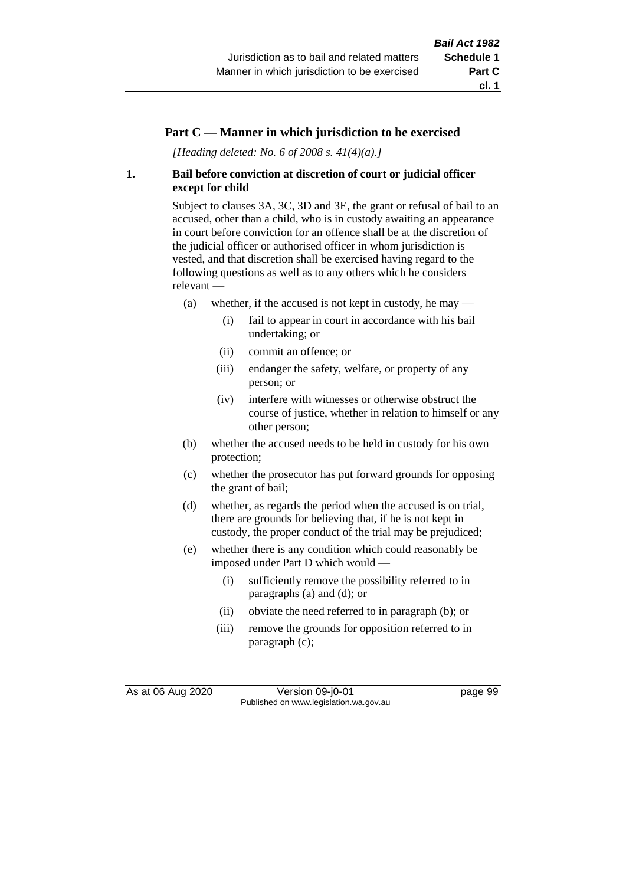## Part C — Manner in which jurisdiction to be exercised

*[Heading deleted: No. 6 of 2008 s. 41(4)(a).]*

### 1. Bail before conviction at discretion of court or judicial officer except for child

Subject to clauses 3A, 3C, 3D and 3E, the grant or refusal of bail to an accused, other than a child, who is in custody awaiting an appearance in court before conviction for an offence shall be at the discretion of the judicial officer or authorised officer in whom jurisdiction is vested, and that discretion shall be exercised having regard to the following questions as well as to any others which he considers relevant —

- (a) whether, if the accused is not kept in custody, he may —
  - (i) fail to appear in court in accordance with his bail undertaking; or
  - (ii) commit an offence; or
  - (iii) endanger the safety, welfare, or property of any person; or
  - (iv) interfere with witnesses or otherwise obstruct the course of justice, whether in relation to himself or any other person;
- (b) whether the accused needs to be held in custody for his own protection;
- (c) whether the prosecutor has put forward grounds for opposing the grant of bail;
- (d) whether, as regards the period when the accused is on trial, there are grounds for believing that, if he is not kept in custody, the proper conduct of the trial may be prejudiced;
- (e) whether there is any condition which could reasonably be imposed under Part D which would —
  - (i) sufficiently remove the possibility referred to in paragraphs (a) and (d); or
  - (ii) obviate the need referred to in paragraph (b); or
  - (iii) remove the grounds for opposition referred to in paragraph (c);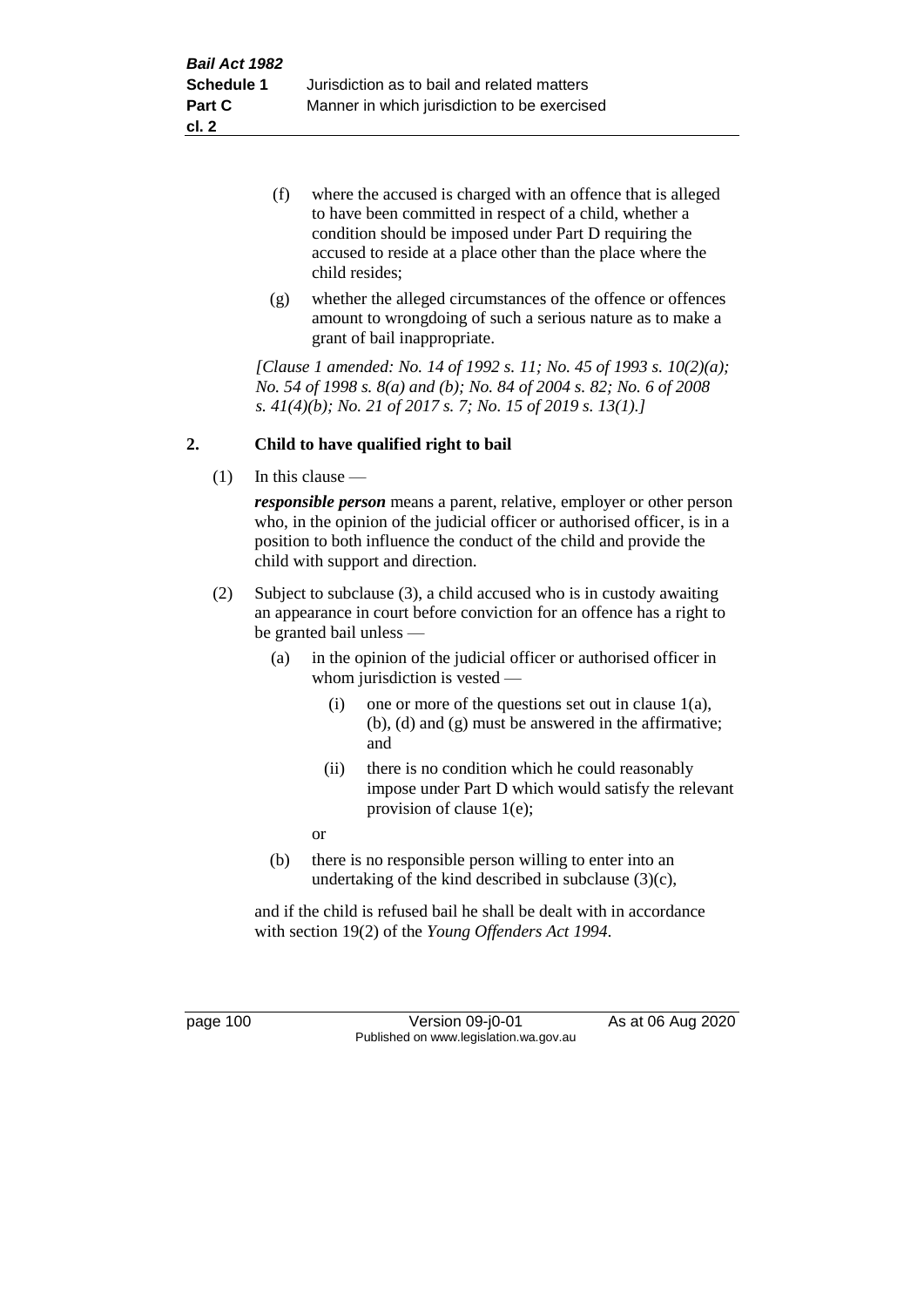(f) where the accused is charged with an offence that is alleged to have been committed in respect of a child, whether a condition should be imposed under Part D requiring the accused to reside at a place other than the place where the child resides;

(g) whether the alleged circumstances of the offence or offences amount to wrongdoing of such a serious nature as to make a grant of bail inappropriate.

*[Clause 1 amended: No. 14 of 1992 s. 11; No. 45 of 1993 s. 10(2)(a); No. 54 of 1998 s. 8(a) and (b); No. 84 of 2004 s. 82; No. 6 of 2008 s. 41(4)(b); No. 21 of 2017 s. 7; No. 15 of 2019 s. 13(1).]*

## 2. Child to have qualified right to bail

(1) In this clause —

***responsible person*** means a parent, relative, employer or other person who, in the opinion of the judicial officer or authorised officer, is in a position to both influence the conduct of the child and provide the child with support and direction.

(2) Subject to subclause (3), a child accused who is in custody awaiting an appearance in court before conviction for an offence has a right to be granted bail unless —

(a) in the opinion of the judicial officer or authorised officer in whom jurisdiction is vested —

(i) one or more of the questions set out in clause 1(a), (b), (d) and (g) must be answered in the affirmative; and

(ii) there is no condition which he could reasonably impose under Part D which would satisfy the relevant provision of clause 1(e);

or

(b) there is no responsible person willing to enter into an undertaking of the kind described in subclause (3)(c),

and if the child is refused bail he shall be dealt with in accordance with section 19(2) of the *Young Offenders Act 1994*.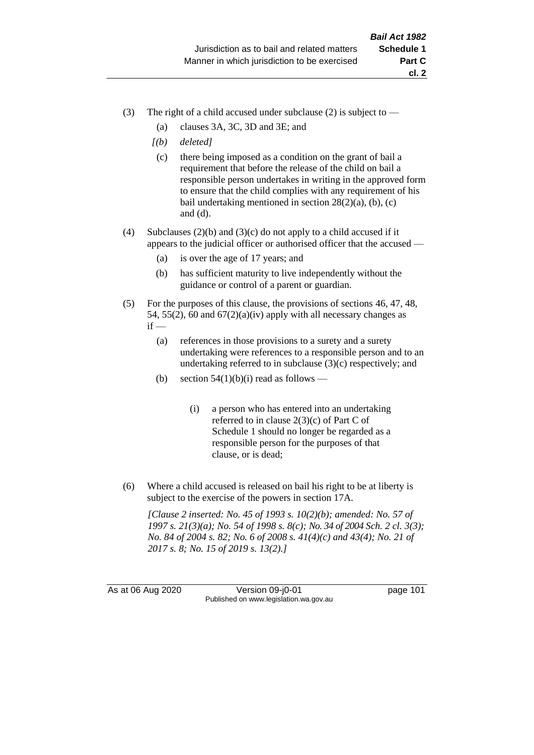(3) The right of a child accused under subclause (2) is subject to —

(a) clauses 3A, 3C, 3D and 3E; and

*[(b) deleted]*

(c) there being imposed as a condition on the grant of bail a requirement that before the release of the child on bail a responsible person undertakes in writing in the approved form to ensure that the child complies with any requirement of his bail undertaking mentioned in section 28(2)(a), (b), (c) and (d).

(4) Subclauses (2)(b) and (3)(c) do not apply to a child accused if it appears to the judicial officer or authorised officer that the accused —

(a) is over the age of 17 years; and

(b) has sufficient maturity to live independently without the guidance or control of a parent or guardian.

(5) For the purposes of this clause, the provisions of sections 46, 47, 48, 54, 55(2), 60 and 67(2)(a)(iv) apply with all necessary changes as if —

(a) references in those provisions to a surety and a surety undertaking were references to a responsible person and to an undertaking referred to in subclause (3)(c) respectively; and

(b) section 54(1)(b)(i) read as follows —

> (i) a person who has entered into an undertaking referred to in clause 2(3)(c) of Part C of Schedule 1 should no longer be regarded as a responsible person for the purposes of that clause, or is dead;

(6) Where a child accused is released on bail his right to be at liberty is subject to the exercise of the powers in section 17A.

*[Clause 2 inserted: No. 45 of 1993 s. 10(2)(b); amended: No. 57 of 1997 s. 21(3)(a); No. 54 of 1998 s. 8(c); No. 34 of 2004 Sch. 2 cl. 3(3); No. 84 of 2004 s. 82; No. 6 of 2008 s. 41(4)(c) and 43(4); No. 21 of 2017 s. 8; No. 15 of 2019 s. 13(2).]*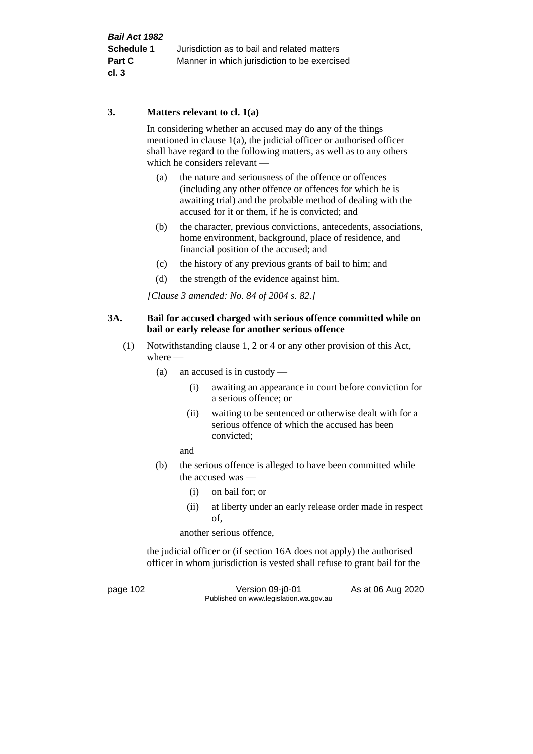### 3. Matters relevant to cl. 1(a)

In considering whether an accused may do any of the things mentioned in clause 1(a), the judicial officer or authorised officer shall have regard to the following matters, as well as to any others which he considers relevant —

(a) the nature and seriousness of the offence or offences (including any other offence or offences for which he is awaiting trial) and the probable method of dealing with the accused for it or them, if he is convicted; and

(b) the character, previous convictions, antecedents, associations, home environment, background, place of residence, and financial position of the accused; and

(c) the history of any previous grants of bail to him; and

(d) the strength of the evidence against him.

*[Clause 3 amended: No. 84 of 2004 s. 82.]*

### 3A. Bail for accused charged with serious offence committed while on bail or early release for another serious offence

(1) Notwithstanding clause 1, 2 or 4 or any other provision of this Act, where —

(a) an accused is in custody —

(i) awaiting an appearance in court before conviction for a serious offence; or

(ii) waiting to be sentenced or otherwise dealt with for a serious offence of which the accused has been convicted;

and

(b) the serious offence is alleged to have been committed while the accused was —

(i) on bail for; or

(ii) at liberty under an early release order made in respect of,

another serious offence,

the judicial officer or (if section 16A does not apply) the authorised officer in whom jurisdiction is vested shall refuse to grant bail for the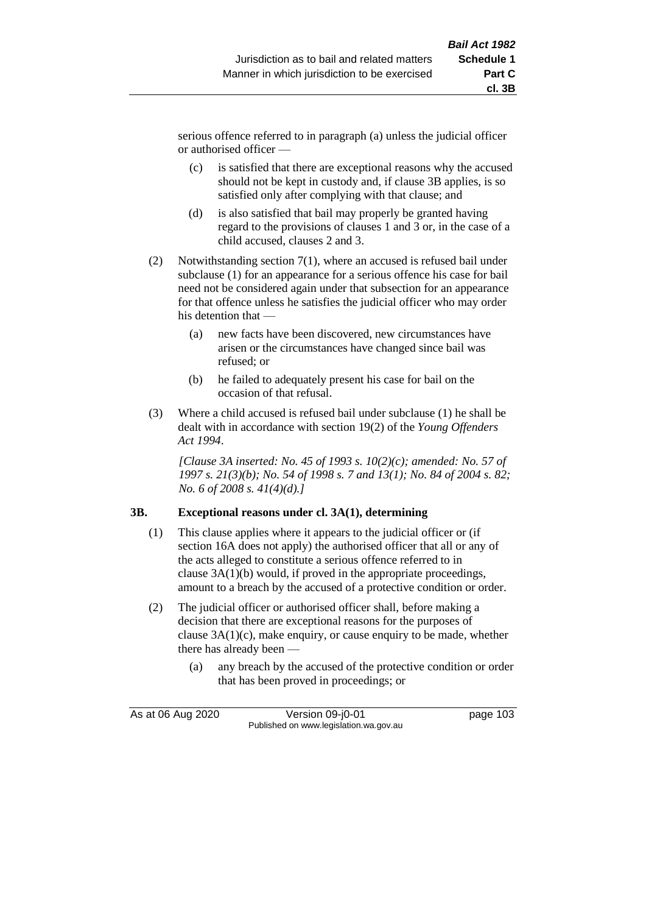serious offence referred to in paragraph (a) unless the judicial officer or authorised officer —

(c) is satisfied that there are exceptional reasons why the accused should not be kept in custody and, if clause 3B applies, is so satisfied only after complying with that clause; and

(d) is also satisfied that bail may properly be granted having regard to the provisions of clauses 1 and 3 or, in the case of a child accused, clauses 2 and 3.

(2) Notwithstanding section 7(1), where an accused is refused bail under subclause (1) for an appearance for a serious offence his case for bail need not be considered again under that subsection for an appearance for that offence unless he satisfies the judicial officer who may order his detention that —

(a) new facts have been discovered, new circumstances have arisen or the circumstances have changed since bail was refused; or

(b) he failed to adequately present his case for bail on the occasion of that refusal.

(3) Where a child accused is refused bail under subclause (1) he shall be dealt with in accordance with section 19(2) of the *Young Offenders Act 1994*.

*[Clause 3A inserted: No. 45 of 1993 s. 10(2)(c); amended: No. 57 of 1997 s. 21(3)(b); No. 54 of 1998 s. 7 and 13(1); No. 84 of 2004 s. 82; No. 6 of 2008 s. 41(4)(d).]*

### 3B. Exceptional reasons under cl. 3A(1), determining

(1) This clause applies where it appears to the judicial officer or (if section 16A does not apply) the authorised officer that all or any of the acts alleged to constitute a serious offence referred to in clause 3A(1)(b) would, if proved in the appropriate proceedings, amount to a breach by the accused of a protective condition or order.

(2) The judicial officer or authorised officer shall, before making a decision that there are exceptional reasons for the purposes of clause 3A(1)(c), make enquiry, or cause enquiry to be made, whether there has already been —

(a) any breach by the accused of the protective condition or order that has been proved in proceedings; or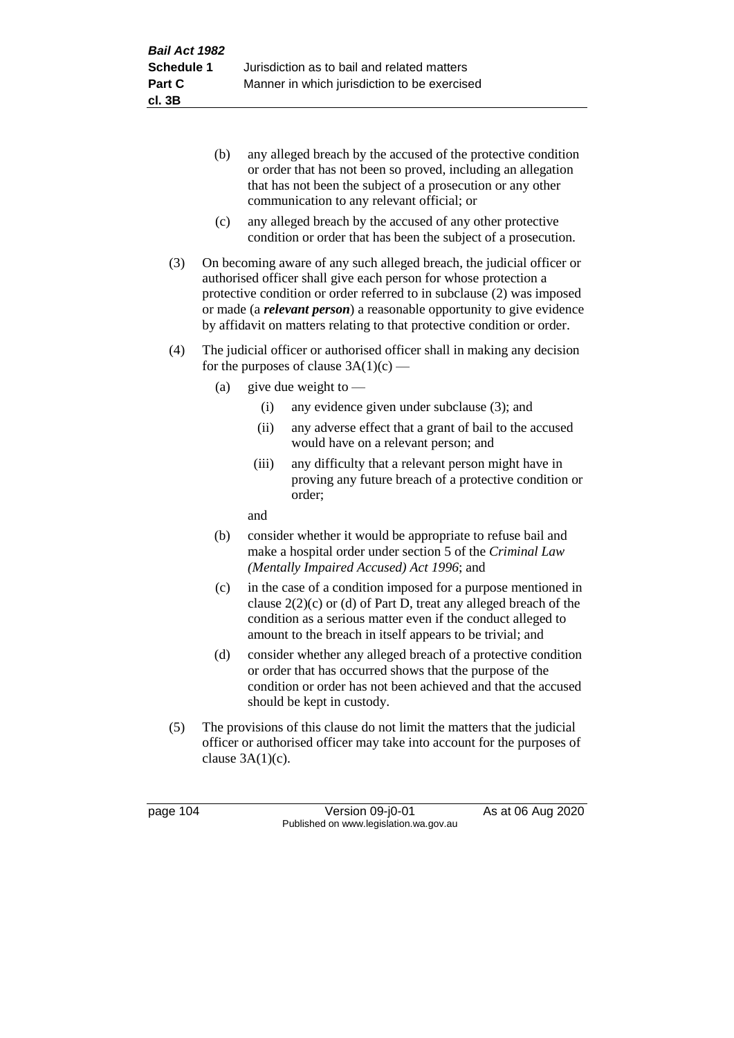(b) any alleged breach by the accused of the protective condition or order that has not been so proved, including an allegation that has not been the subject of a prosecution or any other communication to any relevant official; or

(c) any alleged breach by the accused of any other protective condition or order that has been the subject of a prosecution.

(3) On becoming aware of any such alleged breach, the judicial officer or authorised officer shall give each person for whose protection a protective condition or order referred to in subclause (2) was imposed or made (a ***relevant person***) a reasonable opportunity to give evidence by affidavit on matters relating to that protective condition or order.

(4) The judicial officer or authorised officer shall in making any decision for the purposes of clause 3A(1)(c) —

(a) give due weight to —

(i) any evidence given under subclause (3); and

(ii) any adverse effect that a grant of bail to the accused would have on a relevant person; and

(iii) any difficulty that a relevant person might have in proving any future breach of a protective condition or order;

and

(b) consider whether it would be appropriate to refuse bail and make a hospital order under section 5 of the *Criminal Law (Mentally Impaired Accused) Act 1996*; and

(c) in the case of a condition imposed for a purpose mentioned in clause 2(2)(c) or (d) of Part D, treat any alleged breach of the condition as a serious matter even if the conduct alleged to amount to the breach in itself appears to be trivial; and

(d) consider whether any alleged breach of a protective condition or order that has occurred shows that the purpose of the condition or order has not been achieved and that the accused should be kept in custody.

(5) The provisions of this clause do not limit the matters that the judicial officer or authorised officer may take into account for the purposes of clause 3A(1)(c).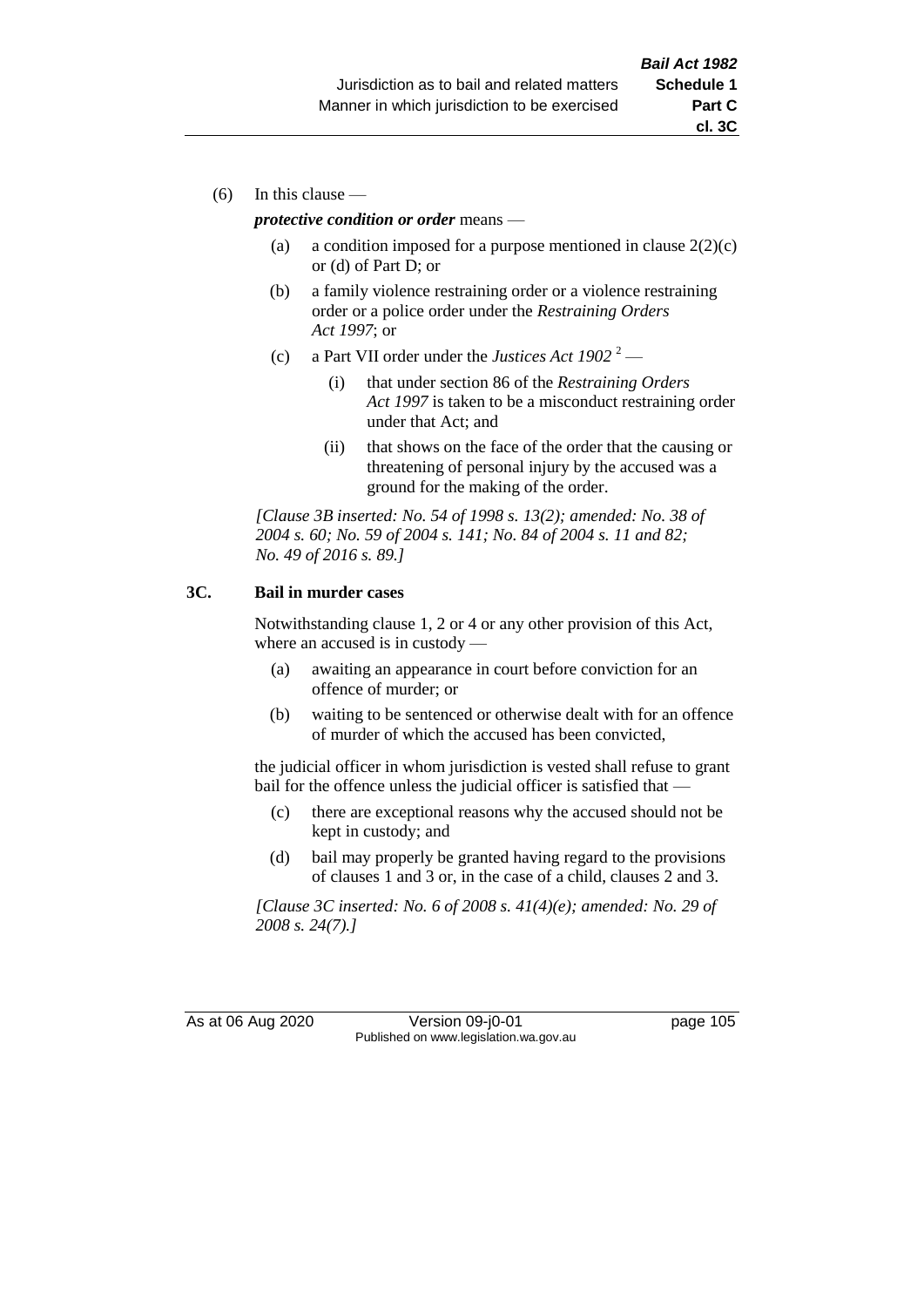(6) In this clause —

***protective condition or order*** means —

(a) a condition imposed for a purpose mentioned in clause 2(2)(c) or (d) of Part D; or

(b) a family violence restraining order or a violence restraining order or a police order under the *Restraining Orders Act 1997*; or

(c) a Part VII order under the *Justices Act 1902* [2] —

(i) that under section 86 of the *Restraining Orders Act 1997* is taken to be a misconduct restraining order under that Act; and

(ii) that shows on the face of the order that the causing or threatening of personal injury by the accused was a ground for the making of the order.

*[Clause 3B inserted: No. 54 of 1998 s. 13(2); amended: No. 38 of 2004 s. 60; No. 59 of 2004 s. 141; No. 84 of 2004 s. 11 and 82; No. 49 of 2016 s. 89.]*

### 3C. Bail in murder cases

Notwithstanding clause 1, 2 or 4 or any other provision of this Act, where an accused is in custody —

(a) awaiting an appearance in court before conviction for an offence of murder; or

(b) waiting to be sentenced or otherwise dealt with for an offence of murder of which the accused has been convicted,

the judicial officer in whom jurisdiction is vested shall refuse to grant bail for the offence unless the judicial officer is satisfied that —

(c) there are exceptional reasons why the accused should not be kept in custody; and

(d) bail may properly be granted having regard to the provisions of clauses 1 and 3 or, in the case of a child, clauses 2 and 3.

*[Clause 3C inserted: No. 6 of 2008 s. 41(4)(e); amended: No. 29 of 2008 s. 24(7).]*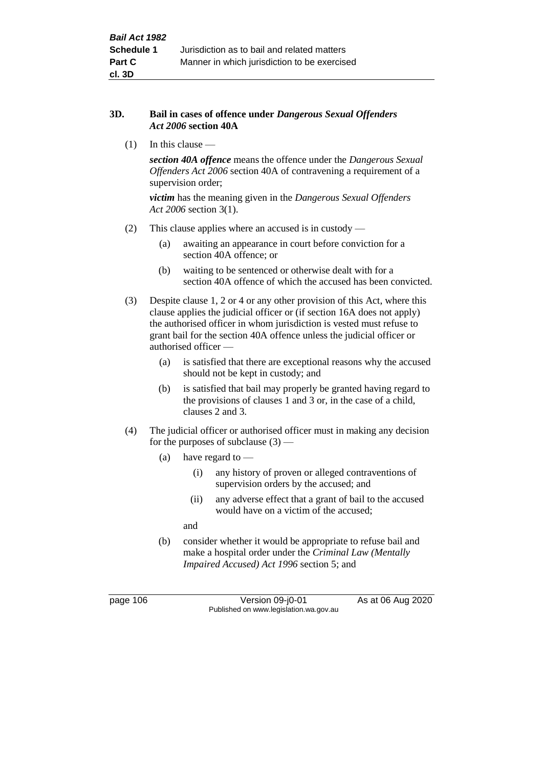### 3D. Bail in cases of offence under *Dangerous Sexual Offenders Act 2006* section 40A

(1) In this clause —

***section 40A offence*** means the offence under the *Dangerous Sexual Offenders Act 2006* section 40A of contravening a requirement of a supervision order;

***victim*** has the meaning given in the *Dangerous Sexual Offenders Act 2006* section 3(1).

(2) This clause applies where an accused is in custody —

- (a) awaiting an appearance in court before conviction for a section 40A offence; or
- (b) waiting to be sentenced or otherwise dealt with for a section 40A offence of which the accused has been convicted.

(3) Despite clause 1, 2 or 4 or any other provision of this Act, where this clause applies the judicial officer or (if section 16A does not apply) the authorised officer in whom jurisdiction is vested must refuse to grant bail for the section 40A offence unless the judicial officer or authorised officer —

- (a) is satisfied that there are exceptional reasons why the accused should not be kept in custody; and
- (b) is satisfied that bail may properly be granted having regard to the provisions of clauses 1 and 3 or, in the case of a child, clauses 2 and 3.

(4) The judicial officer or authorised officer must in making any decision for the purposes of subclause (3) —

- (a) have regard to —
  - (i) any history of proven or alleged contraventions of supervision orders by the accused; and
  - (ii) any adverse effect that a grant of bail to the accused would have on a victim of the accused;

  and
- (b) consider whether it would be appropriate to refuse bail and make a hospital order under the *Criminal Law (Mentally Impaired Accused) Act 1996* section 5; and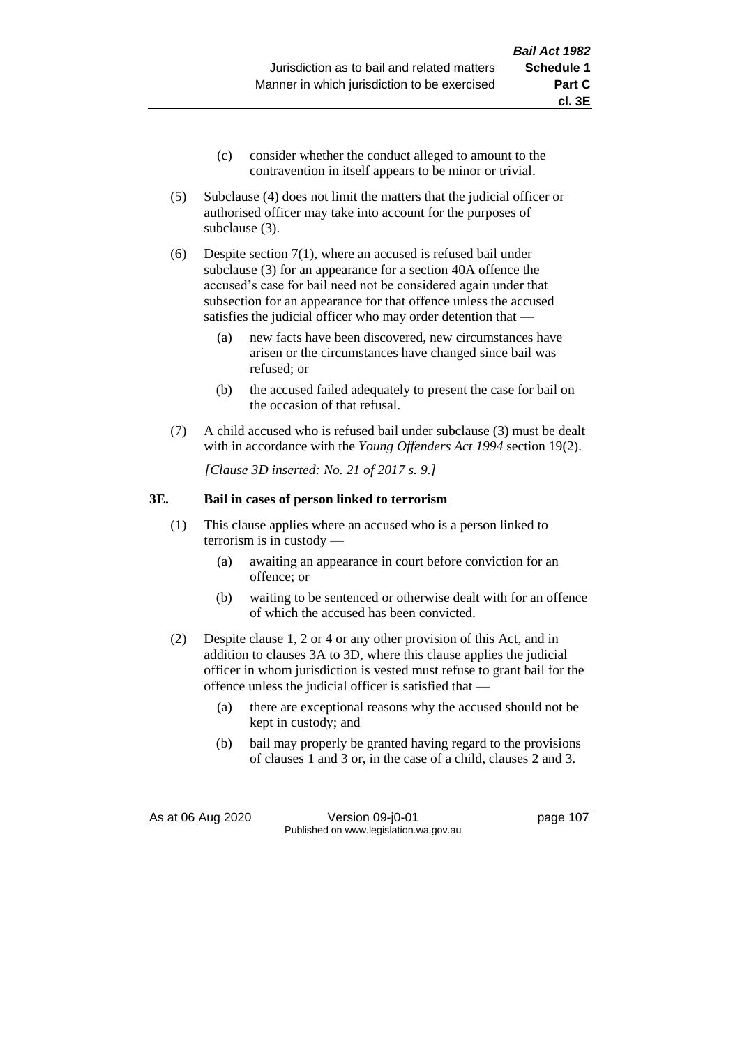(c) consider whether the conduct alleged to amount to the contravention in itself appears to be minor or trivial.

(5) Subclause (4) does not limit the matters that the judicial officer or authorised officer may take into account for the purposes of subclause (3).

(6) Despite section 7(1), where an accused is refused bail under subclause (3) for an appearance for a section 40A offence the accused's case for bail need not be considered again under that subsection for an appearance for that offence unless the accused satisfies the judicial officer who may order detention that —

(a) new facts have been discovered, new circumstances have arisen or the circumstances have changed since bail was refused; or

(b) the accused failed adequately to present the case for bail on the occasion of that refusal.

(7) A child accused who is refused bail under subclause (3) must be dealt with in accordance with the *Young Offenders Act 1994* section 19(2).

*[Clause 3D inserted: No. 21 of 2017 s. 9.]*

**3E. Bail in cases of person linked to terrorism**

(1) This clause applies where an accused who is a person linked to terrorism is in custody —

(a) awaiting an appearance in court before conviction for an offence; or

(b) waiting to be sentenced or otherwise dealt with for an offence of which the accused has been convicted.

(2) Despite clause 1, 2 or 4 or any other provision of this Act, and in addition to clauses 3A to 3D, where this clause applies the judicial officer in whom jurisdiction is vested must refuse to grant bail for the offence unless the judicial officer is satisfied that —

(a) there are exceptional reasons why the accused should not be kept in custody; and

(b) bail may properly be granted having regard to the provisions of clauses 1 and 3 or, in the case of a child, clauses 2 and 3.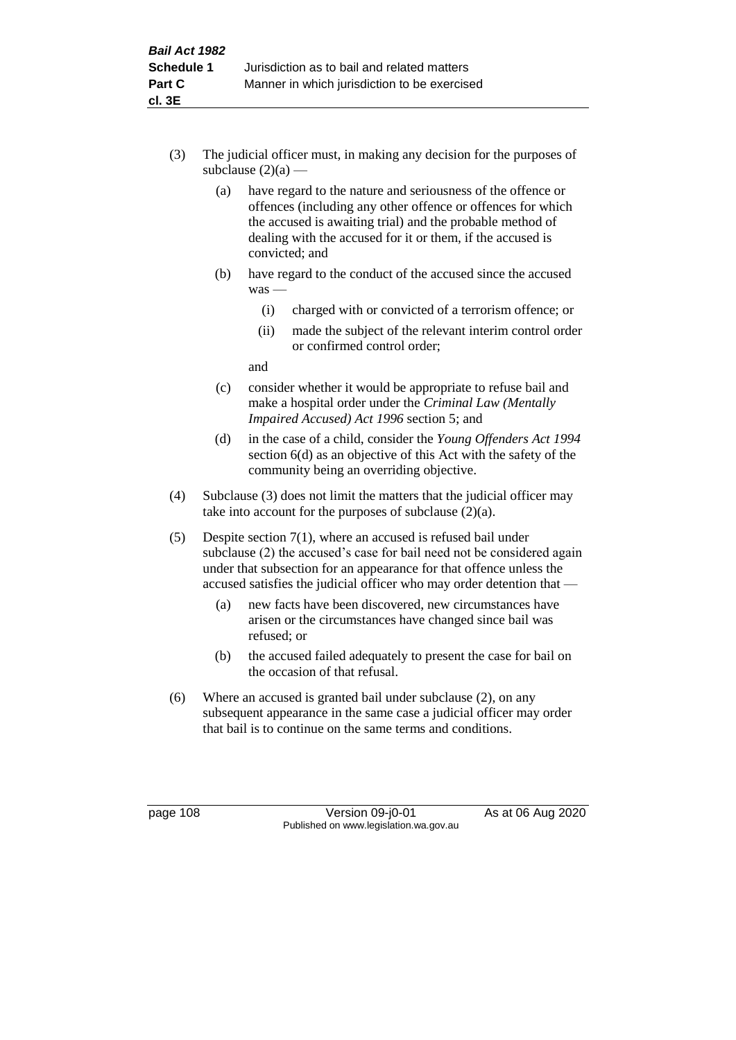(3) The judicial officer must, in making any decision for the purposes of subclause (2)(a) —

(a) have regard to the nature and seriousness of the offence or offences (including any other offence or offences for which the accused is awaiting trial) and the probable method of dealing with the accused for it or them, if the accused is convicted; and

(b) have regard to the conduct of the accused since the accused was —

(i) charged with or convicted of a terrorism offence; or

(ii) made the subject of the relevant interim control order or confirmed control order;

and

(c) consider whether it would be appropriate to refuse bail and make a hospital order under the *Criminal Law (Mentally Impaired Accused) Act 1996* section 5; and

(d) in the case of a child, consider the *Young Offenders Act 1994* section 6(d) as an objective of this Act with the safety of the community being an overriding objective.

(4) Subclause (3) does not limit the matters that the judicial officer may take into account for the purposes of subclause (2)(a).

(5) Despite section 7(1), where an accused is refused bail under subclause (2) the accused's case for bail need not be considered again under that subsection for an appearance for that offence unless the accused satisfies the judicial officer who may order detention that —

(a) new facts have been discovered, new circumstances have arisen or the circumstances have changed since bail was refused; or

(b) the accused failed adequately to present the case for bail on the occasion of that refusal.

(6) Where an accused is granted bail under subclause (2), on any subsequent appearance in the same case a judicial officer may order that bail is to continue on the same terms and conditions.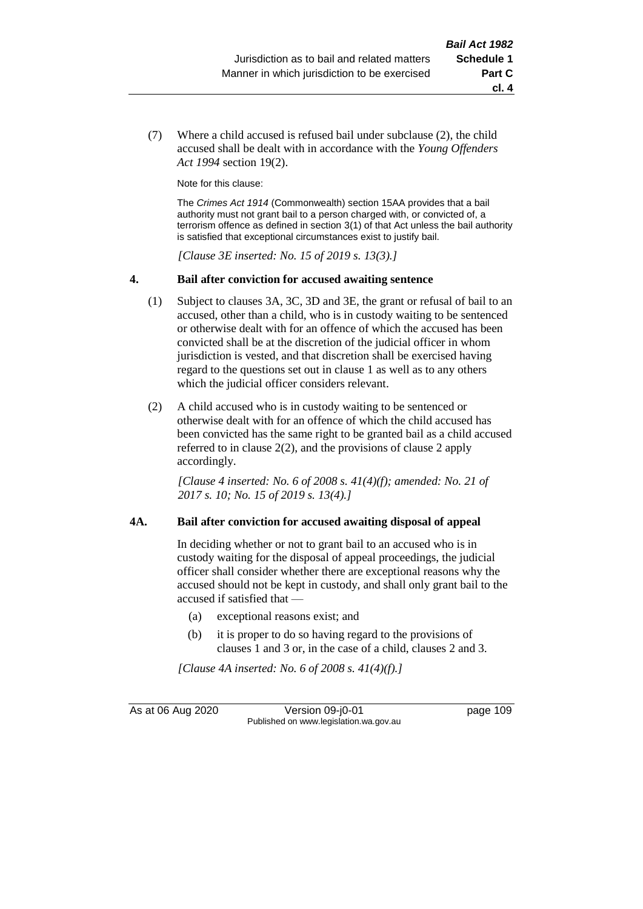(7) Where a child accused is refused bail under subclause (2), the child accused shall be dealt with in accordance with the *Young Offenders Act 1994* section 19(2).

Note for this clause:

The *Crimes Act 1914* (Commonwealth) section 15AA provides that a bail authority must not grant bail to a person charged with, or convicted of, a terrorism offence as defined in section 3(1) of that Act unless the bail authority is satisfied that exceptional circumstances exist to justify bail.

*[Clause 3E inserted: No. 15 of 2019 s. 13(3).]*

### 4. Bail after conviction for accused awaiting sentence

(1) Subject to clauses 3A, 3C, 3D and 3E, the grant or refusal of bail to an accused, other than a child, who is in custody waiting to be sentenced or otherwise dealt with for an offence of which the accused has been convicted shall be at the discretion of the judicial officer in whom jurisdiction is vested, and that discretion shall be exercised having regard to the questions set out in clause 1 as well as to any others which the judicial officer considers relevant.

(2) A child accused who is in custody waiting to be sentenced or otherwise dealt with for an offence of which the child accused has been convicted has the same right to be granted bail as a child accused referred to in clause 2(2), and the provisions of clause 2 apply accordingly.

*[Clause 4 inserted: No. 6 of 2008 s. 41(4)(f); amended: No. 21 of 2017 s. 10; No. 15 of 2019 s. 13(4).]*

### 4A. Bail after conviction for accused awaiting disposal of appeal

In deciding whether or not to grant bail to an accused who is in custody waiting for the disposal of appeal proceedings, the judicial officer shall consider whether there are exceptional reasons why the accused should not be kept in custody, and shall only grant bail to the accused if satisfied that —

(a) exceptional reasons exist; and

(b) it is proper to do so having regard to the provisions of clauses 1 and 3 or, in the case of a child, clauses 2 and 3.

*[Clause 4A inserted: No. 6 of 2008 s. 41(4)(f).]*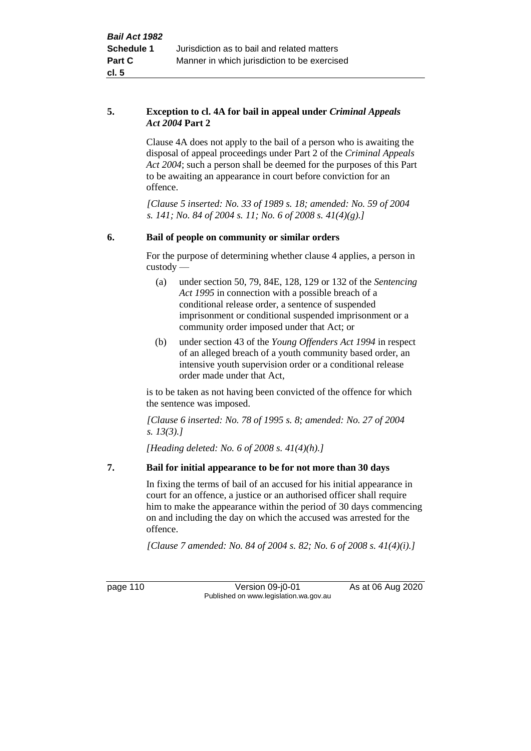### 5. Exception to cl. 4A for bail in appeal under *Criminal Appeals Act 2004* Part 2

Clause 4A does not apply to the bail of a person who is awaiting the disposal of appeal proceedings under Part 2 of the *Criminal Appeals Act 2004*; such a person shall be deemed for the purposes of this Part to be awaiting an appearance in court before conviction for an offence.

*[Clause 5 inserted: No. 33 of 1989 s. 18; amended: No. 59 of 2004 s. 141; No. 84 of 2004 s. 11; No. 6 of 2008 s. 41(4)(g).]*

### 6. Bail of people on community or similar orders

For the purpose of determining whether clause 4 applies, a person in custody —

(a) under section 50, 79, 84E, 128, 129 or 132 of the *Sentencing Act 1995* in connection with a possible breach of a conditional release order, a sentence of suspended imprisonment or conditional suspended imprisonment or a community order imposed under that Act; or

(b) under section 43 of the *Young Offenders Act 1994* in respect of an alleged breach of a youth community based order, an intensive youth supervision order or a conditional release order made under that Act,

is to be taken as not having been convicted of the offence for which the sentence was imposed.

*[Clause 6 inserted: No. 78 of 1995 s. 8; amended: No. 27 of 2004 s. 13(3).]*

*[Heading deleted: No. 6 of 2008 s. 41(4)(h).]*

### 7. Bail for initial appearance to be for not more than 30 days

In fixing the terms of bail of an accused for his initial appearance in court for an offence, a justice or an authorised officer shall require him to make the appearance within the period of 30 days commencing on and including the day on which the accused was arrested for the offence.

*[Clause 7 amended: No. 84 of 2004 s. 82; No. 6 of 2008 s. 41(4)(i).]*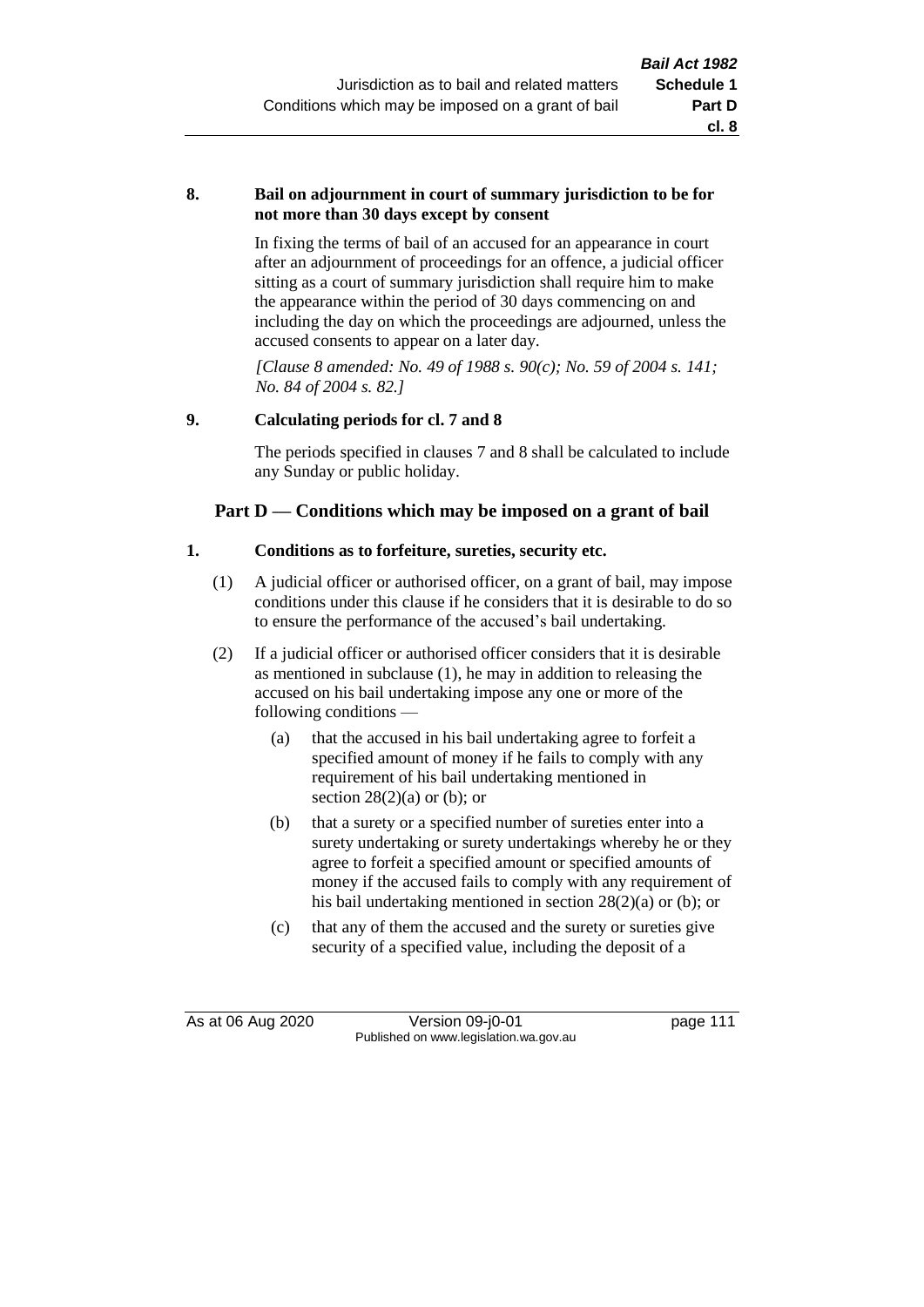**8. Bail on adjournment in court of summary jurisdiction to be for not more than 30 days except by consent**

In fixing the terms of bail of an accused for an appearance in court after an adjournment of proceedings for an offence, a judicial officer sitting as a court of summary jurisdiction shall require him to make the appearance within the period of 30 days commencing on and including the day on which the proceedings are adjourned, unless the accused consents to appear on a later day.

*[Clause 8 amended: No. 49 of 1988 s. 90(c); No. 59 of 2004 s. 141; No. 84 of 2004 s. 82.]*

**9. Calculating periods for cl. 7 and 8**

The periods specified in clauses 7 and 8 shall be calculated to include any Sunday or public holiday.

## Part D — Conditions which may be imposed on a grant of bail

**1. Conditions as to forfeiture, sureties, security etc.**

(1) A judicial officer or authorised officer, on a grant of bail, may impose conditions under this clause if he considers that it is desirable to do so to ensure the performance of the accused's bail undertaking.

(2) If a judicial officer or authorised officer considers that it is desirable as mentioned in subclause (1), he may in addition to releasing the accused on his bail undertaking impose any one or more of the following conditions —

(a) that the accused in his bail undertaking agree to forfeit a specified amount of money if he fails to comply with any requirement of his bail undertaking mentioned in section 28(2)(a) or (b); or

(b) that a surety or a specified number of sureties enter into a surety undertaking or surety undertakings whereby he or they agree to forfeit a specified amount or specified amounts of money if the accused fails to comply with any requirement of his bail undertaking mentioned in section 28(2)(a) or (b); or

(c) that any of them the accused and the surety or sureties give security of a specified value, including the deposit of a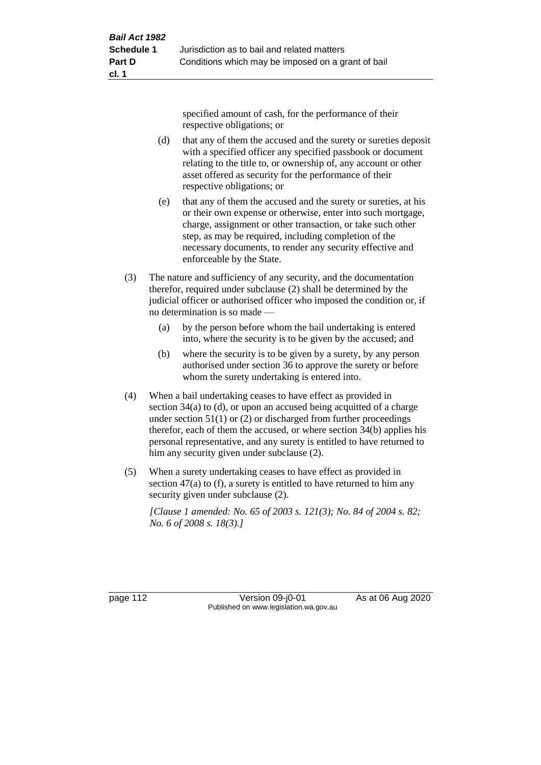specified amount of cash, for the performance of their respective obligations; or

(d) that any of them the accused and the surety or sureties deposit with a specified officer any specified passbook or document relating to the title to, or ownership of, any account or other asset offered as security for the performance of their respective obligations; or

(e) that any of them the accused and the surety or sureties, at his or their own expense or otherwise, enter into such mortgage, charge, assignment or other transaction, or take such other step, as may be required, including completion of the necessary documents, to render any security effective and enforceable by the State.

(3) The nature and sufficiency of any security, and the documentation therefor, required under subclause (2) shall be determined by the judicial officer or authorised officer who imposed the condition or, if no determination is so made —

(a) by the person before whom the bail undertaking is entered into, where the security is to be given by the accused; and

(b) where the security is to be given by a surety, by any person authorised under section 36 to approve the surety or before whom the surety undertaking is entered into.

(4) When a bail undertaking ceases to have effect as provided in section 34(a) to (d), or upon an accused being acquitted of a charge under section 51(1) or (2) or discharged from further proceedings therefor, each of them the accused, or where section 34(b) applies his personal representative, and any surety is entitled to have returned to him any security given under subclause (2).

(5) When a surety undertaking ceases to have effect as provided in section 47(a) to (f), a surety is entitled to have returned to him any security given under subclause (2).

*[Clause 1 amended: No. 65 of 2003 s. 121(3); No. 84 of 2004 s. 82; No. 6 of 2008 s. 18(3).]*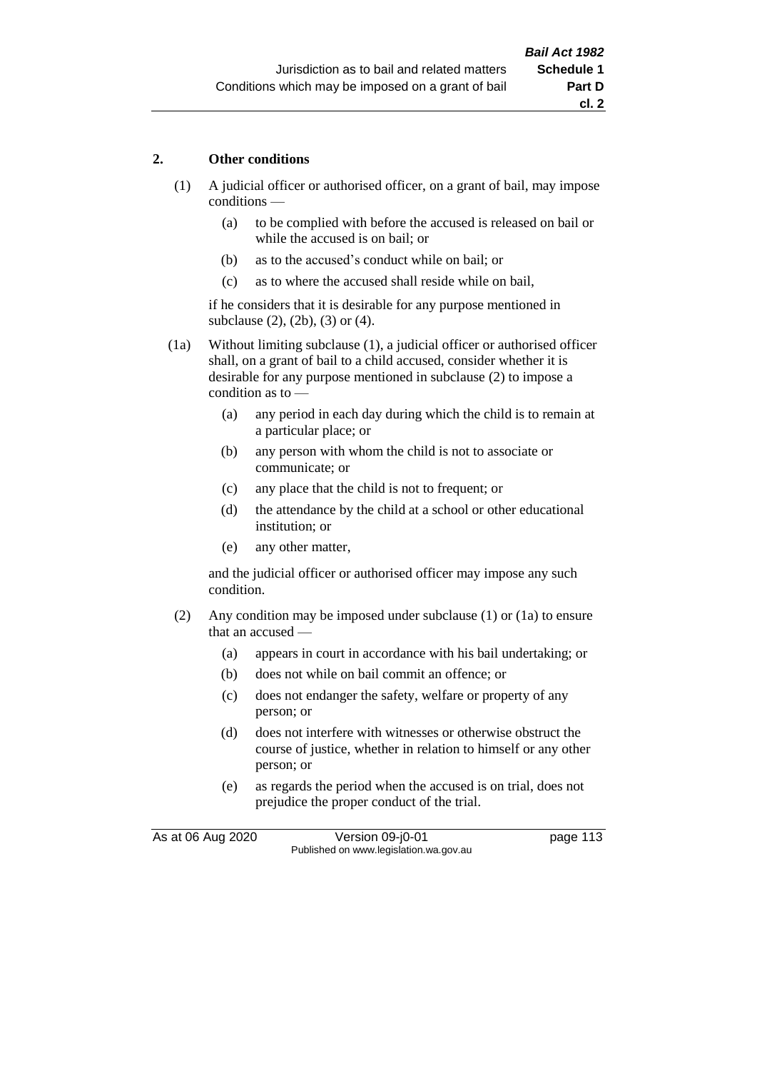## 2. Other conditions

(1) A judicial officer or authorised officer, on a grant of bail, may impose conditions —

- (a) to be complied with before the accused is released on bail or while the accused is on bail; or
- (b) as to the accused's conduct while on bail; or
- (c) as to where the accused shall reside while on bail,

if he considers that it is desirable for any purpose mentioned in subclause (2), (2b), (3) or (4).

(1a) Without limiting subclause (1), a judicial officer or authorised officer shall, on a grant of bail to a child accused, consider whether it is desirable for any purpose mentioned in subclause (2) to impose a condition as to —

- (a) any period in each day during which the child is to remain at a particular place; or
- (b) any person with whom the child is not to associate or communicate; or
- (c) any place that the child is not to frequent; or
- (d) the attendance by the child at a school or other educational institution; or
- (e) any other matter,

and the judicial officer or authorised officer may impose any such condition.

(2) Any condition may be imposed under subclause (1) or (1a) to ensure that an accused —

- (a) appears in court in accordance with his bail undertaking; or
- (b) does not while on bail commit an offence; or
- (c) does not endanger the safety, welfare or property of any person; or
- (d) does not interfere with witnesses or otherwise obstruct the course of justice, whether in relation to himself or any other person; or
- (e) as regards the period when the accused is on trial, does not prejudice the proper conduct of the trial.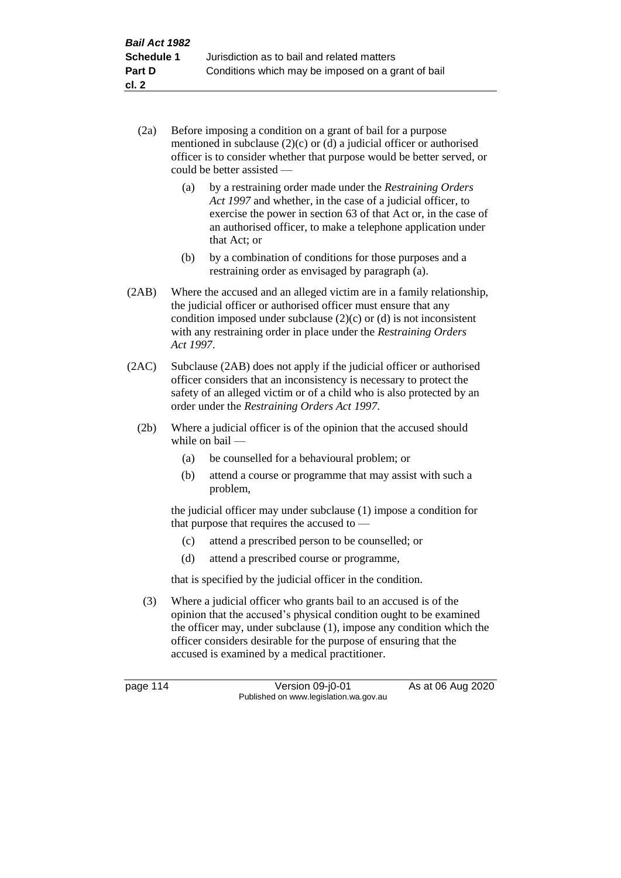(2a) Before imposing a condition on a grant of bail for a purpose mentioned in subclause (2)(c) or (d) a judicial officer or authorised officer is to consider whether that purpose would be better served, or could be better assisted —

(a) by a restraining order made under the *Restraining Orders Act 1997* and whether, in the case of a judicial officer, to exercise the power in section 63 of that Act or, in the case of an authorised officer, to make a telephone application under that Act; or

(b) by a combination of conditions for those purposes and a restraining order as envisaged by paragraph (a).

(2AB) Where the accused and an alleged victim are in a family relationship, the judicial officer or authorised officer must ensure that any condition imposed under subclause (2)(c) or (d) is not inconsistent with any restraining order in place under the *Restraining Orders Act 1997*.

(2AC) Subclause (2AB) does not apply if the judicial officer or authorised officer considers that an inconsistency is necessary to protect the safety of an alleged victim or of a child who is also protected by an order under the *Restraining Orders Act 1997*.

(2b) Where a judicial officer is of the opinion that the accused should while on bail —

(a) be counselled for a behavioural problem; or

(b) attend a course or programme that may assist with such a problem,

the judicial officer may under subclause (1) impose a condition for that purpose that requires the accused to —

(c) attend a prescribed person to be counselled; or

(d) attend a prescribed course or programme,

that is specified by the judicial officer in the condition.

(3) Where a judicial officer who grants bail to an accused is of the opinion that the accused's physical condition ought to be examined the officer may, under subclause (1), impose any condition which the officer considers desirable for the purpose of ensuring that the accused is examined by a medical practitioner.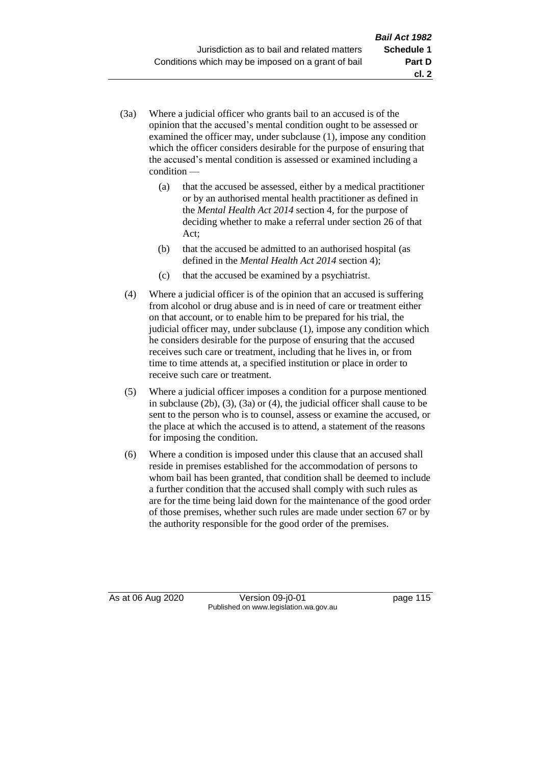(3a) Where a judicial officer who grants bail to an accused is of the opinion that the accused's mental condition ought to be assessed or examined the officer may, under subclause (1), impose any condition which the officer considers desirable for the purpose of ensuring that the accused's mental condition is assessed or examined including a condition —

  (a) that the accused be assessed, either by a medical practitioner or by an authorised mental health practitioner as defined in the *Mental Health Act 2014* section 4, for the purpose of deciding whether to make a referral under section 26 of that Act;

  (b) that the accused be admitted to an authorised hospital (as defined in the *Mental Health Act 2014* section 4);

  (c) that the accused be examined by a psychiatrist.

(4) Where a judicial officer is of the opinion that an accused is suffering from alcohol or drug abuse and is in need of care or treatment either on that account, or to enable him to be prepared for his trial, the judicial officer may, under subclause (1), impose any condition which he considers desirable for the purpose of ensuring that the accused receives such care or treatment, including that he lives in, or from time to time attends at, a specified institution or place in order to receive such care or treatment.

(5) Where a judicial officer imposes a condition for a purpose mentioned in subclause (2b), (3), (3a) or (4), the judicial officer shall cause to be sent to the person who is to counsel, assess or examine the accused, or the place at which the accused is to attend, a statement of the reasons for imposing the condition.

(6) Where a condition is imposed under this clause that an accused shall reside in premises established for the accommodation of persons to whom bail has been granted, that condition shall be deemed to include a further condition that the accused shall comply with such rules as are for the time being laid down for the maintenance of the good order of those premises, whether such rules are made under section 67 or by the authority responsible for the good order of the premises.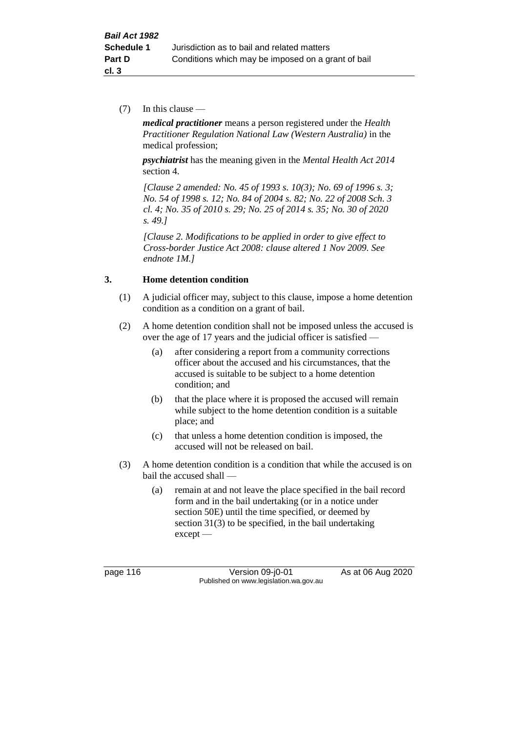(7) In this clause —

***medical practitioner*** means a person registered under the *Health Practitioner Regulation National Law (Western Australia)* in the medical profession;

***psychiatrist*** has the meaning given in the *Mental Health Act 2014* section 4.

*[Clause 2 amended: No. 45 of 1993 s. 10(3); No. 69 of 1996 s. 3; No. 54 of 1998 s. 12; No. 84 of 2004 s. 82; No. 22 of 2008 Sch. 3 cl. 4; No. 35 of 2010 s. 29; No. 25 of 2014 s. 35; No. 30 of 2020 s. 49.]*

*[Clause 2. Modifications to be applied in order to give effect to Cross-border Justice Act 2008: clause altered 1 Nov 2009. See endnote 1M.]*

### 3. Home detention condition

(1) A judicial officer may, subject to this clause, impose a home detention condition as a condition on a grant of bail.

(2) A home detention condition shall not be imposed unless the accused is over the age of 17 years and the judicial officer is satisfied —

- (a) after considering a report from a community corrections officer about the accused and his circumstances, that the accused is suitable to be subject to a home detention condition; and
- (b) that the place where it is proposed the accused will remain while subject to the home detention condition is a suitable place; and
- (c) that unless a home detention condition is imposed, the accused will not be released on bail.

(3) A home detention condition is a condition that while the accused is on bail the accused shall —

- (a) remain at and not leave the place specified in the bail record form and in the bail undertaking (or in a notice under section 50E) until the time specified, or deemed by section 31(3) to be specified, in the bail undertaking except —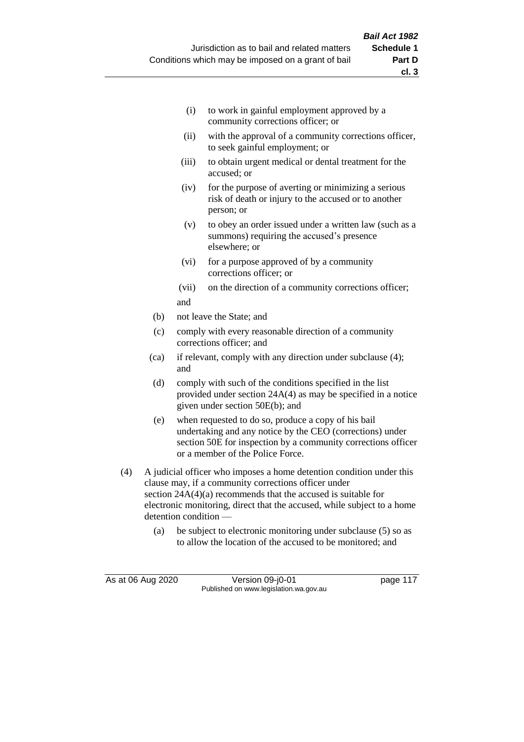- (i) to work in gainful employment approved by a community corrections officer; or
- (ii) with the approval of a community corrections officer, to seek gainful employment; or
- (iii) to obtain urgent medical or dental treatment for the accused; or
- (iv) for the purpose of averting or minimizing a serious risk of death or injury to the accused or to another person; or
- (v) to obey an order issued under a written law (such as a summons) requiring the accused's presence elsewhere; or
- (vi) for a purpose approved of by a community corrections officer; or
- (vii) on the direction of a community corrections officer;

and

- (b) not leave the State; and
- (c) comply with every reasonable direction of a community corrections officer; and
- (ca) if relevant, comply with any direction under subclause (4); and
- (d) comply with such of the conditions specified in the list provided under section 24A(4) as may be specified in a notice given under section 50E(b); and
- (e) when requested to do so, produce a copy of his bail undertaking and any notice by the CEO (corrections) under section 50E for inspection by a community corrections officer or a member of the Police Force.

(4) A judicial officer who imposes a home detention condition under this clause may, if a community corrections officer under section 24A(4)(a) recommends that the accused is suitable for electronic monitoring, direct that the accused, while subject to a home detention condition —

- (a) be subject to electronic monitoring under subclause (5) so as to allow the location of the accused to be monitored; and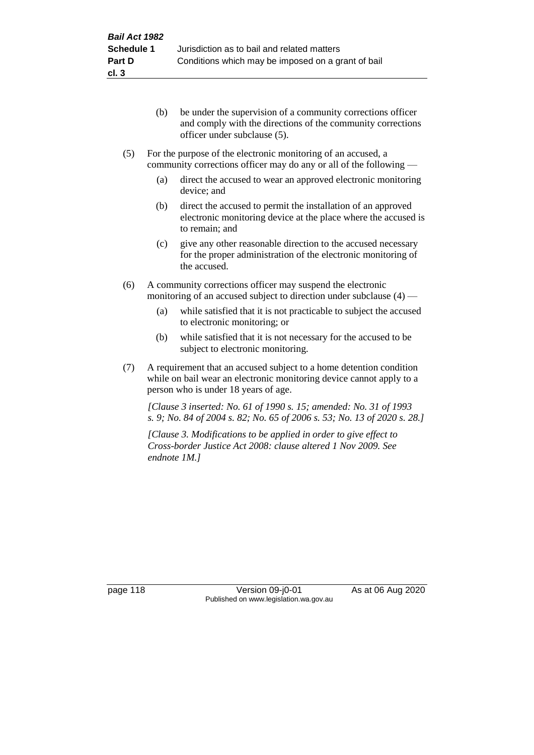(b) be under the supervision of a community corrections officer and comply with the directions of the community corrections officer under subclause (5).

(5) For the purpose of the electronic monitoring of an accused, a community corrections officer may do any or all of the following —

(a) direct the accused to wear an approved electronic monitoring device; and

(b) direct the accused to permit the installation of an approved electronic monitoring device at the place where the accused is to remain; and

(c) give any other reasonable direction to the accused necessary for the proper administration of the electronic monitoring of the accused.

(6) A community corrections officer may suspend the electronic monitoring of an accused subject to direction under subclause (4) —

(a) while satisfied that it is not practicable to subject the accused to electronic monitoring; or

(b) while satisfied that it is not necessary for the accused to be subject to electronic monitoring.

(7) A requirement that an accused subject to a home detention condition while on bail wear an electronic monitoring device cannot apply to a person who is under 18 years of age.

*[Clause 3 inserted: No. 61 of 1990 s. 15; amended: No. 31 of 1993 s. 9; No. 84 of 2004 s. 82; No. 65 of 2006 s. 53; No. 13 of 2020 s. 28.]*

*[Clause 3. Modifications to be applied in order to give effect to Cross-border Justice Act 2008: clause altered 1 Nov 2009. See endnote 1M.]*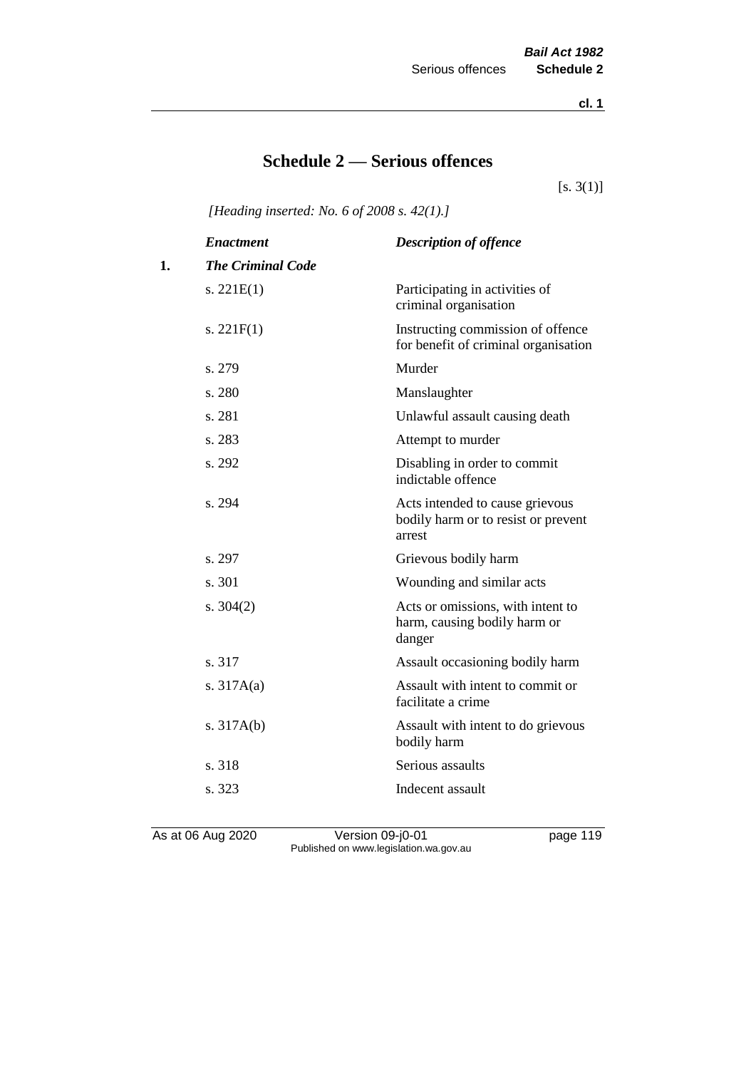# Schedule 2 — Serious offences

[s. 3(1)]

*[Heading inserted: No. 6 of 2008 s. 42(1).]*

| | *Enactment* | *Description of offence* |
|---|---|---|
| **1.** | ***The Criminal Code*** | |
| | s. 221E(1) | Participating in activities of criminal organisation |
| | s. 221F(1) | Instructing commission of offence for benefit of criminal organisation |
| | s. 279 | Murder |
| | s. 280 | Manslaughter |
| | s. 281 | Unlawful assault causing death |
| | s. 283 | Attempt to murder |
| | s. 292 | Disabling in order to commit indictable offence |
| | s. 294 | Acts intended to cause grievous bodily harm or to resist or prevent arrest |
| | s. 297 | Grievous bodily harm |
| | s. 301 | Wounding and similar acts |
| | s. 304(2) | Acts or omissions, with intent to harm, causing bodily harm or danger |
| | s. 317 | Assault occasioning bodily harm |
| | s. 317A(a) | Assault with intent to commit or facilitate a crime |
| | s. 317A(b) | Assault with intent to do grievous bodily harm |
| | s. 318 | Serious assaults |
| | s. 323 | Indecent assault |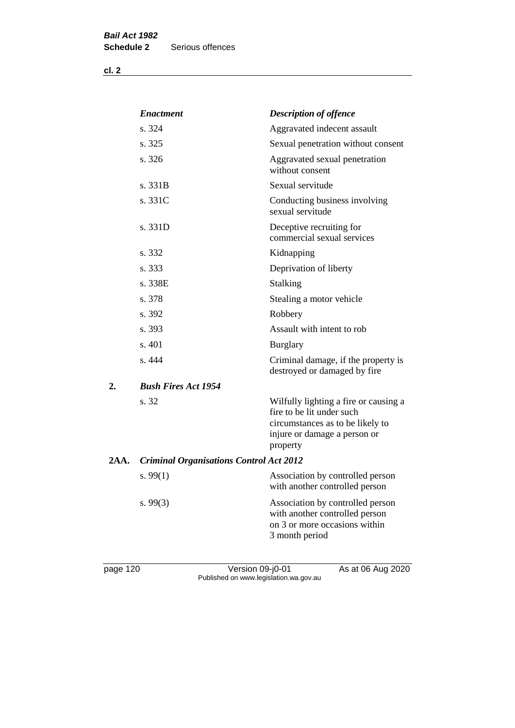| | *Enactment* | *Description of offence* |
|---|---|---|
| | s. 324 | Aggravated indecent assault |
| | s. 325 | Sexual penetration without consent |
| | s. 326 | Aggravated sexual penetration without consent |
| | s. 331B | Sexual servitude |
| | s. 331C | Conducting business involving sexual servitude |
| | s. 331D | Deceptive recruiting for commercial sexual services |
| | s. 332 | Kidnapping |
| | s. 333 | Deprivation of liberty |
| | s. 338E | Stalking |
| | s. 378 | Stealing a motor vehicle |
| | s. 392 | Robbery |
| | s. 393 | Assault with intent to rob |
| | s. 401 | Burglary |
| | s. 444 | Criminal damage, if the property is destroyed or damaged by fire |
| **2.** | ***Bush Fires Act 1954*** | |
| | s. 32 | Wilfully lighting a fire or causing a fire to be lit under such circumstances as to be likely to injure or damage a person or property |
| **2AA.** | ***Criminal Organisations Control Act 2012*** | |
| | s. 99(1) | Association by controlled person with another controlled person |
| | s. 99(3) | Association by controlled person with another controlled person on 3 or more occasions within 3 month period |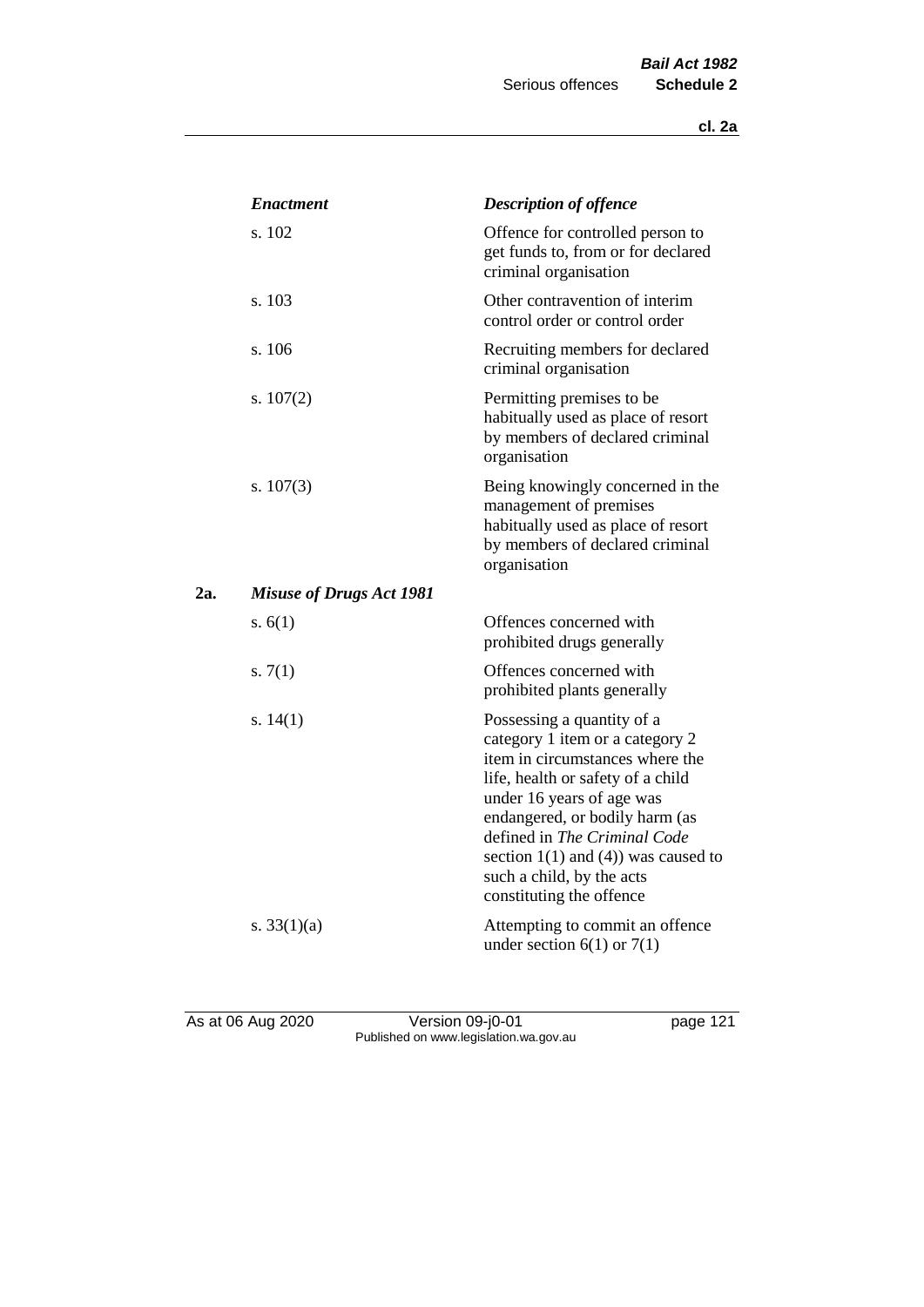| | *Enactment* | *Description of offence* |
|---|---|---|
| | s. 102 | Offence for controlled person to get funds to, from or for declared criminal organisation |
| | s. 103 | Other contravention of interim control order or control order |
| | s. 106 | Recruiting members for declared criminal organisation |
| | s. 107(2) | Permitting premises to be habitually used as place of resort by members of declared criminal organisation |
| | s. 107(3) | Being knowingly concerned in the management of premises habitually used as place of resort by members of declared criminal organisation |
| **2a.** | ***Misuse of Drugs Act 1981*** | |
| | s. 6(1) | Offences concerned with prohibited drugs generally |
| | s. 7(1) | Offences concerned with prohibited plants generally |
| | s. 14(1) | Possessing a quantity of a category 1 item or a category 2 item in circumstances where the life, health or safety of a child under 16 years of age was endangered, or bodily harm (as defined in *The Criminal Code* section 1(1) and (4)) was caused to such a child, by the acts constituting the offence |
| | s. 33(1)(a) | Attempting to commit an offence under section 6(1) or 7(1) |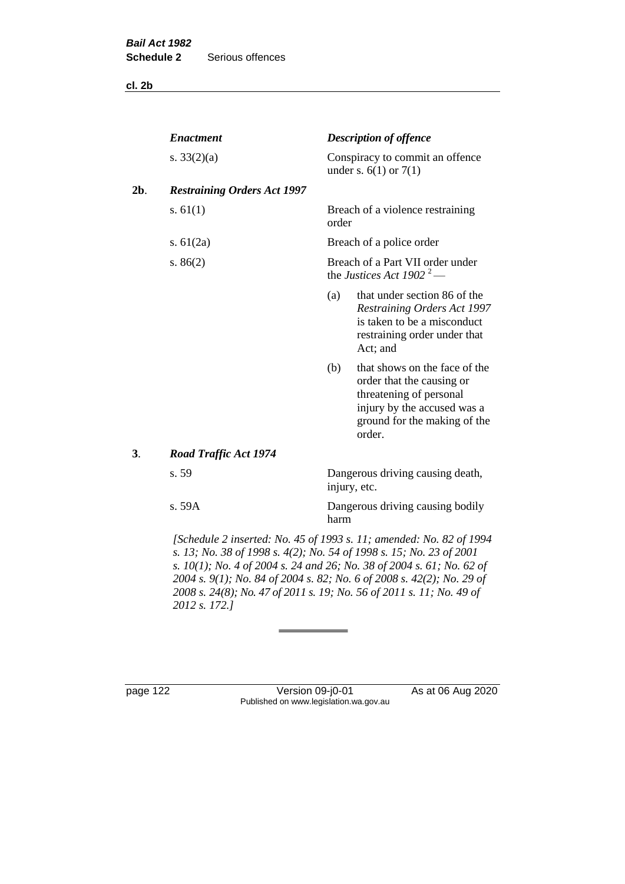| | *Enactment* | *Description of offence* |
|---|---|---|
| | s. 33(2)(a) | Conspiracy to commit an offence under s. 6(1) or 7(1) |
| **2b**. | ***Restraining Orders Act 1997*** | |
| | s. 61(1) | Breach of a violence restraining order |
| | s. 61(2a) | Breach of a police order |
| | s. 86(2) | Breach of a Part VII order under the *Justices Act 1902* [2] — (a) that under section 86 of the *Restraining Orders Act 1997* is taken to be a misconduct restraining order under that Act; and (b) that shows on the face of the order that the causing or threatening of personal injury by the accused was a ground for the making of the order. |
| **3**. | ***Road Traffic Act 1974*** | |
| | s. 59 | Dangerous driving causing death, injury, etc. |
| | s. 59A | Dangerous driving causing bodily harm |

*[Schedule 2 inserted: No. 45 of 1993 s. 11; amended: No. 82 of 1994 s. 13; No. 38 of 1998 s. 4(2); No. 54 of 1998 s. 15; No. 23 of 2001 s. 10(1); No. 4 of 2004 s. 24 and 26; No. 38 of 2004 s. 61; No. 62 of 2004 s. 9(1); No. 84 of 2004 s. 82; No. 6 of 2008 s. 42(2); No. 29 of 2008 s. 24(8); No. 47 of 2011 s. 19; No. 56 of 2011 s. 11; No. 49 of 2012 s. 172.]*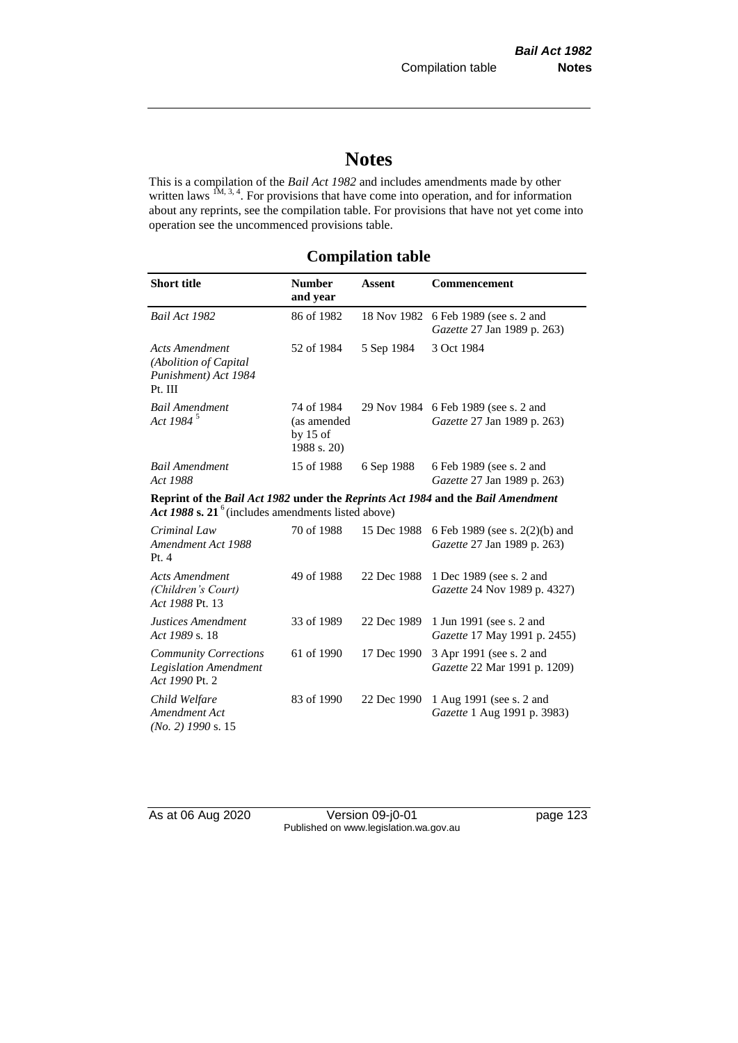# Notes

This is a compilation of the *Bail Act 1982* and includes amendments made by other written laws [1M, 3, 4]. For provisions that have come into operation, and for information about any reprints, see the compilation table. For provisions that have not yet come into operation see the uncommenced provisions table.

## Compilation table

| Short title | Number and year | Assent | Commencement |
|---|---|---|---|
| *Bail Act 1982* | 86 of 1982 | 18 Nov 1982 | 6 Feb 1989 (see s. 2 and *Gazette* 27 Jan 1989 p. 263) |
| *Acts Amendment (Abolition of Capital Punishment) Act 1984* Pt. III | 52 of 1984 | 5 Sep 1984 | 3 Oct 1984 |
| *Bail Amendment Act 1984* [5] | 74 of 1984 (as amended by 15 of 1988 s. 20) | 29 Nov 1984 | 6 Feb 1989 (see s. 2 and *Gazette* 27 Jan 1989 p. 263) |
| *Bail Amendment Act 1988* | 15 of 1988 | 6 Sep 1988 | 6 Feb 1989 (see s. 2 and *Gazette* 27 Jan 1989 p. 263) |
| **Reprint of the *Bail Act 1982* under the *Reprints Act 1984* and the *Bail Amendment Act 1988* s. 21** [6] (includes amendments listed above) | | | |
| *Criminal Law Amendment Act 1988* Pt. 4 | 70 of 1988 | 15 Dec 1988 | 6 Feb 1989 (see s. 2(2)(b) and *Gazette* 27 Jan 1989 p. 263) |
| *Acts Amendment (Children's Court) Act 1988* Pt. 13 | 49 of 1988 | 22 Dec 1988 | 1 Dec 1989 (see s. 2 and *Gazette* 24 Nov 1989 p. 4327) |
| *Justices Amendment Act 1989* s. 18 | 33 of 1989 | 22 Dec 1989 | 1 Jun 1991 (see s. 2 and *Gazette* 17 May 1991 p. 2455) |
| *Community Corrections Legislation Amendment Act 1990* Pt. 2 | 61 of 1990 | 17 Dec 1990 | 3 Apr 1991 (see s. 2 and *Gazette* 22 Mar 1991 p. 1209) |
| *Child Welfare Amendment Act (No. 2) 1990* s. 15 | 83 of 1990 | 22 Dec 1990 | 1 Aug 1991 (see s. 2 and *Gazette* 1 Aug 1991 p. 3983) |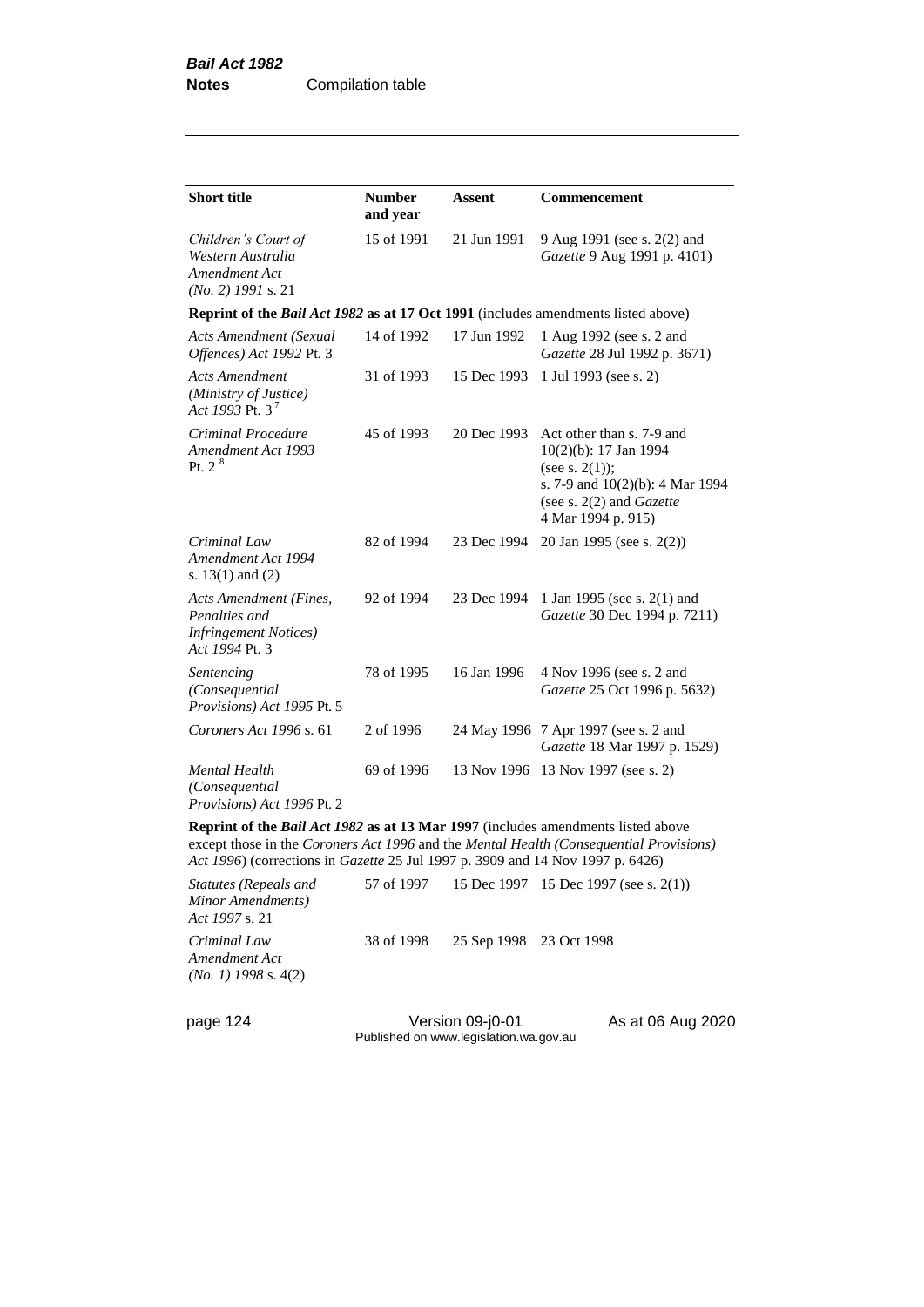| Short title | Number and year | Assent | Commencement |
|---|---|---|---|
| *Children's Court of Western Australia Amendment Act (No. 2) 1991* s. 21 | 15 of 1991 | 21 Jun 1991 | 9 Aug 1991 (see s. 2(2) and *Gazette* 9 Aug 1991 p. 4101) |
| **Reprint of the *Bail Act 1982* as at 17 Oct 1991** (includes amendments listed above) | | | |
| *Acts Amendment (Sexual Offences) Act 1992* Pt. 3 | 14 of 1992 | 17 Jun 1992 | 1 Aug 1992 (see s. 2 and *Gazette* 28 Jul 1992 p. 3671) |
| *Acts Amendment (Ministry of Justice) Act 1993* Pt. 3 [7] | 31 of 1993 | 15 Dec 1993 | 1 Jul 1993 (see s. 2) |
| *Criminal Procedure Amendment Act 1993* Pt. 2 [8] | 45 of 1993 | 20 Dec 1993 | Act other than s. 7-9 and 10(2)(b): 17 Jan 1994 (see s. 2(1)); s. 7-9 and 10(2)(b): 4 Mar 1994 (see s. 2(2) and *Gazette* 4 Mar 1994 p. 915) |
| *Criminal Law Amendment Act 1994* s. 13(1) and (2) | 82 of 1994 | 23 Dec 1994 | 20 Jan 1995 (see s. 2(2)) |
| *Acts Amendment (Fines, Penalties and Infringement Notices) Act 1994* Pt. 3 | 92 of 1994 | 23 Dec 1994 | 1 Jan 1995 (see s. 2(1) and *Gazette* 30 Dec 1994 p. 7211) |
| *Sentencing (Consequential Provisions) Act 1995* Pt. 5 | 78 of 1995 | 16 Jan 1996 | 4 Nov 1996 (see s. 2 and *Gazette* 25 Oct 1996 p. 5632) |
| *Coroners Act 1996* s. 61 | 2 of 1996 | 24 May 1996 | 7 Apr 1997 (see s. 2 and *Gazette* 18 Mar 1997 p. 1529) |
| *Mental Health (Consequential Provisions) Act 1996* Pt. 2 | 69 of 1996 | 13 Nov 1996 | 13 Nov 1997 (see s. 2) |
| **Reprint of the *Bail Act 1982* as at 13 Mar 1997** (includes amendments listed above except those in the *Coroners Act 1996* and the *Mental Health (Consequential Provisions) Act 1996*) (corrections in *Gazette* 25 Jul 1997 p. 3909 and 14 Nov 1997 p. 6426) | | | |
| *Statutes (Repeals and Minor Amendments) Act 1997* s. 21 | 57 of 1997 | 15 Dec 1997 | 15 Dec 1997 (see s. 2(1)) |
| *Criminal Law Amendment Act (No. 1) 1998* s. 4(2) | 38 of 1998 | 25 Sep 1998 | 23 Oct 1998 |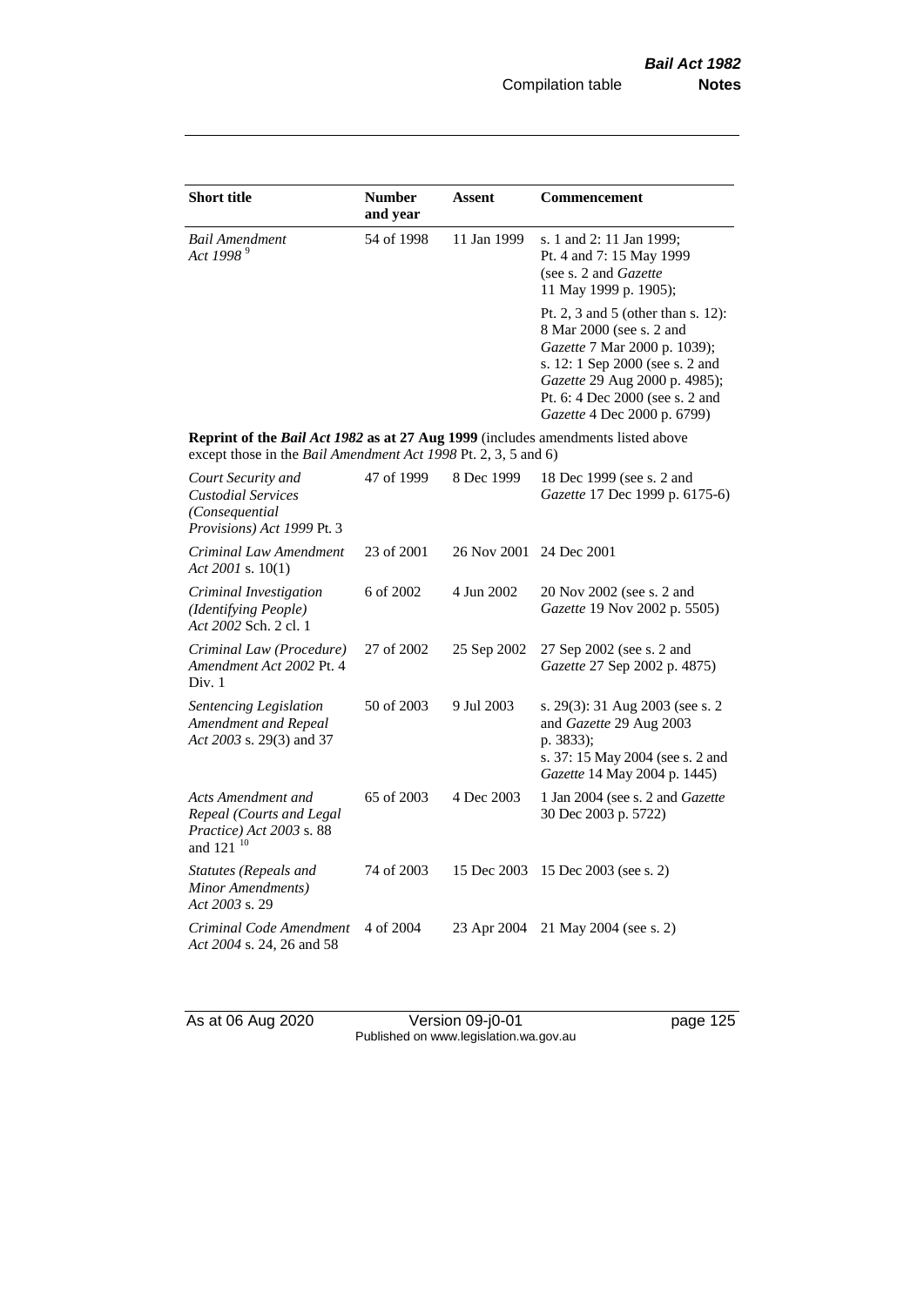| Short title | Number and year | Assent | Commencement |
|---|---|---|---|
| *Bail Amendment Act 1998* [9] | 54 of 1998 | 11 Jan 1999 | s. 1 and 2: 11 Jan 1999; Pt. 4 and 7: 15 May 1999 (see s. 2 and *Gazette* 11 May 1999 p. 1905); Pt. 2, 3 and 5 (other than s. 12): 8 Mar 2000 (see s. 2 and *Gazette* 7 Mar 2000 p. 1039); s. 12: 1 Sep 2000 (see s. 2 and *Gazette* 29 Aug 2000 p. 4985); Pt. 6: 4 Dec 2000 (see s. 2 and *Gazette* 4 Dec 2000 p. 6799) |
| **Reprint of the *Bail Act 1982* as at 27 Aug 1999** (includes amendments listed above except those in the *Bail Amendment Act 1998* Pt. 2, 3, 5 and 6) | | | |
| *Court Security and Custodial Services (Consequential Provisions) Act 1999* Pt. 3 | 47 of 1999 | 8 Dec 1999 | 18 Dec 1999 (see s. 2 and *Gazette* 17 Dec 1999 p. 6175-6) |
| *Criminal Law Amendment Act 2001* s. 10(1) | 23 of 2001 | 26 Nov 2001 | 24 Dec 2001 |
| *Criminal Investigation (Identifying People) Act 2002* Sch. 2 cl. 1 | 6 of 2002 | 4 Jun 2002 | 20 Nov 2002 (see s. 2 and *Gazette* 19 Nov 2002 p. 5505) |
| *Criminal Law (Procedure) Amendment Act 2002* Pt. 4 Div. 1 | 27 of 2002 | 25 Sep 2002 | 27 Sep 2002 (see s. 2 and *Gazette* 27 Sep 2002 p. 4875) |
| *Sentencing Legislation Amendment and Repeal Act 2003* s. 29(3) and 37 | 50 of 2003 | 9 Jul 2003 | s. 29(3): 31 Aug 2003 (see s. 2 and *Gazette* 29 Aug 2003 p. 3833); s. 37: 15 May 2004 (see s. 2 and *Gazette* 14 May 2004 p. 1445) |
| *Acts Amendment and Repeal (Courts and Legal Practice) Act 2003* s. 88 and 121 [10] | 65 of 2003 | 4 Dec 2003 | 1 Jan 2004 (see s. 2 and *Gazette* 30 Dec 2003 p. 5722) |
| *Statutes (Repeals and Minor Amendments) Act 2003* s. 29 | 74 of 2003 | 15 Dec 2003 | 15 Dec 2003 (see s. 2) |
| *Criminal Code Amendment Act 2004* s. 24, 26 and 58 | 4 of 2004 | 23 Apr 2004 | 21 May 2004 (see s. 2) |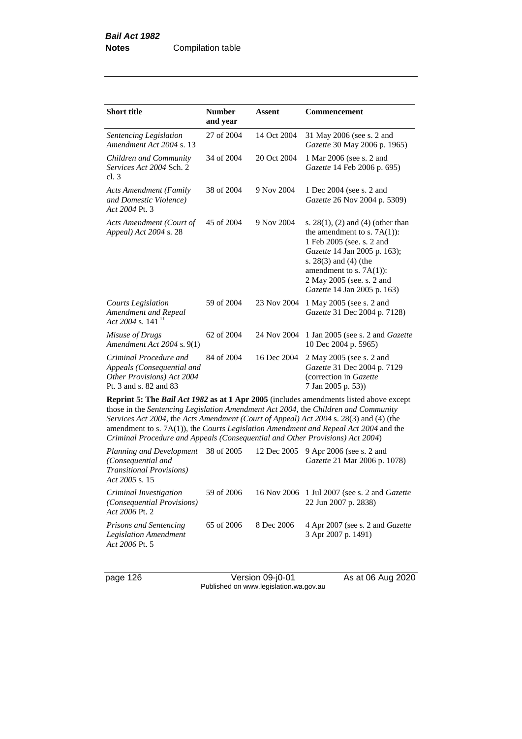| Short title | Number and year | Assent | Commencement |
| --- | --- | --- | --- |
| *Sentencing Legislation Amendment Act 2004* s. 13 | 27 of 2004 | 14 Oct 2004 | 31 May 2006 (see s. 2 and *Gazette* 30 May 2006 p. 1965) |
| *Children and Community Services Act 2004* Sch. 2 cl. 3 | 34 of 2004 | 20 Oct 2004 | 1 Mar 2006 (see s. 2 and *Gazette* 14 Feb 2006 p. 695) |
| *Acts Amendment (Family and Domestic Violence) Act 2004* Pt. 3 | 38 of 2004 | 9 Nov 2004 | 1 Dec 2004 (see s. 2 and *Gazette* 26 Nov 2004 p. 5309) |
| *Acts Amendment (Court of Appeal) Act 2004* s. 28 | 45 of 2004 | 9 Nov 2004 | s. 28(1), (2) and (4) (other than the amendment to s. 7A(1)): 1 Feb 2005 (see. s. 2 and *Gazette* 14 Jan 2005 p. 163); s. 28(3) and (4) (the amendment to s. 7A(1)): 2 May 2005 (see. s. 2 and *Gazette* 14 Jan 2005 p. 163) |
| *Courts Legislation Amendment and Repeal Act 2004* s. 141 [11] | 59 of 2004 | 23 Nov 2004 | 1 May 2005 (see s. 2 and *Gazette* 31 Dec 2004 p. 7128) |
| *Misuse of Drugs Amendment Act 2004* s. 9(1) | 62 of 2004 | 24 Nov 2004 | 1 Jan 2005 (see s. 2 and *Gazette* 10 Dec 2004 p. 5965) |
| *Criminal Procedure and Appeals (Consequential and Other Provisions) Act 2004* Pt. 3 and s. 82 and 83 | 84 of 2004 | 16 Dec 2004 | 2 May 2005 (see s. 2 and *Gazette* 31 Dec 2004 p. 7129 (correction in *Gazette* 7 Jan 2005 p. 53)) |
| **Reprint 5: The *Bail Act 1982* as at 1 Apr 2005** (includes amendments listed above except those in the *Sentencing Legislation Amendment Act 2004*, the *Children and Community Services Act 2004*, the *Acts Amendment (Court of Appeal) Act 2004* s. 28(3) and (4) (the amendment to s. 7A(1)), the *Courts Legislation Amendment and Repeal Act 2004* and the *Criminal Procedure and Appeals (Consequential and Other Provisions) Act 2004*) | | | |
| *Planning and Development (Consequential and Transitional Provisions) Act 2005* s. 15 | 38 of 2005 | 12 Dec 2005 | 9 Apr 2006 (see s. 2 and *Gazette* 21 Mar 2006 p. 1078) |
| *Criminal Investigation (Consequential Provisions) Act 2006* Pt. 2 | 59 of 2006 | 16 Nov 2006 | 1 Jul 2007 (see s. 2 and *Gazette* 22 Jun 2007 p. 2838) |
| *Prisons and Sentencing Legislation Amendment Act 2006* Pt. 5 | 65 of 2006 | 8 Dec 2006 | 4 Apr 2007 (see s. 2 and *Gazette* 3 Apr 2007 p. 1491) |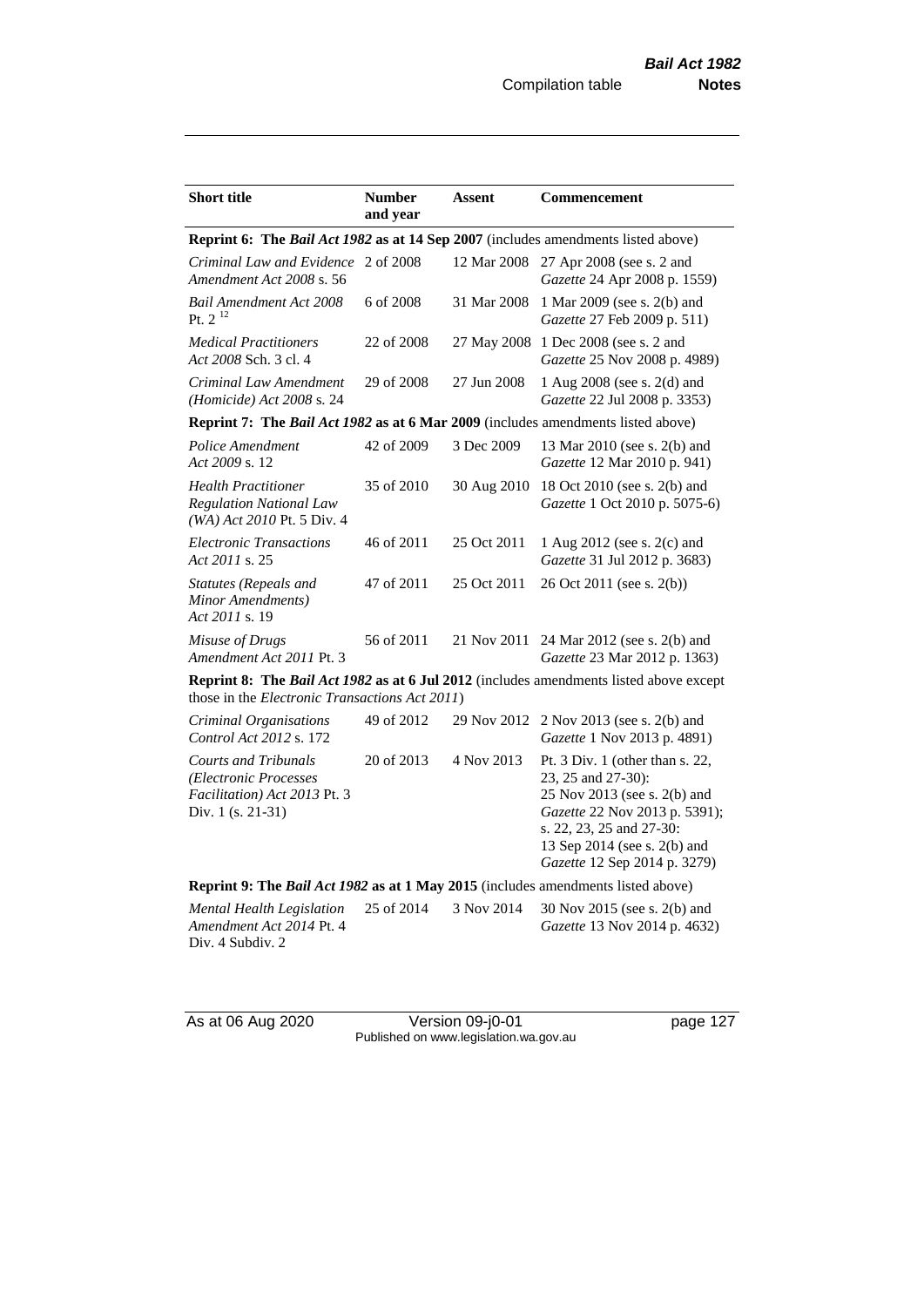| Short title | Number and year | Assent | Commencement |
|---|---|---|---|
| **Reprint 6: The *Bail Act 1982* as at 14 Sep 2007** (includes amendments listed above) | | | |
| *Criminal Law and Evidence Amendment Act 2008* s. 56 | 2 of 2008 | 12 Mar 2008 | 27 Apr 2008 (see s. 2 and *Gazette* 24 Apr 2008 p. 1559) |
| *Bail Amendment Act 2008* Pt. 2 [12] | 6 of 2008 | 31 Mar 2008 | 1 Mar 2009 (see s. 2(b) and *Gazette* 27 Feb 2009 p. 511) |
| *Medical Practitioners Act 2008* Sch. 3 cl. 4 | 22 of 2008 | 27 May 2008 | 1 Dec 2008 (see s. 2 and *Gazette* 25 Nov 2008 p. 4989) |
| *Criminal Law Amendment (Homicide) Act 2008* s. 24 | 29 of 2008 | 27 Jun 2008 | 1 Aug 2008 (see s. 2(d) and *Gazette* 22 Jul 2008 p. 3353) |
| **Reprint 7: The *Bail Act 1982* as at 6 Mar 2009** (includes amendments listed above) | | | |
| *Police Amendment Act 2009* s. 12 | 42 of 2009 | 3 Dec 2009 | 13 Mar 2010 (see s. 2(b) and *Gazette* 12 Mar 2010 p. 941) |
| *Health Practitioner Regulation National Law (WA) Act 2010* Pt. 5 Div. 4 | 35 of 2010 | 30 Aug 2010 | 18 Oct 2010 (see s. 2(b) and *Gazette* 1 Oct 2010 p. 5075-6) |
| *Electronic Transactions Act 2011* s. 25 | 46 of 2011 | 25 Oct 2011 | 1 Aug 2012 (see s. 2(c) and *Gazette* 31 Jul 2012 p. 3683) |
| *Statutes (Repeals and Minor Amendments) Act 2011* s. 19 | 47 of 2011 | 25 Oct 2011 | 26 Oct 2011 (see s. 2(b)) |
| *Misuse of Drugs Amendment Act 2011* Pt. 3 | 56 of 2011 | 21 Nov 2011 | 24 Mar 2012 (see s. 2(b) and *Gazette* 23 Mar 2012 p. 1363) |
| **Reprint 8: The *Bail Act 1982* as at 6 Jul 2012** (includes amendments listed above except those in the *Electronic Transactions Act 2011*) | | | |
| *Criminal Organisations Control Act 2012* s. 172 | 49 of 2012 | 29 Nov 2012 | 2 Nov 2013 (see s. 2(b) and *Gazette* 1 Nov 2013 p. 4891) |
| *Courts and Tribunals (Electronic Processes Facilitation) Act 2013* Pt. 3 Div. 1 (s. 21-31) | 20 of 2013 | 4 Nov 2013 | Pt. 3 Div. 1 (other than s. 22, 23, 25 and 27-30): 25 Nov 2013 (see s. 2(b) and *Gazette* 22 Nov 2013 p. 5391); s. 22, 23, 25 and 27-30: 13 Sep 2014 (see s. 2(b) and *Gazette* 12 Sep 2014 p. 3279) |
| **Reprint 9: The *Bail Act 1982* as at 1 May 2015** (includes amendments listed above) | | | |
| *Mental Health Legislation Amendment Act 2014* Pt. 4 Div. 4 Subdiv. 2 | 25 of 2014 | 3 Nov 2014 | 30 Nov 2015 (see s. 2(b) and *Gazette* 13 Nov 2014 p. 4632) |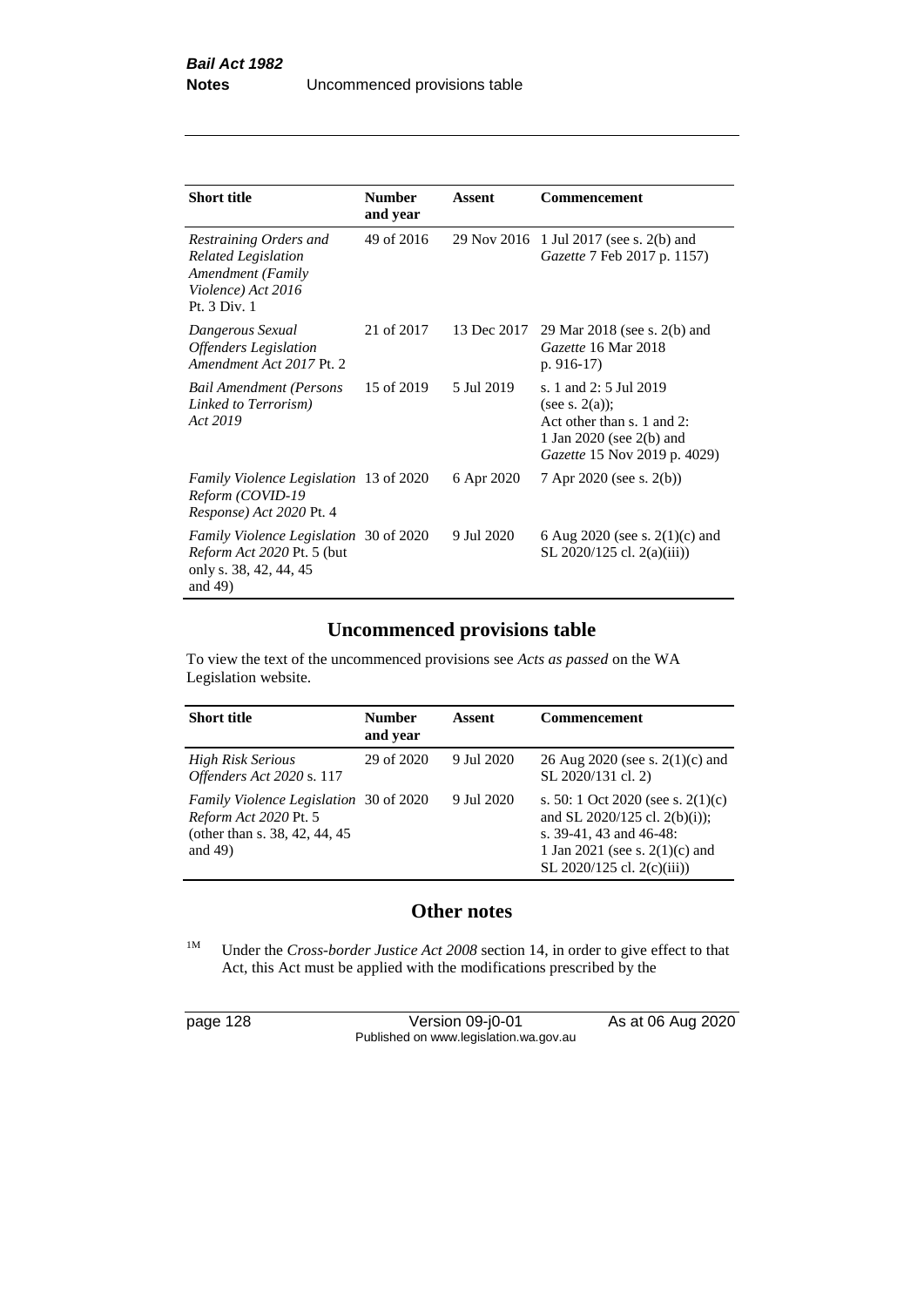| Short title | Number and year | Assent | Commencement |
|---|---|---|---|
| *Restraining Orders and Related Legislation Amendment (Family Violence) Act 2016* Pt. 3 Div. 1 | 49 of 2016 | 29 Nov 2016 | 1 Jul 2017 (see s. 2(b) and *Gazette* 7 Feb 2017 p. 1157) |
| *Dangerous Sexual Offenders Legislation Amendment Act 2017* Pt. 2 | 21 of 2017 | 13 Dec 2017 | 29 Mar 2018 (see s. 2(b) and *Gazette* 16 Mar 2018 p. 916-17) |
| *Bail Amendment (Persons Linked to Terrorism) Act 2019* | 15 of 2019 | 5 Jul 2019 | s. 1 and 2: 5 Jul 2019 (see s. 2(a)); Act other than s. 1 and 2: 1 Jan 2020 (see 2(b) and *Gazette* 15 Nov 2019 p. 4029) |
| *Family Violence Legislation Reform (COVID-19 Response) Act 2020* Pt. 4 | 13 of 2020 | 6 Apr 2020 | 7 Apr 2020 (see s. 2(b)) |
| *Family Violence Legislation Reform Act 2020* Pt. 5 (but only s. 38, 42, 44, 45 and 49) | 30 of 2020 | 9 Jul 2020 | 6 Aug 2020 (see s. 2(1)(c) and SL 2020/125 cl. 2(a)(iii)) |

## Uncommenced provisions table

To view the text of the uncommenced provisions see *Acts as passed* on the WA Legislation website.

| Short title | Number and year | Assent | Commencement |
|---|---|---|---|
| *High Risk Serious Offenders Act 2020* s. 117 | 29 of 2020 | 9 Jul 2020 | 26 Aug 2020 (see s. 2(1)(c) and SL 2020/131 cl. 2) |
| *Family Violence Legislation Reform Act 2020* Pt. 5 (other than s. 38, 42, 44, 45 and 49) | 30 of 2020 | 9 Jul 2020 | s. 50: 1 Oct 2020 (see s. 2(1)(c) and SL 2020/125 cl. 2(b)(i)); s. 39-41, 43 and 46-48: 1 Jan 2021 (see s. 2(1)(c) and SL 2020/125 cl. 2(c)(iii)) |

## Other notes

[1M] Under the *Cross-border Justice Act 2008* section 14, in order to give effect to that Act, this Act must be applied with the modifications prescribed by the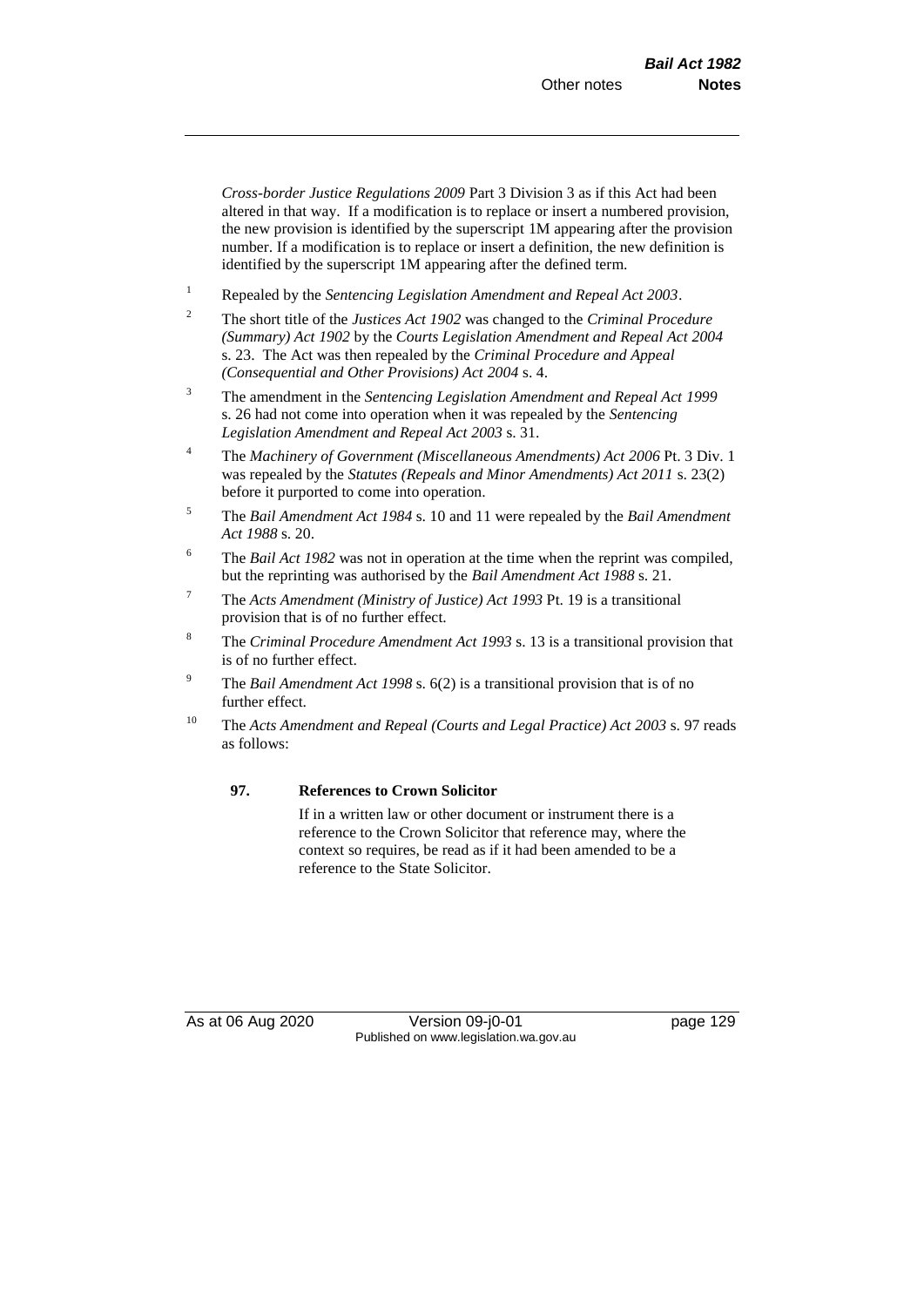*Cross-border Justice Regulations 2009* Part 3 Division 3 as if this Act had been altered in that way. If a modification is to replace or insert a numbered provision, the new provision is identified by the superscript 1M appearing after the provision number. If a modification is to replace or insert a definition, the new definition is identified by the superscript 1M appearing after the defined term.

[1] Repealed by the *Sentencing Legislation Amendment and Repeal Act 2003*.

[2] The short title of the *Justices Act 1902* was changed to the *Criminal Procedure (Summary) Act 1902* by the *Courts Legislation Amendment and Repeal Act 2004* s. 23. The Act was then repealed by the *Criminal Procedure and Appeal (Consequential and Other Provisions) Act 2004* s. 4.

[3] The amendment in the *Sentencing Legislation Amendment and Repeal Act 1999* s. 26 had not come into operation when it was repealed by the *Sentencing Legislation Amendment and Repeal Act 2003* s. 31.

[4] The *Machinery of Government (Miscellaneous Amendments) Act 2006* Pt. 3 Div. 1 was repealed by the *Statutes (Repeals and Minor Amendments) Act 2011* s. 23(2) before it purported to come into operation.

[5] The *Bail Amendment Act 1984* s. 10 and 11 were repealed by the *Bail Amendment Act 1988* s. 20.

[6] The *Bail Act 1982* was not in operation at the time when the reprint was compiled, but the reprinting was authorised by the *Bail Amendment Act 1988* s. 21.

[7] The *Acts Amendment (Ministry of Justice) Act 1993* Pt. 19 is a transitional provision that is of no further effect.

[8] The *Criminal Procedure Amendment Act 1993* s. 13 is a transitional provision that is of no further effect.

[9] The *Bail Amendment Act 1998* s. 6(2) is a transitional provision that is of no further effect.

[10] The *Acts Amendment and Repeal (Courts and Legal Practice) Act 2003* s. 97 reads as follows:

**97. References to Crown Solicitor**

If in a written law or other document or instrument there is a reference to the Crown Solicitor that reference may, where the context so requires, be read as if it had been amended to be a reference to the State Solicitor.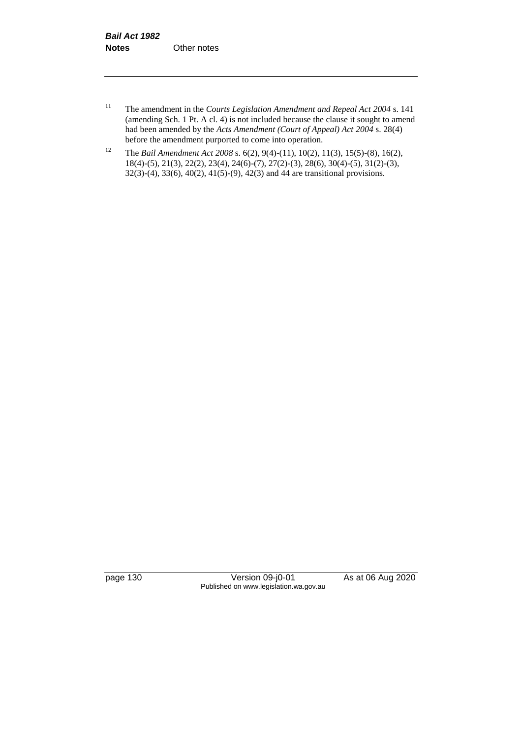[11] The amendment in the *Courts Legislation Amendment and Repeal Act 2004* s. 141 (amending Sch. 1 Pt. A cl. 4) is not included because the clause it sought to amend had been amended by the *Acts Amendment (Court of Appeal) Act 2004* s. 28(4) before the amendment purported to come into operation.

[12] The *Bail Amendment Act 2008* s. 6(2), 9(4)-(11), 10(2), 11(3), 15(5)-(8), 16(2), 18(4)-(5), 21(3), 22(2), 23(4), 24(6)-(7), 27(2)-(3), 28(6), 30(4)-(5), 31(2)-(3), 32(3)-(4), 33(6), 40(2), 41(5)-(9), 42(3) and 44 are transitional provisions.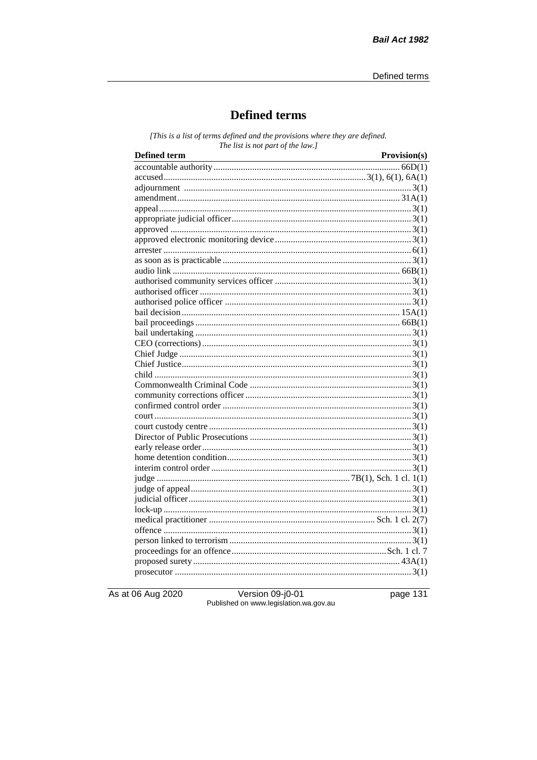# Defined terms

*[This is a list of terms defined and the provisions where they are defined. The list is not part of the law.]*

| Defined term | Provision(s) |
|---|---|
| accountable authority | 66D(1) |
| accused | 3(1), 6(1), 6A(1) |
| adjournment | 3(1) |
| amendment | 31A(1) |
| appeal | 3(1) |
| appropriate judicial officer | 3(1) |
| approved | 3(1) |
| approved electronic monitoring device | 3(1) |
| arrester | 6(1) |
| as soon as is practicable | 3(1) |
| audio link | 66B(1) |
| authorised community services officer | 3(1) |
| authorised officer | 3(1) |
| authorised police officer | 3(1) |
| bail decision | 15A(1) |
| bail proceedings | 66B(1) |
| bail undertaking | 3(1) |
| CEO (corrections) | 3(1) |
| Chief Judge | 3(1) |
| Chief Justice | 3(1) |
| child | 3(1) |
| Commonwealth Criminal Code | 3(1) |
| community corrections officer | 3(1) |
| confirmed control order | 3(1) |
| court | 3(1) |
| court custody centre | 3(1) |
| Director of Public Prosecutions | 3(1) |
| early release order | 3(1) |
| home detention condition | 3(1) |
| interim control order | 3(1) |
| judge | 7B(1), Sch. 1 cl. 1(1) |
| judge of appeal | 3(1) |
| judicial officer | 3(1) |
| lock-up | 3(1) |
| medical practitioner | Sch. 1 cl. 2(7) |
| offence | 3(1) |
| person linked to terrorism | 3(1) |
| proceedings for an offence | Sch. 1 cl. 7 |
| proposed surety | 43A(1) |
| prosecutor | 3(1) |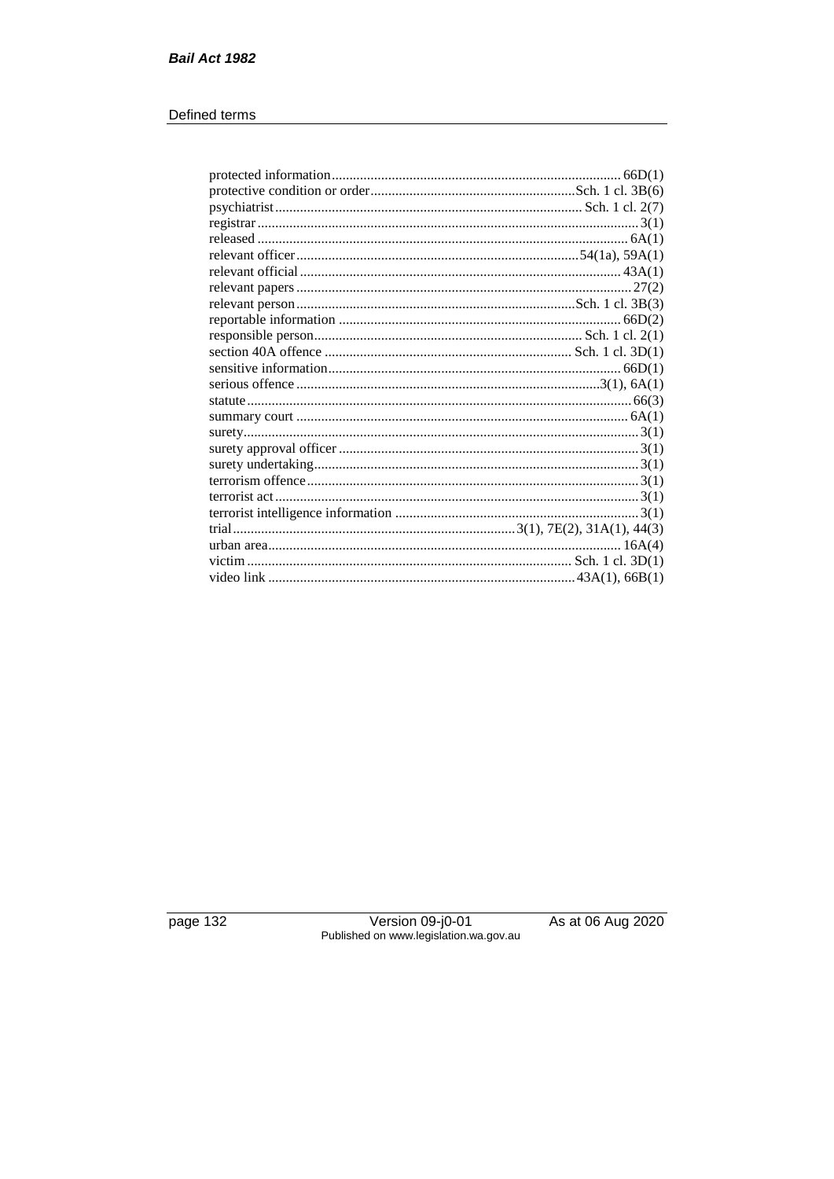## Defined terms

protected information ........................................................................ 66D(1)
protective condition or order ................................................... Sch. 1 cl. 3B(6)
psychiatrist ................................................................................. Sch. 1 cl. 2(7)
registrar ............................................................................................ 3(1)
released .......................................................................................... 6A(1)
relevant officer ........................................................................ 54(1a), 59A(1)
relevant official ............................................................................... 43A(1)
relevant papers .................................................................................. 27(2)
relevant person ........................................................................ Sch. 1 cl. 3B(3)
reportable information ..................................................................... 66D(2)
responsible person ......................................................................... Sch. 1 cl. 2(1)
section 40A offence ...................................................................... Sch. 1 cl. 3D(1)
sensitive information ....................................................................... 66D(1)
serious offence ........................................................................... 3(1), 6A(1)
statute ................................................................................................ 66(3)
summary court .................................................................................. 6A(1)
surety .................................................................................................. 3(1)
surety approval officer ........................................................................ 3(1)
surety undertaking .............................................................................. 3(1)
terrorism offence ................................................................................ 3(1)
terrorist act ......................................................................................... 3(1)
terrorist intelligence information ......................................................... 3(1)
trial ................................................................ 3(1), 7E(2), 31A(1), 44(3)
urban area ........................................................................................ 16A(4)
victim ......................................................................................... Sch. 1 cl. 3D(1)
video link ................................................................................. 43A(1), 66B(1)